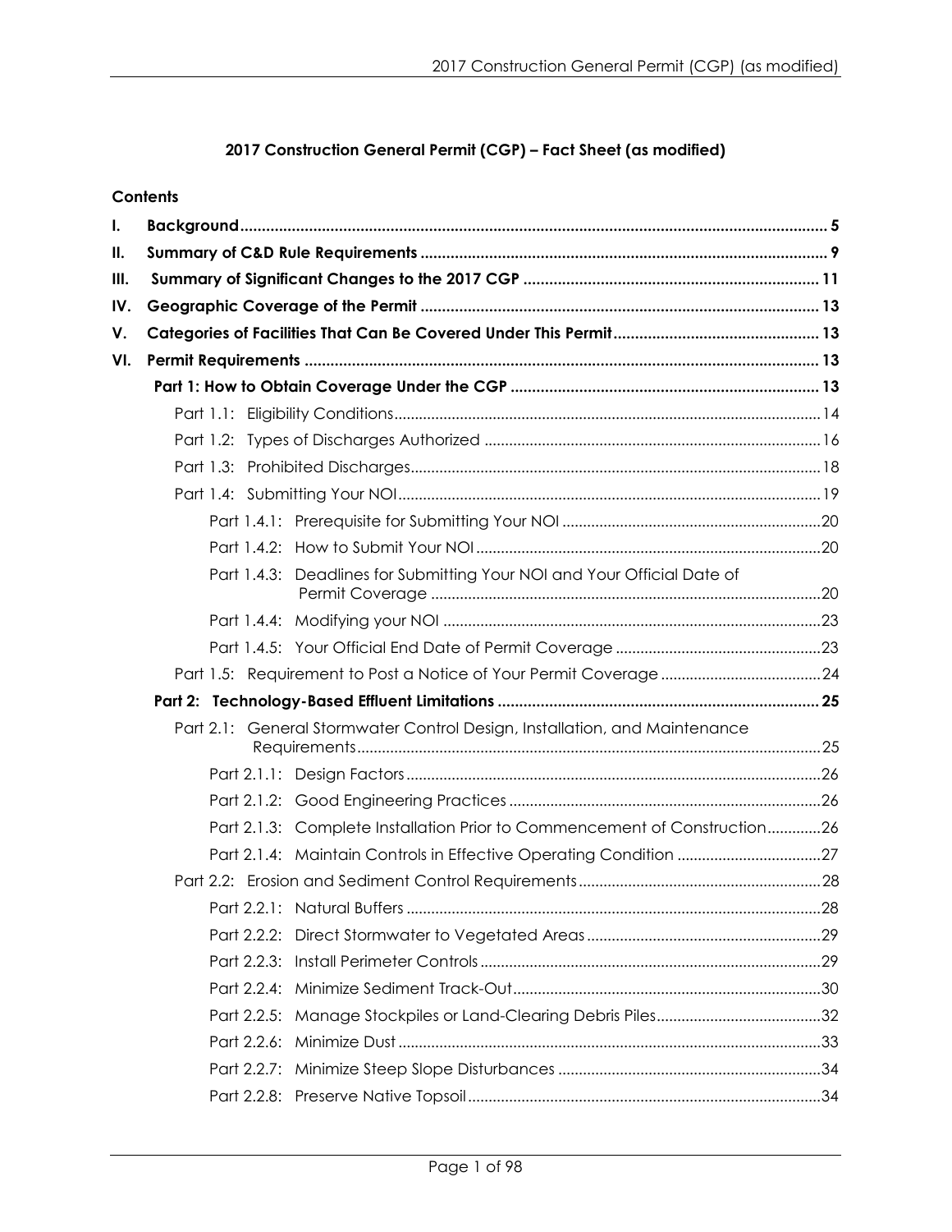# 2017 Construction General Permit (CGP) – Fact Sheet (as modified)

**Contents**

- **I. Background** ..... 5
- **II. Summary of C&D Rule Requirements** ..... 9
- **III. Summary of Significant Changes to the 2017 CGP** ..... 11
- **IV. Geographic Coverage of the Permit** ..... 13
- **V. Categories of Facilities That Can Be Covered Under This Permit** ..... 13
- **VI. Permit Requirements** ..... 13
  - **Part 1: How to Obtain Coverage Under the CGP** ..... 13
    - Part 1.1: Eligibility Conditions ..... 14
    - Part 1.2: Types of Discharges Authorized ..... 16
    - Part 1.3: Prohibited Discharges ..... 18
    - Part 1.4: Submitting Your NOI ..... 19
      - Part 1.4.1: Prerequisite for Submitting Your NOI ..... 20
      - Part 1.4.2: How to Submit Your NOI ..... 20
      - Part 1.4.3: Deadlines for Submitting Your NOI and Your Official Date of Permit Coverage ..... 20
      - Part 1.4.4: Modifying your NOI ..... 23
      - Part 1.4.5: Your Official End Date of Permit Coverage ..... 23
    - Part 1.5: Requirement to Post a Notice of Your Permit Coverage ..... 24
  - **Part 2: Technology-Based Effluent Limitations** ..... 25
    - Part 2.1: General Stormwater Control Design, Installation, and Maintenance Requirements ..... 25
      - Part 2.1.1: Design Factors ..... 26
      - Part 2.1.2: Good Engineering Practices ..... 26
      - Part 2.1.3: Complete Installation Prior to Commencement of Construction ..... 26
      - Part 2.1.4: Maintain Controls in Effective Operating Condition ..... 27
    - Part 2.2: Erosion and Sediment Control Requirements ..... 28
      - Part 2.2.1: Natural Buffers ..... 28
      - Part 2.2.2: Direct Stormwater to Vegetated Areas ..... 29
      - Part 2.2.3: Install Perimeter Controls ..... 29
      - Part 2.2.4: Minimize Sediment Track-Out ..... 30
      - Part 2.2.5: Manage Stockpiles or Land-Clearing Debris Piles ..... 32
      - Part 2.2.6: Minimize Dust ..... 33
      - Part 2.2.7: Minimize Steep Slope Disturbances ..... 34
      - Part 2.2.8: Preserve Native Topsoil ..... 34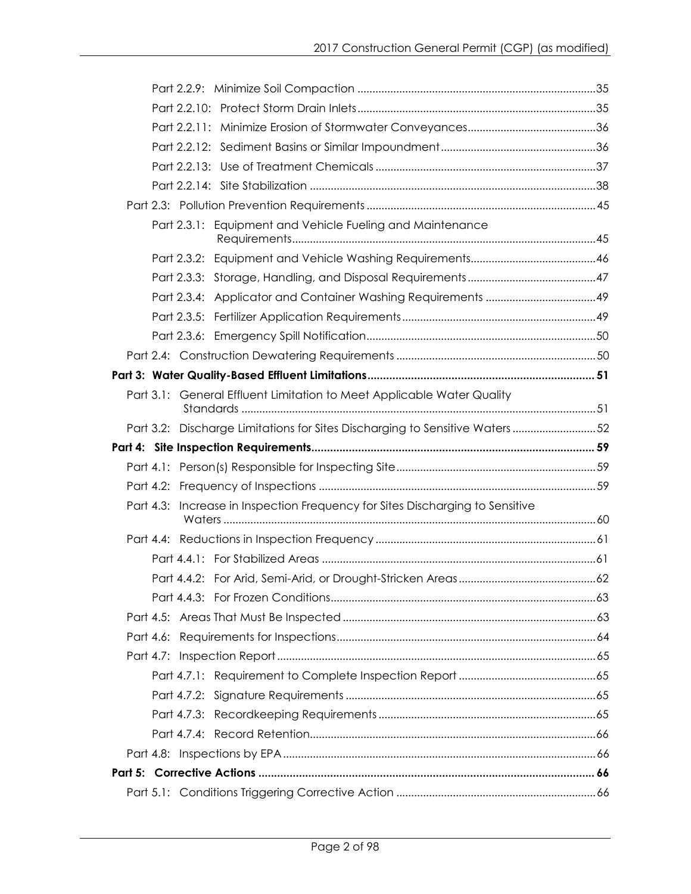Part 2.2.9: Minimize Soil Compaction ......................................................................35

Part 2.2.10: Protect Storm Drain Inlets......................................................................35

Part 2.2.11: Minimize Erosion of Stormwater Conveyances...........................................36

Part 2.2.12: Sediment Basins or Similar Impoundment....................................................36

Part 2.2.13: Use of Treatment Chemicals ......................................................................37

Part 2.2.14: Site Stabilization ......................................................................................38

Part 2.3: Pollution Prevention Requirements ...................................................................45

Part 2.3.1: Equipment and Vehicle Fueling and Maintenance Requirements....................................................................................45

Part 2.3.2: Equipment and Vehicle Washing Requirements...........................................46

Part 2.3.3: Storage, Handling, and Disposal Requirements ...........................................47

Part 2.3.4: Applicator and Container Washing Requirements .....................................49

Part 2.3.5: Fertilizer Application Requirements.............................................................49

Part 2.3.6: Emergency Spill Notification.......................................................................50

Part 2.4: Construction Dewatering Requirements ..........................................................50

**Part 3: Water Quality-Based Effluent Limitations....................................................................... 51**

Part 3.1: General Effluent Limitation to Meet Applicable Water Quality Standards .......................................................................................................51

Part 3.2: Discharge Limitations for Sites Discharging to Sensitive Waters ............................52

**Part 4: Site Inspection Requirements........................................................................................ 59**

Part 4.1: Person(s) Responsible for Inspecting Site.........................................................59

Part 4.2: Frequency of Inspections ...............................................................................59

Part 4.3: Increase in Inspection Frequency for Sites Discharging to Sensitive Waters ..............................................................................................................60

Part 4.4: Reductions in Inspection Frequency .................................................................61

Part 4.4.1: For Stabilized Areas ....................................................................................61

Part 4.4.2: For Arid, Semi-Arid, or Drought-Stricken Areas..............................................62

Part 4.4.3: For Frozen Conditions...................................................................................63

Part 4.5: Areas That Must Be Inspected ..........................................................................63

Part 4.6: Requirements for Inspections............................................................................64

Part 4.7: Inspection Report ............................................................................................65

Part 4.7.1: Requirement to Complete Inspection Report ..............................................65

Part 4.7.2: Signature Requirements ................................................................................65

Part 4.7.3: Recordkeeping Requirements ......................................................................65

Part 4.7.4: Record Retention...........................................................................................66

Part 4.8: Inspections by EPA ...........................................................................................66

**Part 5: Corrective Actions ........................................................................................................... 66**

Part 5.1: Conditions Triggering Corrective Action ..........................................................66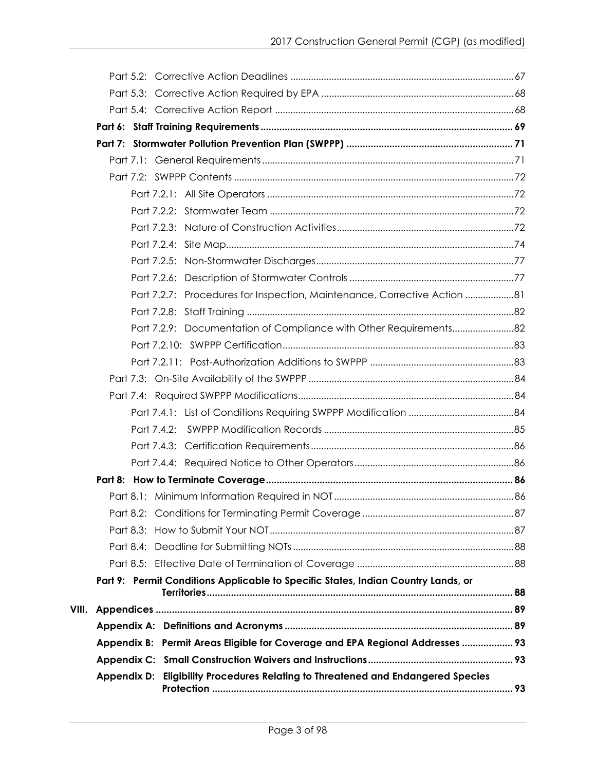- Part 5.2: Corrective Action Deadlines ... 67
- Part 5.3: Corrective Action Required by EPA ... 68
- Part 5.4: Corrective Action Report ... 68

**Part 6: Staff Training Requirements ... 69**

**Part 7: Stormwater Pollution Prevention Plan (SWPPP) ... 71**

- Part 7.1: General Requirements ... 71
- Part 7.2: SWPPP Contents ... 72
  - Part 7.2.1: All Site Operators ... 72
  - Part 7.2.2: Stormwater Team ... 72
  - Part 7.2.3: Nature of Construction Activities ... 72
  - Part 7.2.4: Site Map ... 74
  - Part 7.2.5: Non-Stormwater Discharges ... 77
  - Part 7.2.6: Description of Stormwater Controls ... 77
  - Part 7.2.7: Procedures for Inspection, Maintenance, Corrective Action ... 81
  - Part 7.2.8: Staff Training ... 82
  - Part 7.2.9: Documentation of Compliance with Other Requirements ... 82
  - Part 7.2.10: SWPPP Certification ... 83
  - Part 7.2.11: Post-Authorization Additions to SWPPP ... 83
- Part 7.3: On-Site Availability of the SWPPP ... 84
- Part 7.4: Required SWPPP Modifications ... 84
  - Part 7.4.1: List of Conditions Requiring SWPPP Modification ... 84
  - Part 7.4.2: SWPPP Modification Records ... 85
  - Part 7.4.3: Certification Requirements ... 86
  - Part 7.4.4: Required Notice to Other Operators ... 86

**Part 8: How to Terminate Coverage ... 86**

- Part 8.1: Minimum Information Required in NOT ... 86
- Part 8.2: Conditions for Terminating Permit Coverage ... 87
- Part 8.3: How to Submit Your NOT ... 87
- Part 8.4: Deadline for Submitting NOTs ... 88
- Part 8.5: Effective Date of Termination of Coverage ... 88

**Part 9: Permit Conditions Applicable to Specific States, Indian Country Lands, or Territories ... 88**

**VIII. Appendices ... 89**

**Appendix A: Definitions and Acronyms ... 89**

**Appendix B: Permit Areas Eligible for Coverage and EPA Regional Addresses ... 93**

**Appendix C: Small Construction Waivers and Instructions ... 93**

**Appendix D: Eligibility Procedures Relating to Threatened and Endangered Species Protection ... 93**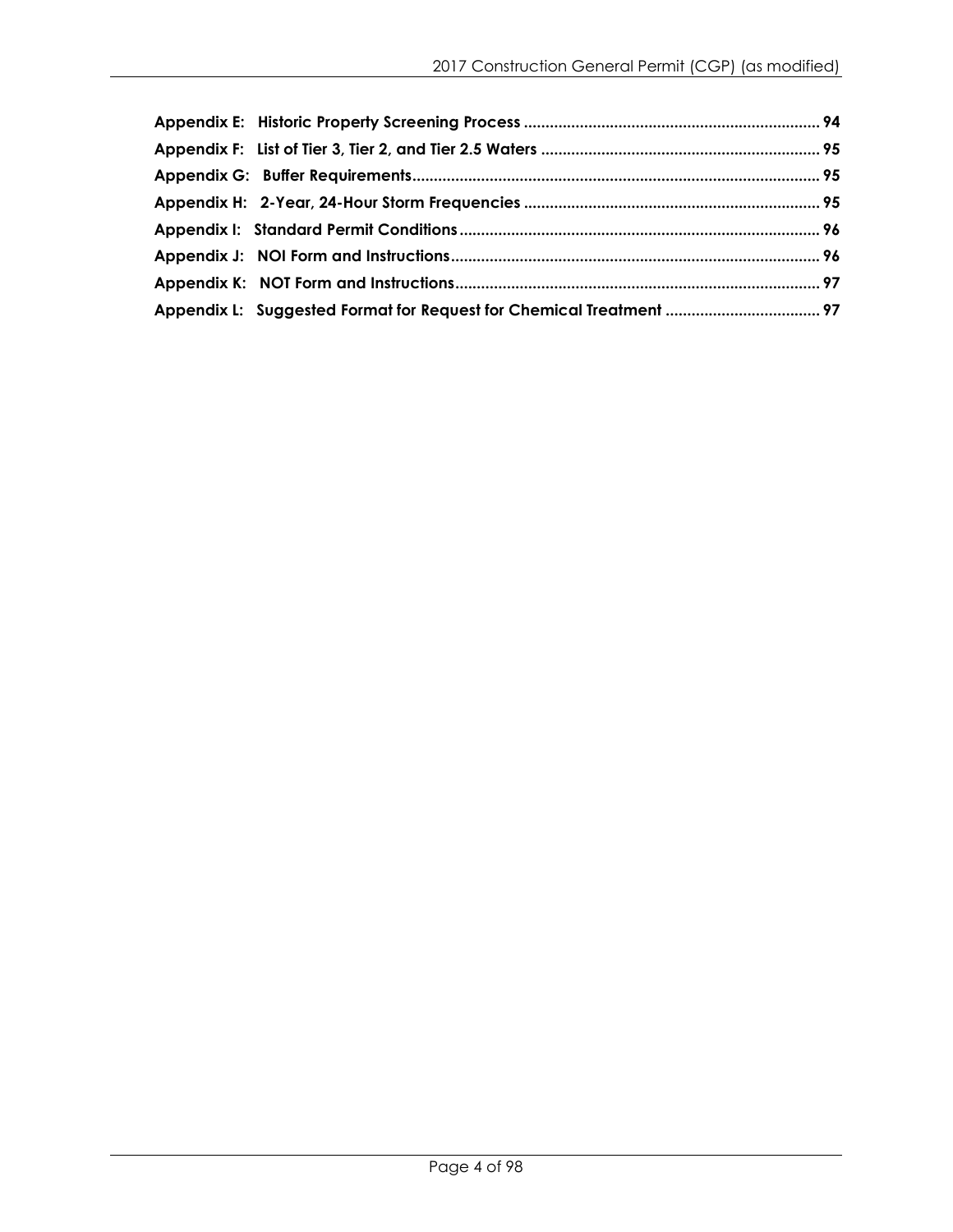**Appendix E: Historic Property Screening Process** .................................................................... 94

**Appendix F: List of Tier 3, Tier 2, and Tier 2.5 Waters** ............................................................... 95

**Appendix G: Buffer Requirements**............................................................................................. 95

**Appendix H: 2-Year, 24-Hour Storm Frequencies** .................................................................... 95

**Appendix I: Standard Permit Conditions**.................................................................................. 96

**Appendix J: NOI Form and Instructions**..................................................................................... 96

**Appendix K: NOT Form and Instructions**.................................................................................... 97

**Appendix L: Suggested Format for Request for Chemical Treatment** .................................... 97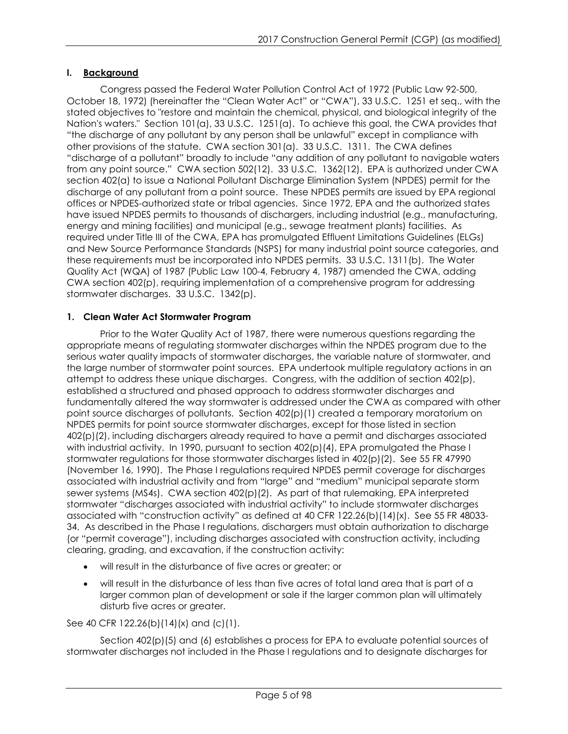## I. Background

Congress passed the Federal Water Pollution Control Act of 1972 (Public Law 92-500, October 18, 1972) (hereinafter the "Clean Water Act" or "CWA"), 33 U.S.C. 1251 et seq., with the stated objectives to "restore and maintain the chemical, physical, and biological integrity of the Nation's waters." Section 101(a), 33 U.S.C. 1251(a). To achieve this goal, the CWA provides that "the discharge of any pollutant by any person shall be unlawful" except in compliance with other provisions of the statute. CWA section 301(a). 33 U.S.C. 1311. The CWA defines "discharge of a pollutant" broadly to include "any addition of any pollutant to navigable waters from any point source." CWA section 502(12). 33 U.S.C. 1362(12). EPA is authorized under CWA section 402(a) to issue a National Pollutant Discharge Elimination System (NPDES) permit for the discharge of any pollutant from a point source. These NPDES permits are issued by EPA regional offices or NPDES-authorized state or tribal agencies. Since 1972, EPA and the authorized states have issued NPDES permits to thousands of dischargers, including industrial (e.g., manufacturing, energy and mining facilities) and municipal (e.g., sewage treatment plants) facilities. As required under Title III of the CWA, EPA has promulgated Effluent Limitations Guidelines (ELGs) and New Source Performance Standards (NSPS) for many industrial point source categories, and these requirements must be incorporated into NPDES permits. 33 U.S.C. 1311(b). The Water Quality Act (WQA) of 1987 (Public Law 100-4, February 4, 1987) amended the CWA, adding CWA section 402(p), requiring implementation of a comprehensive program for addressing stormwater discharges. 33 U.S.C. 1342(p).

### 1. Clean Water Act Stormwater Program

Prior to the Water Quality Act of 1987, there were numerous questions regarding the appropriate means of regulating stormwater discharges within the NPDES program due to the serious water quality impacts of stormwater discharges, the variable nature of stormwater, and the large number of stormwater point sources. EPA undertook multiple regulatory actions in an attempt to address these unique discharges. Congress, with the addition of section 402(p), established a structured and phased approach to address stormwater discharges and fundamentally altered the way stormwater is addressed under the CWA as compared with other point source discharges of pollutants. Section 402(p)(1) created a temporary moratorium on NPDES permits for point source stormwater discharges, except for those listed in section 402(p)(2), including dischargers already required to have a permit and discharges associated with industrial activity. In 1990, pursuant to section 402(p)(4), EPA promulgated the Phase I stormwater regulations for those stormwater discharges listed in 402(p)(2). See 55 FR 47990 (November 16, 1990). The Phase I regulations required NPDES permit coverage for discharges associated with industrial activity and from "large" and "medium" municipal separate storm sewer systems (MS4s). CWA section 402(p)(2). As part of that rulemaking, EPA interpreted stormwater "discharges associated with industrial activity" to include stormwater discharges associated with "construction activity" as defined at 40 CFR 122.26(b)(14)(x). See 55 FR 48033-34. As described in the Phase I regulations, dischargers must obtain authorization to discharge (or "permit coverage"), including discharges associated with construction activity, including clearing, grading, and excavation, if the construction activity:

- will result in the disturbance of five acres or greater; or
- will result in the disturbance of less than five acres of total land area that is part of a larger common plan of development or sale if the larger common plan will ultimately disturb five acres or greater.

See 40 CFR 122.26(b)(14)(x) and (c)(1).

Section 402(p)(5) and (6) establishes a process for EPA to evaluate potential sources of stormwater discharges not included in the Phase I regulations and to designate discharges for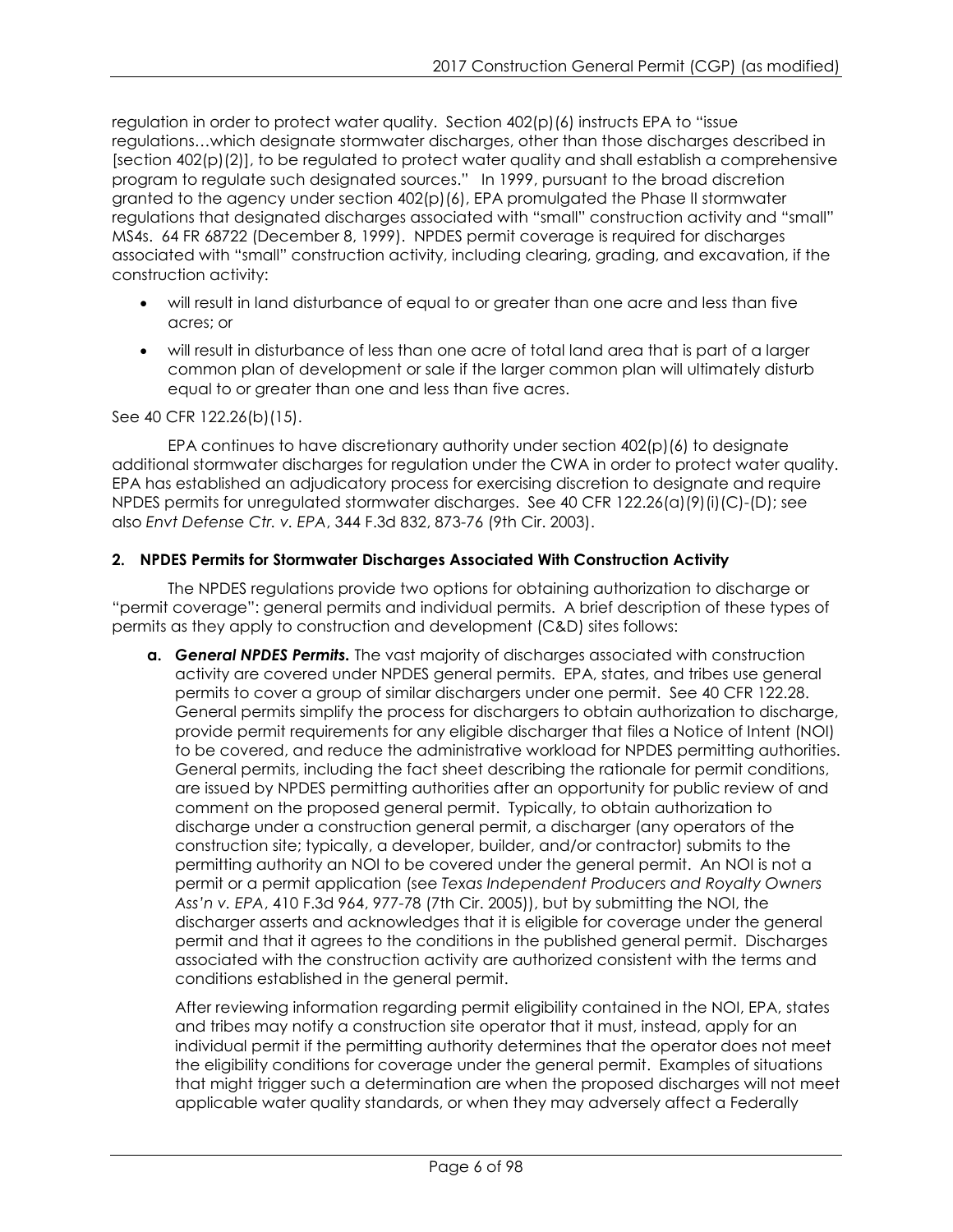regulation in order to protect water quality. Section 402(p)(6) instructs EPA to "issue regulations…which designate stormwater discharges, other than those discharges described in [section 402(p)(2)], to be regulated to protect water quality and shall establish a comprehensive program to regulate such designated sources." In 1999, pursuant to the broad discretion granted to the agency under section 402(p)(6), EPA promulgated the Phase II stormwater regulations that designated discharges associated with "small" construction activity and "small" MS4s. 64 FR 68722 (December 8, 1999). NPDES permit coverage is required for discharges associated with "small" construction activity, including clearing, grading, and excavation, if the construction activity:

- will result in land disturbance of equal to or greater than one acre and less than five acres; or
- will result in disturbance of less than one acre of total land area that is part of a larger common plan of development or sale if the larger common plan will ultimately disturb equal to or greater than one and less than five acres.

See 40 CFR 122.26(b)(15).

EPA continues to have discretionary authority under section 402(p)(6) to designate additional stormwater discharges for regulation under the CWA in order to protect water quality. EPA has established an adjudicatory process for exercising discretion to designate and require NPDES permits for unregulated stormwater discharges. See 40 CFR 122.26(a)(9)(i)(C)-(D); see also *Envt Defense Ctr. v. EPA*, 344 F.3d 832, 873-76 (9th Cir. 2003).

### 2. NPDES Permits for Stormwater Discharges Associated With Construction Activity

The NPDES regulations provide two options for obtaining authorization to discharge or "permit coverage": general permits and individual permits. A brief description of these types of permits as they apply to construction and development (C&D) sites follows:

**a.** ***General NPDES Permits.*** The vast majority of discharges associated with construction activity are covered under NPDES general permits. EPA, states, and tribes use general permits to cover a group of similar dischargers under one permit. See 40 CFR 122.28. General permits simplify the process for dischargers to obtain authorization to discharge, provide permit requirements for any eligible discharger that files a Notice of Intent (NOI) to be covered, and reduce the administrative workload for NPDES permitting authorities. General permits, including the fact sheet describing the rationale for permit conditions, are issued by NPDES permitting authorities after an opportunity for public review of and comment on the proposed general permit. Typically, to obtain authorization to discharge under a construction general permit, a discharger (any operators of the construction site; typically, a developer, builder, and/or contractor) submits to the permitting authority an NOI to be covered under the general permit. An NOI is not a permit or a permit application (see *Texas Independent Producers and Royalty Owners Ass'n v. EPA*, 410 F.3d 964, 977-78 (7th Cir. 2005)), but by submitting the NOI, the discharger asserts and acknowledges that it is eligible for coverage under the general permit and that it agrees to the conditions in the published general permit. Discharges associated with the construction activity are authorized consistent with the terms and conditions established in the general permit.

After reviewing information regarding permit eligibility contained in the NOI, EPA, states and tribes may notify a construction site operator that it must, instead, apply for an individual permit if the permitting authority determines that the operator does not meet the eligibility conditions for coverage under the general permit. Examples of situations that might trigger such a determination are when the proposed discharges will not meet applicable water quality standards, or when they may adversely affect a Federally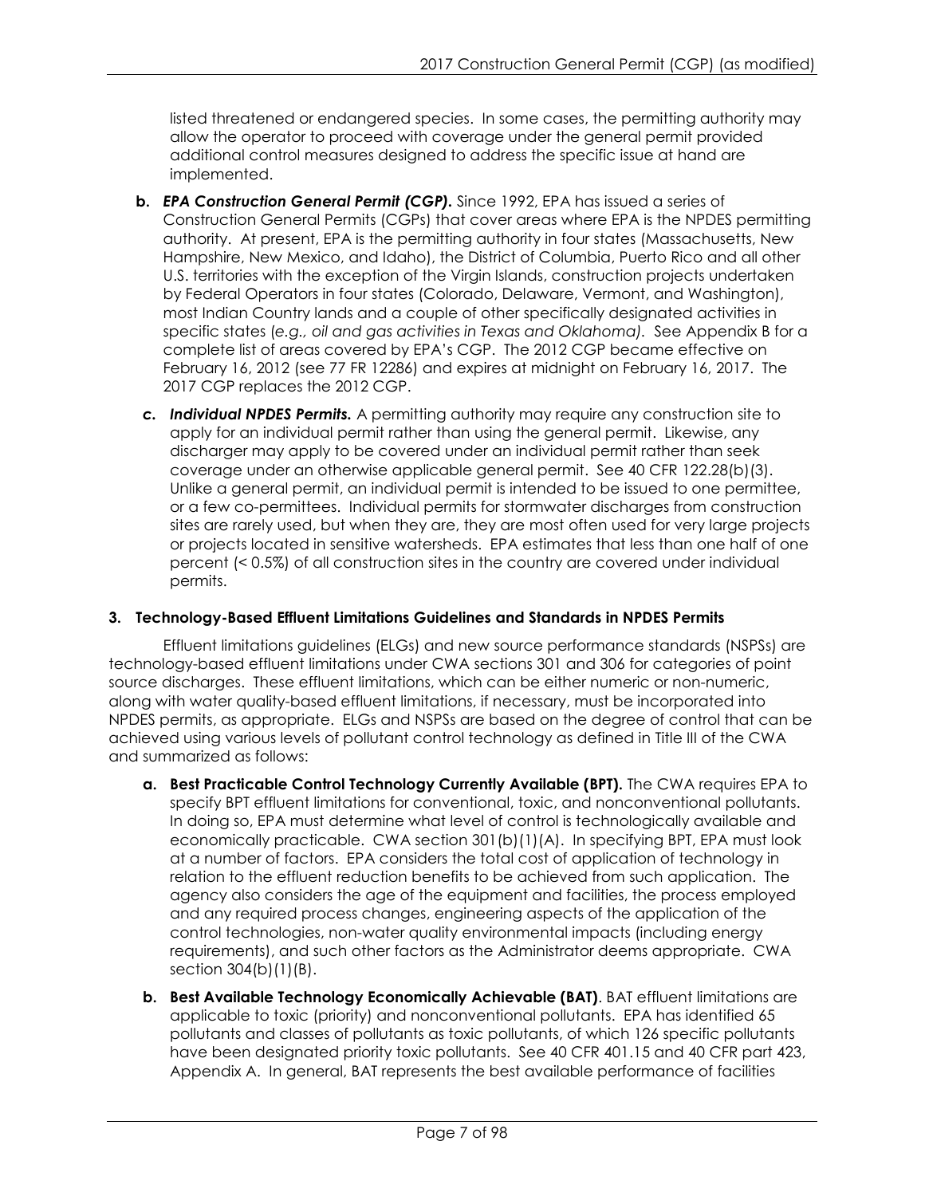listed threatened or endangered species. In some cases, the permitting authority may allow the operator to proceed with coverage under the general permit provided additional control measures designed to address the specific issue at hand are implemented.

**b.** ***EPA Construction General Permit (CGP).*** Since 1992, EPA has issued a series of Construction General Permits (CGPs) that cover areas where EPA is the NPDES permitting authority. At present, EPA is the permitting authority in four states (Massachusetts, New Hampshire, New Mexico, and Idaho), the District of Columbia, Puerto Rico and all other U.S. territories with the exception of the Virgin Islands, construction projects undertaken by Federal Operators in four states (Colorado, Delaware, Vermont, and Washington), most Indian Country lands and a couple of other specifically designated activities in specific states (*e.g., oil and gas activities in Texas and Oklahoma)*. See Appendix B for a complete list of areas covered by EPA's CGP. The 2012 CGP became effective on February 16, 2012 (see 77 FR 12286) and expires at midnight on February 16, 2017. The 2017 CGP replaces the 2012 CGP.

***c.*** ***Individual NPDES Permits.*** A permitting authority may require any construction site to apply for an individual permit rather than using the general permit. Likewise, any discharger may apply to be covered under an individual permit rather than seek coverage under an otherwise applicable general permit. See 40 CFR 122.28(b)(3). Unlike a general permit, an individual permit is intended to be issued to one permittee, or a few co-permittees. Individual permits for stormwater discharges from construction sites are rarely used, but when they are, they are most often used for very large projects or projects located in sensitive watersheds. EPA estimates that less than one half of one percent (< 0.5%) of all construction sites in the country are covered under individual permits.

**3. Technology-Based Effluent Limitations Guidelines and Standards in NPDES Permits**

Effluent limitations guidelines (ELGs) and new source performance standards (NSPSs) are technology-based effluent limitations under CWA sections 301 and 306 for categories of point source discharges. These effluent limitations, which can be either numeric or non-numeric, along with water quality-based effluent limitations, if necessary, must be incorporated into NPDES permits, as appropriate. ELGs and NSPSs are based on the degree of control that can be achieved using various levels of pollutant control technology as defined in Title III of the CWA and summarized as follows:

**a. Best Practicable Control Technology Currently Available (BPT).** The CWA requires EPA to specify BPT effluent limitations for conventional, toxic, and nonconventional pollutants. In doing so, EPA must determine what level of control is technologically available and economically practicable. CWA section 301(b)(1)(A). In specifying BPT, EPA must look at a number of factors. EPA considers the total cost of application of technology in relation to the effluent reduction benefits to be achieved from such application. The agency also considers the age of the equipment and facilities, the process employed and any required process changes, engineering aspects of the application of the control technologies, non-water quality environmental impacts (including energy requirements), and such other factors as the Administrator deems appropriate. CWA section 304(b)(1)(B).

**b. Best Available Technology Economically Achievable (BAT)**. BAT effluent limitations are applicable to toxic (priority) and nonconventional pollutants. EPA has identified 65 pollutants and classes of pollutants as toxic pollutants, of which 126 specific pollutants have been designated priority toxic pollutants. See 40 CFR 401.15 and 40 CFR part 423, Appendix A. In general, BAT represents the best available performance of facilities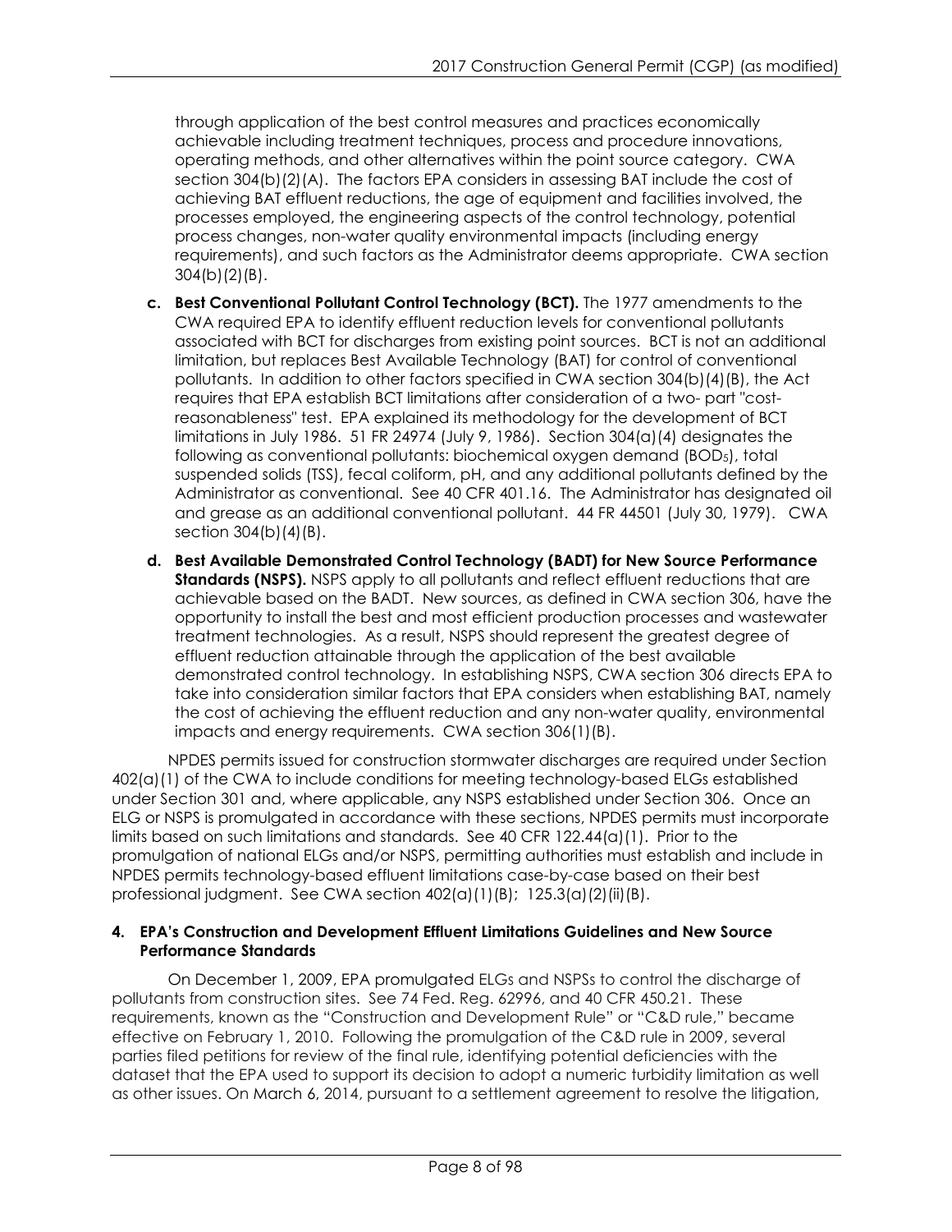through application of the best control measures and practices economically achievable including treatment techniques, process and procedure innovations, operating methods, and other alternatives within the point source category. CWA section 304(b)(2)(A). The factors EPA considers in assessing BAT include the cost of achieving BAT effluent reductions, the age of equipment and facilities involved, the processes employed, the engineering aspects of the control technology, potential process changes, non-water quality environmental impacts (including energy requirements), and such factors as the Administrator deems appropriate. CWA section 304(b)(2)(B).

c. **Best Conventional Pollutant Control Technology (BCT).** The 1977 amendments to the CWA required EPA to identify effluent reduction levels for conventional pollutants associated with BCT for discharges from existing point sources. BCT is not an additional limitation, but replaces Best Available Technology (BAT) for control of conventional pollutants. In addition to other factors specified in CWA section 304(b)(4)(B), the Act requires that EPA establish BCT limitations after consideration of a two- part "cost-reasonableness" test. EPA explained its methodology for the development of BCT limitations in July 1986. 51 FR 24974 (July 9, 1986). Section 304(a)(4) designates the following as conventional pollutants: biochemical oxygen demand ($BOD_5$), total suspended solids (TSS), fecal coliform, pH, and any additional pollutants defined by the Administrator as conventional. See 40 CFR 401.16. The Administrator has designated oil and grease as an additional conventional pollutant. 44 FR 44501 (July 30, 1979). CWA section 304(b)(4)(B).

d. **Best Available Demonstrated Control Technology (BADT) for New Source Performance Standards (NSPS).** NSPS apply to all pollutants and reflect effluent reductions that are achievable based on the BADT. New sources, as defined in CWA section 306, have the opportunity to install the best and most efficient production processes and wastewater treatment technologies. As a result, NSPS should represent the greatest degree of effluent reduction attainable through the application of the best available demonstrated control technology. In establishing NSPS, CWA section 306 directs EPA to take into consideration similar factors that EPA considers when establishing BAT, namely the cost of achieving the effluent reduction and any non-water quality, environmental impacts and energy requirements. CWA section 306(1)(B).

NPDES permits issued for construction stormwater discharges are required under Section 402(a)(1) of the CWA to include conditions for meeting technology-based ELGs established under Section 301 and, where applicable, any NSPS established under Section 306. Once an ELG or NSPS is promulgated in accordance with these sections, NPDES permits must incorporate limits based on such limitations and standards. See 40 CFR 122.44(a)(1). Prior to the promulgation of national ELGs and/or NSPS, permitting authorities must establish and include in NPDES permits technology-based effluent limitations case-by-case based on their best professional judgment. See CWA section 402(a)(1)(B); 125.3(a)(2)(ii)(B).

#### 4. EPA's Construction and Development Effluent Limitations Guidelines and New Source Performance Standards

On December 1, 2009, EPA promulgated ELGs and NSPSs to control the discharge of pollutants from construction sites. See 74 Fed. Reg. 62996, and 40 CFR 450.21. These requirements, known as the "Construction and Development Rule" or "C&D rule," became effective on February 1, 2010. Following the promulgation of the C&D rule in 2009, several parties filed petitions for review of the final rule, identifying potential deficiencies with the dataset that the EPA used to support its decision to adopt a numeric turbidity limitation as well as other issues. On March 6, 2014, pursuant to a settlement agreement to resolve the litigation,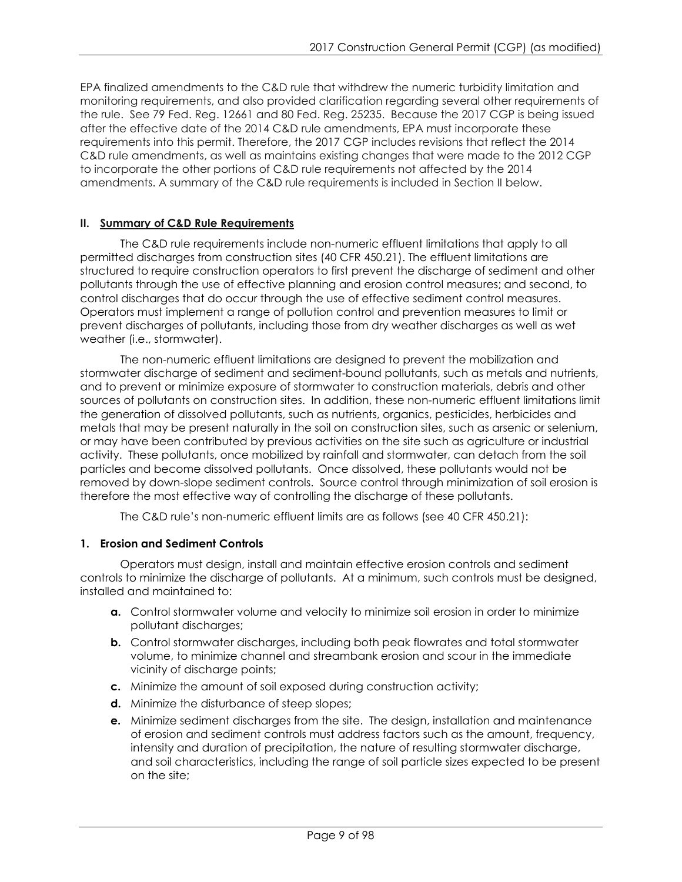EPA finalized amendments to the C&D rule that withdrew the numeric turbidity limitation and monitoring requirements, and also provided clarification regarding several other requirements of the rule. See 79 Fed. Reg. 12661 and 80 Fed. Reg. 25235. Because the 2017 CGP is being issued after the effective date of the 2014 C&D rule amendments, EPA must incorporate these requirements into this permit. Therefore, the 2017 CGP includes revisions that reflect the 2014 C&D rule amendments, as well as maintains existing changes that were made to the 2012 CGP to incorporate the other portions of C&D rule requirements not affected by the 2014 amendments. A summary of the C&D rule requirements is included in Section II below.

## II. Summary of C&D Rule Requirements

The C&D rule requirements include non-numeric effluent limitations that apply to all permitted discharges from construction sites (40 CFR 450.21). The effluent limitations are structured to require construction operators to first prevent the discharge of sediment and other pollutants through the use of effective planning and erosion control measures; and second, to control discharges that do occur through the use of effective sediment control measures. Operators must implement a range of pollution control and prevention measures to limit or prevent discharges of pollutants, including those from dry weather discharges as well as wet weather (i.e., stormwater).

The non-numeric effluent limitations are designed to prevent the mobilization and stormwater discharge of sediment and sediment-bound pollutants, such as metals and nutrients, and to prevent or minimize exposure of stormwater to construction materials, debris and other sources of pollutants on construction sites. In addition, these non-numeric effluent limitations limit the generation of dissolved pollutants, such as nutrients, organics, pesticides, herbicides and metals that may be present naturally in the soil on construction sites, such as arsenic or selenium, or may have been contributed by previous activities on the site such as agriculture or industrial activity. These pollutants, once mobilized by rainfall and stormwater, can detach from the soil particles and become dissolved pollutants. Once dissolved, these pollutants would not be removed by down-slope sediment controls. Source control through minimization of soil erosion is therefore the most effective way of controlling the discharge of these pollutants.

The C&D rule's non-numeric effluent limits are as follows (see 40 CFR 450.21):

### 1. Erosion and Sediment Controls

Operators must design, install and maintain effective erosion controls and sediment controls to minimize the discharge of pollutants. At a minimum, such controls must be designed, installed and maintained to:

- **a.** Control stormwater volume and velocity to minimize soil erosion in order to minimize pollutant discharges;
- **b.** Control stormwater discharges, including both peak flowrates and total stormwater volume, to minimize channel and streambank erosion and scour in the immediate vicinity of discharge points;
- **c.** Minimize the amount of soil exposed during construction activity;
- **d.** Minimize the disturbance of steep slopes;
- **e.** Minimize sediment discharges from the site. The design, installation and maintenance of erosion and sediment controls must address factors such as the amount, frequency, intensity and duration of precipitation, the nature of resulting stormwater discharge, and soil characteristics, including the range of soil particle sizes expected to be present on the site;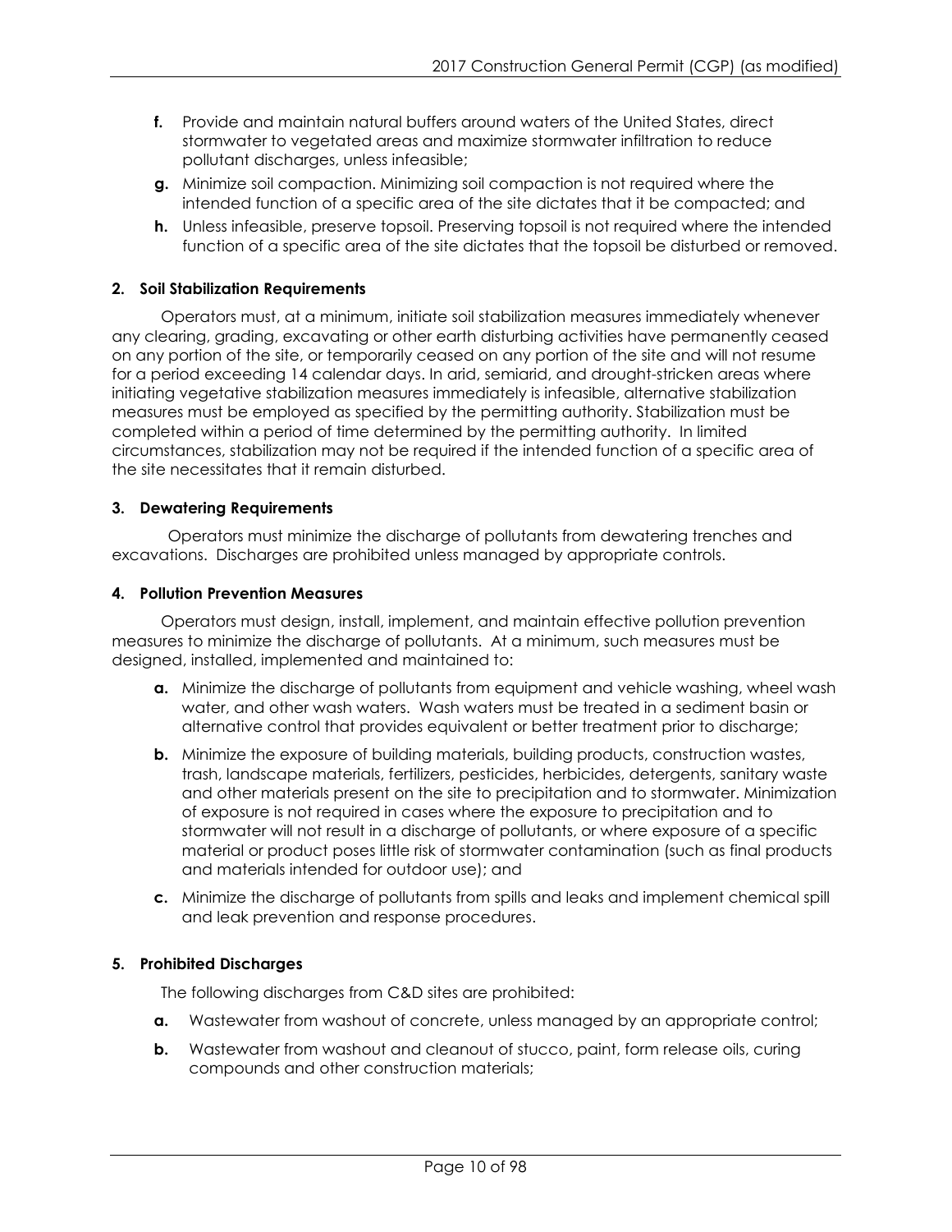**f.** Provide and maintain natural buffers around waters of the United States, direct stormwater to vegetated areas and maximize stormwater infiltration to reduce pollutant discharges, unless infeasible;

**g.** Minimize soil compaction. Minimizing soil compaction is not required where the intended function of a specific area of the site dictates that it be compacted; and

**h.** Unless infeasible, preserve topsoil. Preserving topsoil is not required where the intended function of a specific area of the site dictates that the topsoil be disturbed or removed.

**2. Soil Stabilization Requirements**

Operators must, at a minimum, initiate soil stabilization measures immediately whenever any clearing, grading, excavating or other earth disturbing activities have permanently ceased on any portion of the site, or temporarily ceased on any portion of the site and will not resume for a period exceeding 14 calendar days. In arid, semiarid, and drought-stricken areas where initiating vegetative stabilization measures immediately is infeasible, alternative stabilization measures must be employed as specified by the permitting authority. Stabilization must be completed within a period of time determined by the permitting authority. In limited circumstances, stabilization may not be required if the intended function of a specific area of the site necessitates that it remain disturbed.

**3. Dewatering Requirements**

Operators must minimize the discharge of pollutants from dewatering trenches and excavations. Discharges are prohibited unless managed by appropriate controls.

**4. Pollution Prevention Measures**

Operators must design, install, implement, and maintain effective pollution prevention measures to minimize the discharge of pollutants. At a minimum, such measures must be designed, installed, implemented and maintained to:

**a.** Minimize the discharge of pollutants from equipment and vehicle washing, wheel wash water, and other wash waters. Wash waters must be treated in a sediment basin or alternative control that provides equivalent or better treatment prior to discharge;

**b.** Minimize the exposure of building materials, building products, construction wastes, trash, landscape materials, fertilizers, pesticides, herbicides, detergents, sanitary waste and other materials present on the site to precipitation and to stormwater. Minimization of exposure is not required in cases where the exposure to precipitation and to stormwater will not result in a discharge of pollutants, or where exposure of a specific material or product poses little risk of stormwater contamination (such as final products and materials intended for outdoor use); and

**c.** Minimize the discharge of pollutants from spills and leaks and implement chemical spill and leak prevention and response procedures.

**5. Prohibited Discharges**

The following discharges from C&D sites are prohibited:

**a.** Wastewater from washout of concrete, unless managed by an appropriate control;

**b.** Wastewater from washout and cleanout of stucco, paint, form release oils, curing compounds and other construction materials;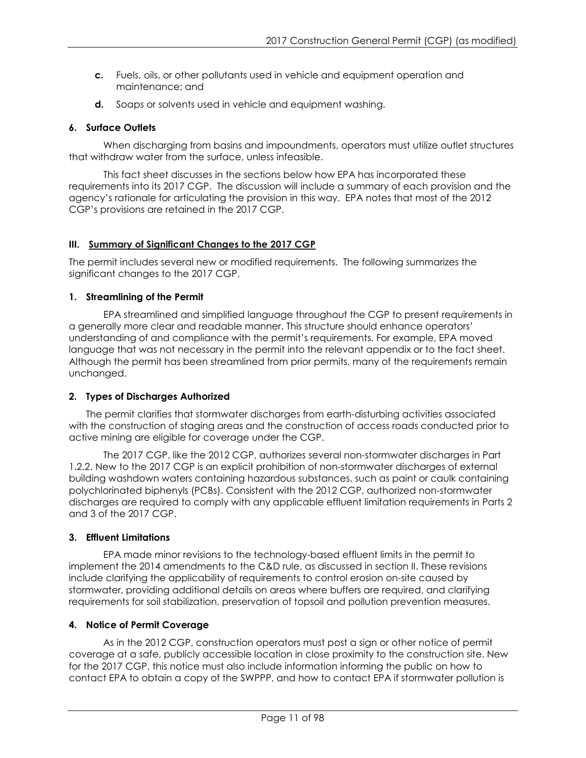- **c.** Fuels, oils, or other pollutants used in vehicle and equipment operation and maintenance; and
- **d.** Soaps or solvents used in vehicle and equipment washing.

#### 6. Surface Outlets

When discharging from basins and impoundments, operators must utilize outlet structures that withdraw water from the surface, unless infeasible.

This fact sheet discusses in the sections below how EPA has incorporated these requirements into its 2017 CGP. The discussion will include a summary of each provision and the agency's rationale for articulating the provision in this way. EPA notes that most of the 2012 CGP's provisions are retained in the 2017 CGP.

## III. Summary of Significant Changes to the 2017 CGP

The permit includes several new or modified requirements. The following summarizes the significant changes to the 2017 CGP.

#### 1. Streamlining of the Permit

EPA streamlined and simplified language throughout the CGP to present requirements in a generally more clear and readable manner. This structure should enhance operators' understanding of and compliance with the permit's requirements. For example, EPA moved language that was not necessary in the permit into the relevant appendix or to the fact sheet. Although the permit has been streamlined from prior permits, many of the requirements remain unchanged.

#### 2. Types of Discharges Authorized

The permit clarifies that stormwater discharges from earth-disturbing activities associated with the construction of staging areas and the construction of access roads conducted prior to active mining are eligible for coverage under the CGP.

The 2017 CGP, like the 2012 CGP, authorizes several non-stormwater discharges in Part 1.2.2. New to the 2017 CGP is an explicit prohibition of non-stormwater discharges of external building washdown waters containing hazardous substances, such as paint or caulk containing polychlorinated biphenyls (PCBs). Consistent with the 2012 CGP, authorized non-stormwater discharges are required to comply with any applicable effluent limitation requirements in Parts 2 and 3 of the 2017 CGP.

#### 3. Effluent Limitations

EPA made minor revisions to the technology-based effluent limits in the permit to implement the 2014 amendments to the C&D rule, as discussed in section II. These revisions include clarifying the applicability of requirements to control erosion on-site caused by stormwater, providing additional details on areas where buffers are required, and clarifying requirements for soil stabilization, preservation of topsoil and pollution prevention measures.

#### 4. Notice of Permit Coverage

As in the 2012 CGP, construction operators must post a sign or other notice of permit coverage at a safe, publicly accessible location in close proximity to the construction site. New for the 2017 CGP, this notice must also include information informing the public on how to contact EPA to obtain a copy of the SWPPP, and how to contact EPA if stormwater pollution is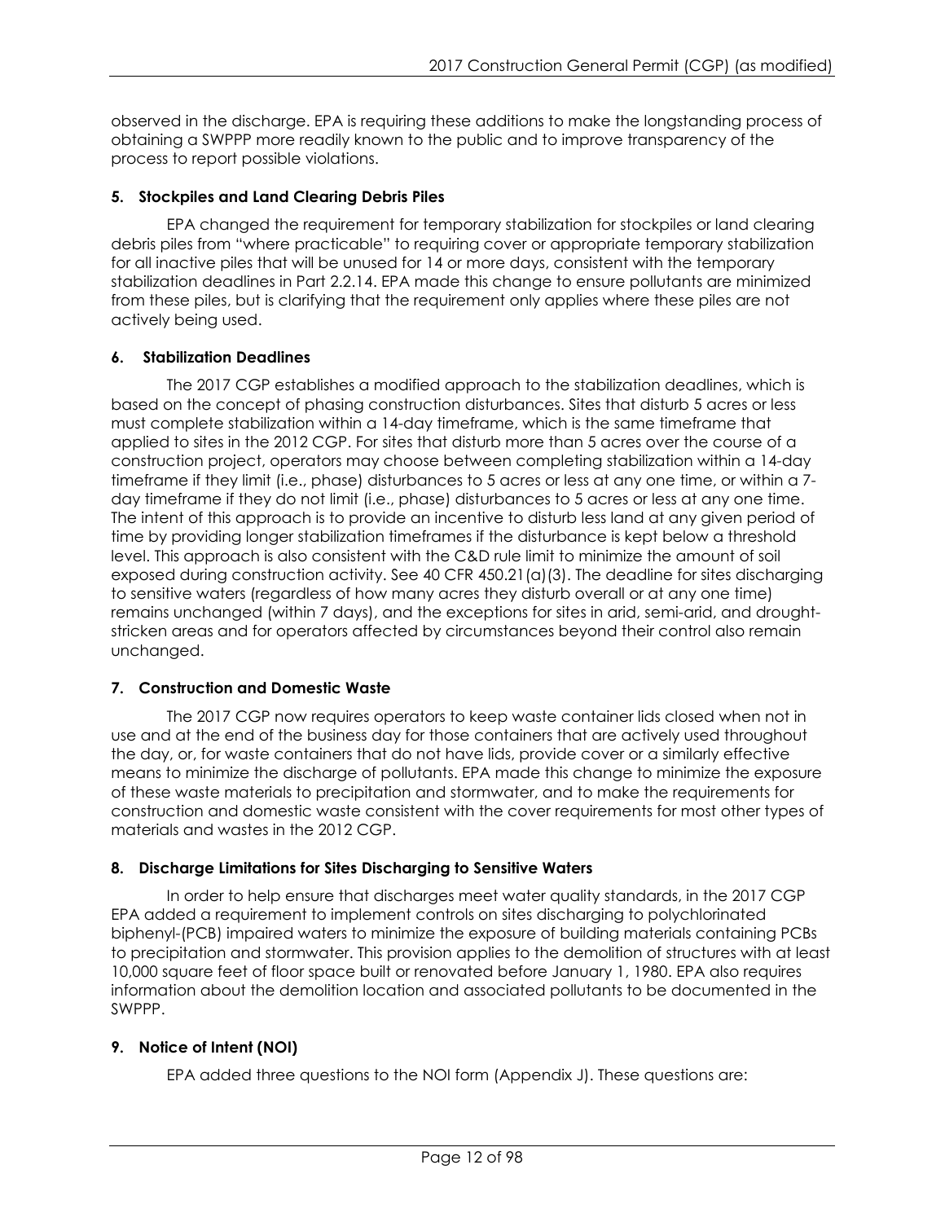observed in the discharge. EPA is requiring these additions to make the longstanding process of obtaining a SWPPP more readily known to the public and to improve transparency of the process to report possible violations.

### 5. Stockpiles and Land Clearing Debris Piles

EPA changed the requirement for temporary stabilization for stockpiles or land clearing debris piles from "where practicable" to requiring cover or appropriate temporary stabilization for all inactive piles that will be unused for 14 or more days, consistent with the temporary stabilization deadlines in Part 2.2.14. EPA made this change to ensure pollutants are minimized from these piles, but is clarifying that the requirement only applies where these piles are not actively being used.

### 6. Stabilization Deadlines

The 2017 CGP establishes a modified approach to the stabilization deadlines, which is based on the concept of phasing construction disturbances. Sites that disturb 5 acres or less must complete stabilization within a 14-day timeframe, which is the same timeframe that applied to sites in the 2012 CGP. For sites that disturb more than 5 acres over the course of a construction project, operators may choose between completing stabilization within a 14-day timeframe if they limit (i.e., phase) disturbances to 5 acres or less at any one time, or within a 7-day timeframe if they do not limit (i.e., phase) disturbances to 5 acres or less at any one time. The intent of this approach is to provide an incentive to disturb less land at any given period of time by providing longer stabilization timeframes if the disturbance is kept below a threshold level. This approach is also consistent with the C&D rule limit to minimize the amount of soil exposed during construction activity. See 40 CFR 450.21(a)(3). The deadline for sites discharging to sensitive waters (regardless of how many acres they disturb overall or at any one time) remains unchanged (within 7 days), and the exceptions for sites in arid, semi-arid, and drought-stricken areas and for operators affected by circumstances beyond their control also remain unchanged.

### 7. Construction and Domestic Waste

The 2017 CGP now requires operators to keep waste container lids closed when not in use and at the end of the business day for those containers that are actively used throughout the day, or, for waste containers that do not have lids, provide cover or a similarly effective means to minimize the discharge of pollutants. EPA made this change to minimize the exposure of these waste materials to precipitation and stormwater, and to make the requirements for construction and domestic waste consistent with the cover requirements for most other types of materials and wastes in the 2012 CGP.

### 8. Discharge Limitations for Sites Discharging to Sensitive Waters

In order to help ensure that discharges meet water quality standards, in the 2017 CGP EPA added a requirement to implement controls on sites discharging to polychlorinated biphenyl-(PCB) impaired waters to minimize the exposure of building materials containing PCBs to precipitation and stormwater. This provision applies to the demolition of structures with at least 10,000 square feet of floor space built or renovated before January 1, 1980. EPA also requires information about the demolition location and associated pollutants to be documented in the SWPPP.

### 9. Notice of Intent (NOI)

EPA added three questions to the NOI form (Appendix J). These questions are: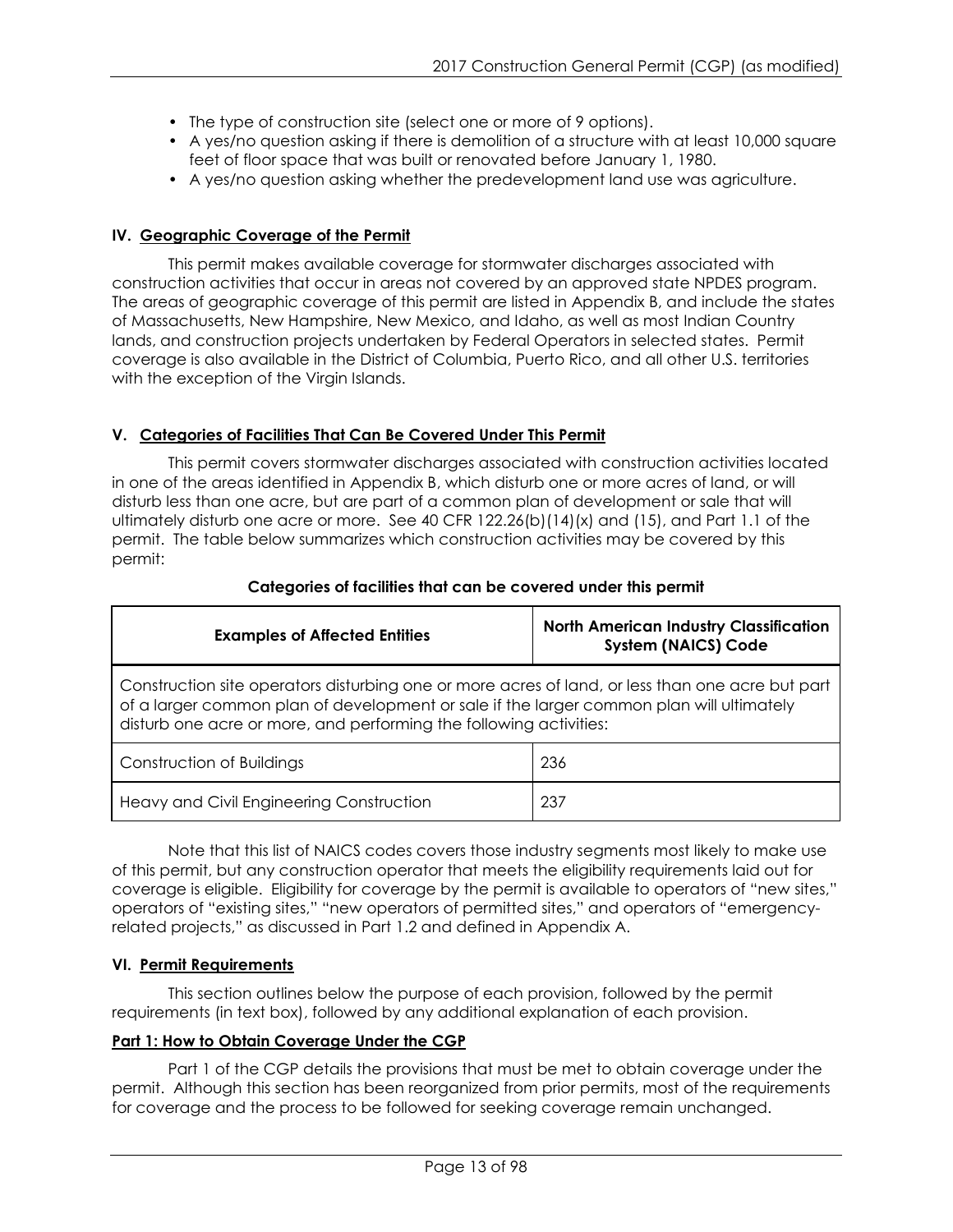- The type of construction site (select one or more of 9 options).
- A yes/no question asking if there is demolition of a structure with at least 10,000 square feet of floor space that was built or renovated before January 1, 1980.
- A yes/no question asking whether the predevelopment land use was agriculture.

## IV. Geographic Coverage of the Permit

This permit makes available coverage for stormwater discharges associated with construction activities that occur in areas not covered by an approved state NPDES program. The areas of geographic coverage of this permit are listed in Appendix B, and include the states of Massachusetts, New Hampshire, New Mexico, and Idaho, as well as most Indian Country lands, and construction projects undertaken by Federal Operators in selected states. Permit coverage is also available in the District of Columbia, Puerto Rico, and all other U.S. territories with the exception of the Virgin Islands.

## V. Categories of Facilities That Can Be Covered Under This Permit

This permit covers stormwater discharges associated with construction activities located in one of the areas identified in Appendix B, which disturb one or more acres of land, or will disturb less than one acre, but are part of a common plan of development or sale that will ultimately disturb one acre or more. See 40 CFR 122.26(b)(14)(x) and (15), and Part 1.1 of the permit. The table below summarizes which construction activities may be covered by this permit:

**Categories of facilities that can be covered under this permit**

| Examples of Affected Entities | North American Industry Classification System (NAICS) Code |
|---|---|
| Construction site operators disturbing one or more acres of land, or less than one acre but part of a larger common plan of development or sale if the larger common plan will ultimately disturb one acre or more, and performing the following activities: | |
| Construction of Buildings | 236 |
| Heavy and Civil Engineering Construction | 237 |

Note that this list of NAICS codes covers those industry segments most likely to make use of this permit, but any construction operator that meets the eligibility requirements laid out for coverage is eligible. Eligibility for coverage by the permit is available to operators of "new sites," operators of "existing sites," "new operators of permitted sites," and operators of "emergency-related projects," as discussed in Part 1.2 and defined in Appendix A.

## VI. Permit Requirements

This section outlines below the purpose of each provision, followed by the permit requirements (in text box), followed by any additional explanation of each provision.

### Part 1: How to Obtain Coverage Under the CGP

Part 1 of the CGP details the provisions that must be met to obtain coverage under the permit. Although this section has been reorganized from prior permits, most of the requirements for coverage and the process to be followed for seeking coverage remain unchanged.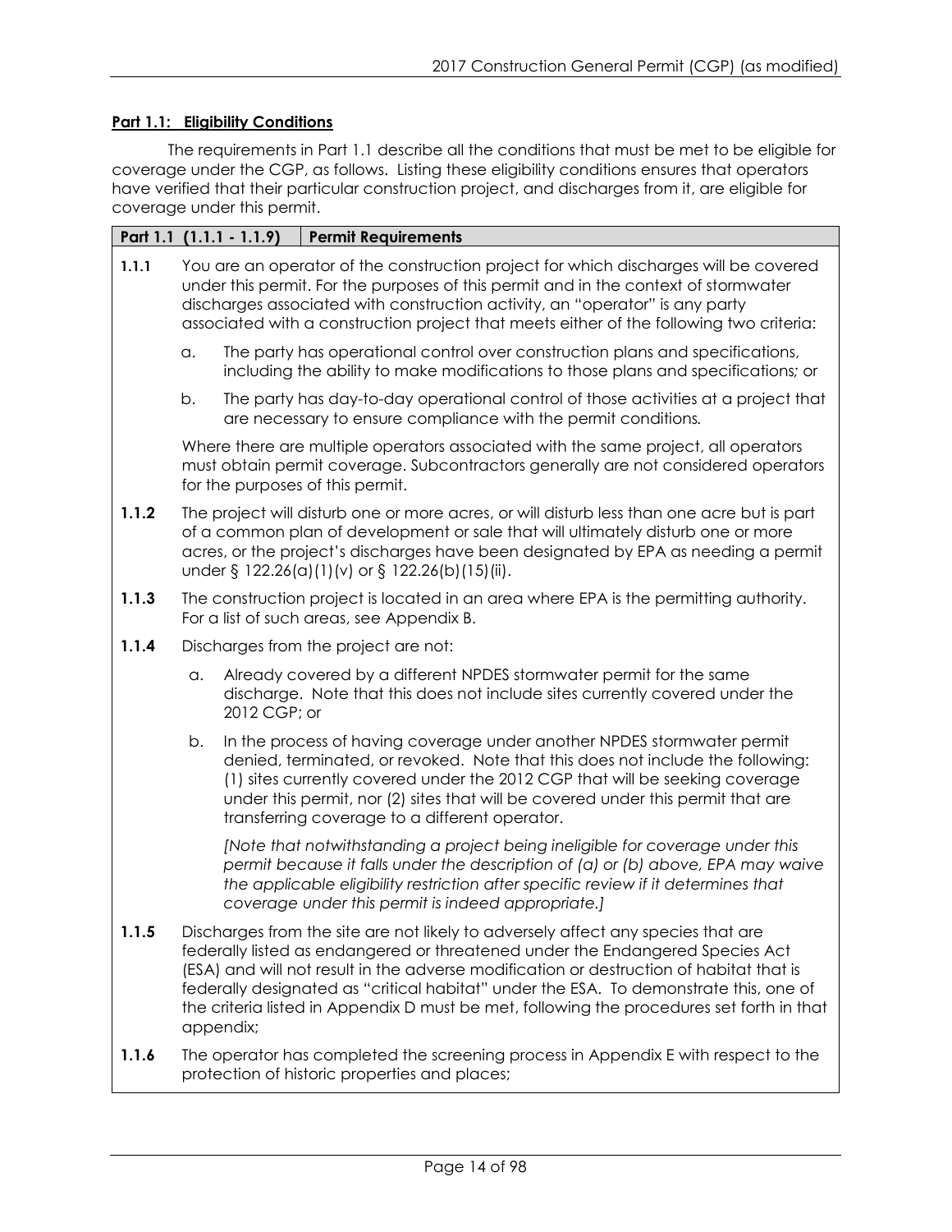**Part 1.1: Eligibility Conditions**

The requirements in Part 1.1 describe all the conditions that must be met to be eligible for coverage under the CGP, as follows. Listing these eligibility conditions ensures that operators have verified that their particular construction project, and discharges from it, are eligible for coverage under this permit.

| **Part 1.1 (1.1.1 - 1.1.9)** | **Permit Requirements** |
|---|---|

**1.1.1** You are an operator of the construction project for which discharges will be covered under this permit. For the purposes of this permit and in the context of stormwater discharges associated with construction activity, an "operator" is any party associated with a construction project that meets either of the following two criteria:

a. The party has operational control over construction plans and specifications, including the ability to make modifications to those plans and specifications; or

b. The party has day-to-day operational control of those activities at a project that are necessary to ensure compliance with the permit conditions.

Where there are multiple operators associated with the same project, all operators must obtain permit coverage. Subcontractors generally are not considered operators for the purposes of this permit.

**1.1.2** The project will disturb one or more acres, or will disturb less than one acre but is part of a common plan of development or sale that will ultimately disturb one or more acres, or the project's discharges have been designated by EPA as needing a permit under § 122.26(a)(1)(v) or § 122.26(b)(15)(ii).

**1.1.3** The construction project is located in an area where EPA is the permitting authority. For a list of such areas, see Appendix B.

**1.1.4** Discharges from the project are not:

a. Already covered by a different NPDES stormwater permit for the same discharge. Note that this does not include sites currently covered under the 2012 CGP; or

b. In the process of having coverage under another NPDES stormwater permit denied, terminated, or revoked. Note that this does not include the following: (1) sites currently covered under the 2012 CGP that will be seeking coverage under this permit, nor (2) sites that will be covered under this permit that are transferring coverage to a different operator.

*[Note that notwithstanding a project being ineligible for coverage under this permit because it falls under the description of (a) or (b) above, EPA may waive the applicable eligibility restriction after specific review if it determines that coverage under this permit is indeed appropriate.]*

**1.1.5** Discharges from the site are not likely to adversely affect any species that are federally listed as endangered or threatened under the Endangered Species Act (ESA) and will not result in the adverse modification or destruction of habitat that is federally designated as "critical habitat" under the ESA. To demonstrate this, one of the criteria listed in Appendix D must be met, following the procedures set forth in that appendix;

**1.1.6** The operator has completed the screening process in Appendix E with respect to the protection of historic properties and places;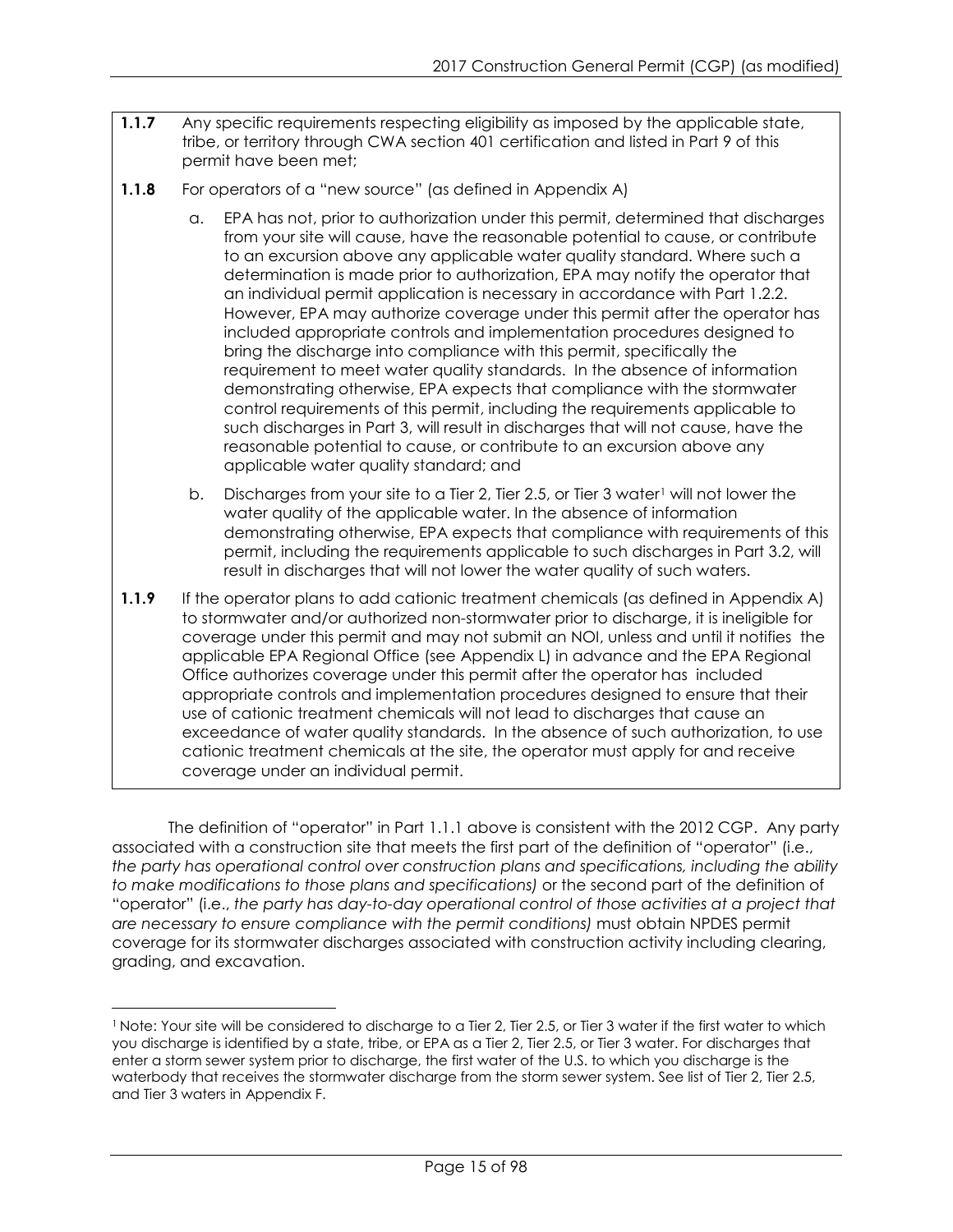**1.1.7** Any specific requirements respecting eligibility as imposed by the applicable state, tribe, or territory through CWA section 401 certification and listed in Part 9 of this permit have been met;

**1.1.8** For operators of a "new source" (as defined in Appendix A)

a. EPA has not, prior to authorization under this permit, determined that discharges from your site will cause, have the reasonable potential to cause, or contribute to an excursion above any applicable water quality standard. Where such a determination is made prior to authorization, EPA may notify the operator that an individual permit application is necessary in accordance with Part 1.2.2. However, EPA may authorize coverage under this permit after the operator has included appropriate controls and implementation procedures designed to bring the discharge into compliance with this permit, specifically the requirement to meet water quality standards. In the absence of information demonstrating otherwise, EPA expects that compliance with the stormwater control requirements of this permit, including the requirements applicable to such discharges in Part 3, will result in discharges that will not cause, have the reasonable potential to cause, or contribute to an excursion above any applicable water quality standard; and

b. Discharges from your site to a Tier 2, Tier 2.5, or Tier 3 water[1] will not lower the water quality of the applicable water. In the absence of information demonstrating otherwise, EPA expects that compliance with requirements of this permit, including the requirements applicable to such discharges in Part 3.2, will result in discharges that will not lower the water quality of such waters.

**1.1.9** If the operator plans to add cationic treatment chemicals (as defined in Appendix A) to stormwater and/or authorized non-stormwater prior to discharge, it is ineligible for coverage under this permit and may not submit an NOI, unless and until it notifies the applicable EPA Regional Office (see Appendix L) in advance and the EPA Regional Office authorizes coverage under this permit after the operator has included appropriate controls and implementation procedures designed to ensure that their use of cationic treatment chemicals will not lead to discharges that cause an exceedance of water quality standards. In the absence of such authorization, to use cationic treatment chemicals at the site, the operator must apply for and receive coverage under an individual permit.

The definition of "operator" in Part 1.1.1 above is consistent with the 2012 CGP. Any party associated with a construction site that meets the first part of the definition of "operator" (i.e., *the party has operational control over construction plans and specifications, including the ability to make modifications to those plans and specifications)* or the second part of the definition of "operator" (i.e., *the party has day-to-day operational control of those activities at a project that are necessary to ensure compliance with the permit conditions)* must obtain NPDES permit coverage for its stormwater discharges associated with construction activity including clearing, grading, and excavation.

---

[1] Note: Your site will be considered to discharge to a Tier 2, Tier 2.5, or Tier 3 water if the first water to which you discharge is identified by a state, tribe, or EPA as a Tier 2, Tier 2.5, or Tier 3 water. For discharges that enter a storm sewer system prior to discharge, the first water of the U.S. to which you discharge is the waterbody that receives the stormwater discharge from the storm sewer system. See list of Tier 2, Tier 2.5, and Tier 3 waters in Appendix F.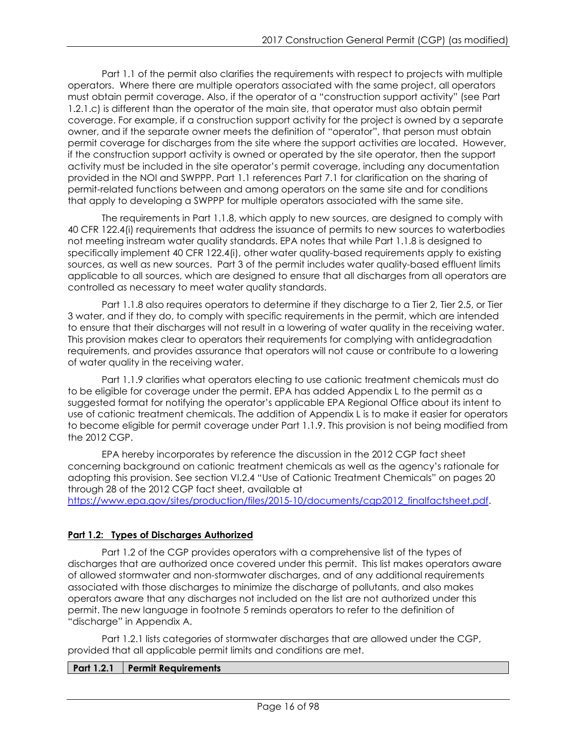Part 1.1 of the permit also clarifies the requirements with respect to projects with multiple operators. Where there are multiple operators associated with the same project, all operators must obtain permit coverage. Also, if the operator of a "construction support activity" (see Part 1.2.1.c) is different than the operator of the main site, that operator must also obtain permit coverage. For example, if a construction support activity for the project is owned by a separate owner, and if the separate owner meets the definition of "operator", that person must obtain permit coverage for discharges from the site where the support activities are located. However, if the construction support activity is owned or operated by the site operator, then the support activity must be included in the site operator's permit coverage, including any documentation provided in the NOI and SWPPP. Part 1.1 references Part 7.1 for clarification on the sharing of permit-related functions between and among operators on the same site and for conditions that apply to developing a SWPPP for multiple operators associated with the same site.

The requirements in Part 1.1.8, which apply to new sources, are designed to comply with 40 CFR 122.4(i) requirements that address the issuance of permits to new sources to waterbodies not meeting instream water quality standards. EPA notes that while Part 1.1.8 is designed to specifically implement 40 CFR 122.4(i), other water quality-based requirements apply to existing sources, as well as new sources. Part 3 of the permit includes water quality-based effluent limits applicable to all sources, which are designed to ensure that all discharges from all operators are controlled as necessary to meet water quality standards.

Part 1.1.8 also requires operators to determine if they discharge to a Tier 2, Tier 2.5, or Tier 3 water, and if they do, to comply with specific requirements in the permit, which are intended to ensure that their discharges will not result in a lowering of water quality in the receiving water. This provision makes clear to operators their requirements for complying with antidegradation requirements, and provides assurance that operators will not cause or contribute to a lowering of water quality in the receiving water.

Part 1.1.9 clarifies what operators electing to use cationic treatment chemicals must do to be eligible for coverage under the permit. EPA has added Appendix L to the permit as a suggested format for notifying the operator's applicable EPA Regional Office about its intent to use of cationic treatment chemicals. The addition of Appendix L is to make it easier for operators to become eligible for permit coverage under Part 1.1.9. This provision is not being modified from the 2012 CGP.

EPA hereby incorporates by reference the discussion in the 2012 CGP fact sheet concerning background on cationic treatment chemicals as well as the agency's rationale for adopting this provision. See section VI.2.4 "Use of Cationic Treatment Chemicals" on pages 20 through 28 of the 2012 CGP fact sheet, available at https://www.epa.gov/sites/production/files/2015-10/documents/cgp2012_finalfactsheet.pdf.

**Part 1.2: Types of Discharges Authorized**

Part 1.2 of the CGP provides operators with a comprehensive list of the types of discharges that are authorized once covered under this permit. This list makes operators aware of allowed stormwater and non-stormwater discharges, and of any additional requirements associated with those discharges to minimize the discharge of pollutants, and also makes operators aware that any discharges not included on the list are not authorized under this permit. The new language in footnote 5 reminds operators to refer to the definition of "discharge" in Appendix A.

Part 1.2.1 lists categories of stormwater discharges that are allowed under the CGP, provided that all applicable permit limits and conditions are met.

| Part 1.2.1 | Permit Requirements |
|---|---|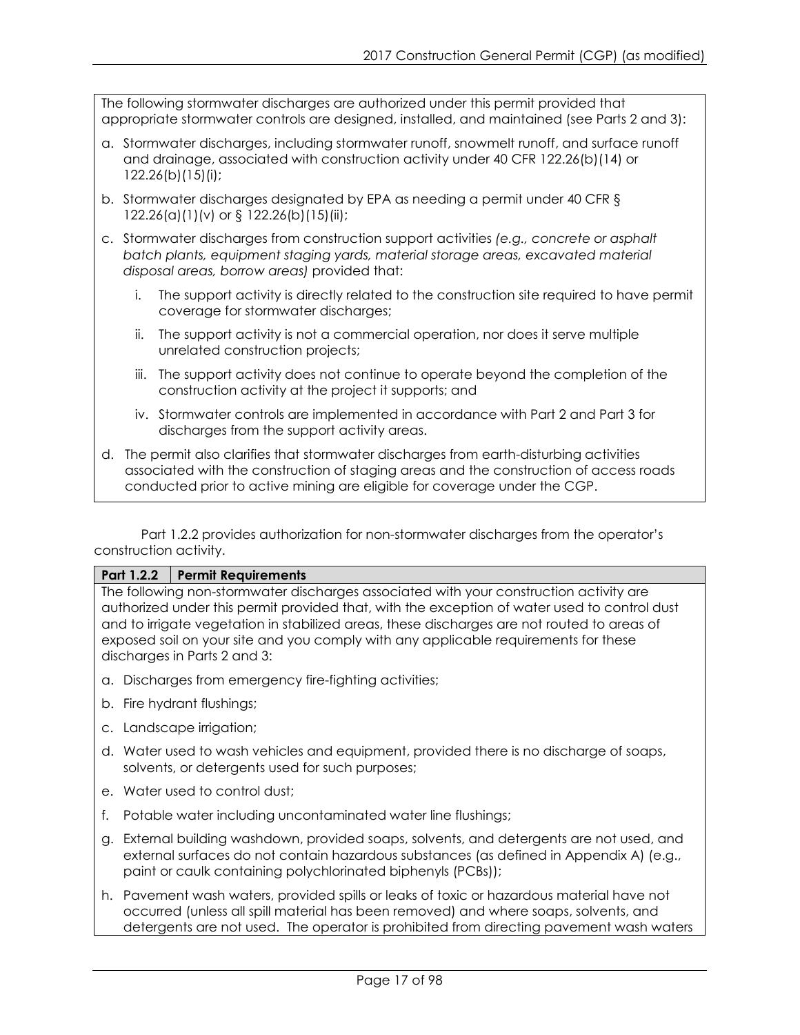The following stormwater discharges are authorized under this permit provided that appropriate stormwater controls are designed, installed, and maintained (see Parts 2 and 3):

a. Stormwater discharges, including stormwater runoff, snowmelt runoff, and surface runoff and drainage, associated with construction activity under 40 CFR 122.26(b)(14) or 122.26(b)(15)(i);

b. Stormwater discharges designated by EPA as needing a permit under 40 CFR § 122.26(a)(1)(v) or § 122.26(b)(15)(ii);

c. Stormwater discharges from construction support activities *(e.g., concrete or asphalt batch plants, equipment staging yards, material storage areas, excavated material disposal areas, borrow areas)* provided that:

   i. The support activity is directly related to the construction site required to have permit coverage for stormwater discharges;

   ii. The support activity is not a commercial operation, nor does it serve multiple unrelated construction projects;

   iii. The support activity does not continue to operate beyond the completion of the construction activity at the project it supports; and

   iv. Stormwater controls are implemented in accordance with Part 2 and Part 3 for discharges from the support activity areas.

d. The permit also clarifies that stormwater discharges from earth-disturbing activities associated with the construction of staging areas and the construction of access roads conducted prior to active mining are eligible for coverage under the CGP.

Part 1.2.2 provides authorization for non-stormwater discharges from the operator's construction activity.

| **Part 1.2.2** | **Permit Requirements** |
|---|---|

The following non-stormwater discharges associated with your construction activity are authorized under this permit provided that, with the exception of water used to control dust and to irrigate vegetation in stabilized areas, these discharges are not routed to areas of exposed soil on your site and you comply with any applicable requirements for these discharges in Parts 2 and 3:

a. Discharges from emergency fire-fighting activities;

b. Fire hydrant flushings;

c. Landscape irrigation;

d. Water used to wash vehicles and equipment, provided there is no discharge of soaps, solvents, or detergents used for such purposes;

e. Water used to control dust;

f. Potable water including uncontaminated water line flushings;

g. External building washdown, provided soaps, solvents, and detergents are not used, and external surfaces do not contain hazardous substances (as defined in Appendix A) (e.g., paint or caulk containing polychlorinated biphenyls (PCBs));

h. Pavement wash waters, provided spills or leaks of toxic or hazardous material have not occurred (unless all spill material has been removed) and where soaps, solvents, and detergents are not used. The operator is prohibited from directing pavement wash waters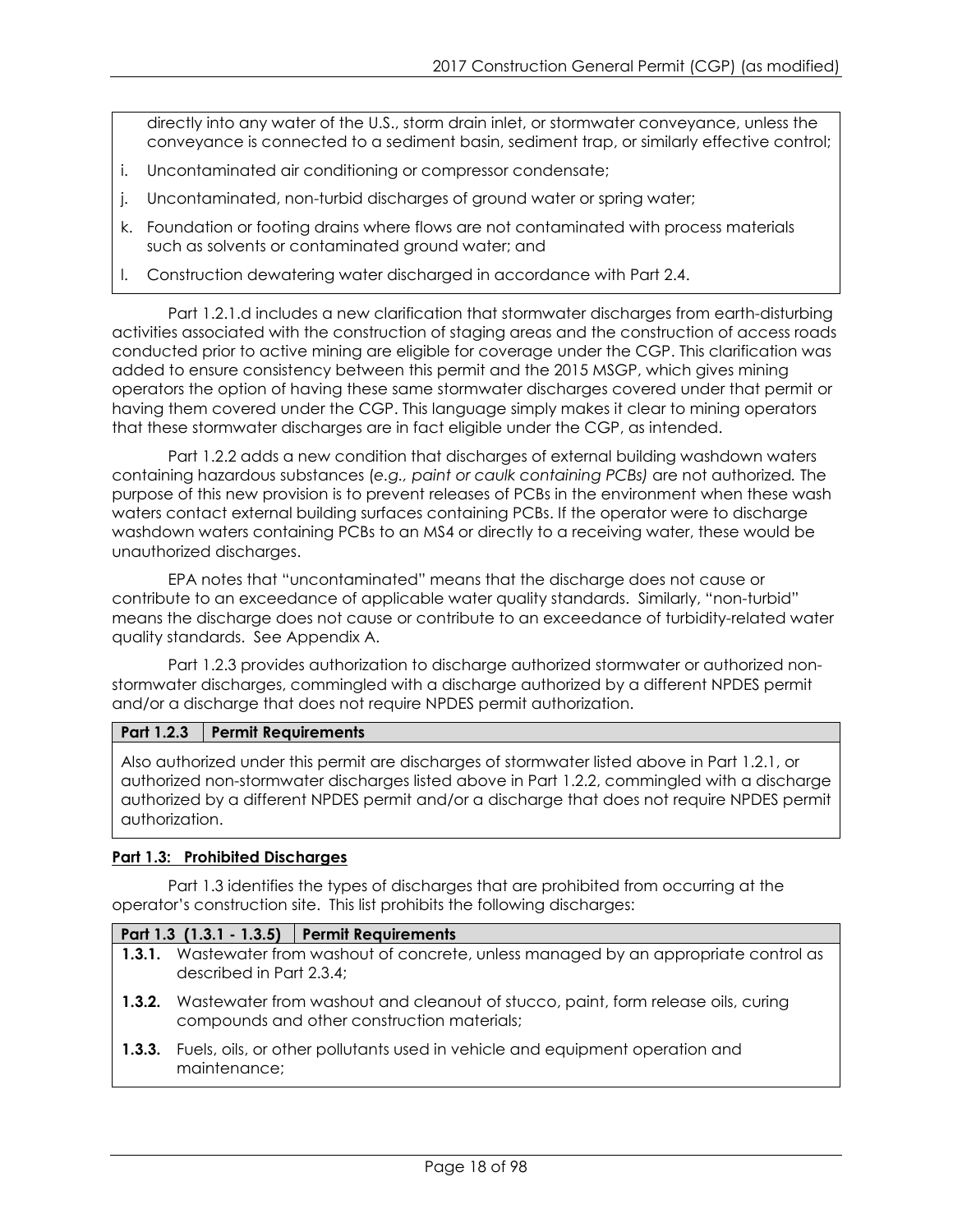directly into any water of the U.S., storm drain inlet, or stormwater conveyance, unless the conveyance is connected to a sediment basin, sediment trap, or similarly effective control;

i. Uncontaminated air conditioning or compressor condensate;

j. Uncontaminated, non-turbid discharges of ground water or spring water;

k. Foundation or footing drains where flows are not contaminated with process materials such as solvents or contaminated ground water; and

l. Construction dewatering water discharged in accordance with Part 2.4.

Part 1.2.1.d includes a new clarification that stormwater discharges from earth-disturbing activities associated with the construction of staging areas and the construction of access roads conducted prior to active mining are eligible for coverage under the CGP. This clarification was added to ensure consistency between this permit and the 2015 MSGP, which gives mining operators the option of having these same stormwater discharges covered under that permit or having them covered under the CGP. This language simply makes it clear to mining operators that these stormwater discharges are in fact eligible under the CGP, as intended.

Part 1.2.2 adds a new condition that discharges of external building washdown waters containing hazardous substances (*e.g., paint or caulk containing PCBs)* are not authorized. The purpose of this new provision is to prevent releases of PCBs in the environment when these wash waters contact external building surfaces containing PCBs. If the operator were to discharge washdown waters containing PCBs to an MS4 or directly to a receiving water, these would be unauthorized discharges.

EPA notes that "uncontaminated" means that the discharge does not cause or contribute to an exceedance of applicable water quality standards. Similarly, "non-turbid" means the discharge does not cause or contribute to an exceedance of turbidity-related water quality standards. See Appendix A.

Part 1.2.3 provides authorization to discharge authorized stormwater or authorized non-stormwater discharges, commingled with a discharge authorized by a different NPDES permit and/or a discharge that does not require NPDES permit authorization.

| **Part 1.2.3** | **Permit Requirements** |
|---|---|
| Also authorized under this permit are discharges of stormwater listed above in Part 1.2.1, or authorized non-stormwater discharges listed above in Part 1.2.2, commingled with a discharge authorized by a different NPDES permit and/or a discharge that does not require NPDES permit authorization. | |

**Part 1.3: Prohibited Discharges**

Part 1.3 identifies the types of discharges that are prohibited from occurring at the operator's construction site. This list prohibits the following discharges:

| **Part 1.3 (1.3.1 - 1.3.5)** | **Permit Requirements** |
|---|---|
| **1.3.1.** | Wastewater from washout of concrete, unless managed by an appropriate control as described in Part 2.3.4; |
| **1.3.2.** | Wastewater from washout and cleanout of stucco, paint, form release oils, curing compounds and other construction materials; |
| **1.3.3.** | Fuels, oils, or other pollutants used in vehicle and equipment operation and maintenance; |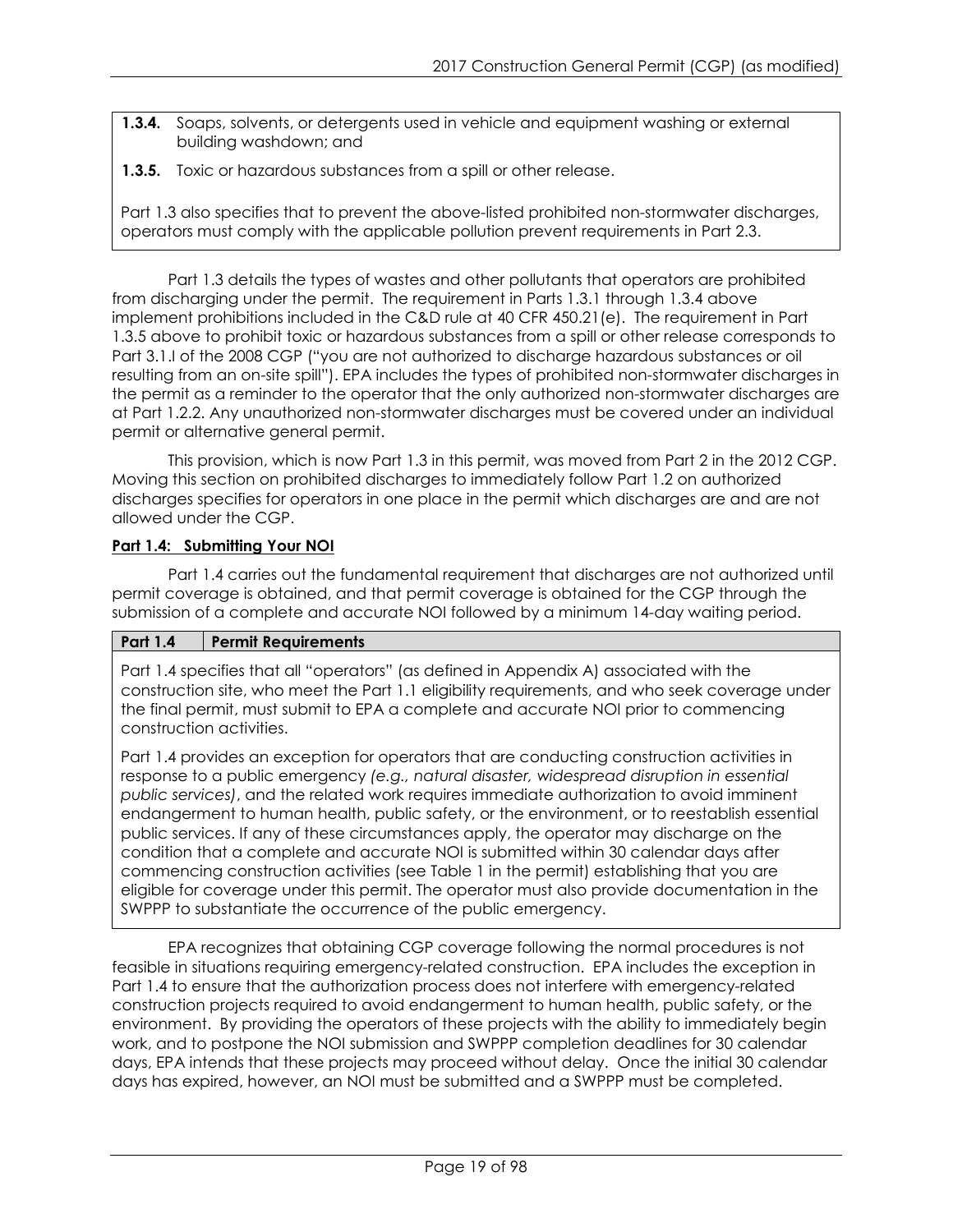**1.3.4.** Soaps, solvents, or detergents used in vehicle and equipment washing or external building washdown; and

**1.3.5.** Toxic or hazardous substances from a spill or other release.

Part 1.3 also specifies that to prevent the above-listed prohibited non-stormwater discharges, operators must comply with the applicable pollution prevent requirements in Part 2.3.

Part 1.3 details the types of wastes and other pollutants that operators are prohibited from discharging under the permit. The requirement in Parts 1.3.1 through 1.3.4 above implement prohibitions included in the C&D rule at 40 CFR 450.21(e). The requirement in Part 1.3.5 above to prohibit toxic or hazardous substances from a spill or other release corresponds to Part 3.1.I of the 2008 CGP ("you are not authorized to discharge hazardous substances or oil resulting from an on-site spill"). EPA includes the types of prohibited non-stormwater discharges in the permit as a reminder to the operator that the only authorized non-stormwater discharges are at Part 1.2.2. Any unauthorized non-stormwater discharges must be covered under an individual permit or alternative general permit.

This provision, which is now Part 1.3 in this permit, was moved from Part 2 in the 2012 CGP. Moving this section on prohibited discharges to immediately follow Part 1.2 on authorized discharges specifies for operators in one place in the permit which discharges are and are not allowed under the CGP.

**Part 1.4: Submitting Your NOI**

Part 1.4 carries out the fundamental requirement that discharges are not authorized until permit coverage is obtained, and that permit coverage is obtained for the CGP through the submission of a complete and accurate NOI followed by a minimum 14-day waiting period.

| **Part 1.4** | **Permit Requirements** |
|---|---|

Part 1.4 specifies that all "operators" (as defined in Appendix A) associated with the construction site, who meet the Part 1.1 eligibility requirements, and who seek coverage under the final permit, must submit to EPA a complete and accurate NOI prior to commencing construction activities.

Part 1.4 provides an exception for operators that are conducting construction activities in response to a public emergency *(e.g., natural disaster, widespread disruption in essential public services)*, and the related work requires immediate authorization to avoid imminent endangerment to human health, public safety, or the environment, or to reestablish essential public services. If any of these circumstances apply, the operator may discharge on the condition that a complete and accurate NOI is submitted within 30 calendar days after commencing construction activities (see Table 1 in the permit) establishing that you are eligible for coverage under this permit. The operator must also provide documentation in the SWPPP to substantiate the occurrence of the public emergency.

EPA recognizes that obtaining CGP coverage following the normal procedures is not feasible in situations requiring emergency-related construction. EPA includes the exception in Part 1.4 to ensure that the authorization process does not interfere with emergency-related construction projects required to avoid endangerment to human health, public safety, or the environment. By providing the operators of these projects with the ability to immediately begin work, and to postpone the NOI submission and SWPPP completion deadlines for 30 calendar days, EPA intends that these projects may proceed without delay. Once the initial 30 calendar days has expired, however, an NOI must be submitted and a SWPPP must be completed.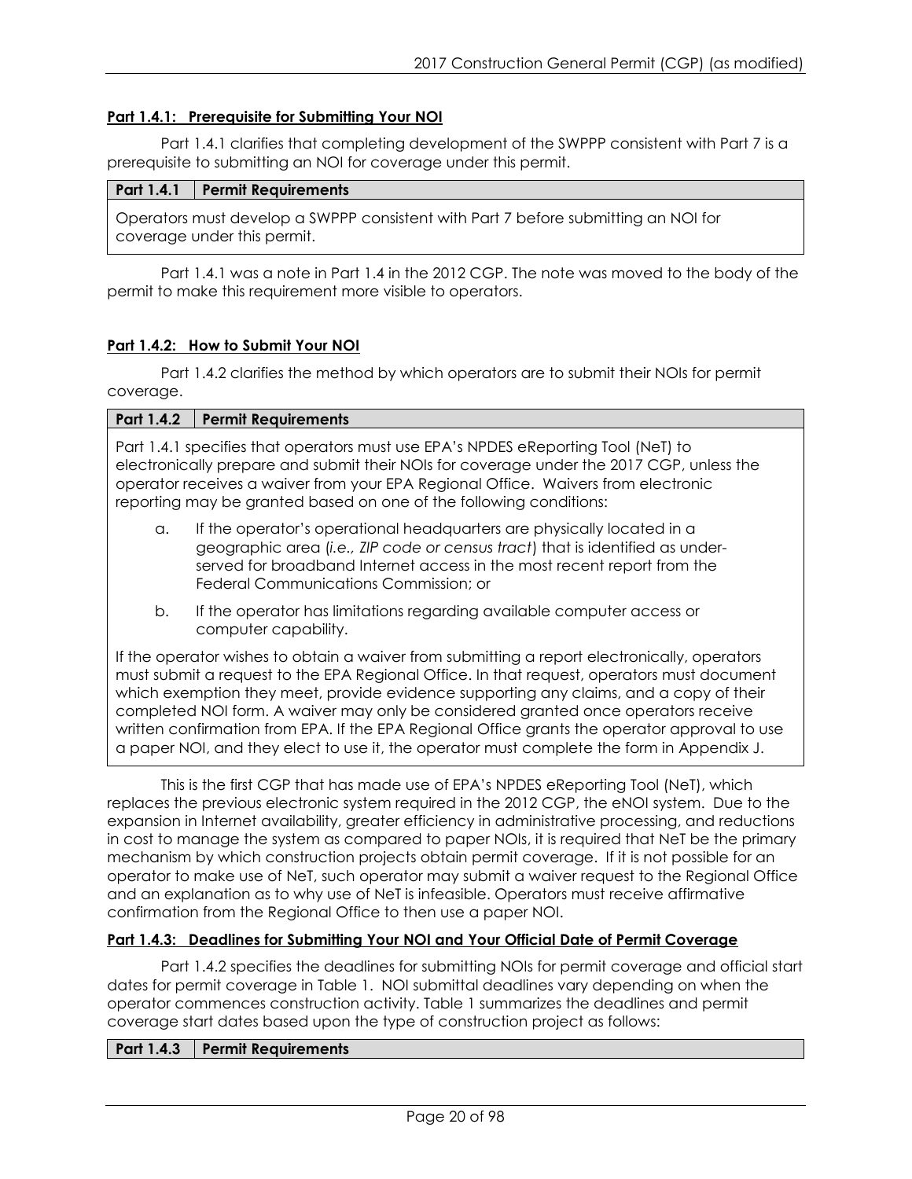**Part 1.4.1: Prerequisite for Submitting Your NOI**

Part 1.4.1 clarifies that completing development of the SWPPP consistent with Part 7 is a prerequisite to submitting an NOI for coverage under this permit.

| Part 1.4.1 | Permit Requirements |
|---|---|
| Operators must develop a SWPPP consistent with Part 7 before submitting an NOI for coverage under this permit. | |

Part 1.4.1 was a note in Part 1.4 in the 2012 CGP. The note was moved to the body of the permit to make this requirement more visible to operators.

**Part 1.4.2: How to Submit Your NOI**

Part 1.4.2 clarifies the method by which operators are to submit their NOIs for permit coverage.

| Part 1.4.2 | Permit Requirements |
|---|---|

Part 1.4.1 specifies that operators must use EPA's NPDES eReporting Tool (NeT) to electronically prepare and submit their NOIs for coverage under the 2017 CGP, unless the operator receives a waiver from your EPA Regional Office. Waivers from electronic reporting may be granted based on one of the following conditions:

a. If the operator's operational headquarters are physically located in a geographic area (*i.e., ZIP code or census tract*) that is identified as under-served for broadband Internet access in the most recent report from the Federal Communications Commission; or

b. If the operator has limitations regarding available computer access or computer capability.

If the operator wishes to obtain a waiver from submitting a report electronically, operators must submit a request to the EPA Regional Office. In that request, operators must document which exemption they meet, provide evidence supporting any claims, and a copy of their completed NOI form. A waiver may only be considered granted once operators receive written confirmation from EPA. If the EPA Regional Office grants the operator approval to use a paper NOI, and they elect to use it, the operator must complete the form in Appendix J.

This is the first CGP that has made use of EPA's NPDES eReporting Tool (NeT), which replaces the previous electronic system required in the 2012 CGP, the eNOI system. Due to the expansion in Internet availability, greater efficiency in administrative processing, and reductions in cost to manage the system as compared to paper NOIs, it is required that NeT be the primary mechanism by which construction projects obtain permit coverage. If it is not possible for an operator to make use of NeT, such operator may submit a waiver request to the Regional Office and an explanation as to why use of NeT is infeasible. Operators must receive affirmative confirmation from the Regional Office to then use a paper NOI.

**Part 1.4.3: Deadlines for Submitting Your NOI and Your Official Date of Permit Coverage**

Part 1.4.2 specifies the deadlines for submitting NOIs for permit coverage and official start dates for permit coverage in Table 1. NOI submittal deadlines vary depending on when the operator commences construction activity. Table 1 summarizes the deadlines and permit coverage start dates based upon the type of construction project as follows:

| Part 1.4.3 | Permit Requirements |
|---|---|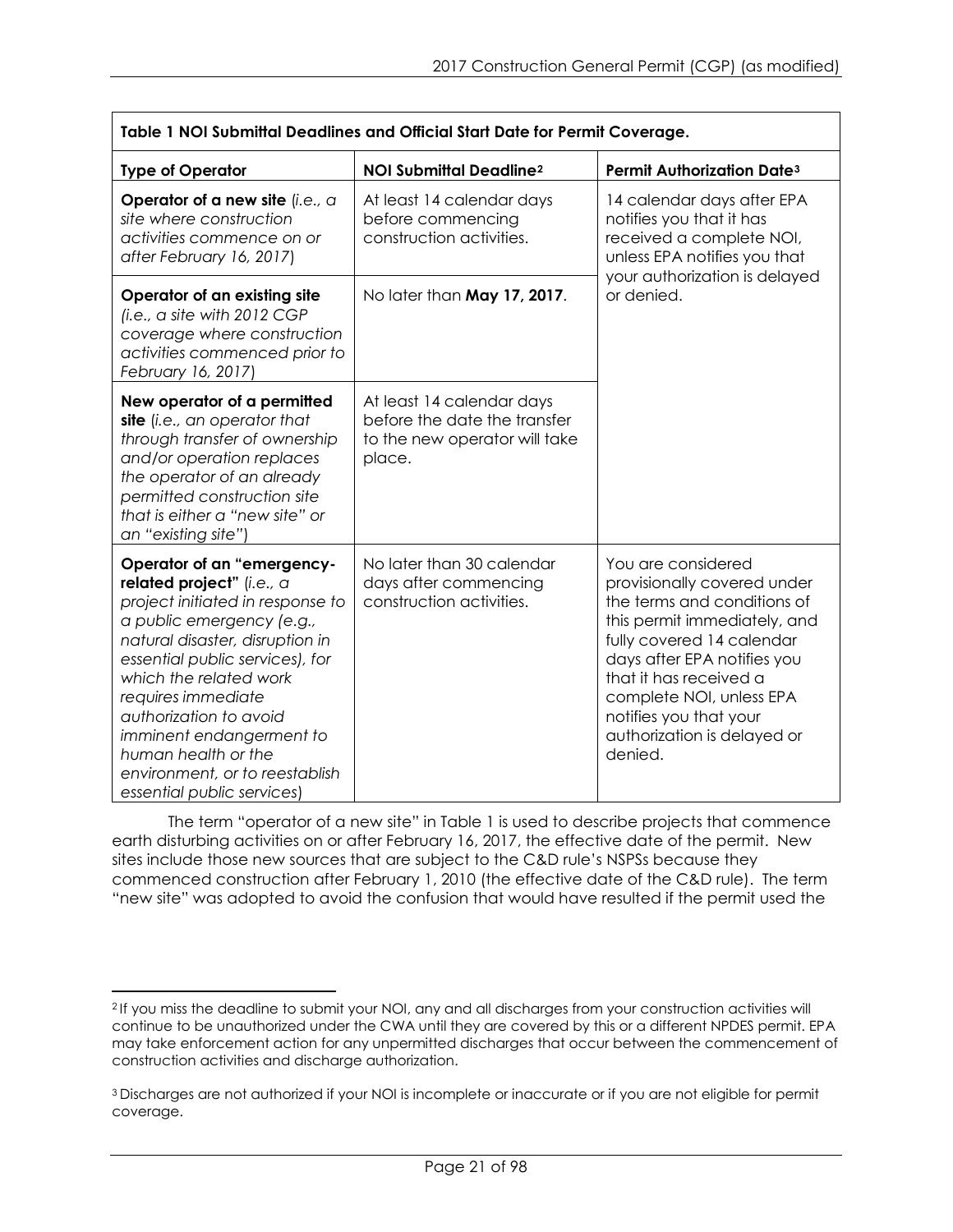**Table 1 NOI Submittal Deadlines and Official Start Date for Permit Coverage.**

| Type of Operator | NOI Submittal Deadline[2] | Permit Authorization Date[3] |
|---|---|---|
| **Operator of a new site** (*i.e., a site where construction activities commence on or after February 16, 2017*) | At least 14 calendar days before commencing construction activities. | 14 calendar days after EPA notifies you that it has received a complete NOI, unless EPA notifies you that your authorization is delayed or denied. |
| **Operator of an existing site** (*i.e., a site with 2012 CGP coverage where construction activities commenced prior to February 16, 2017*) | No later than **May 17, 2017**. | |
| **New operator of a permitted site** (*i.e., an operator that through transfer of ownership and/or operation replaces the operator of an already permitted construction site that is either a "new site" or an "existing site"*) | At least 14 calendar days before the date the transfer to the new operator will take place. | |
| **Operator of an "emergency-related project"** (*i.e., a project initiated in response to a public emergency (e.g., natural disaster, disruption in essential public services), for which the related work requires immediate authorization to avoid imminent endangerment to human health or the environment, or to reestablish essential public services*) | No later than 30 calendar days after commencing construction activities. | You are considered provisionally covered under the terms and conditions of this permit immediately, and fully covered 14 calendar days after EPA notifies you that it has received a complete NOI, unless EPA notifies you that your authorization is delayed or denied. |

The term "operator of a new site" in Table 1 is used to describe projects that commence earth disturbing activities on or after February 16, 2017, the effective date of the permit. New sites include those new sources that are subject to the C&D rule's NSPSs because they commenced construction after February 1, 2010 (the effective date of the C&D rule). The term "new site" was adopted to avoid the confusion that would have resulted if the permit used the

[2] If you miss the deadline to submit your NOI, any and all discharges from your construction activities will continue to be unauthorized under the CWA until they are covered by this or a different NPDES permit. EPA may take enforcement action for any unpermitted discharges that occur between the commencement of construction activities and discharge authorization.

[3] Discharges are not authorized if your NOI is incomplete or inaccurate or if you are not eligible for permit coverage.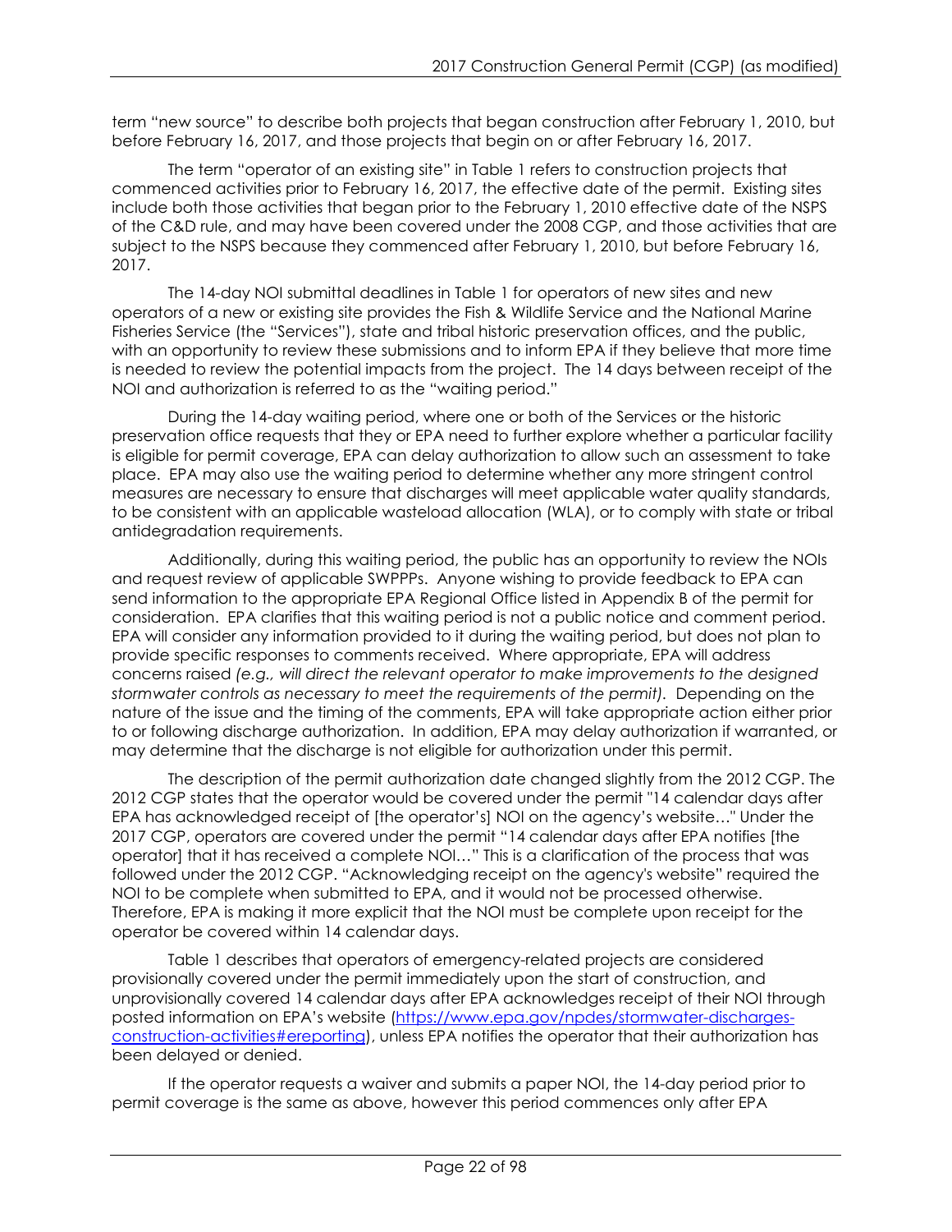term "new source" to describe both projects that began construction after February 1, 2010, but before February 16, 2017, and those projects that begin on or after February 16, 2017.

The term "operator of an existing site" in Table 1 refers to construction projects that commenced activities prior to February 16, 2017, the effective date of the permit. Existing sites include both those activities that began prior to the February 1, 2010 effective date of the NSPS of the C&D rule, and may have been covered under the 2008 CGP, and those activities that are subject to the NSPS because they commenced after February 1, 2010, but before February 16, 2017.

The 14-day NOI submittal deadlines in Table 1 for operators of new sites and new operators of a new or existing site provides the Fish & Wildlife Service and the National Marine Fisheries Service (the "Services"), state and tribal historic preservation offices, and the public, with an opportunity to review these submissions and to inform EPA if they believe that more time is needed to review the potential impacts from the project. The 14 days between receipt of the NOI and authorization is referred to as the "waiting period."

During the 14-day waiting period, where one or both of the Services or the historic preservation office requests that they or EPA need to further explore whether a particular facility is eligible for permit coverage, EPA can delay authorization to allow such an assessment to take place. EPA may also use the waiting period to determine whether any more stringent control measures are necessary to ensure that discharges will meet applicable water quality standards, to be consistent with an applicable wasteload allocation (WLA), or to comply with state or tribal antidegradation requirements.

Additionally, during this waiting period, the public has an opportunity to review the NOIs and request review of applicable SWPPPs. Anyone wishing to provide feedback to EPA can send information to the appropriate EPA Regional Office listed in Appendix B of the permit for consideration. EPA clarifies that this waiting period is not a public notice and comment period. EPA will consider any information provided to it during the waiting period, but does not plan to provide specific responses to comments received. Where appropriate, EPA will address concerns raised *(e.g., will direct the relevant operator to make improvements to the designed stormwater controls as necessary to meet the requirements of the permit).* Depending on the nature of the issue and the timing of the comments, EPA will take appropriate action either prior to or following discharge authorization. In addition, EPA may delay authorization if warranted, or may determine that the discharge is not eligible for authorization under this permit.

The description of the permit authorization date changed slightly from the 2012 CGP. The 2012 CGP states that the operator would be covered under the permit "14 calendar days after EPA has acknowledged receipt of [the operator's] NOI on the agency's website…" Under the 2017 CGP, operators are covered under the permit "14 calendar days after EPA notifies [the operator] that it has received a complete NOI…" This is a clarification of the process that was followed under the 2012 CGP. "Acknowledging receipt on the agency's website" required the NOI to be complete when submitted to EPA, and it would not be processed otherwise. Therefore, EPA is making it more explicit that the NOI must be complete upon receipt for the operator be covered within 14 calendar days.

Table 1 describes that operators of emergency-related projects are considered provisionally covered under the permit immediately upon the start of construction, and unprovisionally covered 14 calendar days after EPA acknowledges receipt of their NOI through posted information on EPA's website (https://www.epa.gov/npdes/stormwater-discharges-construction-activities#ereporting), unless EPA notifies the operator that their authorization has been delayed or denied.

If the operator requests a waiver and submits a paper NOI, the 14-day period prior to permit coverage is the same as above, however this period commences only after EPA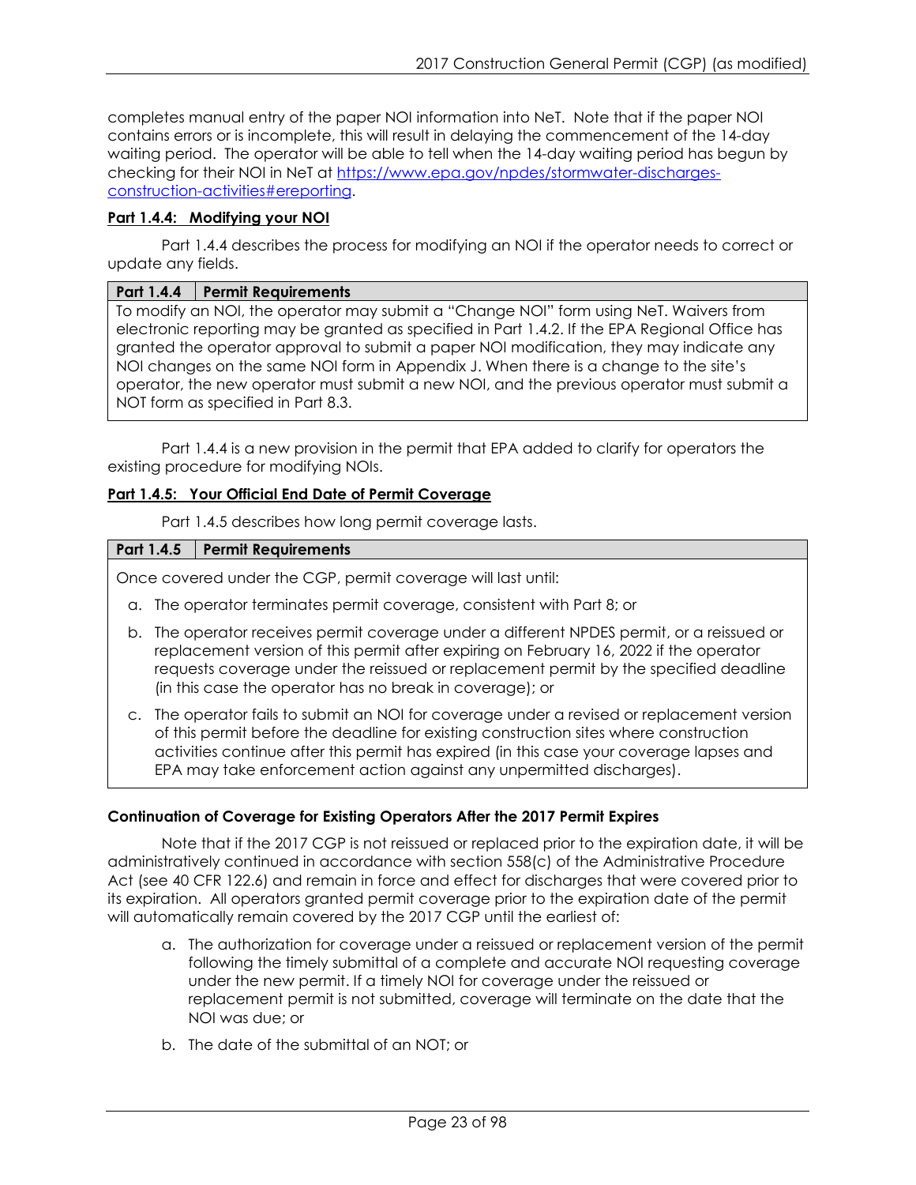completes manual entry of the paper NOI information into NeT. Note that if the paper NOI contains errors or is incomplete, this will result in delaying the commencement of the 14-day waiting period. The operator will be able to tell when the 14-day waiting period has begun by checking for their NOI in NeT at https://www.epa.gov/npdes/stormwater-discharges-construction-activities#ereporting.

**Part 1.4.4: Modifying your NOI**

Part 1.4.4 describes the process for modifying an NOI if the operator needs to correct or update any fields.

| Part 1.4.4 | Permit Requirements |
|---|---|
| To modify an NOI, the operator may submit a "Change NOI" form using NeT. Waivers from electronic reporting may be granted as specified in Part 1.4.2. If the EPA Regional Office has granted the operator approval to submit a paper NOI modification, they may indicate any NOI changes on the same NOI form in Appendix J. When there is a change to the site's operator, the new operator must submit a new NOI, and the previous operator must submit a NOT form as specified in Part 8.3. | |

Part 1.4.4 is a new provision in the permit that EPA added to clarify for operators the existing procedure for modifying NOIs.

**Part 1.4.5: Your Official End Date of Permit Coverage**

Part 1.4.5 describes how long permit coverage lasts.

| Part 1.4.5 | Permit Requirements |
|---|---|
| Once covered under the CGP, permit coverage will last until:<br>a. The operator terminates permit coverage, consistent with Part 8; or<br>b. The operator receives permit coverage under a different NPDES permit, or a reissued or replacement version of this permit after expiring on February 16, 2022 if the operator requests coverage under the reissued or replacement permit by the specified deadline (in this case the operator has no break in coverage); or<br>c. The operator fails to submit an NOI for coverage under a revised or replacement version of this permit before the deadline for existing construction sites where construction activities continue after this permit has expired (in this case your coverage lapses and EPA may take enforcement action against any unpermitted discharges). | |

**Continuation of Coverage for Existing Operators After the 2017 Permit Expires**

Note that if the 2017 CGP is not reissued or replaced prior to the expiration date, it will be administratively continued in accordance with section 558(c) of the Administrative Procedure Act (see 40 CFR 122.6) and remain in force and effect for discharges that were covered prior to its expiration. All operators granted permit coverage prior to the expiration date of the permit will automatically remain covered by the 2017 CGP until the earliest of:

a. The authorization for coverage under a reissued or replacement version of the permit following the timely submittal of a complete and accurate NOI requesting coverage under the new permit. If a timely NOI for coverage under the reissued or replacement permit is not submitted, coverage will terminate on the date that the NOI was due; or

b. The date of the submittal of an NOT; or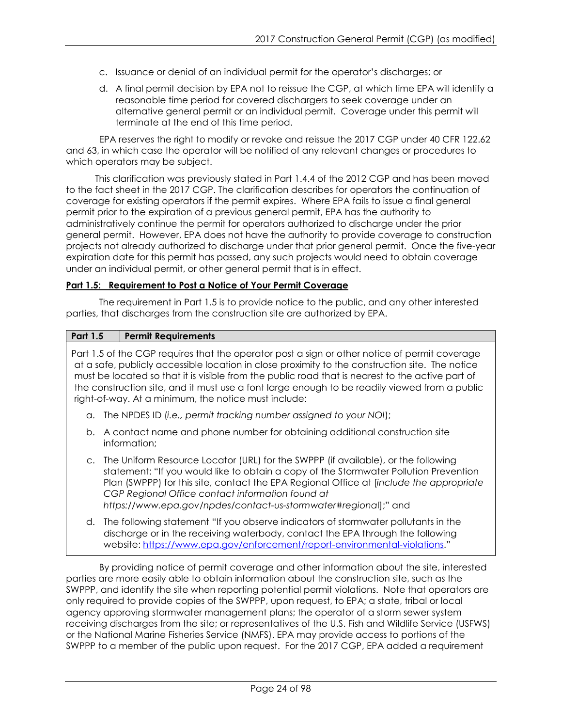c. Issuance or denial of an individual permit for the operator's discharges; or

d. A final permit decision by EPA not to reissue the CGP, at which time EPA will identify a reasonable time period for covered dischargers to seek coverage under an alternative general permit or an individual permit. Coverage under this permit will terminate at the end of this time period.

EPA reserves the right to modify or revoke and reissue the 2017 CGP under 40 CFR 122.62 and 63, in which case the operator will be notified of any relevant changes or procedures to which operators may be subject.

This clarification was previously stated in Part 1.4.4 of the 2012 CGP and has been moved to the fact sheet in the 2017 CGP. The clarification describes for operators the continuation of coverage for existing operators if the permit expires. Where EPA fails to issue a final general permit prior to the expiration of a previous general permit, EPA has the authority to administratively continue the permit for operators authorized to discharge under the prior general permit. However, EPA does not have the authority to provide coverage to construction projects not already authorized to discharge under that prior general permit. Once the five-year expiration date for this permit has passed, any such projects would need to obtain coverage under an individual permit, or other general permit that is in effect.

**Part 1.5: Requirement to Post a Notice of Your Permit Coverage**

The requirement in Part 1.5 is to provide notice to the public, and any other interested parties, that discharges from the construction site are authorized by EPA.

| Part 1.5 | Permit Requirements |
|---|---|

Part 1.5 of the CGP requires that the operator post a sign or other notice of permit coverage at a safe, publicly accessible location in close proximity to the construction site. The notice must be located so that it is visible from the public road that is nearest to the active part of the construction site, and it must use a font large enough to be readily viewed from a public right-of-way. At a minimum, the notice must include:

a. The NPDES ID (*i.e., permit tracking number assigned to your NOI*);

b. A contact name and phone number for obtaining additional construction site information;

c. The Uniform Resource Locator (URL) for the SWPPP (if available), or the following statement: "If you would like to obtain a copy of the Stormwater Pollution Prevention Plan (SWPPP) for this site, contact the EPA Regional Office at [*include the appropriate CGP Regional Office contact information found at https://www.epa.gov/npdes/contact-us-stormwater#regional*];" and

d. The following statement "If you observe indicators of stormwater pollutants in the discharge or in the receiving waterbody, contact the EPA through the following website: https://www.epa.gov/enforcement/report-environmental-violations."

By providing notice of permit coverage and other information about the site, interested parties are more easily able to obtain information about the construction site, such as the SWPPP, and identify the site when reporting potential permit violations. Note that operators are only required to provide copies of the SWPPP, upon request, to EPA; a state, tribal or local agency approving stormwater management plans; the operator of a storm sewer system receiving discharges from the site; or representatives of the U.S. Fish and Wildlife Service (USFWS) or the National Marine Fisheries Service (NMFS). EPA may provide access to portions of the SWPPP to a member of the public upon request. For the 2017 CGP, EPA added a requirement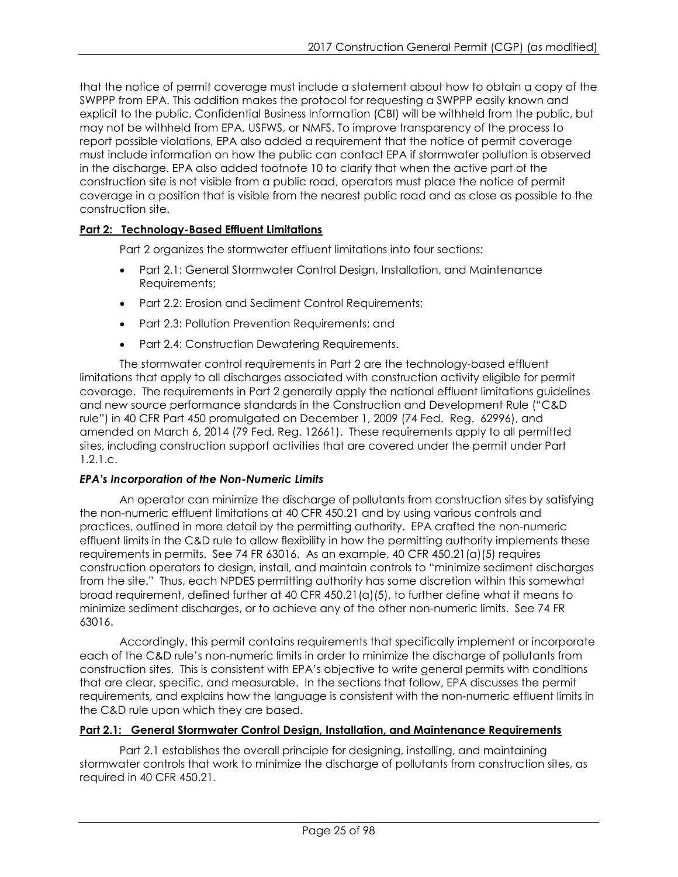that the notice of permit coverage must include a statement about how to obtain a copy of the SWPPP from EPA. This addition makes the protocol for requesting a SWPPP easily known and explicit to the public. Confidential Business Information (CBI) will be withheld from the public, but may not be withheld from EPA, USFWS, or NMFS. To improve transparency of the process to report possible violations, EPA also added a requirement that the notice of permit coverage must include information on how the public can contact EPA if stormwater pollution is observed in the discharge. EPA also added footnote 10 to clarify that when the active part of the construction site is not visible from a public road, operators must place the notice of permit coverage in a position that is visible from the nearest public road and as close as possible to the construction site.

**Part 2: Technology-Based Effluent Limitations**

Part 2 organizes the stormwater effluent limitations into four sections:

- Part 2.1: General Stormwater Control Design, Installation, and Maintenance Requirements;
- Part 2.2: Erosion and Sediment Control Requirements;
- Part 2.3: Pollution Prevention Requirements; and
- Part 2.4: Construction Dewatering Requirements.

The stormwater control requirements in Part 2 are the technology-based effluent limitations that apply to all discharges associated with construction activity eligible for permit coverage. The requirements in Part 2 generally apply the national effluent limitations guidelines and new source performance standards in the Construction and Development Rule ("C&D rule") in 40 CFR Part 450 promulgated on December 1, 2009 (74 Fed. Reg. 62996), and amended on March 6, 2014 (79 Fed. Reg. 12661). These requirements apply to all permitted sites, including construction support activities that are covered under the permit under Part 1.2.1.c.

***EPA's Incorporation of the Non-Numeric Limits***

An operator can minimize the discharge of pollutants from construction sites by satisfying the non-numeric effluent limitations at 40 CFR 450.21 and by using various controls and practices, outlined in more detail by the permitting authority. EPA crafted the non-numeric effluent limits in the C&D rule to allow flexibility in how the permitting authority implements these requirements in permits. See 74 FR 63016. As an example, 40 CFR 450.21(a)(5) requires construction operators to design, install, and maintain controls to "minimize sediment discharges from the site." Thus, each NPDES permitting authority has some discretion within this somewhat broad requirement, defined further at 40 CFR 450.21(a)(5), to further define what it means to minimize sediment discharges, or to achieve any of the other non-numeric limits. See 74 FR 63016.

Accordingly, this permit contains requirements that specifically implement or incorporate each of the C&D rule's non-numeric limits in order to minimize the discharge of pollutants from construction sites. This is consistent with EPA's objective to write general permits with conditions that are clear, specific, and measurable. In the sections that follow, EPA discusses the permit requirements, and explains how the language is consistent with the non-numeric effluent limits in the C&D rule upon which they are based.

**Part 2.1: General Stormwater Control Design, Installation, and Maintenance Requirements**

Part 2.1 establishes the overall principle for designing, installing, and maintaining stormwater controls that work to minimize the discharge of pollutants from construction sites, as required in 40 CFR 450.21.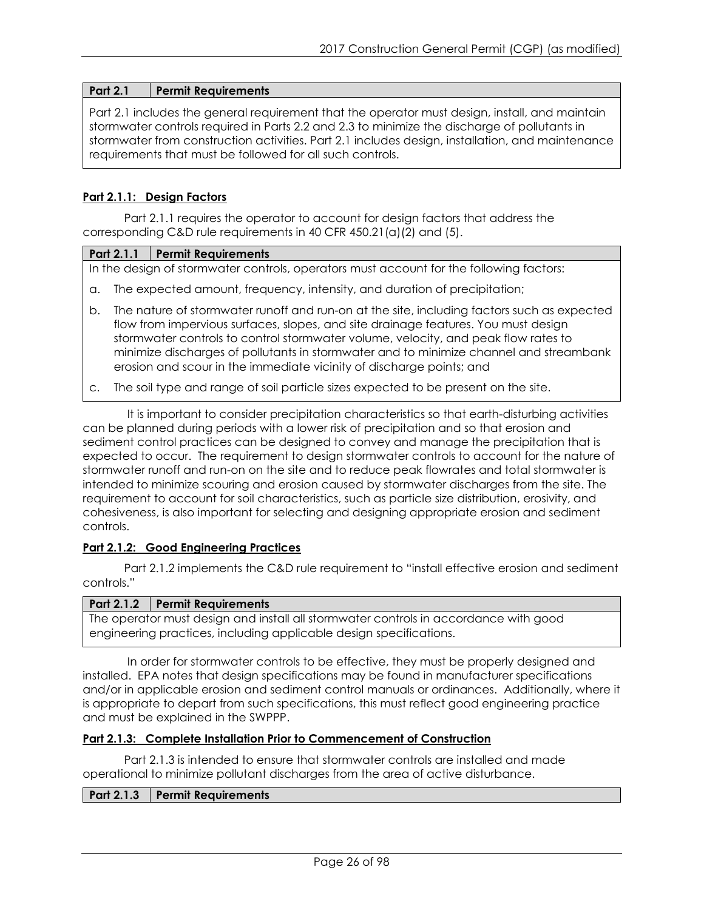| Part 2.1 | Permit Requirements |
| --- | --- |
| Part 2.1 includes the general requirement that the operator must design, install, and maintain stormwater controls required in Parts 2.2 and 2.3 to minimize the discharge of pollutants in stormwater from construction activities. Part 2.1 includes design, installation, and maintenance requirements that must be followed for all such controls. | |

### Part 2.1.1: Design Factors

Part 2.1.1 requires the operator to account for design factors that address the corresponding C&D rule requirements in 40 CFR 450.21(a)(2) and (5).

| Part 2.1.1 | Permit Requirements |
| --- | --- |
| In the design of stormwater controls, operators must account for the following factors:<br>a. The expected amount, frequency, intensity, and duration of precipitation;<br>b. The nature of stormwater runoff and run-on at the site, including factors such as expected flow from impervious surfaces, slopes, and site drainage features. You must design stormwater controls to control stormwater volume, velocity, and peak flow rates to minimize discharges of pollutants in stormwater and to minimize channel and streambank erosion and scour in the immediate vicinity of discharge points; and<br>c. The soil type and range of soil particle sizes expected to be present on the site. | |

It is important to consider precipitation characteristics so that earth-disturbing activities can be planned during periods with a lower risk of precipitation and so that erosion and sediment control practices can be designed to convey and manage the precipitation that is expected to occur. The requirement to design stormwater controls to account for the nature of stormwater runoff and run-on on the site and to reduce peak flowrates and total stormwater is intended to minimize scouring and erosion caused by stormwater discharges from the site. The requirement to account for soil characteristics, such as particle size distribution, erosivity, and cohesiveness, is also important for selecting and designing appropriate erosion and sediment controls.

### Part 2.1.2: Good Engineering Practices

Part 2.1.2 implements the C&D rule requirement to "install effective erosion and sediment controls."

| Part 2.1.2 | Permit Requirements |
| --- | --- |
| The operator must design and install all stormwater controls in accordance with good engineering practices, including applicable design specifications. | |

In order for stormwater controls to be effective, they must be properly designed and installed. EPA notes that design specifications may be found in manufacturer specifications and/or in applicable erosion and sediment control manuals or ordinances. Additionally, where it is appropriate to depart from such specifications, this must reflect good engineering practice and must be explained in the SWPPP.

### Part 2.1.3: Complete Installation Prior to Commencement of Construction

Part 2.1.3 is intended to ensure that stormwater controls are installed and made operational to minimize pollutant discharges from the area of active disturbance.

| Part 2.1.3 | Permit Requirements |
| --- | --- |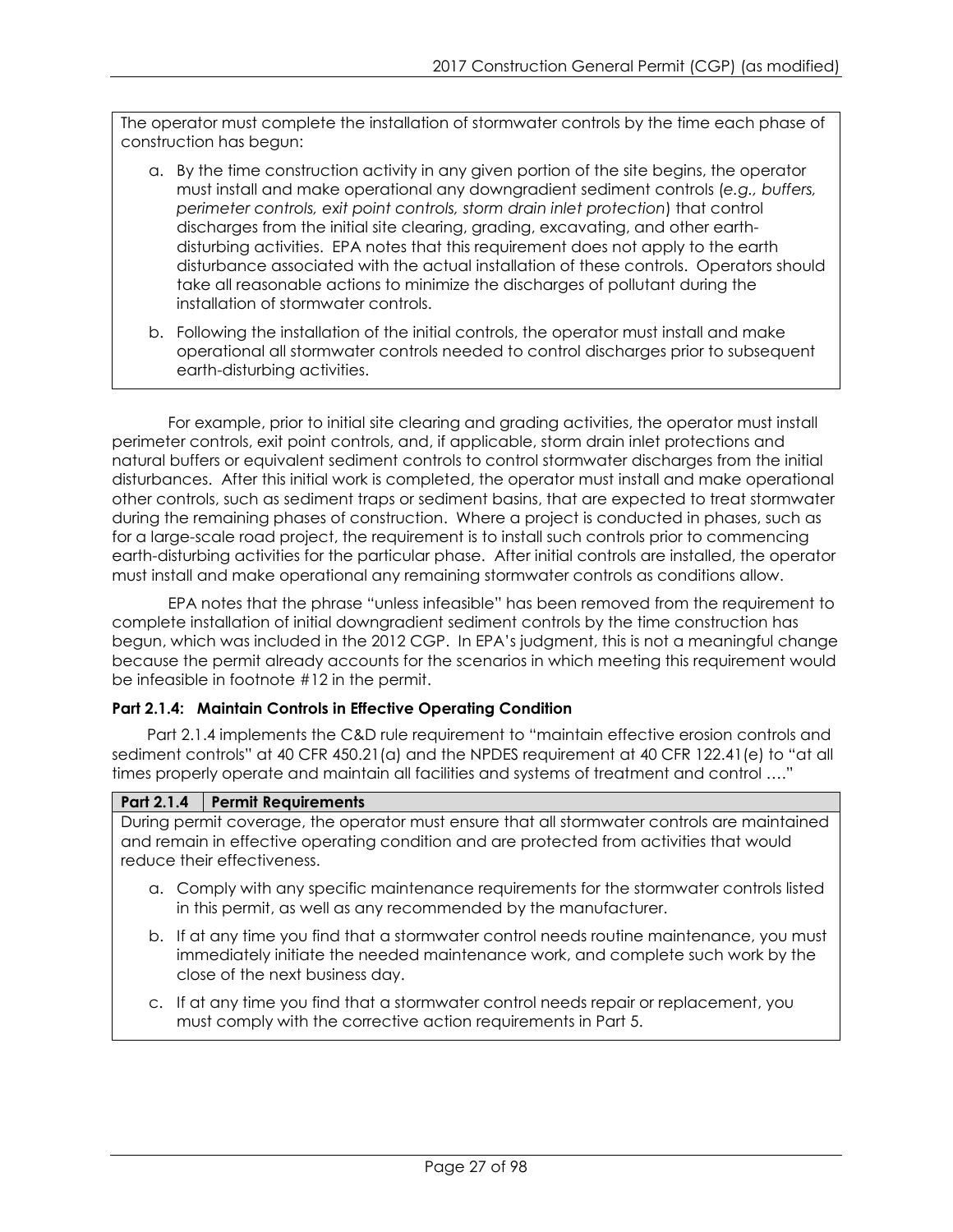The operator must complete the installation of stormwater controls by the time each phase of construction has begun:

a. By the time construction activity in any given portion of the site begins, the operator must install and make operational any downgradient sediment controls (*e.g., buffers, perimeter controls, exit point controls, storm drain inlet protection*) that control discharges from the initial site clearing, grading, excavating, and other earth-disturbing activities. EPA notes that this requirement does not apply to the earth disturbance associated with the actual installation of these controls. Operators should take all reasonable actions to minimize the discharges of pollutant during the installation of stormwater controls.

b. Following the installation of the initial controls, the operator must install and make operational all stormwater controls needed to control discharges prior to subsequent earth-disturbing activities.

For example, prior to initial site clearing and grading activities, the operator must install perimeter controls, exit point controls, and, if applicable, storm drain inlet protections and natural buffers or equivalent sediment controls to control stormwater discharges from the initial disturbances. After this initial work is completed, the operator must install and make operational other controls, such as sediment traps or sediment basins, that are expected to treat stormwater during the remaining phases of construction. Where a project is conducted in phases, such as for a large-scale road project, the requirement is to install such controls prior to commencing earth-disturbing activities for the particular phase. After initial controls are installed, the operator must install and make operational any remaining stormwater controls as conditions allow.

EPA notes that the phrase "unless infeasible" has been removed from the requirement to complete installation of initial downgradient sediment controls by the time construction has begun, which was included in the 2012 CGP. In EPA's judgment, this is not a meaningful change because the permit already accounts for the scenarios in which meeting this requirement would be infeasible in footnote #12 in the permit.

#### Part 2.1.4: Maintain Controls in Effective Operating Condition

Part 2.1.4 implements the C&D rule requirement to "maintain effective erosion controls and sediment controls" at 40 CFR 450.21(a) and the NPDES requirement at 40 CFR 122.41(e) to "at all times properly operate and maintain all facilities and systems of treatment and control …."

| Part 2.1.4 | Permit Requirements |
|---|---|

During permit coverage, the operator must ensure that all stormwater controls are maintained and remain in effective operating condition and are protected from activities that would reduce their effectiveness.

a. Comply with any specific maintenance requirements for the stormwater controls listed in this permit, as well as any recommended by the manufacturer.

b. If at any time you find that a stormwater control needs routine maintenance, you must immediately initiate the needed maintenance work, and complete such work by the close of the next business day.

c. If at any time you find that a stormwater control needs repair or replacement, you must comply with the corrective action requirements in Part 5.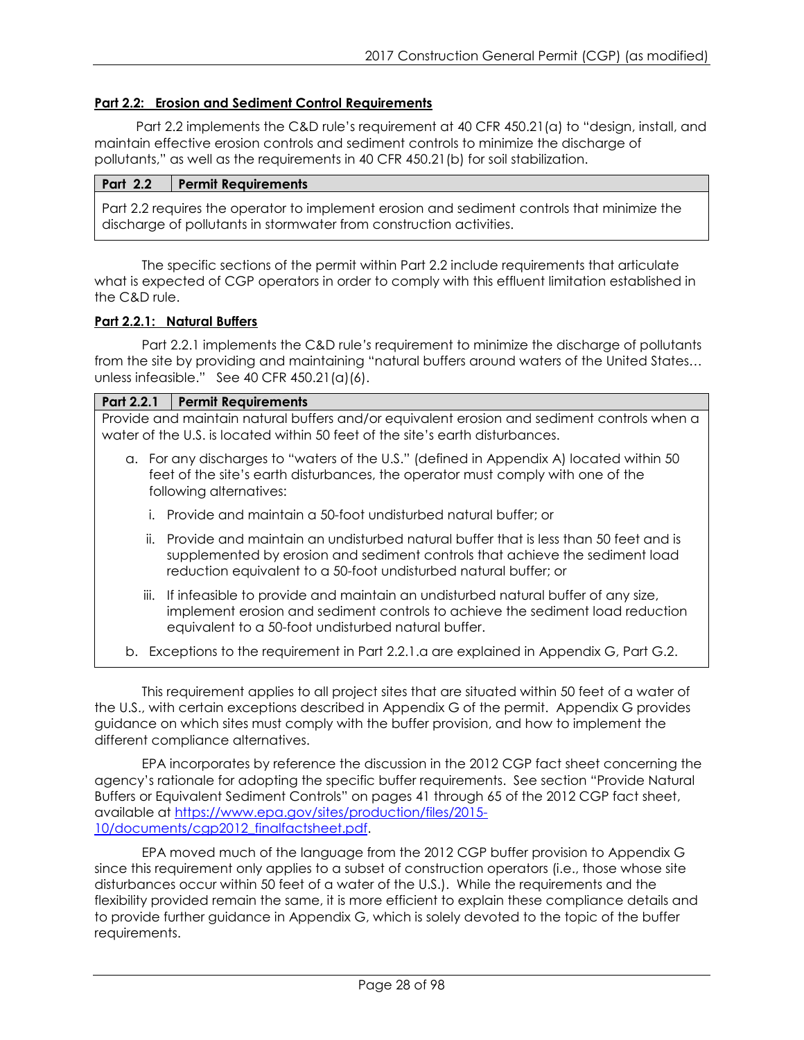**Part 2.2: Erosion and Sediment Control Requirements**

Part 2.2 implements the C&D rule's requirement at 40 CFR 450.21(a) to "design, install, and maintain effective erosion controls and sediment controls to minimize the discharge of pollutants," as well as the requirements in 40 CFR 450.21(b) for soil stabilization.

| Part 2.2 | Permit Requirements |
| --- | --- |
| Part 2.2 requires the operator to implement erosion and sediment controls that minimize the discharge of pollutants in stormwater from construction activities. | |

The specific sections of the permit within Part 2.2 include requirements that articulate what is expected of CGP operators in order to comply with this effluent limitation established in the C&D rule.

**Part 2.2.1: Natural Buffers**

Part 2.2.1 implements the C&D rule's requirement to minimize the discharge of pollutants from the site by providing and maintaining "natural buffers around waters of the United States… unless infeasible." See 40 CFR 450.21(a)(6).

| Part 2.2.1 | Permit Requirements |
| --- | --- |

Provide and maintain natural buffers and/or equivalent erosion and sediment controls when a water of the U.S. is located within 50 feet of the site's earth disturbances.

a. For any discharges to "waters of the U.S." (defined in Appendix A) located within 50 feet of the site's earth disturbances, the operator must comply with one of the following alternatives:

   i. Provide and maintain a 50-foot undisturbed natural buffer; or

   ii. Provide and maintain an undisturbed natural buffer that is less than 50 feet and is supplemented by erosion and sediment controls that achieve the sediment load reduction equivalent to a 50-foot undisturbed natural buffer; or

   iii. If infeasible to provide and maintain an undisturbed natural buffer of any size, implement erosion and sediment controls to achieve the sediment load reduction equivalent to a 50-foot undisturbed natural buffer.

b. Exceptions to the requirement in Part 2.2.1.a are explained in Appendix G, Part G.2.

This requirement applies to all project sites that are situated within 50 feet of a water of the U.S., with certain exceptions described in Appendix G of the permit. Appendix G provides guidance on which sites must comply with the buffer provision, and how to implement the different compliance alternatives.

EPA incorporates by reference the discussion in the 2012 CGP fact sheet concerning the agency's rationale for adopting the specific buffer requirements. See section "Provide Natural Buffers or Equivalent Sediment Controls" on pages 41 through 65 of the 2012 CGP fact sheet, available at https://www.epa.gov/sites/production/files/2015-10/documents/cgp2012_finalfactsheet.pdf.

EPA moved much of the language from the 2012 CGP buffer provision to Appendix G since this requirement only applies to a subset of construction operators (i.e., those whose site disturbances occur within 50 feet of a water of the U.S.). While the requirements and the flexibility provided remain the same, it is more efficient to explain these compliance details and to provide further guidance in Appendix G, which is solely devoted to the topic of the buffer requirements.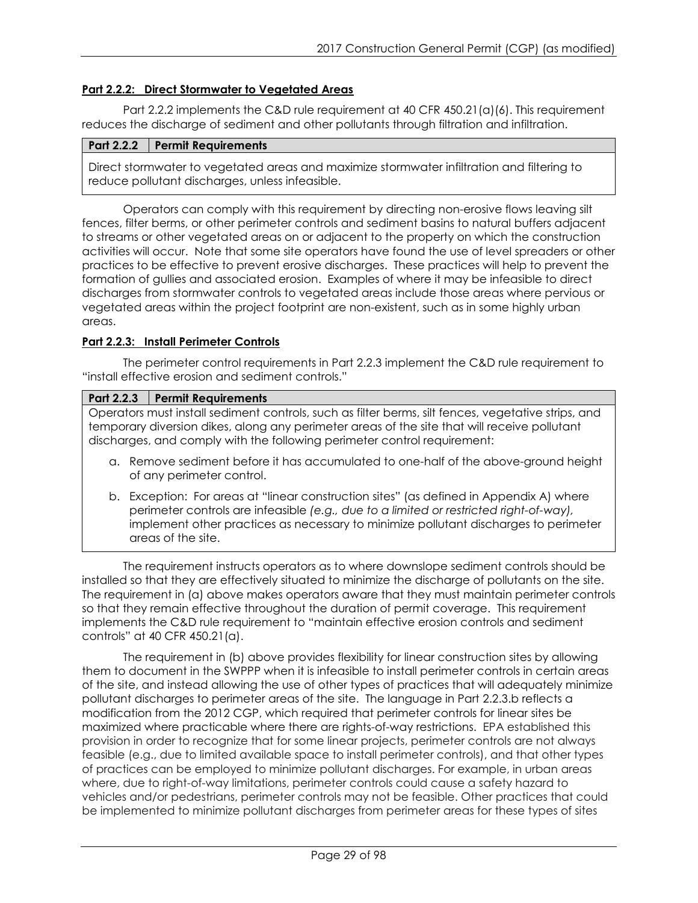**Part 2.2.2: Direct Stormwater to Vegetated Areas**

Part 2.2.2 implements the C&D rule requirement at 40 CFR 450.21(a)(6). This requirement reduces the discharge of sediment and other pollutants through filtration and infiltration.

| Part 2.2.2 | Permit Requirements |
|---|---|
| Direct stormwater to vegetated areas and maximize stormwater infiltration and filtering to reduce pollutant discharges, unless infeasible. | |

Operators can comply with this requirement by directing non-erosive flows leaving silt fences, filter berms, or other perimeter controls and sediment basins to natural buffers adjacent to streams or other vegetated areas on or adjacent to the property on which the construction activities will occur. Note that some site operators have found the use of level spreaders or other practices to be effective to prevent erosive discharges. These practices will help to prevent the formation of gullies and associated erosion. Examples of where it may be infeasible to direct discharges from stormwater controls to vegetated areas include those areas where pervious or vegetated areas within the project footprint are non-existent, such as in some highly urban areas.

**Part 2.2.3: Install Perimeter Controls**

The perimeter control requirements in Part 2.2.3 implement the C&D rule requirement to "install effective erosion and sediment controls."

| Part 2.2.3 | Permit Requirements |
|---|---|
| Operators must install sediment controls, such as filter berms, silt fences, vegetative strips, and temporary diversion dikes, along any perimeter areas of the site that will receive pollutant discharges, and comply with the following perimeter control requirement:<br><br>a. Remove sediment before it has accumulated to one-half of the above-ground height of any perimeter control.<br><br>b. Exception: For areas at "linear construction sites" (as defined in Appendix A) where perimeter controls are infeasible *(e.g., due to a limited or restricted right-of-way)*, implement other practices as necessary to minimize pollutant discharges to perimeter areas of the site. | |

The requirement instructs operators as to where downslope sediment controls should be installed so that they are effectively situated to minimize the discharge of pollutants on the site. The requirement in (a) above makes operators aware that they must maintain perimeter controls so that they remain effective throughout the duration of permit coverage. This requirement implements the C&D rule requirement to "maintain effective erosion controls and sediment controls" at 40 CFR 450.21(a).

The requirement in (b) above provides flexibility for linear construction sites by allowing them to document in the SWPPP when it is infeasible to install perimeter controls in certain areas of the site, and instead allowing the use of other types of practices that will adequately minimize pollutant discharges to perimeter areas of the site. The language in Part 2.2.3.b reflects a modification from the 2012 CGP, which required that perimeter controls for linear sites be maximized where practicable where there are rights-of-way restrictions. EPA established this provision in order to recognize that for some linear projects, perimeter controls are not always feasible (e.g., due to limited available space to install perimeter controls), and that other types of practices can be employed to minimize pollutant discharges. For example, in urban areas where, due to right-of-way limitations, perimeter controls could cause a safety hazard to vehicles and/or pedestrians, perimeter controls may not be feasible. Other practices that could be implemented to minimize pollutant discharges from perimeter areas for these types of sites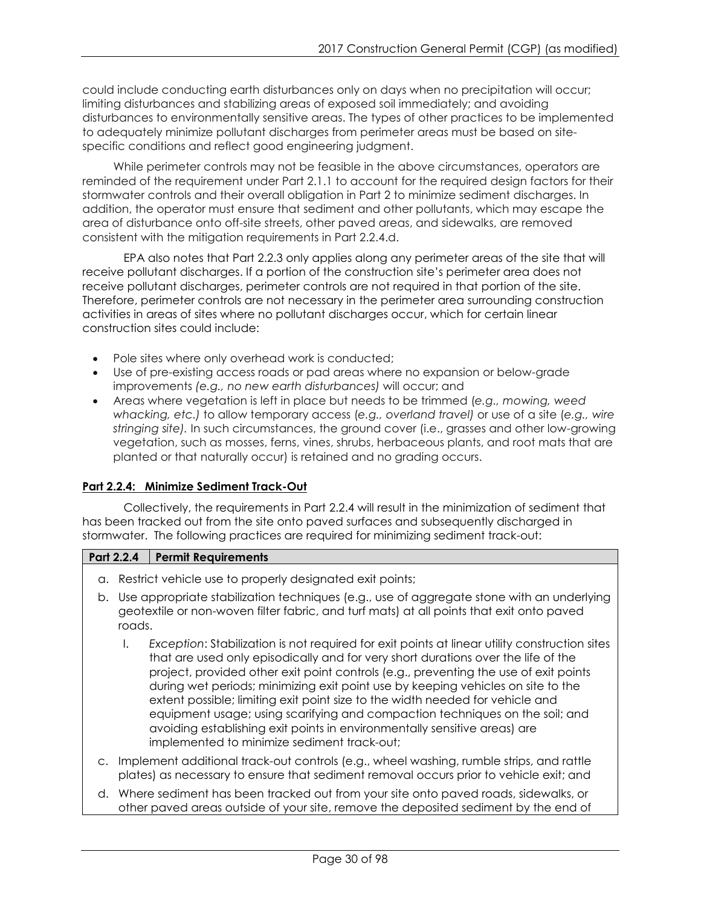could include conducting earth disturbances only on days when no precipitation will occur; limiting disturbances and stabilizing areas of exposed soil immediately; and avoiding disturbances to environmentally sensitive areas. The types of other practices to be implemented to adequately minimize pollutant discharges from perimeter areas must be based on site-specific conditions and reflect good engineering judgment.

While perimeter controls may not be feasible in the above circumstances, operators are reminded of the requirement under Part 2.1.1 to account for the required design factors for their stormwater controls and their overall obligation in Part 2 to minimize sediment discharges. In addition, the operator must ensure that sediment and other pollutants, which may escape the area of disturbance onto off-site streets, other paved areas, and sidewalks, are removed consistent with the mitigation requirements in Part 2.2.4.d.

EPA also notes that Part 2.2.3 only applies along any perimeter areas of the site that will receive pollutant discharges. If a portion of the construction site's perimeter area does not receive pollutant discharges, perimeter controls are not required in that portion of the site. Therefore, perimeter controls are not necessary in the perimeter area surrounding construction activities in areas of sites where no pollutant discharges occur, which for certain linear construction sites could include:

- Pole sites where only overhead work is conducted;
- Use of pre-existing access roads or pad areas where no expansion or below-grade improvements *(e.g., no new earth disturbances)* will occur; and
- Areas where vegetation is left in place but needs to be trimmed (*e.g., mowing, weed whacking, etc.)* to allow temporary access (*e.g., overland travel)* or use of a site (*e.g., wire stringing site)*. In such circumstances, the ground cover (i.e., grasses and other low-growing vegetation, such as mosses, ferns, vines, shrubs, herbaceous plants, and root mats that are planted or that naturally occur) is retained and no grading occurs.

**Part 2.2.4: Minimize Sediment Track-Out**

Collectively, the requirements in Part 2.2.4 will result in the minimization of sediment that has been tracked out from the site onto paved surfaces and subsequently discharged in stormwater. The following practices are required for minimizing sediment track-out:

| Part 2.2.4 | Permit Requirements |
|---|---|

a. Restrict vehicle use to properly designated exit points;

b. Use appropriate stabilization techniques (e.g., use of aggregate stone with an underlying geotextile or non-woven filter fabric, and turf mats) at all points that exit onto paved roads.

   I. *Exception*: Stabilization is not required for exit points at linear utility construction sites that are used only episodically and for very short durations over the life of the project, provided other exit point controls (e.g., preventing the use of exit points during wet periods; minimizing exit point use by keeping vehicles on site to the extent possible; limiting exit point size to the width needed for vehicle and equipment usage; using scarifying and compaction techniques on the soil; and avoiding establishing exit points in environmentally sensitive areas) are implemented to minimize sediment track-out;

c. Implement additional track-out controls (e.g., wheel washing, rumble strips, and rattle plates) as necessary to ensure that sediment removal occurs prior to vehicle exit; and

d. Where sediment has been tracked out from your site onto paved roads, sidewalks, or other paved areas outside of your site, remove the deposited sediment by the end of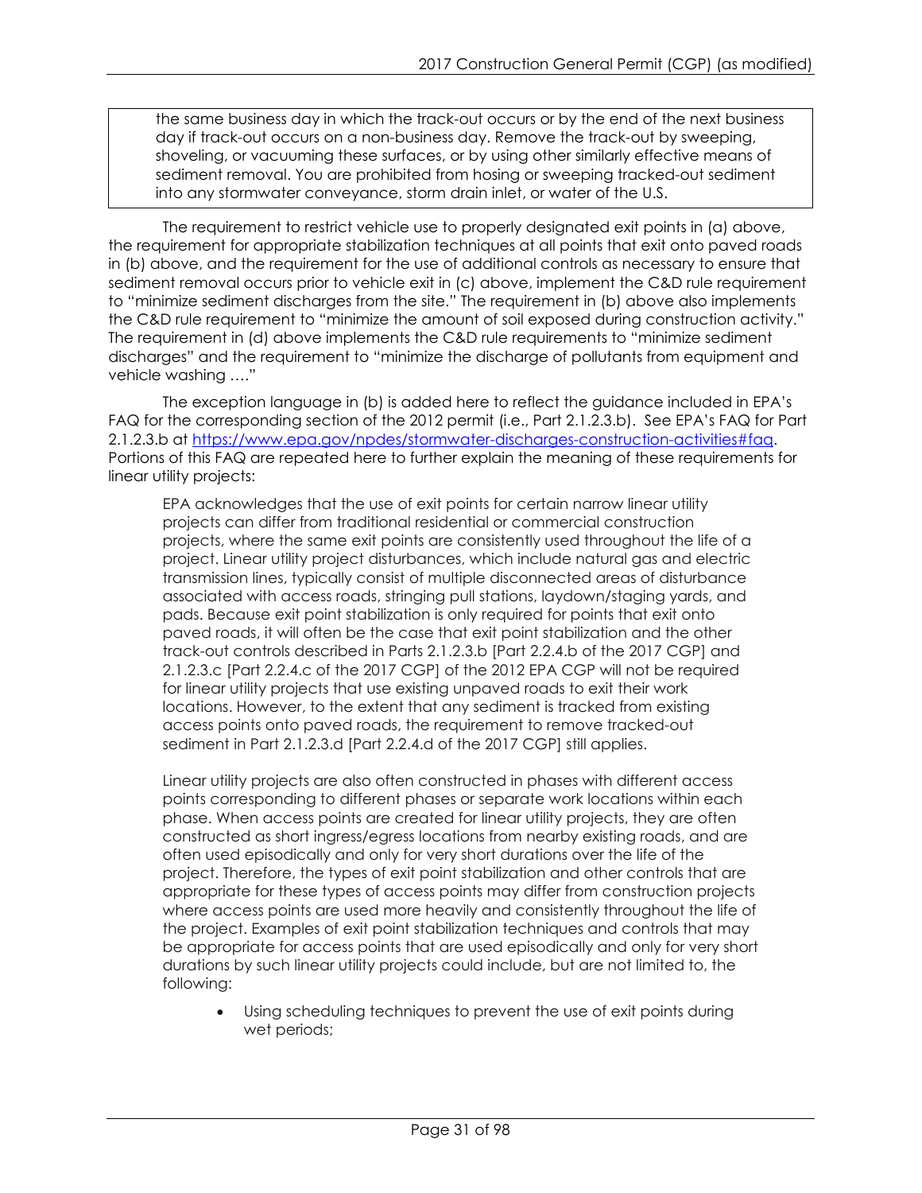> the same business day in which the track-out occurs or by the end of the next business day if track-out occurs on a non-business day. Remove the track-out by sweeping, shoveling, or vacuuming these surfaces, or by using other similarly effective means of sediment removal. You are prohibited from hosing or sweeping tracked-out sediment into any stormwater conveyance, storm drain inlet, or water of the U.S.

The requirement to restrict vehicle use to properly designated exit points in (a) above, the requirement for appropriate stabilization techniques at all points that exit onto paved roads in (b) above, and the requirement for the use of additional controls as necessary to ensure that sediment removal occurs prior to vehicle exit in (c) above, implement the C&D rule requirement to "minimize sediment discharges from the site." The requirement in (b) above also implements the C&D rule requirement to "minimize the amount of soil exposed during construction activity." The requirement in (d) above implements the C&D rule requirements to "minimize sediment discharges" and the requirement to "minimize the discharge of pollutants from equipment and vehicle washing …."

The exception language in (b) is added here to reflect the guidance included in EPA's FAQ for the corresponding section of the 2012 permit (i.e., Part 2.1.2.3.b). See EPA's FAQ for Part 2.1.2.3.b at [https://www.epa.gov/npdes/stormwater-discharges-construction-activities#faq](https://www.epa.gov/npdes/stormwater-discharges-construction-activities#faq). Portions of this FAQ are repeated here to further explain the meaning of these requirements for linear utility projects:

> EPA acknowledges that the use of exit points for certain narrow linear utility projects can differ from traditional residential or commercial construction projects, where the same exit points are consistently used throughout the life of a project. Linear utility project disturbances, which include natural gas and electric transmission lines, typically consist of multiple disconnected areas of disturbance associated with access roads, stringing pull stations, laydown/staging yards, and pads. Because exit point stabilization is only required for points that exit onto paved roads, it will often be the case that exit point stabilization and the other track-out controls described in Parts 2.1.2.3.b [Part 2.2.4.b of the 2017 CGP] and 2.1.2.3.c [Part 2.2.4.c of the 2017 CGP] of the 2012 EPA CGP will not be required for linear utility projects that use existing unpaved roads to exit their work locations. However, to the extent that any sediment is tracked from existing access points onto paved roads, the requirement to remove tracked-out sediment in Part 2.1.2.3.d [Part 2.2.4.d of the 2017 CGP] still applies.
>
> Linear utility projects are also often constructed in phases with different access points corresponding to different phases or separate work locations within each phase. When access points are created for linear utility projects, they are often constructed as short ingress/egress locations from nearby existing roads, and are often used episodically and only for very short durations over the life of the project. Therefore, the types of exit point stabilization and other controls that are appropriate for these types of access points may differ from construction projects where access points are used more heavily and consistently throughout the life of the project. Examples of exit point stabilization techniques and controls that may be appropriate for access points that are used episodically and only for very short durations by such linear utility projects could include, but are not limited to, the following:
>
> - Using scheduling techniques to prevent the use of exit points during wet periods;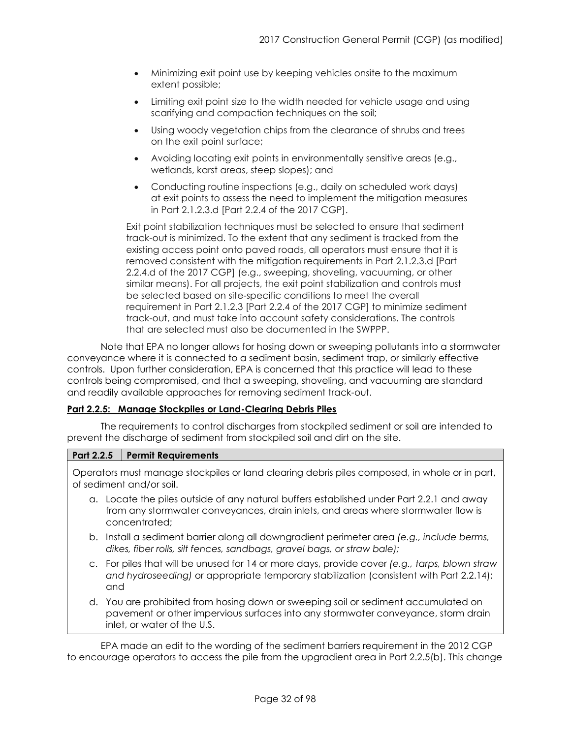- Minimizing exit point use by keeping vehicles onsite to the maximum extent possible;
- Limiting exit point size to the width needed for vehicle usage and using scarifying and compaction techniques on the soil;
- Using woody vegetation chips from the clearance of shrubs and trees on the exit point surface;
- Avoiding locating exit points in environmentally sensitive areas (e.g., wetlands, karst areas, steep slopes); and
- Conducting routine inspections (e.g., daily on scheduled work days) at exit points to assess the need to implement the mitigation measures in Part 2.1.2.3.d [Part 2.2.4 of the 2017 CGP].

Exit point stabilization techniques must be selected to ensure that sediment track-out is minimized. To the extent that any sediment is tracked from the existing access point onto paved roads, all operators must ensure that it is removed consistent with the mitigation requirements in Part 2.1.2.3.d [Part 2.2.4.d of the 2017 CGP] (e.g., sweeping, shoveling, vacuuming, or other similar means). For all projects, the exit point stabilization and controls must be selected based on site-specific conditions to meet the overall requirement in Part 2.1.2.3 [Part 2.2.4 of the 2017 CGP] to minimize sediment track-out, and must take into account safety considerations. The controls that are selected must also be documented in the SWPPP.

Note that EPA no longer allows for hosing down or sweeping pollutants into a stormwater conveyance where it is connected to a sediment basin, sediment trap, or similarly effective controls. Upon further consideration, EPA is concerned that this practice will lead to these controls being compromised, and that a sweeping, shoveling, and vacuuming are standard and readily available approaches for removing sediment track-out.

**Part 2.2.5: Manage Stockpiles or Land-Clearing Debris Piles**

The requirements to control discharges from stockpiled sediment or soil are intended to prevent the discharge of sediment from stockpiled soil and dirt on the site.

| Part 2.2.5 | Permit Requirements |
|---|---|
| Operators must manage stockpiles or land clearing debris piles composed, in whole or in part, of sediment and/or soil.<br>a. Locate the piles outside of any natural buffers established under Part 2.2.1 and away from any stormwater conveyances, drain inlets, and areas where stormwater flow is concentrated;<br>b. Install a sediment barrier along all downgradient perimeter area *(e.g., include berms, dikes, fiber rolls, silt fences, sandbags, gravel bags, or straw bale);*<br>c. For piles that will be unused for 14 or more days, provide cover *(e.g., tarps, blown straw and hydroseeding)* or appropriate temporary stabilization (consistent with Part 2.2.14); and<br>d. You are prohibited from hosing down or sweeping soil or sediment accumulated on pavement or other impervious surfaces into any stormwater conveyance, storm drain inlet, or water of the U.S. | |

EPA made an edit to the wording of the sediment barriers requirement in the 2012 CGP to encourage operators to access the pile from the upgradient area in Part 2.2.5(b). This change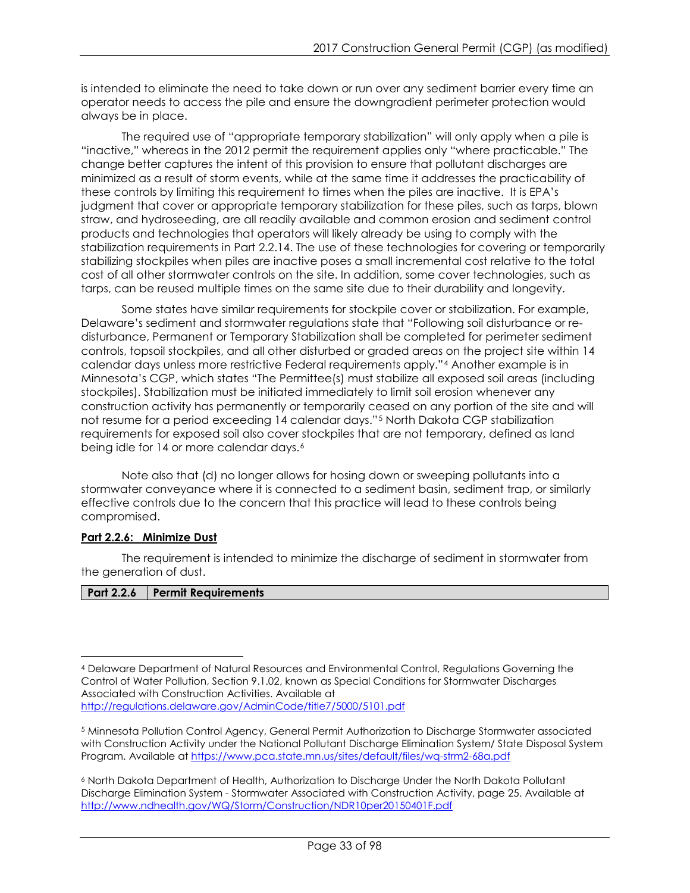is intended to eliminate the need to take down or run over any sediment barrier every time an operator needs to access the pile and ensure the downgradient perimeter protection would always be in place.

The required use of "appropriate temporary stabilization" will only apply when a pile is "inactive," whereas in the 2012 permit the requirement applies only "where practicable." The change better captures the intent of this provision to ensure that pollutant discharges are minimized as a result of storm events, while at the same time it addresses the practicability of these controls by limiting this requirement to times when the piles are inactive. It is EPA's judgment that cover or appropriate temporary stabilization for these piles, such as tarps, blown straw, and hydroseeding, are all readily available and common erosion and sediment control products and technologies that operators will likely already be using to comply with the stabilization requirements in Part 2.2.14. The use of these technologies for covering or temporarily stabilizing stockpiles when piles are inactive poses a small incremental cost relative to the total cost of all other stormwater controls on the site. In addition, some cover technologies, such as tarps, can be reused multiple times on the same site due to their durability and longevity.

Some states have similar requirements for stockpile cover or stabilization. For example, Delaware's sediment and stormwater regulations state that "Following soil disturbance or re-disturbance, Permanent or Temporary Stabilization shall be completed for perimeter sediment controls, topsoil stockpiles, and all other disturbed or graded areas on the project site within 14 calendar days unless more restrictive Federal requirements apply."[4] Another example is in Minnesota's CGP, which states "The Permittee(s) must stabilize all exposed soil areas (including stockpiles). Stabilization must be initiated immediately to limit soil erosion whenever any construction activity has permanently or temporarily ceased on any portion of the site and will not resume for a period exceeding 14 calendar days."[5] North Dakota CGP stabilization requirements for exposed soil also cover stockpiles that are not temporary, defined as land being idle for 14 or more calendar days.[6]

Note also that (d) no longer allows for hosing down or sweeping pollutants into a stormwater conveyance where it is connected to a sediment basin, sediment trap, or similarly effective controls due to the concern that this practice will lead to these controls being compromised.

**Part 2.2.6: Minimize Dust**

The requirement is intended to minimize the discharge of sediment in stormwater from the generation of dust.

| Part 2.2.6 | Permit Requirements |
|---|---|

[4] Delaware Department of Natural Resources and Environmental Control, Regulations Governing the Control of Water Pollution, Section 9.1.02, known as Special Conditions for Stormwater Discharges Associated with Construction Activities. Available at http://regulations.delaware.gov/AdminCode/title7/5000/5101.pdf

[5] Minnesota Pollution Control Agency, General Permit Authorization to Discharge Stormwater associated with Construction Activity under the National Pollutant Discharge Elimination System/ State Disposal System Program. Available at https://www.pca.state.mn.us/sites/default/files/wq-strm2-68a.pdf

[6] North Dakota Department of Health, Authorization to Discharge Under the North Dakota Pollutant Discharge Elimination System - Stormwater Associated with Construction Activity, page 25. Available at http://www.ndhealth.gov/WQ/Storm/Construction/NDR10per20150401F.pdf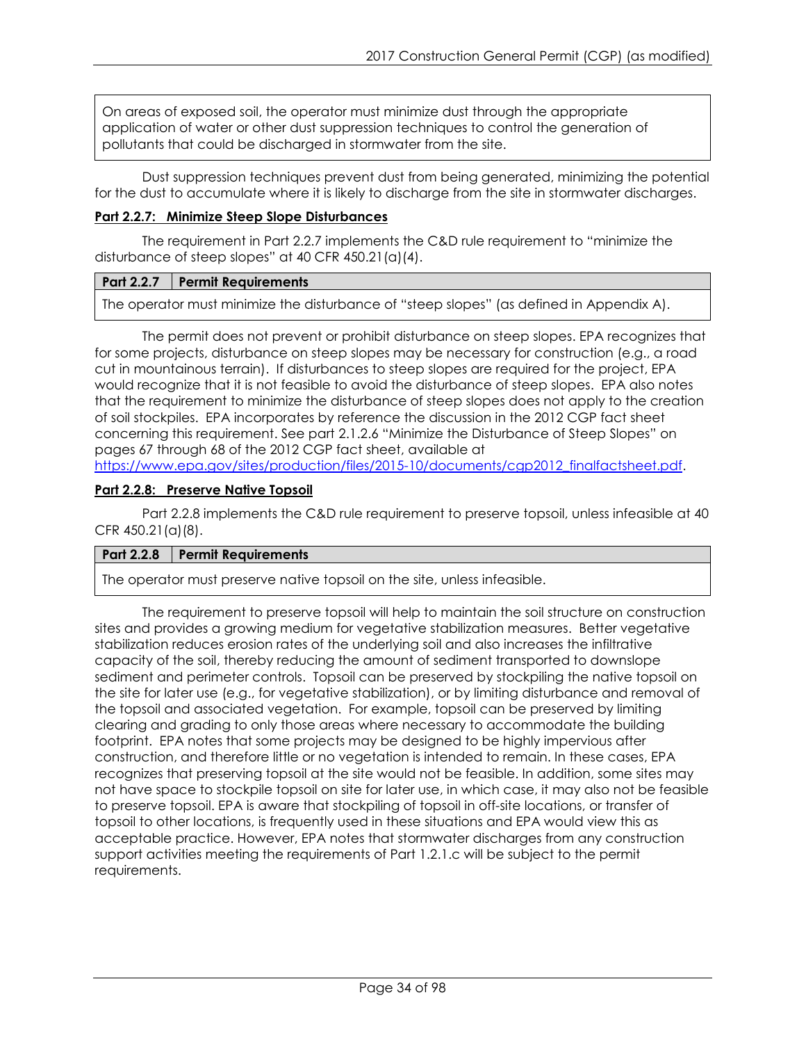On areas of exposed soil, the operator must minimize dust through the appropriate application of water or other dust suppression techniques to control the generation of pollutants that could be discharged in stormwater from the site.

Dust suppression techniques prevent dust from being generated, minimizing the potential for the dust to accumulate where it is likely to discharge from the site in stormwater discharges.

**Part 2.2.7: Minimize Steep Slope Disturbances**

The requirement in Part 2.2.7 implements the C&D rule requirement to "minimize the disturbance of steep slopes" at 40 CFR 450.21(a)(4).

| Part 2.2.7 | Permit Requirements |
|---|---|
| The operator must minimize the disturbance of "steep slopes" (as defined in Appendix A). | |

The permit does not prevent or prohibit disturbance on steep slopes. EPA recognizes that for some projects, disturbance on steep slopes may be necessary for construction (e.g., a road cut in mountainous terrain). If disturbances to steep slopes are required for the project, EPA would recognize that it is not feasible to avoid the disturbance of steep slopes. EPA also notes that the requirement to minimize the disturbance of steep slopes does not apply to the creation of soil stockpiles. EPA incorporates by reference the discussion in the 2012 CGP fact sheet concerning this requirement. See part 2.1.2.6 "Minimize the Disturbance of Steep Slopes" on pages 67 through 68 of the 2012 CGP fact sheet, available at https://www.epa.gov/sites/production/files/2015-10/documents/cgp2012_finalfactsheet.pdf.

**Part 2.2.8: Preserve Native Topsoil**

Part 2.2.8 implements the C&D rule requirement to preserve topsoil, unless infeasible at 40 CFR 450.21(a)(8).

| Part 2.2.8 | Permit Requirements |
|---|---|
| The operator must preserve native topsoil on the site, unless infeasible. | |

The requirement to preserve topsoil will help to maintain the soil structure on construction sites and provides a growing medium for vegetative stabilization measures. Better vegetative stabilization reduces erosion rates of the underlying soil and also increases the infiltrative capacity of the soil, thereby reducing the amount of sediment transported to downslope sediment and perimeter controls. Topsoil can be preserved by stockpiling the native topsoil on the site for later use (e.g., for vegetative stabilization), or by limiting disturbance and removal of the topsoil and associated vegetation. For example, topsoil can be preserved by limiting clearing and grading to only those areas where necessary to accommodate the building footprint. EPA notes that some projects may be designed to be highly impervious after construction, and therefore little or no vegetation is intended to remain. In these cases, EPA recognizes that preserving topsoil at the site would not be feasible. In addition, some sites may not have space to stockpile topsoil on site for later use, in which case, it may also not be feasible to preserve topsoil. EPA is aware that stockpiling of topsoil in off-site locations, or transfer of topsoil to other locations, is frequently used in these situations and EPA would view this as acceptable practice. However, EPA notes that stormwater discharges from any construction support activities meeting the requirements of Part 1.2.1.c will be subject to the permit requirements.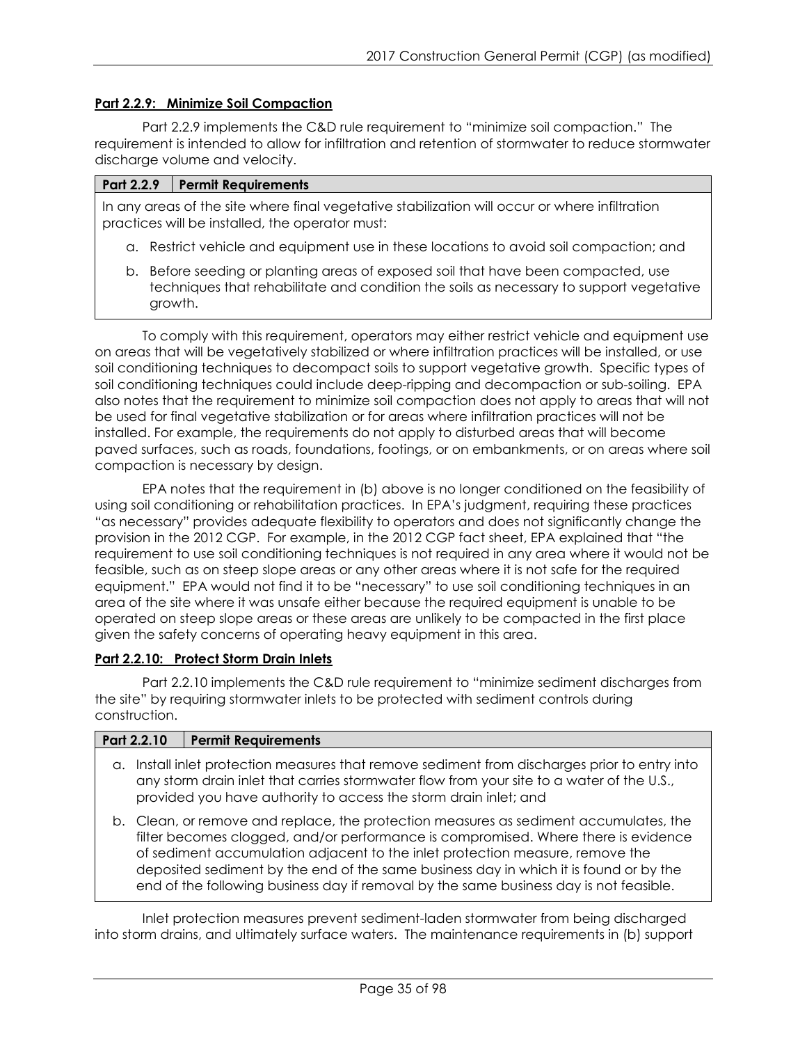**Part 2.2.9: Minimize Soil Compaction**

Part 2.2.9 implements the C&D rule requirement to "minimize soil compaction." The requirement is intended to allow for infiltration and retention of stormwater to reduce stormwater discharge volume and velocity.

| Part 2.2.9 | Permit Requirements |
|---|---|
| In any areas of the site where final vegetative stabilization will occur or where infiltration practices will be installed, the operator must:<br>a. Restrict vehicle and equipment use in these locations to avoid soil compaction; and<br>b. Before seeding or planting areas of exposed soil that have been compacted, use techniques that rehabilitate and condition the soils as necessary to support vegetative growth. | |

To comply with this requirement, operators may either restrict vehicle and equipment use on areas that will be vegetatively stabilized or where infiltration practices will be installed, or use soil conditioning techniques to decompact soils to support vegetative growth. Specific types of soil conditioning techniques could include deep-ripping and decompaction or sub-soiling. EPA also notes that the requirement to minimize soil compaction does not apply to areas that will not be used for final vegetative stabilization or for areas where infiltration practices will not be installed. For example, the requirements do not apply to disturbed areas that will become paved surfaces, such as roads, foundations, footings, or on embankments, or on areas where soil compaction is necessary by design.

EPA notes that the requirement in (b) above is no longer conditioned on the feasibility of using soil conditioning or rehabilitation practices. In EPA's judgment, requiring these practices "as necessary" provides adequate flexibility to operators and does not significantly change the provision in the 2012 CGP. For example, in the 2012 CGP fact sheet, EPA explained that "the requirement to use soil conditioning techniques is not required in any area where it would not be feasible, such as on steep slope areas or any other areas where it is not safe for the required equipment." EPA would not find it to be "necessary" to use soil conditioning techniques in an area of the site where it was unsafe either because the required equipment is unable to be operated on steep slope areas or these areas are unlikely to be compacted in the first place given the safety concerns of operating heavy equipment in this area.

**Part 2.2.10: Protect Storm Drain Inlets**

Part 2.2.10 implements the C&D rule requirement to "minimize sediment discharges from the site" by requiring stormwater inlets to be protected with sediment controls during construction.

| Part 2.2.10 | Permit Requirements |
|---|---|
| a. Install inlet protection measures that remove sediment from discharges prior to entry into any storm drain inlet that carries stormwater flow from your site to a water of the U.S., provided you have authority to access the storm drain inlet; and<br>b. Clean, or remove and replace, the protection measures as sediment accumulates, the filter becomes clogged, and/or performance is compromised. Where there is evidence of sediment accumulation adjacent to the inlet protection measure, remove the deposited sediment by the end of the same business day in which it is found or by the end of the following business day if removal by the same business day is not feasible. | |

Inlet protection measures prevent sediment-laden stormwater from being discharged into storm drains, and ultimately surface waters. The maintenance requirements in (b) support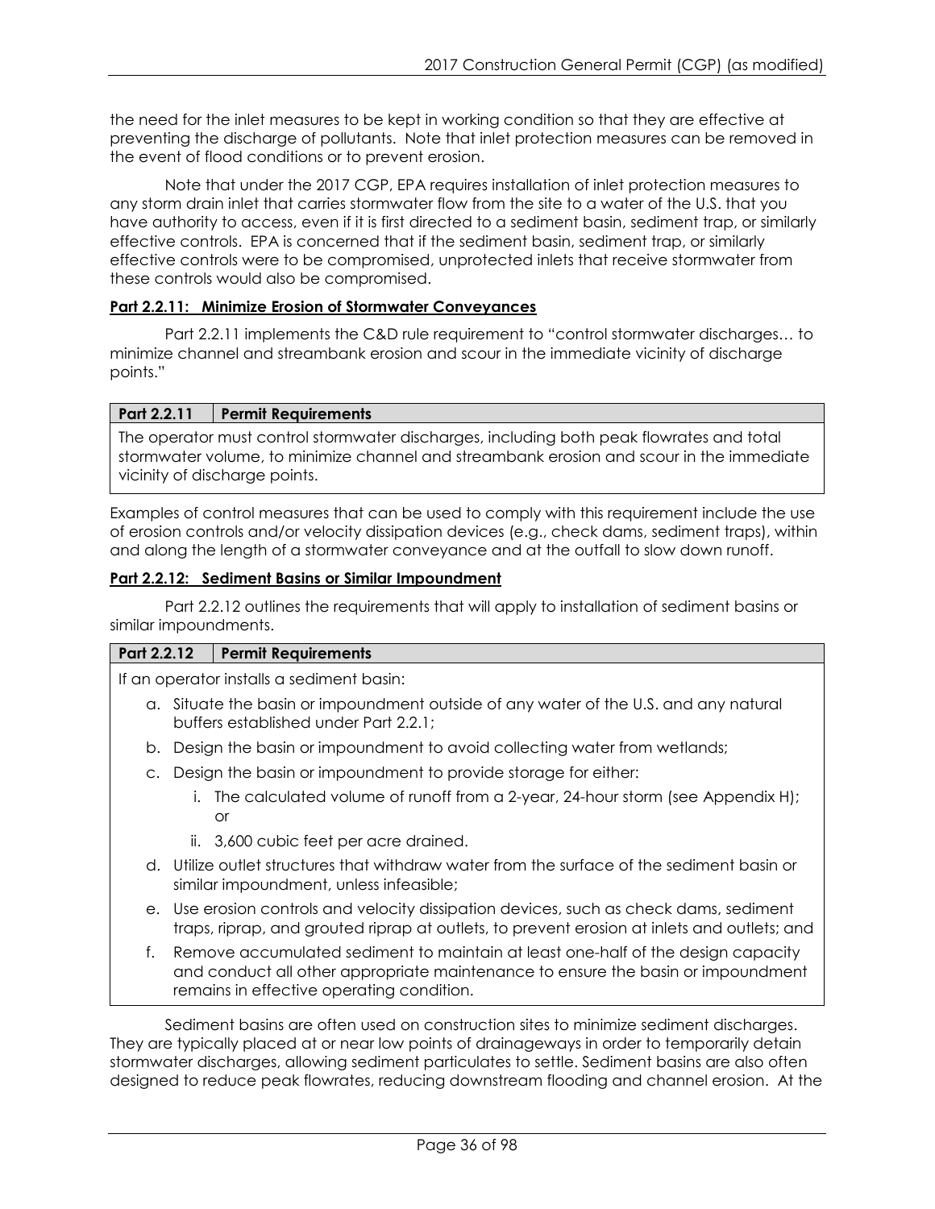the need for the inlet measures to be kept in working condition so that they are effective at preventing the discharge of pollutants. Note that inlet protection measures can be removed in the event of flood conditions or to prevent erosion.

Note that under the 2017 CGP, EPA requires installation of inlet protection measures to any storm drain inlet that carries stormwater flow from the site to a water of the U.S. that you have authority to access, even if it is first directed to a sediment basin, sediment trap, or similarly effective controls. EPA is concerned that if the sediment basin, sediment trap, or similarly effective controls were to be compromised, unprotected inlets that receive stormwater from these controls would also be compromised.

**Part 2.2.11: Minimize Erosion of Stormwater Conveyances**

Part 2.2.11 implements the C&D rule requirement to "control stormwater discharges… to minimize channel and streambank erosion and scour in the immediate vicinity of discharge points."

| Part 2.2.11 | Permit Requirements |
|---|---|
| The operator must control stormwater discharges, including both peak flowrates and total stormwater volume, to minimize channel and streambank erosion and scour in the immediate vicinity of discharge points. | |

Examples of control measures that can be used to comply with this requirement include the use of erosion controls and/or velocity dissipation devices (e.g., check dams, sediment traps), within and along the length of a stormwater conveyance and at the outfall to slow down runoff.

**Part 2.2.12: Sediment Basins or Similar Impoundment**

Part 2.2.12 outlines the requirements that will apply to installation of sediment basins or similar impoundments.

**Part 2.2.12 | Permit Requirements**

If an operator installs a sediment basin:

a. Situate the basin or impoundment outside of any water of the U.S. and any natural buffers established under Part 2.2.1;

b. Design the basin or impoundment to avoid collecting water from wetlands;

c. Design the basin or impoundment to provide storage for either:

   i. The calculated volume of runoff from a 2-year, 24-hour storm (see Appendix H); or

   ii. 3,600 cubic feet per acre drained.

d. Utilize outlet structures that withdraw water from the surface of the sediment basin or similar impoundment, unless infeasible;

e. Use erosion controls and velocity dissipation devices, such as check dams, sediment traps, riprap, and grouted riprap at outlets, to prevent erosion at inlets and outlets; and

f. Remove accumulated sediment to maintain at least one-half of the design capacity and conduct all other appropriate maintenance to ensure the basin or impoundment remains in effective operating condition.

Sediment basins are often used on construction sites to minimize sediment discharges. They are typically placed at or near low points of drainageways in order to temporarily detain stormwater discharges, allowing sediment particulates to settle. Sediment basins are also often designed to reduce peak flowrates, reducing downstream flooding and channel erosion. At the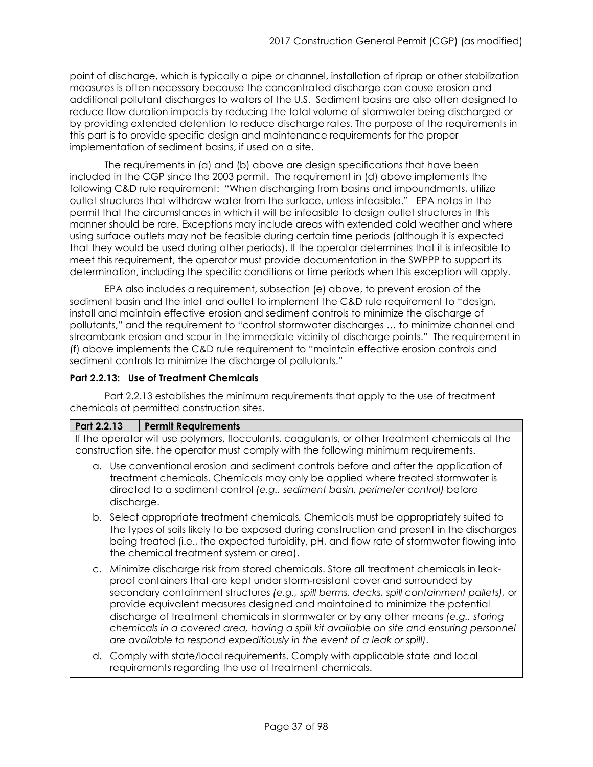point of discharge, which is typically a pipe or channel, installation of riprap or other stabilization measures is often necessary because the concentrated discharge can cause erosion and additional pollutant discharges to waters of the U.S. Sediment basins are also often designed to reduce flow duration impacts by reducing the total volume of stormwater being discharged or by providing extended detention to reduce discharge rates. The purpose of the requirements in this part is to provide specific design and maintenance requirements for the proper implementation of sediment basins, if used on a site.

The requirements in (a) and (b) above are design specifications that have been included in the CGP since the 2003 permit. The requirement in (d) above implements the following C&D rule requirement: "When discharging from basins and impoundments, utilize outlet structures that withdraw water from the surface, unless infeasible." EPA notes in the permit that the circumstances in which it will be infeasible to design outlet structures in this manner should be rare. Exceptions may include areas with extended cold weather and where using surface outlets may not be feasible during certain time periods (although it is expected that they would be used during other periods). If the operator determines that it is infeasible to meet this requirement, the operator must provide documentation in the SWPPP to support its determination, including the specific conditions or time periods when this exception will apply.

EPA also includes a requirement, subsection (e) above, to prevent erosion of the sediment basin and the inlet and outlet to implement the C&D rule requirement to "design, install and maintain effective erosion and sediment controls to minimize the discharge of pollutants," and the requirement to "control stormwater discharges … to minimize channel and streambank erosion and scour in the immediate vicinity of discharge points." The requirement in (f) above implements the C&D rule requirement to "maintain effective erosion controls and sediment controls to minimize the discharge of pollutants."

**Part 2.2.13: Use of Treatment Chemicals**

Part 2.2.13 establishes the minimum requirements that apply to the use of treatment chemicals at permitted construction sites.

| Part 2.2.13 | Permit Requirements |
|---|---|
| If the operator will use polymers, flocculants, coagulants, or other treatment chemicals at the construction site, the operator must comply with the following minimum requirements.<br>a. Use conventional erosion and sediment controls before and after the application of treatment chemicals. Chemicals may only be applied where treated stormwater is directed to a sediment control *(e.g., sediment basin, perimeter control)* before discharge.<br>b. Select appropriate treatment chemicals. Chemicals must be appropriately suited to the types of soils likely to be exposed during construction and present in the discharges being treated (i.e., the expected turbidity, pH, and flow rate of stormwater flowing into the chemical treatment system or area).<br>c. Minimize discharge risk from stored chemicals. Store all treatment chemicals in leak-proof containers that are kept under storm-resistant cover and surrounded by secondary containment structures *(e.g., spill berms, decks, spill containment pallets),* or provide equivalent measures designed and maintained to minimize the potential discharge of treatment chemicals in stormwater or by any other means *(e.g., storing chemicals in a covered area, having a spill kit available on site and ensuring personnel are available to respond expeditiously in the event of a leak or spill)*.<br>d. Comply with state/local requirements. Comply with applicable state and local requirements regarding the use of treatment chemicals. | |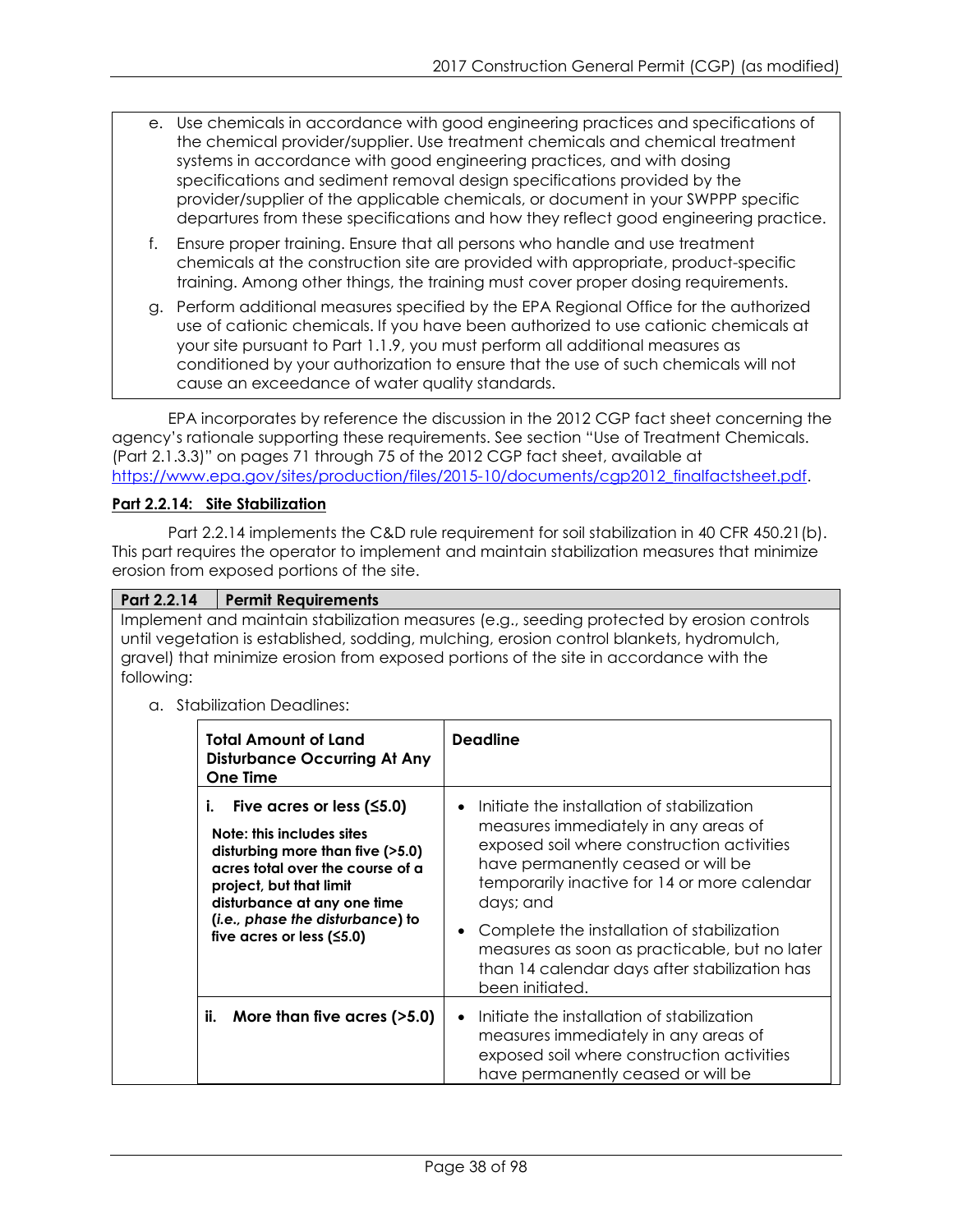e. Use chemicals in accordance with good engineering practices and specifications of the chemical provider/supplier. Use treatment chemicals and chemical treatment systems in accordance with good engineering practices, and with dosing specifications and sediment removal design specifications provided by the provider/supplier of the applicable chemicals, or document in your SWPPP specific departures from these specifications and how they reflect good engineering practice.

f. Ensure proper training. Ensure that all persons who handle and use treatment chemicals at the construction site are provided with appropriate, product-specific training. Among other things, the training must cover proper dosing requirements.

g. Perform additional measures specified by the EPA Regional Office for the authorized use of cationic chemicals. If you have been authorized to use cationic chemicals at your site pursuant to Part 1.1.9, you must perform all additional measures as conditioned by your authorization to ensure that the use of such chemicals will not cause an exceedance of water quality standards.

EPA incorporates by reference the discussion in the 2012 CGP fact sheet concerning the agency's rationale supporting these requirements. See section "Use of Treatment Chemicals. (Part 2.1.3.3)" on pages 71 through 75 of the 2012 CGP fact sheet, available at https://www.epa.gov/sites/production/files/2015-10/documents/cgp2012_finalfactsheet.pdf.

**Part 2.2.14: Site Stabilization**

Part 2.2.14 implements the C&D rule requirement for soil stabilization in 40 CFR 450.21(b). This part requires the operator to implement and maintain stabilization measures that minimize erosion from exposed portions of the site.

| Part 2.2.14 | Permit Requirements |
|---|---|

Implement and maintain stabilization measures (e.g., seeding protected by erosion controls until vegetation is established, sodding, mulching, erosion control blankets, hydromulch, gravel) that minimize erosion from exposed portions of the site in accordance with the following:

a. Stabilization Deadlines:

| Total Amount of Land Disturbance Occurring At Any One Time | Deadline |
|---|---|
| **i. Five acres or less (≤5.0)**<br>**Note: this includes sites disturbing more than five (>5.0) acres total over the course of a project, but that limit disturbance at any one time (*i.e., phase the disturbance*) to five acres or less (≤5.0)** | • Initiate the installation of stabilization measures immediately in any areas of exposed soil where construction activities have permanently ceased or will be temporarily inactive for 14 or more calendar days; and<br>• Complete the installation of stabilization measures as soon as practicable, but no later than 14 calendar days after stabilization has been initiated. |
| **ii. More than five acres (>5.0)** | • Initiate the installation of stabilization measures immediately in any areas of exposed soil where construction activities have permanently ceased or will be |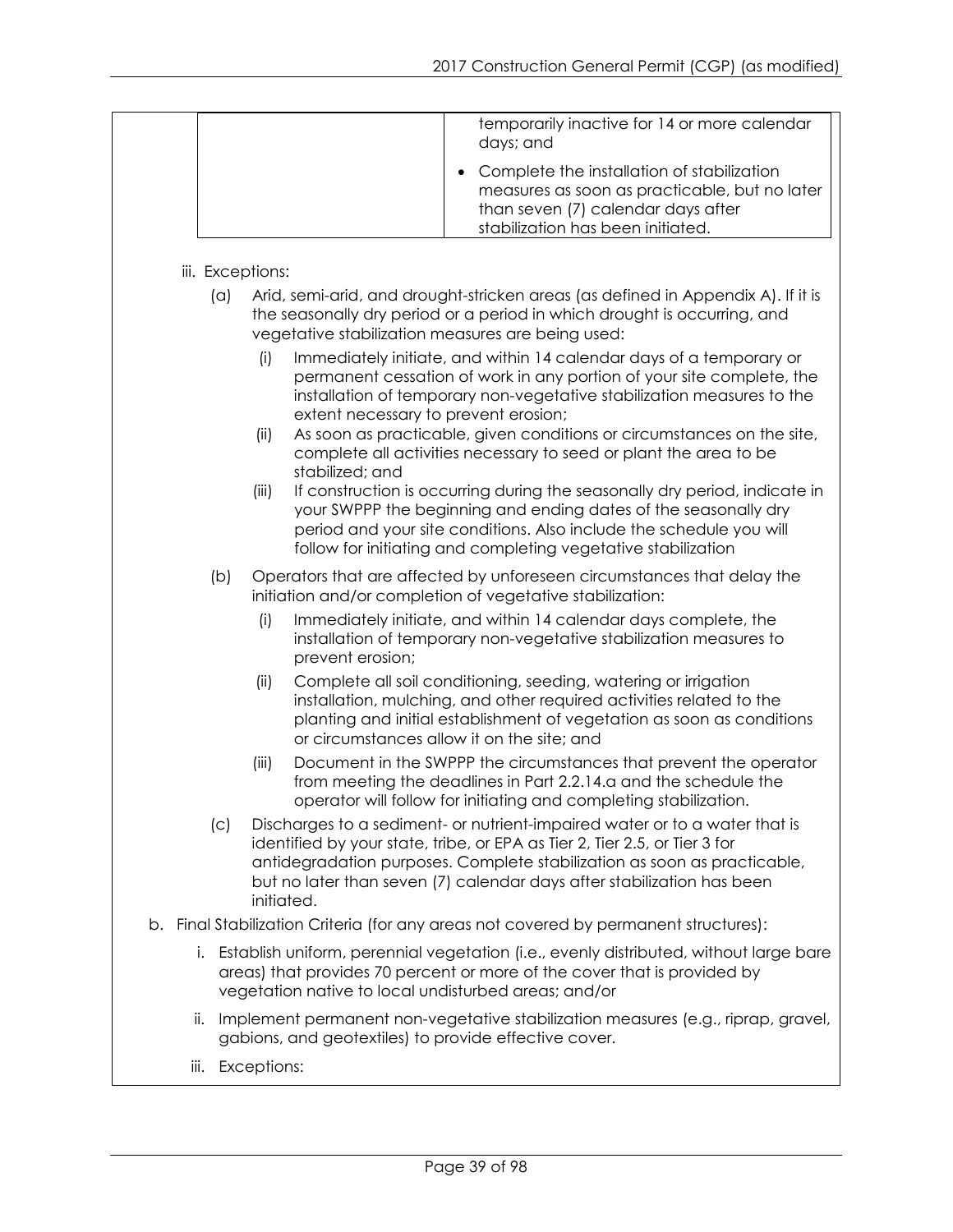| | temporarily inactive for 14 or more calendar days; and<br>• Complete the installation of stabilization measures as soon as practicable, but no later than seven (7) calendar days after stabilization has been initiated. |
|---|---|

iii. Exceptions:

(a) Arid, semi-arid, and drought-stricken areas (as defined in Appendix A). If it is the seasonally dry period or a period in which drought is occurring, and vegetative stabilization measures are being used:

(i) Immediately initiate, and within 14 calendar days of a temporary or permanent cessation of work in any portion of your site complete, the installation of temporary non-vegetative stabilization measures to the extent necessary to prevent erosion;

(ii) As soon as practicable, given conditions or circumstances on the site, complete all activities necessary to seed or plant the area to be stabilized; and

(iii) If construction is occurring during the seasonally dry period, indicate in your SWPPP the beginning and ending dates of the seasonally dry period and your site conditions. Also include the schedule you will follow for initiating and completing vegetative stabilization

(b) Operators that are affected by unforeseen circumstances that delay the initiation and/or completion of vegetative stabilization:

(i) Immediately initiate, and within 14 calendar days complete, the installation of temporary non-vegetative stabilization measures to prevent erosion;

(ii) Complete all soil conditioning, seeding, watering or irrigation installation, mulching, and other required activities related to the planting and initial establishment of vegetation as soon as conditions or circumstances allow it on the site; and

(iii) Document in the SWPPP the circumstances that prevent the operator from meeting the deadlines in Part 2.2.14.a and the schedule the operator will follow for initiating and completing stabilization.

(c) Discharges to a sediment- or nutrient-impaired water or to a water that is identified by your state, tribe, or EPA as Tier 2, Tier 2.5, or Tier 3 for antidegradation purposes. Complete stabilization as soon as practicable, but no later than seven (7) calendar days after stabilization has been initiated.

b. Final Stabilization Criteria (for any areas not covered by permanent structures):

i. Establish uniform, perennial vegetation (i.e., evenly distributed, without large bare areas) that provides 70 percent or more of the cover that is provided by vegetation native to local undisturbed areas; and/or

ii. Implement permanent non-vegetative stabilization measures (e.g., riprap, gravel, gabions, and geotextiles) to provide effective cover.

iii. Exceptions: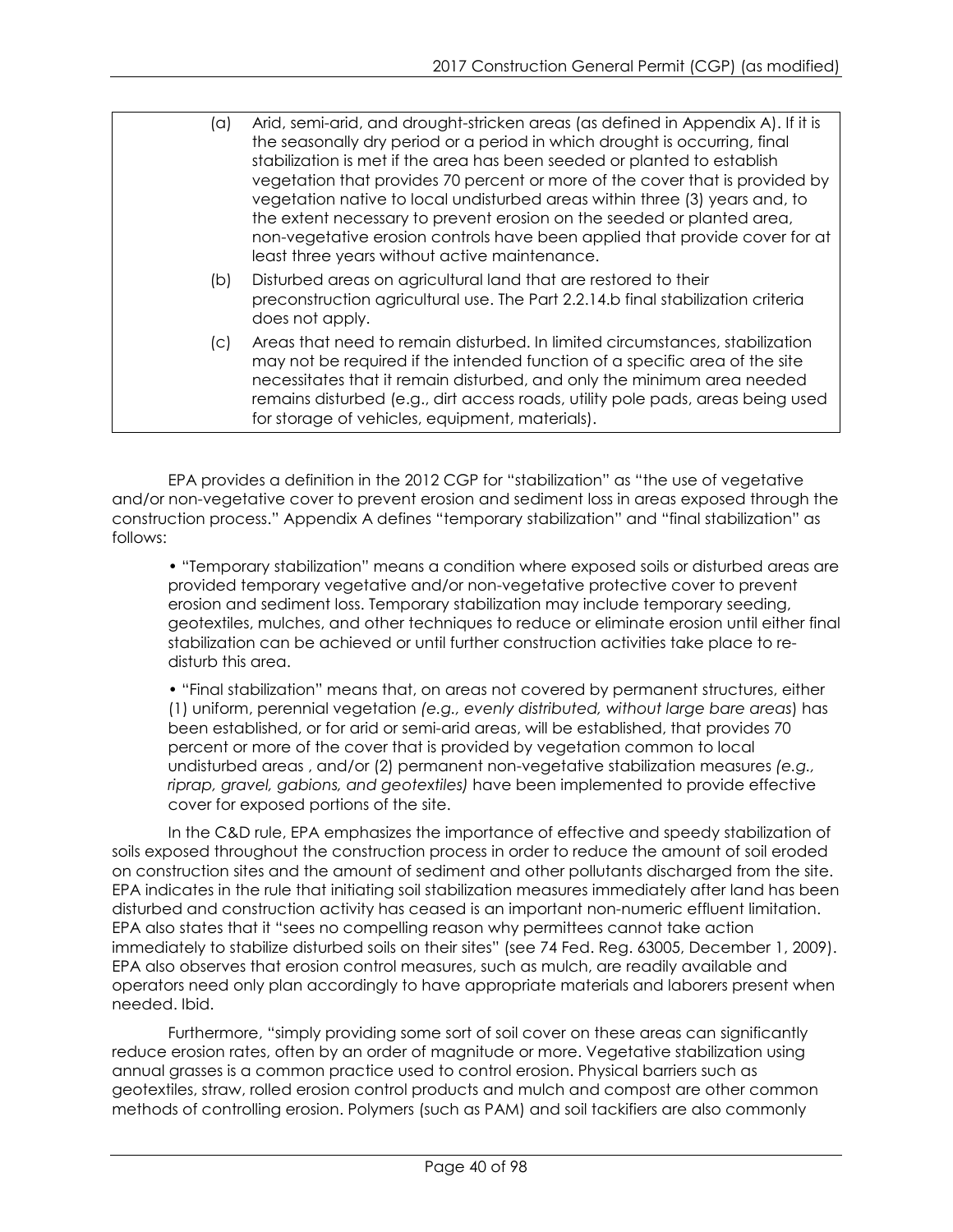| | |
|---|---|
| | (a) Arid, semi-arid, and drought-stricken areas (as defined in Appendix A). If it is the seasonally dry period or a period in which drought is occurring, final stabilization is met if the area has been seeded or planted to establish vegetation that provides 70 percent or more of the cover that is provided by vegetation native to local undisturbed areas within three (3) years and, to the extent necessary to prevent erosion on the seeded or planted area, non-vegetative erosion controls have been applied that provide cover for at least three years without active maintenance.<br>(b) Disturbed areas on agricultural land that are restored to their preconstruction agricultural use. The Part 2.2.14.b final stabilization criteria does not apply.<br>(c) Areas that need to remain disturbed. In limited circumstances, stabilization may not be required if the intended function of a specific area of the site necessitates that it remain disturbed, and only the minimum area needed remains disturbed (e.g., dirt access roads, utility pole pads, areas being used for storage of vehicles, equipment, materials). |

EPA provides a definition in the 2012 CGP for "stabilization" as "the use of vegetative and/or non-vegetative cover to prevent erosion and sediment loss in areas exposed through the construction process." Appendix A defines "temporary stabilization" and "final stabilization" as follows:

- "Temporary stabilization" means a condition where exposed soils or disturbed areas are provided temporary vegetative and/or non-vegetative protective cover to prevent erosion and sediment loss. Temporary stabilization may include temporary seeding, geotextiles, mulches, and other techniques to reduce or eliminate erosion until either final stabilization can be achieved or until further construction activities take place to re-disturb this area.

- "Final stabilization" means that, on areas not covered by permanent structures, either (1) uniform, perennial vegetation *(e.g., evenly distributed, without large bare areas*) has been established, or for arid or semi-arid areas, will be established, that provides 70 percent or more of the cover that is provided by vegetation common to local undisturbed areas , and/or (2) permanent non-vegetative stabilization measures *(e.g., riprap, gravel, gabions, and geotextiles)* have been implemented to provide effective cover for exposed portions of the site.

In the C&D rule, EPA emphasizes the importance of effective and speedy stabilization of soils exposed throughout the construction process in order to reduce the amount of soil eroded on construction sites and the amount of sediment and other pollutants discharged from the site. EPA indicates in the rule that initiating soil stabilization measures immediately after land has been disturbed and construction activity has ceased is an important non-numeric effluent limitation. EPA also states that it "sees no compelling reason why permittees cannot take action immediately to stabilize disturbed soils on their sites" (see 74 Fed. Reg. 63005, December 1, 2009). EPA also observes that erosion control measures, such as mulch, are readily available and operators need only plan accordingly to have appropriate materials and laborers present when needed. Ibid.

Furthermore, "simply providing some sort of soil cover on these areas can significantly reduce erosion rates, often by an order of magnitude or more. Vegetative stabilization using annual grasses is a common practice used to control erosion. Physical barriers such as geotextiles, straw, rolled erosion control products and mulch and compost are other common methods of controlling erosion. Polymers (such as PAM) and soil tackifiers are also commonly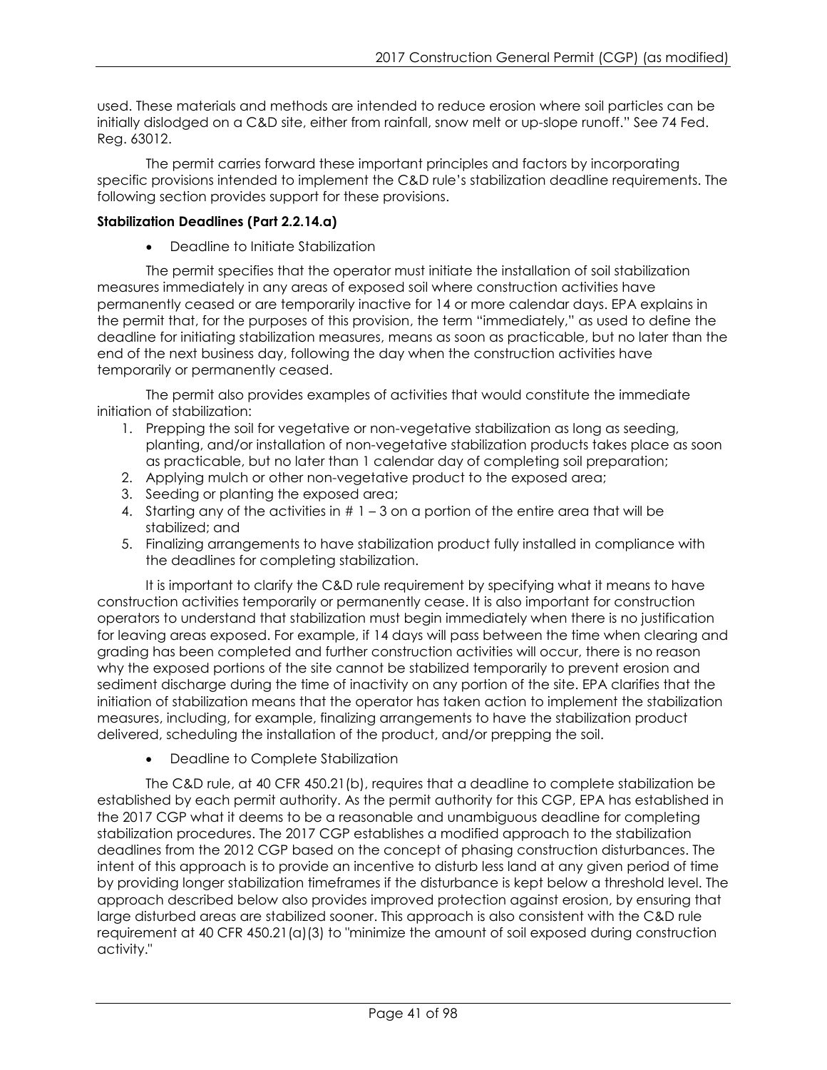used. These materials and methods are intended to reduce erosion where soil particles can be initially dislodged on a C&D site, either from rainfall, snow melt or up-slope runoff." See 74 Fed. Reg. 63012.

The permit carries forward these important principles and factors by incorporating specific provisions intended to implement the C&D rule's stabilization deadline requirements. The following section provides support for these provisions.

**Stabilization Deadlines (Part 2.2.14.a)**

- Deadline to Initiate Stabilization

The permit specifies that the operator must initiate the installation of soil stabilization measures immediately in any areas of exposed soil where construction activities have permanently ceased or are temporarily inactive for 14 or more calendar days. EPA explains in the permit that, for the purposes of this provision, the term "immediately," as used to define the deadline for initiating stabilization measures, means as soon as practicable, but no later than the end of the next business day, following the day when the construction activities have temporarily or permanently ceased.

The permit also provides examples of activities that would constitute the immediate initiation of stabilization:

1. Prepping the soil for vegetative or non-vegetative stabilization as long as seeding, planting, and/or installation of non-vegetative stabilization products takes place as soon as practicable, but no later than 1 calendar day of completing soil preparation;
2. Applying mulch or other non-vegetative product to the exposed area;
3. Seeding or planting the exposed area;
4. Starting any of the activities in # 1 – 3 on a portion of the entire area that will be stabilized; and
5. Finalizing arrangements to have stabilization product fully installed in compliance with the deadlines for completing stabilization.

It is important to clarify the C&D rule requirement by specifying what it means to have construction activities temporarily or permanently cease. It is also important for construction operators to understand that stabilization must begin immediately when there is no justification for leaving areas exposed. For example, if 14 days will pass between the time when clearing and grading has been completed and further construction activities will occur, there is no reason why the exposed portions of the site cannot be stabilized temporarily to prevent erosion and sediment discharge during the time of inactivity on any portion of the site. EPA clarifies that the initiation of stabilization means that the operator has taken action to implement the stabilization measures, including, for example, finalizing arrangements to have the stabilization product delivered, scheduling the installation of the product, and/or prepping the soil.

- Deadline to Complete Stabilization

The C&D rule, at 40 CFR 450.21(b), requires that a deadline to complete stabilization be established by each permit authority. As the permit authority for this CGP, EPA has established in the 2017 CGP what it deems to be a reasonable and unambiguous deadline for completing stabilization procedures. The 2017 CGP establishes a modified approach to the stabilization deadlines from the 2012 CGP based on the concept of phasing construction disturbances. The intent of this approach is to provide an incentive to disturb less land at any given period of time by providing longer stabilization timeframes if the disturbance is kept below a threshold level. The approach described below also provides improved protection against erosion, by ensuring that large disturbed areas are stabilized sooner. This approach is also consistent with the C&D rule requirement at 40 CFR 450.21(a)(3) to "minimize the amount of soil exposed during construction activity."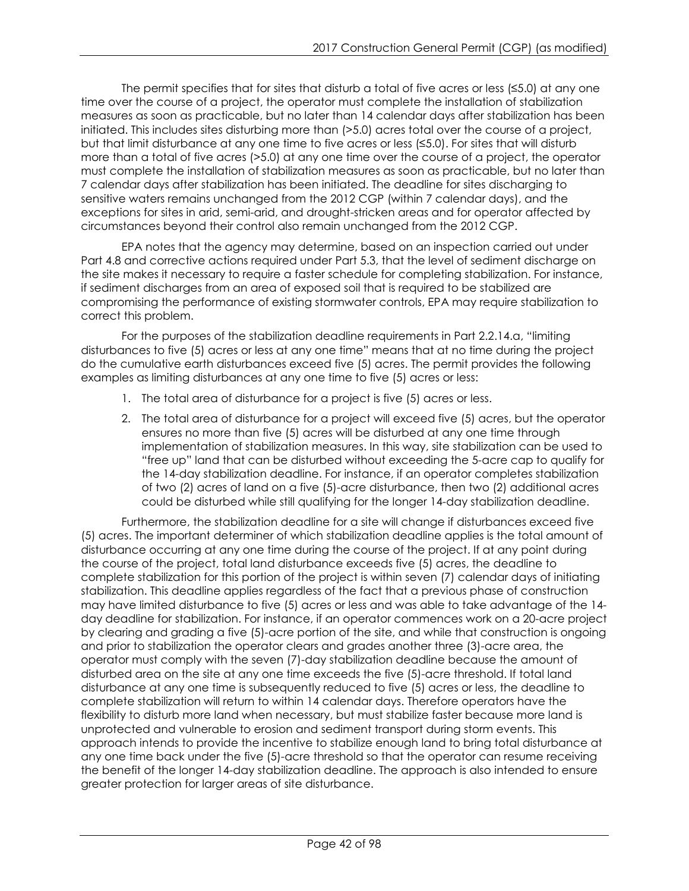The permit specifies that for sites that disturb a total of five acres or less (≤5.0) at any one time over the course of a project, the operator must complete the installation of stabilization measures as soon as practicable, but no later than 14 calendar days after stabilization has been initiated. This includes sites disturbing more than (>5.0) acres total over the course of a project, but that limit disturbance at any one time to five acres or less (≤5.0). For sites that will disturb more than a total of five acres (>5.0) at any one time over the course of a project, the operator must complete the installation of stabilization measures as soon as practicable, but no later than 7 calendar days after stabilization has been initiated. The deadline for sites discharging to sensitive waters remains unchanged from the 2012 CGP (within 7 calendar days), and the exceptions for sites in arid, semi-arid, and drought-stricken areas and for operator affected by circumstances beyond their control also remain unchanged from the 2012 CGP.

EPA notes that the agency may determine, based on an inspection carried out under Part 4.8 and corrective actions required under Part 5.3, that the level of sediment discharge on the site makes it necessary to require a faster schedule for completing stabilization. For instance, if sediment discharges from an area of exposed soil that is required to be stabilized are compromising the performance of existing stormwater controls, EPA may require stabilization to correct this problem.

For the purposes of the stabilization deadline requirements in Part 2.2.14.a, "limiting disturbances to five (5) acres or less at any one time" means that at no time during the project do the cumulative earth disturbances exceed five (5) acres. The permit provides the following examples as limiting disturbances at any one time to five (5) acres or less:

1. The total area of disturbance for a project is five (5) acres or less.
2. The total area of disturbance for a project will exceed five (5) acres, but the operator ensures no more than five (5) acres will be disturbed at any one time through implementation of stabilization measures. In this way, site stabilization can be used to "free up" land that can be disturbed without exceeding the 5-acre cap to qualify for the 14-day stabilization deadline. For instance, if an operator completes stabilization of two (2) acres of land on a five (5)-acre disturbance, then two (2) additional acres could be disturbed while still qualifying for the longer 14-day stabilization deadline.

Furthermore, the stabilization deadline for a site will change if disturbances exceed five (5) acres. The important determiner of which stabilization deadline applies is the total amount of disturbance occurring at any one time during the course of the project. If at any point during the course of the project, total land disturbance exceeds five (5) acres, the deadline to complete stabilization for this portion of the project is within seven (7) calendar days of initiating stabilization. This deadline applies regardless of the fact that a previous phase of construction may have limited disturbance to five (5) acres or less and was able to take advantage of the 14-day deadline for stabilization. For instance, if an operator commences work on a 20-acre project by clearing and grading a five (5)-acre portion of the site, and while that construction is ongoing and prior to stabilization the operator clears and grades another three (3)-acre area, the operator must comply with the seven (7)-day stabilization deadline because the amount of disturbed area on the site at any one time exceeds the five (5)-acre threshold. If total land disturbance at any one time is subsequently reduced to five (5) acres or less, the deadline to complete stabilization will return to within 14 calendar days. Therefore operators have the flexibility to disturb more land when necessary, but must stabilize faster because more land is unprotected and vulnerable to erosion and sediment transport during storm events. This approach intends to provide the incentive to stabilize enough land to bring total disturbance at any one time back under the five (5)-acre threshold so that the operator can resume receiving the benefit of the longer 14-day stabilization deadline. The approach is also intended to ensure greater protection for larger areas of site disturbance.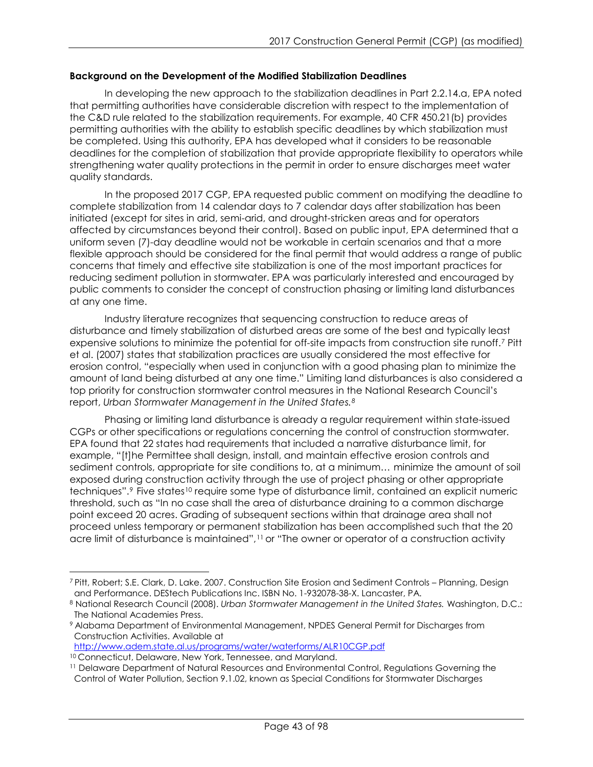### Background on the Development of the Modified Stabilization Deadlines

In developing the new approach to the stabilization deadlines in Part 2.2.14.a, EPA noted that permitting authorities have considerable discretion with respect to the implementation of the C&D rule related to the stabilization requirements. For example, 40 CFR 450.21(b) provides permitting authorities with the ability to establish specific deadlines by which stabilization must be completed. Using this authority, EPA has developed what it considers to be reasonable deadlines for the completion of stabilization that provide appropriate flexibility to operators while strengthening water quality protections in the permit in order to ensure discharges meet water quality standards.

In the proposed 2017 CGP, EPA requested public comment on modifying the deadline to complete stabilization from 14 calendar days to 7 calendar days after stabilization has been initiated (except for sites in arid, semi-arid, and drought-stricken areas and for operators affected by circumstances beyond their control). Based on public input, EPA determined that a uniform seven (7)-day deadline would not be workable in certain scenarios and that a more flexible approach should be considered for the final permit that would address a range of public concerns that timely and effective site stabilization is one of the most important practices for reducing sediment pollution in stormwater. EPA was particularly interested and encouraged by public comments to consider the concept of construction phasing or limiting land disturbances at any one time.

Industry literature recognizes that sequencing construction to reduce areas of disturbance and timely stabilization of disturbed areas are some of the best and typically least expensive solutions to minimize the potential for off-site impacts from construction site runoff.[7] Pitt et al. (2007) states that stabilization practices are usually considered the most effective for erosion control, "especially when used in conjunction with a good phasing plan to minimize the amount of land being disturbed at any one time." Limiting land disturbances is also considered a top priority for construction stormwater control measures in the National Research Council's report, *Urban Stormwater Management in the United States.*[8]

Phasing or limiting land disturbance is already a regular requirement within state-issued CGPs or other specifications or regulations concerning the control of construction stormwater. EPA found that 22 states had requirements that included a narrative disturbance limit, for example, "[t]he Permittee shall design, install, and maintain effective erosion controls and sediment controls, appropriate for site conditions to, at a minimum… minimize the amount of soil exposed during construction activity through the use of project phasing or other appropriate techniques".[9] Five states[10] require some type of disturbance limit, contained an explicit numeric threshold, such as "In no case shall the area of disturbance draining to a common discharge point exceed 20 acres. Grading of subsequent sections within that drainage area shall not proceed unless temporary or permanent stabilization has been accomplished such that the 20 acre limit of disturbance is maintained",[11] or "The owner or operator of a construction activity

---

[7] Pitt, Robert; S.E. Clark, D. Lake. 2007. Construction Site Erosion and Sediment Controls – Planning, Design and Performance. DEStech Publications Inc. ISBN No. 1-932078-38-X. Lancaster, PA.

[8] National Research Council (2008). *Urban Stormwater Management in the United States.* Washington, D.C.: The National Academies Press.

[9] Alabama Department of Environmental Management, NPDES General Permit for Discharges from Construction Activities. Available at http://www.adem.state.al.us/programs/water/waterforms/ALR10CGP.pdf

[10] Connecticut, Delaware, New York, Tennessee, and Maryland.

[11] Delaware Department of Natural Resources and Environmental Control, Regulations Governing the Control of Water Pollution, Section 9.1.02, known as Special Conditions for Stormwater Discharges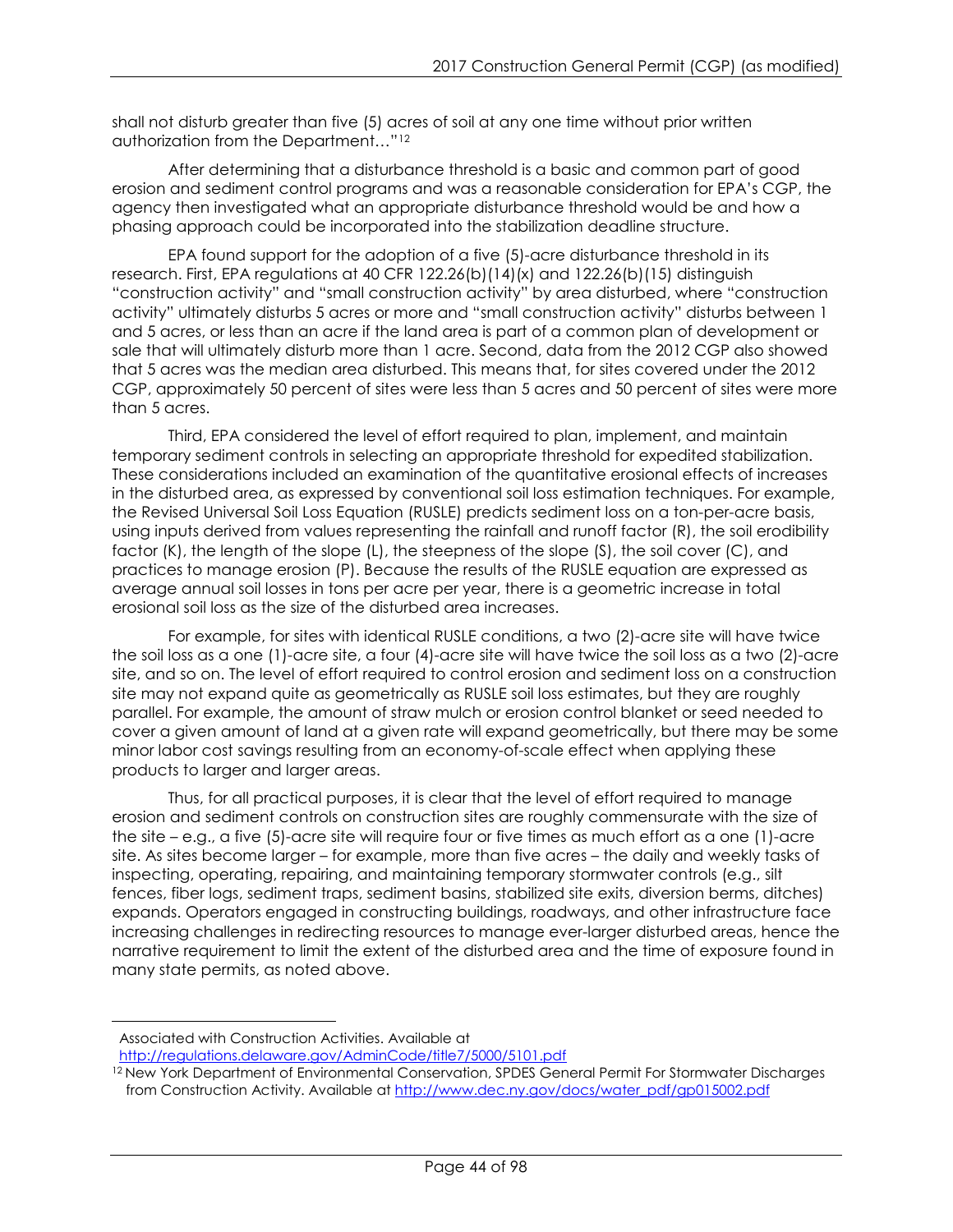shall not disturb greater than five (5) acres of soil at any one time without prior written authorization from the Department…"[12]

After determining that a disturbance threshold is a basic and common part of good erosion and sediment control programs and was a reasonable consideration for EPA's CGP, the agency then investigated what an appropriate disturbance threshold would be and how a phasing approach could be incorporated into the stabilization deadline structure.

EPA found support for the adoption of a five (5)-acre disturbance threshold in its research. First, EPA regulations at 40 CFR 122.26(b)(14)(x) and 122.26(b)(15) distinguish "construction activity" and "small construction activity" by area disturbed, where "construction activity" ultimately disturbs 5 acres or more and "small construction activity" disturbs between 1 and 5 acres, or less than an acre if the land area is part of a common plan of development or sale that will ultimately disturb more than 1 acre. Second, data from the 2012 CGP also showed that 5 acres was the median area disturbed. This means that, for sites covered under the 2012 CGP, approximately 50 percent of sites were less than 5 acres and 50 percent of sites were more than 5 acres.

Third, EPA considered the level of effort required to plan, implement, and maintain temporary sediment controls in selecting an appropriate threshold for expedited stabilization. These considerations included an examination of the quantitative erosional effects of increases in the disturbed area, as expressed by conventional soil loss estimation techniques. For example, the Revised Universal Soil Loss Equation (RUSLE) predicts sediment loss on a ton-per-acre basis, using inputs derived from values representing the rainfall and runoff factor (R), the soil erodibility factor (K), the length of the slope (L), the steepness of the slope (S), the soil cover (C), and practices to manage erosion (P). Because the results of the RUSLE equation are expressed as average annual soil losses in tons per acre per year, there is a geometric increase in total erosional soil loss as the size of the disturbed area increases.

For example, for sites with identical RUSLE conditions, a two (2)-acre site will have twice the soil loss as a one (1)-acre site, a four (4)-acre site will have twice the soil loss as a two (2)-acre site, and so on. The level of effort required to control erosion and sediment loss on a construction site may not expand quite as geometrically as RUSLE soil loss estimates, but they are roughly parallel. For example, the amount of straw mulch or erosion control blanket or seed needed to cover a given amount of land at a given rate will expand geometrically, but there may be some minor labor cost savings resulting from an economy-of-scale effect when applying these products to larger and larger areas.

Thus, for all practical purposes, it is clear that the level of effort required to manage erosion and sediment controls on construction sites are roughly commensurate with the size of the site – e.g., a five (5)-acre site will require four or five times as much effort as a one (1)-acre site. As sites become larger – for example, more than five acres – the daily and weekly tasks of inspecting, operating, repairing, and maintaining temporary stormwater controls (e.g., silt fences, fiber logs, sediment traps, sediment basins, stabilized site exits, diversion berms, ditches) expands. Operators engaged in constructing buildings, roadways, and other infrastructure face increasing challenges in redirecting resources to manage ever-larger disturbed areas, hence the narrative requirement to limit the extent of the disturbed area and the time of exposure found in many state permits, as noted above.

---

Associated with Construction Activities. Available at http://regulations.delaware.gov/AdminCode/title7/5000/5101.pdf

[12] New York Department of Environmental Conservation, SPDES General Permit For Stormwater Discharges from Construction Activity. Available at http://www.dec.ny.gov/docs/water_pdf/gp015002.pdf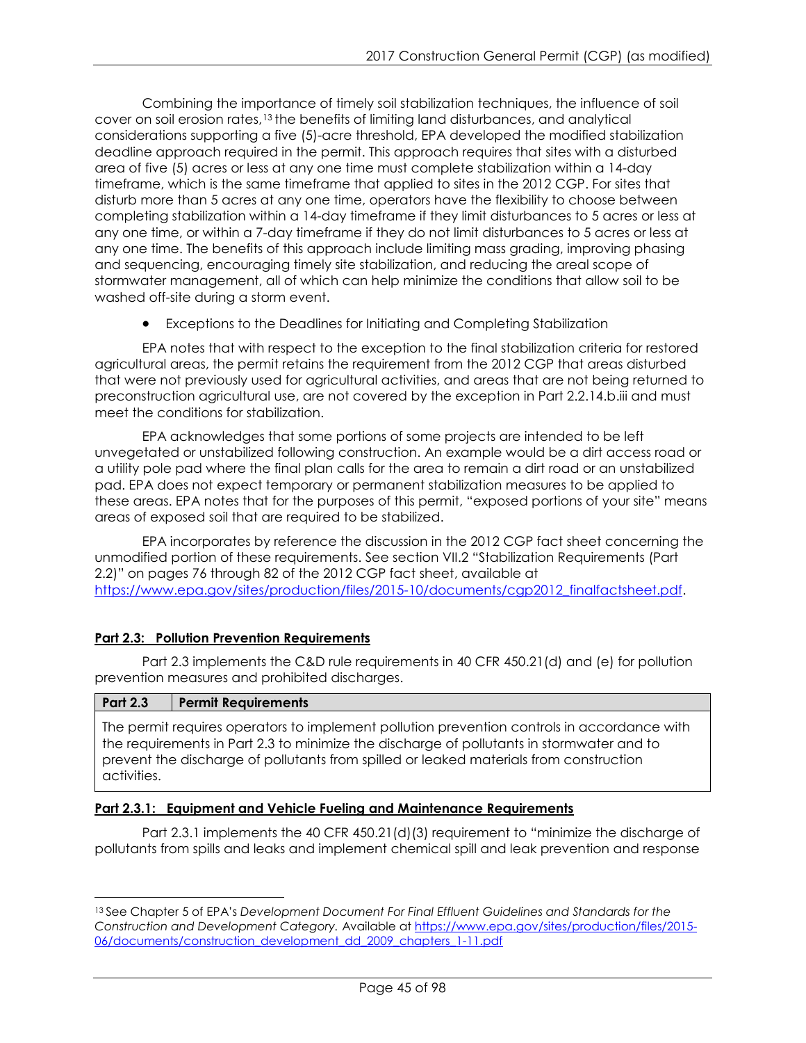Combining the importance of timely soil stabilization techniques, the influence of soil cover on soil erosion rates,[13] the benefits of limiting land disturbances, and analytical considerations supporting a five (5)-acre threshold, EPA developed the modified stabilization deadline approach required in the permit. This approach requires that sites with a disturbed area of five (5) acres or less at any one time must complete stabilization within a 14-day timeframe, which is the same timeframe that applied to sites in the 2012 CGP. For sites that disturb more than 5 acres at any one time, operators have the flexibility to choose between completing stabilization within a 14-day timeframe if they limit disturbances to 5 acres or less at any one time, or within a 7-day timeframe if they do not limit disturbances to 5 acres or less at any one time. The benefits of this approach include limiting mass grading, improving phasing and sequencing, encouraging timely site stabilization, and reducing the areal scope of stormwater management, all of which can help minimize the conditions that allow soil to be washed off-site during a storm event.

- Exceptions to the Deadlines for Initiating and Completing Stabilization

EPA notes that with respect to the exception to the final stabilization criteria for restored agricultural areas, the permit retains the requirement from the 2012 CGP that areas disturbed that were not previously used for agricultural activities, and areas that are not being returned to preconstruction agricultural use, are not covered by the exception in Part 2.2.14.b.iii and must meet the conditions for stabilization.

EPA acknowledges that some portions of some projects are intended to be left unvegetated or unstabilized following construction. An example would be a dirt access road or a utility pole pad where the final plan calls for the area to remain a dirt road or an unstabilized pad. EPA does not expect temporary or permanent stabilization measures to be applied to these areas. EPA notes that for the purposes of this permit, "exposed portions of your site" means areas of exposed soil that are required to be stabilized.

EPA incorporates by reference the discussion in the 2012 CGP fact sheet concerning the unmodified portion of these requirements. See section VII.2 "Stabilization Requirements (Part 2.2)" on pages 76 through 82 of the 2012 CGP fact sheet, available at https://www.epa.gov/sites/production/files/2015-10/documents/cgp2012_finalfactsheet.pdf.

## Part 2.3: Pollution Prevention Requirements

Part 2.3 implements the C&D rule requirements in 40 CFR 450.21(d) and (e) for pollution prevention measures and prohibited discharges.

| Part 2.3 | Permit Requirements |
|---|---|
| The permit requires operators to implement pollution prevention controls in accordance with the requirements in Part 2.3 to minimize the discharge of pollutants in stormwater and to prevent the discharge of pollutants from spilled or leaked materials from construction activities. | |

### Part 2.3.1: Equipment and Vehicle Fueling and Maintenance Requirements

Part 2.3.1 implements the 40 CFR 450.21(d)(3) requirement to "minimize the discharge of pollutants from spills and leaks and implement chemical spill and leak prevention and response

[13] See Chapter 5 of EPA's *Development Document For Final Effluent Guidelines and Standards for the Construction and Development Category.* Available at https://www.epa.gov/sites/production/files/2015-06/documents/construction_development_dd_2009_chapters_1-11.pdf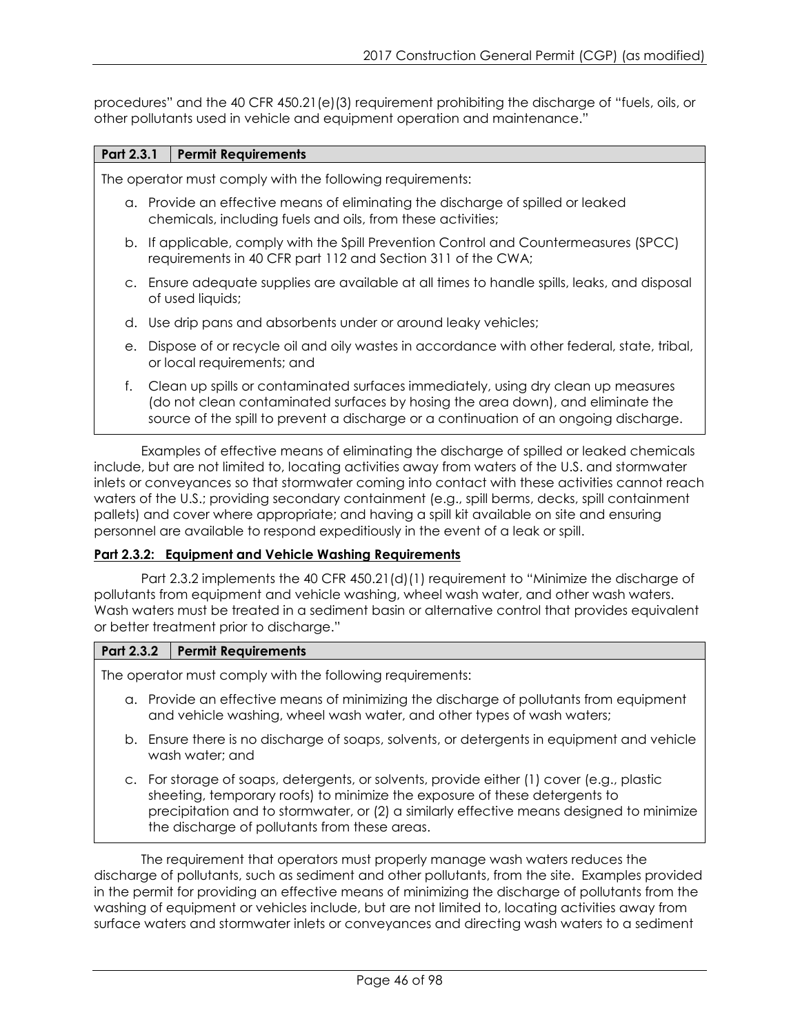procedures" and the 40 CFR 450.21(e)(3) requirement prohibiting the discharge of "fuels, oils, or other pollutants used in vehicle and equipment operation and maintenance."

| Part 2.3.1 | Permit Requirements |
|---|---|

The operator must comply with the following requirements:

a. Provide an effective means of eliminating the discharge of spilled or leaked chemicals, including fuels and oils, from these activities;

b. If applicable, comply with the Spill Prevention Control and Countermeasures (SPCC) requirements in 40 CFR part 112 and Section 311 of the CWA;

c. Ensure adequate supplies are available at all times to handle spills, leaks, and disposal of used liquids;

d. Use drip pans and absorbents under or around leaky vehicles;

e. Dispose of or recycle oil and oily wastes in accordance with other federal, state, tribal, or local requirements; and

f. Clean up spills or contaminated surfaces immediately, using dry clean up measures (do not clean contaminated surfaces by hosing the area down), and eliminate the source of the spill to prevent a discharge or a continuation of an ongoing discharge.

Examples of effective means of eliminating the discharge of spilled or leaked chemicals include, but are not limited to, locating activities away from waters of the U.S. and stormwater inlets or conveyances so that stormwater coming into contact with these activities cannot reach waters of the U.S.; providing secondary containment (e.g., spill berms, decks, spill containment pallets) and cover where appropriate; and having a spill kit available on site and ensuring personnel are available to respond expeditiously in the event of a leak or spill.

**Part 2.3.2: Equipment and Vehicle Washing Requirements**

Part 2.3.2 implements the 40 CFR 450.21(d)(1) requirement to "Minimize the discharge of pollutants from equipment and vehicle washing, wheel wash water, and other wash waters. Wash waters must be treated in a sediment basin or alternative control that provides equivalent or better treatment prior to discharge."

| Part 2.3.2 | Permit Requirements |
|---|---|

The operator must comply with the following requirements:

a. Provide an effective means of minimizing the discharge of pollutants from equipment and vehicle washing, wheel wash water, and other types of wash waters;

b. Ensure there is no discharge of soaps, solvents, or detergents in equipment and vehicle wash water; and

c. For storage of soaps, detergents, or solvents, provide either (1) cover (e.g., plastic sheeting, temporary roofs) to minimize the exposure of these detergents to precipitation and to stormwater, or (2) a similarly effective means designed to minimize the discharge of pollutants from these areas.

The requirement that operators must properly manage wash waters reduces the discharge of pollutants, such as sediment and other pollutants, from the site. Examples provided in the permit for providing an effective means of minimizing the discharge of pollutants from the washing of equipment or vehicles include, but are not limited to, locating activities away from surface waters and stormwater inlets or conveyances and directing wash waters to a sediment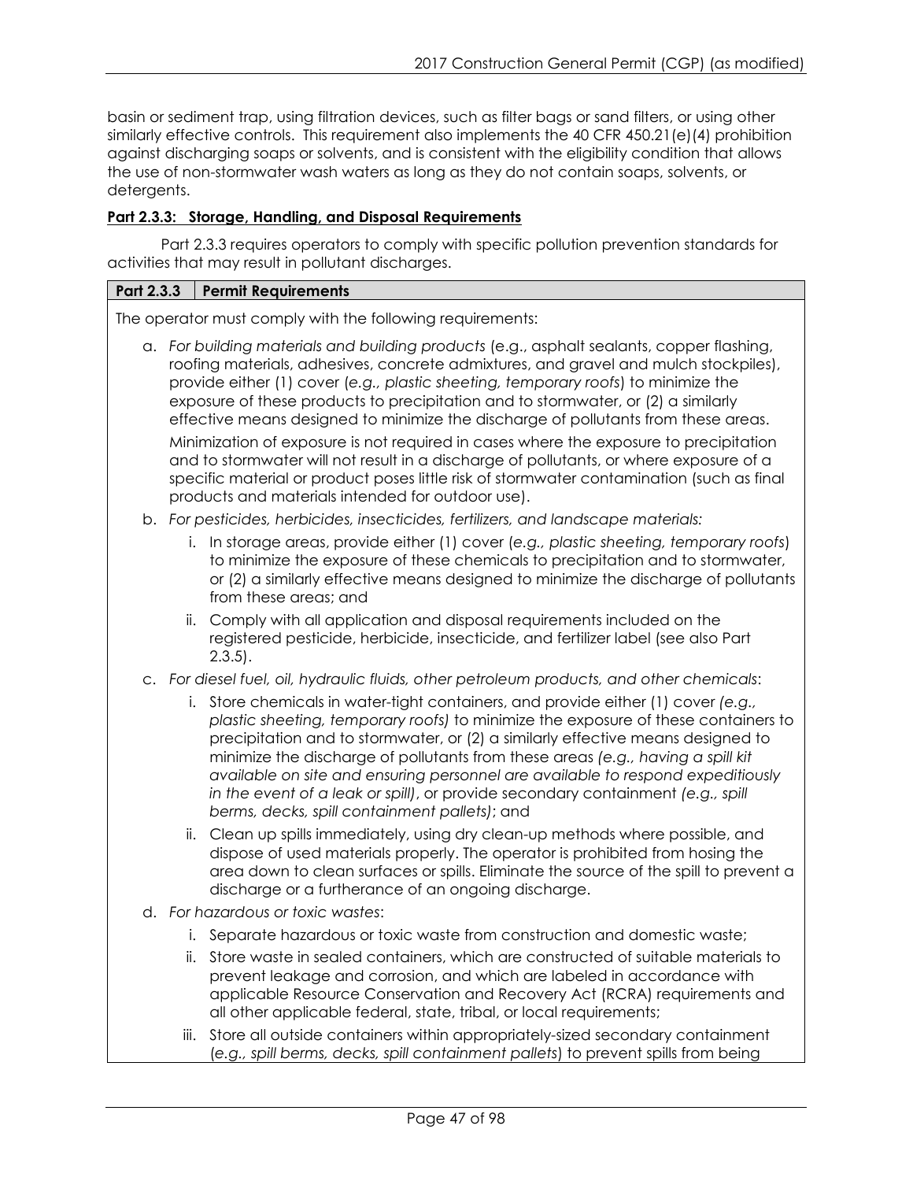basin or sediment trap, using filtration devices, such as filter bags or sand filters, or using other similarly effective controls. This requirement also implements the 40 CFR 450.21(e)(4) prohibition against discharging soaps or solvents, and is consistent with the eligibility condition that allows the use of non-stormwater wash waters as long as they do not contain soaps, solvents, or detergents.

**Part 2.3.3: Storage, Handling, and Disposal Requirements**

Part 2.3.3 requires operators to comply with specific pollution prevention standards for activities that may result in pollutant discharges.

| Part 2.3.3 | Permit Requirements |
| --- | --- |

The operator must comply with the following requirements:

a. *For building materials and building products* (e.g., asphalt sealants, copper flashing, roofing materials, adhesives, concrete admixtures, and gravel and mulch stockpiles), provide either (1) cover (*e.g., plastic sheeting, temporary roofs*) to minimize the exposure of these products to precipitation and to stormwater, or (2) a similarly effective means designed to minimize the discharge of pollutants from these areas.

   Minimization of exposure is not required in cases where the exposure to precipitation and to stormwater will not result in a discharge of pollutants, or where exposure of a specific material or product poses little risk of stormwater contamination (such as final products and materials intended for outdoor use).

b. *For pesticides, herbicides, insecticides, fertilizers, and landscape materials:*

   i. In storage areas, provide either (1) cover (*e.g., plastic sheeting, temporary roofs*) to minimize the exposure of these chemicals to precipitation and to stormwater, or (2) a similarly effective means designed to minimize the discharge of pollutants from these areas; and

   ii. Comply with all application and disposal requirements included on the registered pesticide, herbicide, insecticide, and fertilizer label (see also Part 2.3.5).

c. *For diesel fuel, oil, hydraulic fluids, other petroleum products, and other chemicals*:

   i. Store chemicals in water-tight containers, and provide either (1) cover *(e.g., plastic sheeting, temporary roofs)* to minimize the exposure of these containers to precipitation and to stormwater, or (2) a similarly effective means designed to minimize the discharge of pollutants from these areas *(e.g., having a spill kit available on site and ensuring personnel are available to respond expeditiously in the event of a leak or spill)*, or provide secondary containment *(e.g., spill berms, decks, spill containment pallets)*; and

   ii. Clean up spills immediately, using dry clean-up methods where possible, and dispose of used materials properly. The operator is prohibited from hosing the area down to clean surfaces or spills. Eliminate the source of the spill to prevent a discharge or a furtherance of an ongoing discharge.

d. *For hazardous or toxic wastes*:

   i. Separate hazardous or toxic waste from construction and domestic waste;

   ii. Store waste in sealed containers, which are constructed of suitable materials to prevent leakage and corrosion, and which are labeled in accordance with applicable Resource Conservation and Recovery Act (RCRA) requirements and all other applicable federal, state, tribal, or local requirements;

   iii. Store all outside containers within appropriately-sized secondary containment (*e.g., spill berms, decks, spill containment pallets*) to prevent spills from being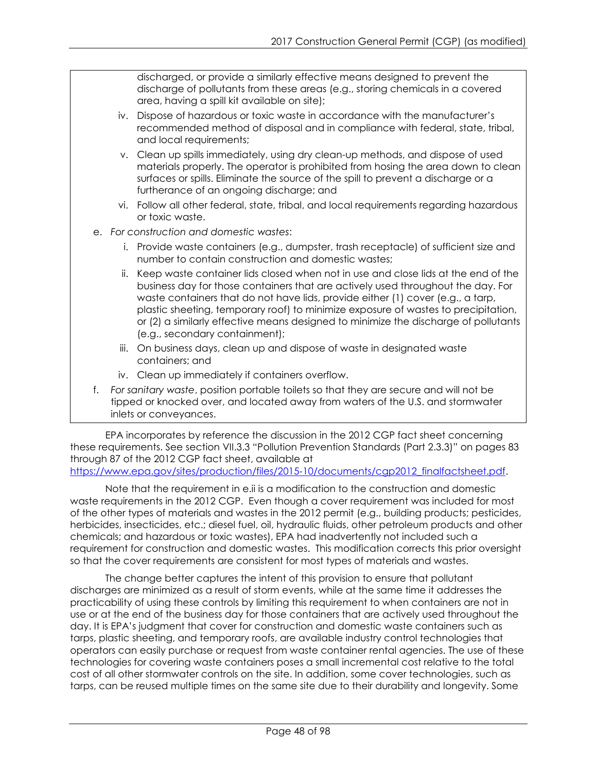discharged, or provide a similarly effective means designed to prevent the discharge of pollutants from these areas (e.g., storing chemicals in a covered area, having a spill kit available on site);

iv. Dispose of hazardous or toxic waste in accordance with the manufacturer's recommended method of disposal and in compliance with federal, state, tribal, and local requirements;

v. Clean up spills immediately, using dry clean-up methods, and dispose of used materials properly. The operator is prohibited from hosing the area down to clean surfaces or spills. Eliminate the source of the spill to prevent a discharge or a furtherance of an ongoing discharge; and

vi. Follow all other federal, state, tribal, and local requirements regarding hazardous or toxic waste.

e. *For construction and domestic wastes*:

i. Provide waste containers (e.g., dumpster, trash receptacle) of sufficient size and number to contain construction and domestic wastes;

ii. Keep waste container lids closed when not in use and close lids at the end of the business day for those containers that are actively used throughout the day. For waste containers that do not have lids, provide either (1) cover (e.g., a tarp, plastic sheeting, temporary roof) to minimize exposure of wastes to precipitation, or (2) a similarly effective means designed to minimize the discharge of pollutants (e.g., secondary containment);

iii. On business days, clean up and dispose of waste in designated waste containers; and

iv. Clean up immediately if containers overflow.

f. *For sanitary waste*, position portable toilets so that they are secure and will not be tipped or knocked over, and located away from waters of the U.S. and stormwater inlets or conveyances.

EPA incorporates by reference the discussion in the 2012 CGP fact sheet concerning these requirements. See section VII.3.3 "Pollution Prevention Standards (Part 2.3.3)" on pages 83 through 87 of the 2012 CGP fact sheet, available at https://www.epa.gov/sites/production/files/2015-10/documents/cgp2012_finalfactsheet.pdf.

Note that the requirement in e.ii is a modification to the construction and domestic waste requirements in the 2012 CGP. Even though a cover requirement was included for most of the other types of materials and wastes in the 2012 permit (e.g., building products; pesticides, herbicides, insecticides, etc.; diesel fuel, oil, hydraulic fluids, other petroleum products and other chemicals; and hazardous or toxic wastes), EPA had inadvertently not included such a requirement for construction and domestic wastes. This modification corrects this prior oversight so that the cover requirements are consistent for most types of materials and wastes.

The change better captures the intent of this provision to ensure that pollutant discharges are minimized as a result of storm events, while at the same time it addresses the practicability of using these controls by limiting this requirement to when containers are not in use or at the end of the business day for those containers that are actively used throughout the day. It is EPA's judgment that cover for construction and domestic waste containers such as tarps, plastic sheeting, and temporary roofs, are available industry control technologies that operators can easily purchase or request from waste container rental agencies. The use of these technologies for covering waste containers poses a small incremental cost relative to the total cost of all other stormwater controls on the site. In addition, some cover technologies, such as tarps, can be reused multiple times on the same site due to their durability and longevity. Some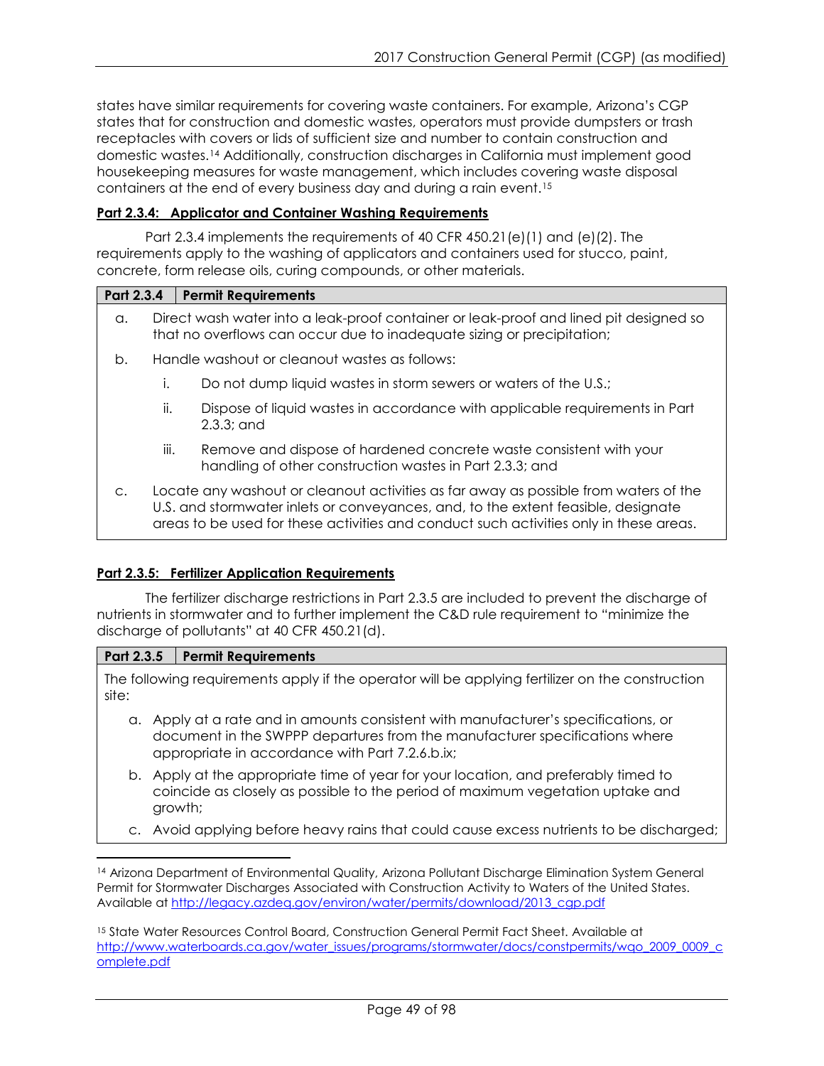states have similar requirements for covering waste containers. For example, Arizona's CGP states that for construction and domestic wastes, operators must provide dumpsters or trash receptacles with covers or lids of sufficient size and number to contain construction and domestic wastes.[14] Additionally, construction discharges in California must implement good housekeeping measures for waste management, which includes covering waste disposal containers at the end of every business day and during a rain event.[15]

**Part 2.3.4: Applicator and Container Washing Requirements**

Part 2.3.4 implements the requirements of 40 CFR 450.21(e)(1) and (e)(2). The requirements apply to the washing of applicators and containers used for stucco, paint, concrete, form release oils, curing compounds, or other materials.

| Part 2.3.4 | Permit Requirements |
|---|---|
| a. | Direct wash water into a leak-proof container or leak-proof and lined pit designed so that no overflows can occur due to inadequate sizing or precipitation; |
| b. | Handle washout or cleanout wastes as follows:<br>i. Do not dump liquid wastes in storm sewers or waters of the U.S.;<br>ii. Dispose of liquid wastes in accordance with applicable requirements in Part 2.3.3; and<br>iii. Remove and dispose of hardened concrete waste consistent with your handling of other construction wastes in Part 2.3.3; and |
| c. | Locate any washout or cleanout activities as far away as possible from waters of the U.S. and stormwater inlets or conveyances, and, to the extent feasible, designate areas to be used for these activities and conduct such activities only in these areas. |

**Part 2.3.5: Fertilizer Application Requirements**

The fertilizer discharge restrictions in Part 2.3.5 are included to prevent the discharge of nutrients in stormwater and to further implement the C&D rule requirement to "minimize the discharge of pollutants" at 40 CFR 450.21(d).

| Part 2.3.5 | Permit Requirements |
|---|---|
| The following requirements apply if the operator will be applying fertilizer on the construction site:<br>a. Apply at a rate and in amounts consistent with manufacturer's specifications, or document in the SWPPP departures from the manufacturer specifications where appropriate in accordance with Part 7.2.6.b.ix;<br>b. Apply at the appropriate time of year for your location, and preferably timed to coincide as closely as possible to the period of maximum vegetation uptake and growth;<br>c. Avoid applying before heavy rains that could cause excess nutrients to be discharged; | |

[14] Arizona Department of Environmental Quality, Arizona Pollutant Discharge Elimination System General Permit for Stormwater Discharges Associated with Construction Activity to Waters of the United States. Available at http://legacy.azdeq.gov/environ/water/permits/download/2013_cgp.pdf

[15] State Water Resources Control Board, Construction General Permit Fact Sheet. Available at http://www.waterboards.ca.gov/water_issues/programs/stormwater/docs/constpermits/wqo_2009_0009_complete.pdf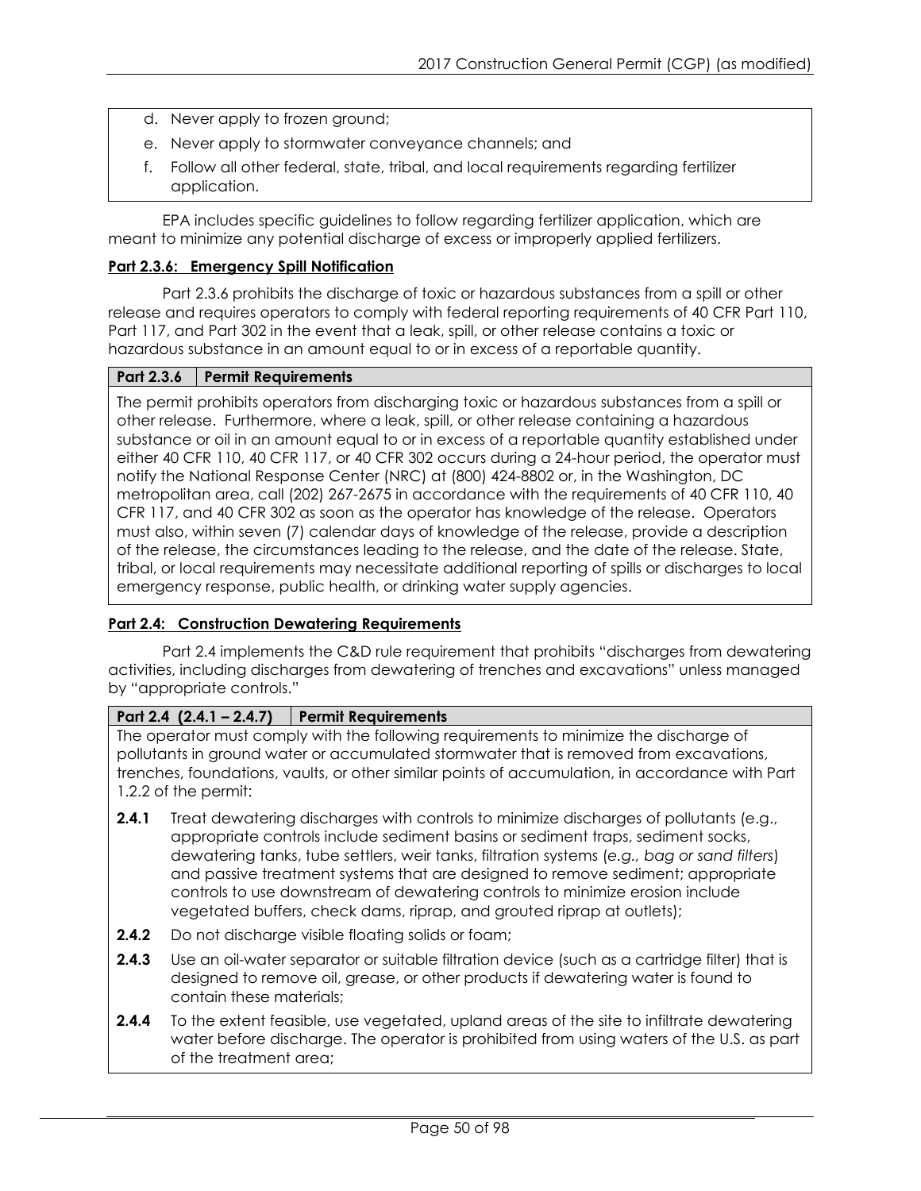d. Never apply to frozen ground;

e. Never apply to stormwater conveyance channels; and

f. Follow all other federal, state, tribal, and local requirements regarding fertilizer application.

EPA includes specific guidelines to follow regarding fertilizer application, which are meant to minimize any potential discharge of excess or improperly applied fertilizers.

**Part 2.3.6: Emergency Spill Notification**

Part 2.3.6 prohibits the discharge of toxic or hazardous substances from a spill or other release and requires operators to comply with federal reporting requirements of 40 CFR Part 110, Part 117, and Part 302 in the event that a leak, spill, or other release contains a toxic or hazardous substance in an amount equal to or in excess of a reportable quantity.

| Part 2.3.6 | Permit Requirements |
|---|---|
| The permit prohibits operators from discharging toxic or hazardous substances from a spill or other release. Furthermore, where a leak, spill, or other release containing a hazardous substance or oil in an amount equal to or in excess of a reportable quantity established under either 40 CFR 110, 40 CFR 117, or 40 CFR 302 occurs during a 24-hour period, the operator must notify the National Response Center (NRC) at (800) 424-8802 or, in the Washington, DC metropolitan area, call (202) 267-2675 in accordance with the requirements of 40 CFR 110, 40 CFR 117, and 40 CFR 302 as soon as the operator has knowledge of the release. Operators must also, within seven (7) calendar days of knowledge of the release, provide a description of the release, the circumstances leading to the release, and the date of the release. State, tribal, or local requirements may necessitate additional reporting of spills or discharges to local emergency response, public health, or drinking water supply agencies. | |

**Part 2.4: Construction Dewatering Requirements**

Part 2.4 implements the C&D rule requirement that prohibits "discharges from dewatering activities, including discharges from dewatering of trenches and excavations" unless managed by "appropriate controls."

**Part 2.4 (2.4.1 – 2.4.7) | Permit Requirements**

The operator must comply with the following requirements to minimize the discharge of pollutants in ground water or accumulated stormwater that is removed from excavations, trenches, foundations, vaults, or other similar points of accumulation, in accordance with Part 1.2.2 of the permit:

- **2.4.1** Treat dewatering discharges with controls to minimize discharges of pollutants (e.g., appropriate controls include sediment basins or sediment traps, sediment socks, dewatering tanks, tube settlers, weir tanks, filtration systems (*e.g., bag or sand filters*) and passive treatment systems that are designed to remove sediment; appropriate controls to use downstream of dewatering controls to minimize erosion include vegetated buffers, check dams, riprap, and grouted riprap at outlets);
- **2.4.2** Do not discharge visible floating solids or foam;
- **2.4.3** Use an oil-water separator or suitable filtration device (such as a cartridge filter) that is designed to remove oil, grease, or other products if dewatering water is found to contain these materials;
- **2.4.4** To the extent feasible, use vegetated, upland areas of the site to infiltrate dewatering water before discharge. The operator is prohibited from using waters of the U.S. as part of the treatment area;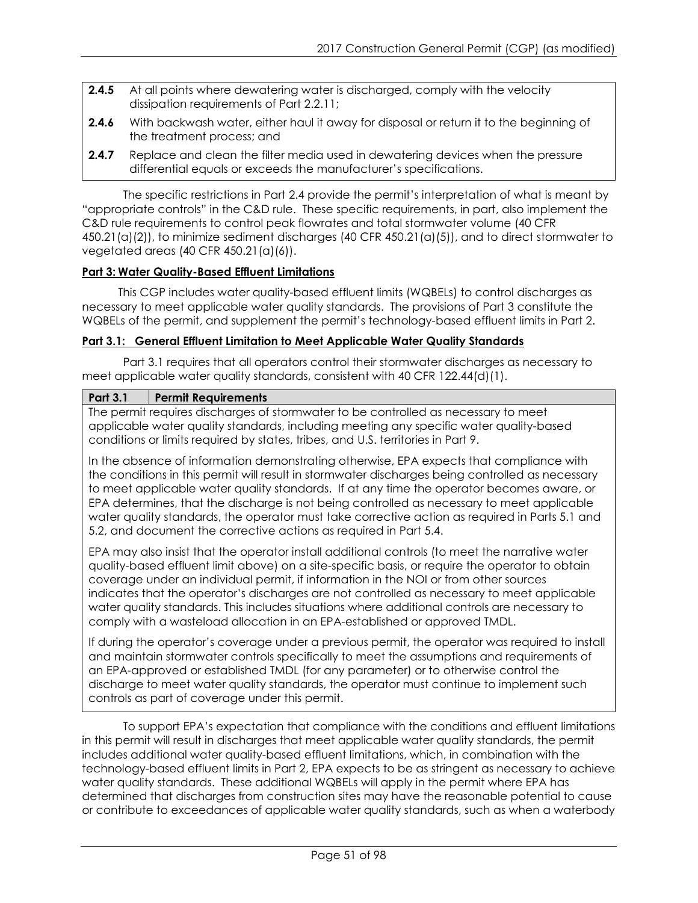| | |
|---|---|
| **2.4.5** | At all points where dewatering water is discharged, comply with the velocity dissipation requirements of Part 2.2.11; |
| **2.4.6** | With backwash water, either haul it away for disposal or return it to the beginning of the treatment process; and |
| **2.4.7** | Replace and clean the filter media used in dewatering devices when the pressure differential equals or exceeds the manufacturer's specifications. |

The specific restrictions in Part 2.4 provide the permit's interpretation of what is meant by "appropriate controls" in the C&D rule. These specific requirements, in part, also implement the C&D rule requirements to control peak flowrates and total stormwater volume (40 CFR 450.21(a)(2)), to minimize sediment discharges (40 CFR 450.21(a)(5)), and to direct stormwater to vegetated areas (40 CFR 450.21(a)(6)).

**Part 3: Water Quality-Based Effluent Limitations**

This CGP includes water quality-based effluent limits (WQBELs) to control discharges as necessary to meet applicable water quality standards. The provisions of Part 3 constitute the WQBELs of the permit, and supplement the permit's technology-based effluent limits in Part 2.

**Part 3.1: General Effluent Limitation to Meet Applicable Water Quality Standards**

Part 3.1 requires that all operators control their stormwater discharges as necessary to meet applicable water quality standards, consistent with 40 CFR 122.44(d)(1).

| **Part 3.1** | **Permit Requirements** |
|---|---|

The permit requires discharges of stormwater to be controlled as necessary to meet applicable water quality standards, including meeting any specific water quality-based conditions or limits required by states, tribes, and U.S. territories in Part 9.

In the absence of information demonstrating otherwise, EPA expects that compliance with the conditions in this permit will result in stormwater discharges being controlled as necessary to meet applicable water quality standards. If at any time the operator becomes aware, or EPA determines, that the discharge is not being controlled as necessary to meet applicable water quality standards, the operator must take corrective action as required in Parts 5.1 and 5.2, and document the corrective actions as required in Part 5.4.

EPA may also insist that the operator install additional controls (to meet the narrative water quality-based effluent limit above) on a site-specific basis, or require the operator to obtain coverage under an individual permit, if information in the NOI or from other sources indicates that the operator's discharges are not controlled as necessary to meet applicable water quality standards. This includes situations where additional controls are necessary to comply with a wasteload allocation in an EPA-established or approved TMDL.

If during the operator's coverage under a previous permit, the operator was required to install and maintain stormwater controls specifically to meet the assumptions and requirements of an EPA-approved or established TMDL (for any parameter) or to otherwise control the discharge to meet water quality standards, the operator must continue to implement such controls as part of coverage under this permit.

To support EPA's expectation that compliance with the conditions and effluent limitations in this permit will result in discharges that meet applicable water quality standards, the permit includes additional water quality-based effluent limitations, which, in combination with the technology-based effluent limits in Part 2, EPA expects to be as stringent as necessary to achieve water quality standards. These additional WQBELs will apply in the permit where EPA has determined that discharges from construction sites may have the reasonable potential to cause or contribute to exceedances of applicable water quality standards, such as when a waterbody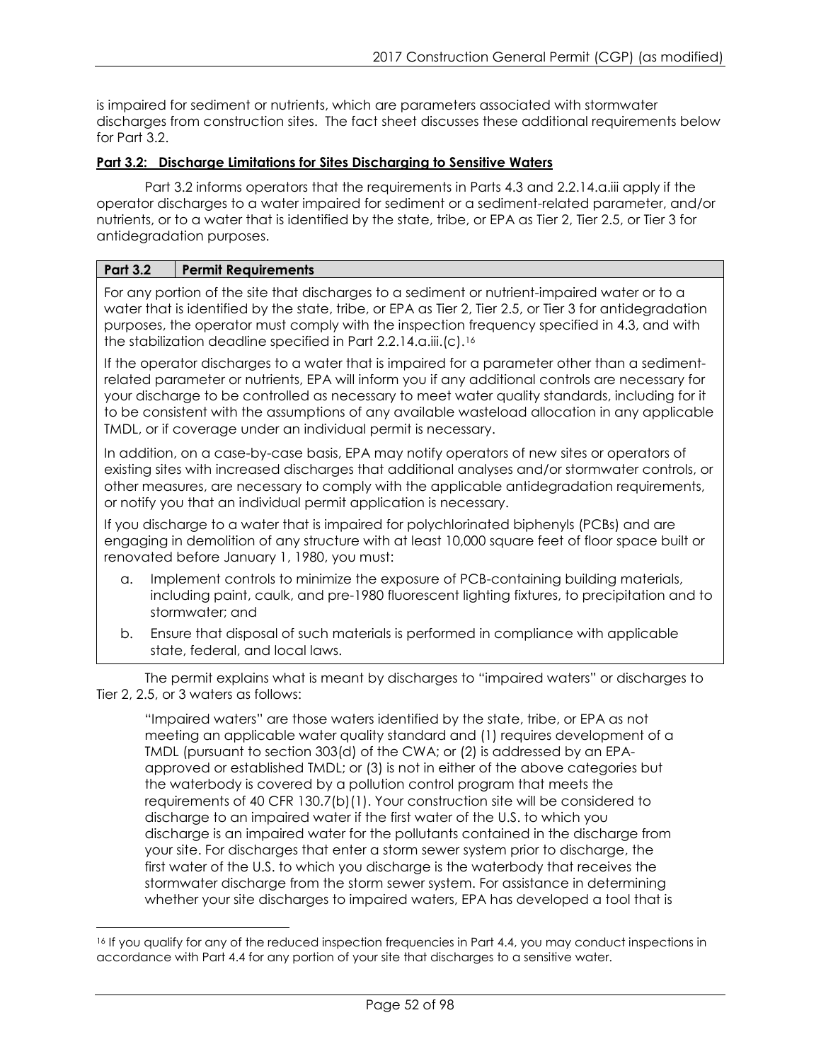is impaired for sediment or nutrients, which are parameters associated with stormwater discharges from construction sites. The fact sheet discusses these additional requirements below for Part 3.2.

**Part 3.2: Discharge Limitations for Sites Discharging to Sensitive Waters**

Part 3.2 informs operators that the requirements in Parts 4.3 and 2.2.14.a.iii apply if the operator discharges to a water impaired for sediment or a sediment-related parameter, and/or nutrients, or to a water that is identified by the state, tribe, or EPA as Tier 2, Tier 2.5, or Tier 3 for antidegradation purposes.

| Part 3.2 | Permit Requirements |
|---|---|

For any portion of the site that discharges to a sediment or nutrient-impaired water or to a water that is identified by the state, tribe, or EPA as Tier 2, Tier 2.5, or Tier 3 for antidegradation purposes, the operator must comply with the inspection frequency specified in 4.3, and with the stabilization deadline specified in Part 2.2.14.a.iii.(c).[16]

If the operator discharges to a water that is impaired for a parameter other than a sediment-related parameter or nutrients, EPA will inform you if any additional controls are necessary for your discharge to be controlled as necessary to meet water quality standards, including for it to be consistent with the assumptions of any available wasteload allocation in any applicable TMDL, or if coverage under an individual permit is necessary.

In addition, on a case-by-case basis, EPA may notify operators of new sites or operators of existing sites with increased discharges that additional analyses and/or stormwater controls, or other measures, are necessary to comply with the applicable antidegradation requirements, or notify you that an individual permit application is necessary.

If you discharge to a water that is impaired for polychlorinated biphenyls (PCBs) and are engaging in demolition of any structure with at least 10,000 square feet of floor space built or renovated before January 1, 1980, you must:

a. Implement controls to minimize the exposure of PCB-containing building materials, including paint, caulk, and pre-1980 fluorescent lighting fixtures, to precipitation and to stormwater; and

b. Ensure that disposal of such materials is performed in compliance with applicable state, federal, and local laws.

The permit explains what is meant by discharges to "impaired waters" or discharges to Tier 2, 2.5, or 3 waters as follows:

> "Impaired waters" are those waters identified by the state, tribe, or EPA as not meeting an applicable water quality standard and (1) requires development of a TMDL (pursuant to section 303(d) of the CWA; or (2) is addressed by an EPA-approved or established TMDL; or (3) is not in either of the above categories but the waterbody is covered by a pollution control program that meets the requirements of 40 CFR 130.7(b)(1). Your construction site will be considered to discharge to an impaired water if the first water of the U.S. to which you discharge is an impaired water for the pollutants contained in the discharge from your site. For discharges that enter a storm sewer system prior to discharge, the first water of the U.S. to which you discharge is the waterbody that receives the stormwater discharge from the storm sewer system. For assistance in determining whether your site discharges to impaired waters, EPA has developed a tool that is

[16] If you qualify for any of the reduced inspection frequencies in Part 4.4, you may conduct inspections in accordance with Part 4.4 for any portion of your site that discharges to a sensitive water.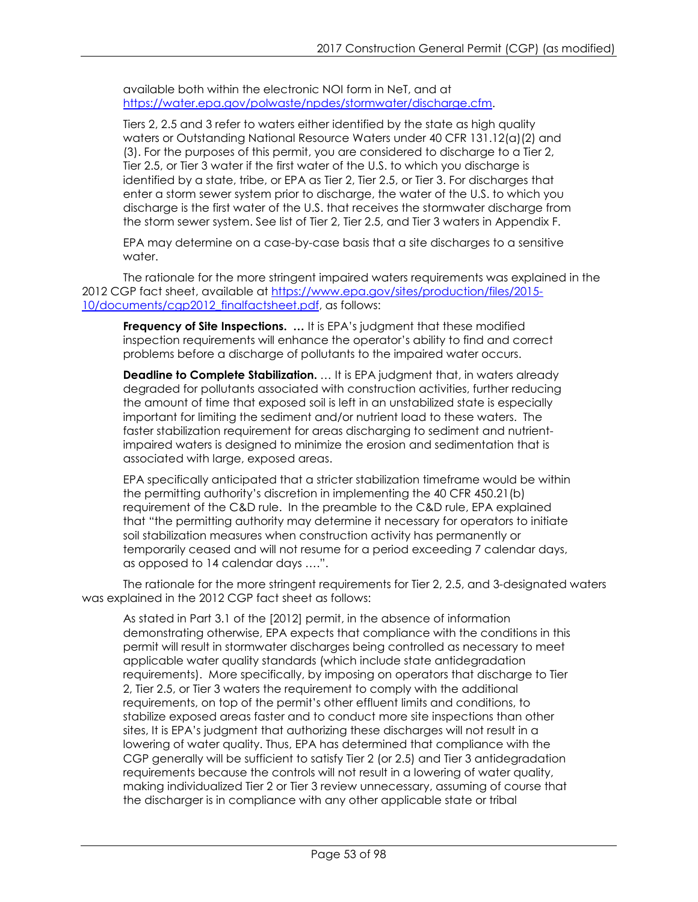available both within the electronic NOI form in NeT, and at https://water.epa.gov/polwaste/npdes/stormwater/discharge.cfm.

Tiers 2, 2.5 and 3 refer to waters either identified by the state as high quality waters or Outstanding National Resource Waters under 40 CFR 131.12(a)(2) and (3). For the purposes of this permit, you are considered to discharge to a Tier 2, Tier 2.5, or Tier 3 water if the first water of the U.S. to which you discharge is identified by a state, tribe, or EPA as Tier 2, Tier 2.5, or Tier 3. For discharges that enter a storm sewer system prior to discharge, the water of the U.S. to which you discharge is the first water of the U.S. that receives the stormwater discharge from the storm sewer system. See list of Tier 2, Tier 2.5, and Tier 3 waters in Appendix F.

EPA may determine on a case-by-case basis that a site discharges to a sensitive water.

The rationale for the more stringent impaired waters requirements was explained in the 2012 CGP fact sheet, available at https://www.epa.gov/sites/production/files/2015-10/documents/cgp2012_finalfactsheet.pdf, as follows:

> **Frequency of Site Inspections. …** It is EPA's judgment that these modified inspection requirements will enhance the operator's ability to find and correct problems before a discharge of pollutants to the impaired water occurs.
>
> **Deadline to Complete Stabilization.** … It is EPA judgment that, in waters already degraded for pollutants associated with construction activities, further reducing the amount of time that exposed soil is left in an unstabilized state is especially important for limiting the sediment and/or nutrient load to these waters. The faster stabilization requirement for areas discharging to sediment and nutrient-impaired waters is designed to minimize the erosion and sedimentation that is associated with large, exposed areas.
>
> EPA specifically anticipated that a stricter stabilization timeframe would be within the permitting authority's discretion in implementing the 40 CFR 450.21(b) requirement of the C&D rule. In the preamble to the C&D rule, EPA explained that "the permitting authority may determine it necessary for operators to initiate soil stabilization measures when construction activity has permanently or temporarily ceased and will not resume for a period exceeding 7 calendar days, as opposed to 14 calendar days ….".

The rationale for the more stringent requirements for Tier 2, 2.5, and 3-designated waters was explained in the 2012 CGP fact sheet as follows:

> As stated in Part 3.1 of the [2012] permit, in the absence of information demonstrating otherwise, EPA expects that compliance with the conditions in this permit will result in stormwater discharges being controlled as necessary to meet applicable water quality standards (which include state antidegradation requirements). More specifically, by imposing on operators that discharge to Tier 2, Tier 2.5, or Tier 3 waters the requirement to comply with the additional requirements, on top of the permit's other effluent limits and conditions, to stabilize exposed areas faster and to conduct more site inspections than other sites, It is EPA's judgment that authorizing these discharges will not result in a lowering of water quality. Thus, EPA has determined that compliance with the CGP generally will be sufficient to satisfy Tier 2 (or 2.5) and Tier 3 antidegradation requirements because the controls will not result in a lowering of water quality, making individualized Tier 2 or Tier 3 review unnecessary, assuming of course that the discharger is in compliance with any other applicable state or tribal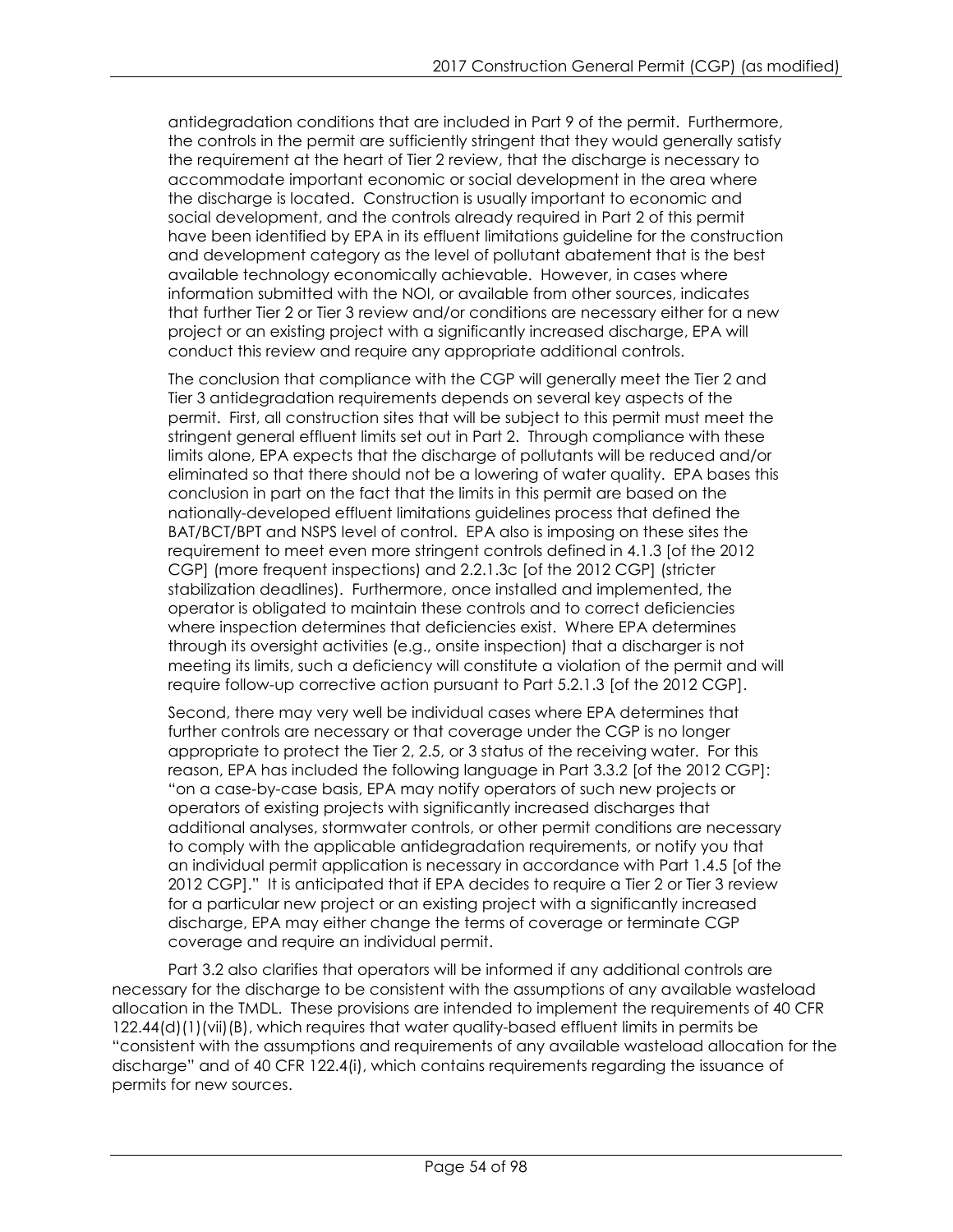antidegradation conditions that are included in Part 9 of the permit. Furthermore, the controls in the permit are sufficiently stringent that they would generally satisfy the requirement at the heart of Tier 2 review, that the discharge is necessary to accommodate important economic or social development in the area where the discharge is located. Construction is usually important to economic and social development, and the controls already required in Part 2 of this permit have been identified by EPA in its effluent limitations guideline for the construction and development category as the level of pollutant abatement that is the best available technology economically achievable. However, in cases where information submitted with the NOI, or available from other sources, indicates that further Tier 2 or Tier 3 review and/or conditions are necessary either for a new project or an existing project with a significantly increased discharge, EPA will conduct this review and require any appropriate additional controls.

The conclusion that compliance with the CGP will generally meet the Tier 2 and Tier 3 antidegradation requirements depends on several key aspects of the permit. First, all construction sites that will be subject to this permit must meet the stringent general effluent limits set out in Part 2. Through compliance with these limits alone, EPA expects that the discharge of pollutants will be reduced and/or eliminated so that there should not be a lowering of water quality. EPA bases this conclusion in part on the fact that the limits in this permit are based on the nationally-developed effluent limitations guidelines process that defined the BAT/BCT/BPT and NSPS level of control. EPA also is imposing on these sites the requirement to meet even more stringent controls defined in 4.1.3 [of the 2012 CGP] (more frequent inspections) and 2.2.1.3c [of the 2012 CGP] (stricter stabilization deadlines). Furthermore, once installed and implemented, the operator is obligated to maintain these controls and to correct deficiencies where inspection determines that deficiencies exist. Where EPA determines through its oversight activities (e.g., onsite inspection) that a discharger is not meeting its limits, such a deficiency will constitute a violation of the permit and will require follow-up corrective action pursuant to Part 5.2.1.3 [of the 2012 CGP].

Second, there may very well be individual cases where EPA determines that further controls are necessary or that coverage under the CGP is no longer appropriate to protect the Tier 2, 2.5, or 3 status of the receiving water. For this reason, EPA has included the following language in Part 3.3.2 [of the 2012 CGP]: "on a case-by-case basis, EPA may notify operators of such new projects or operators of existing projects with significantly increased discharges that additional analyses, stormwater controls, or other permit conditions are necessary to comply with the applicable antidegradation requirements, or notify you that an individual permit application is necessary in accordance with Part 1.4.5 [of the 2012 CGP]." It is anticipated that if EPA decides to require a Tier 2 or Tier 3 review for a particular new project or an existing project with a significantly increased discharge, EPA may either change the terms of coverage or terminate CGP coverage and require an individual permit.

Part 3.2 also clarifies that operators will be informed if any additional controls are necessary for the discharge to be consistent with the assumptions of any available wasteload allocation in the TMDL. These provisions are intended to implement the requirements of 40 CFR 122.44(d)(1)(vii)(B), which requires that water quality-based effluent limits in permits be "consistent with the assumptions and requirements of any available wasteload allocation for the discharge" and of 40 CFR 122.4(i), which contains requirements regarding the issuance of permits for new sources.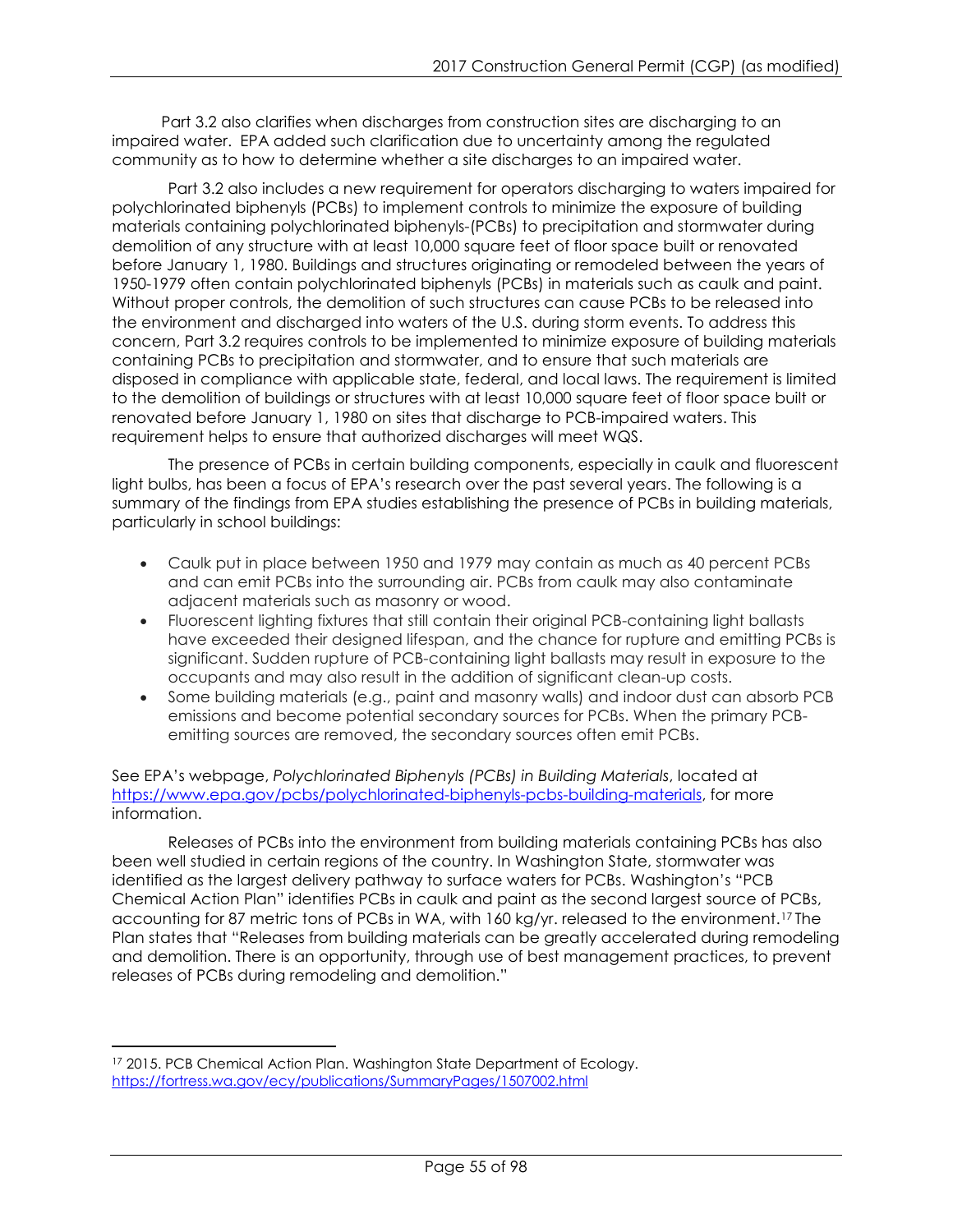Part 3.2 also clarifies when discharges from construction sites are discharging to an impaired water. EPA added such clarification due to uncertainty among the regulated community as to how to determine whether a site discharges to an impaired water.

Part 3.2 also includes a new requirement for operators discharging to waters impaired for polychlorinated biphenyls (PCBs) to implement controls to minimize the exposure of building materials containing polychlorinated biphenyls-(PCBs) to precipitation and stormwater during demolition of any structure with at least 10,000 square feet of floor space built or renovated before January 1, 1980. Buildings and structures originating or remodeled between the years of 1950-1979 often contain polychlorinated biphenyls (PCBs) in materials such as caulk and paint. Without proper controls, the demolition of such structures can cause PCBs to be released into the environment and discharged into waters of the U.S. during storm events. To address this concern, Part 3.2 requires controls to be implemented to minimize exposure of building materials containing PCBs to precipitation and stormwater, and to ensure that such materials are disposed in compliance with applicable state, federal, and local laws. The requirement is limited to the demolition of buildings or structures with at least 10,000 square feet of floor space built or renovated before January 1, 1980 on sites that discharge to PCB-impaired waters. This requirement helps to ensure that authorized discharges will meet WQS.

The presence of PCBs in certain building components, especially in caulk and fluorescent light bulbs, has been a focus of EPA's research over the past several years. The following is a summary of the findings from EPA studies establishing the presence of PCBs in building materials, particularly in school buildings:

- Caulk put in place between 1950 and 1979 may contain as much as 40 percent PCBs and can emit PCBs into the surrounding air. PCBs from caulk may also contaminate adjacent materials such as masonry or wood.
- Fluorescent lighting fixtures that still contain their original PCB-containing light ballasts have exceeded their designed lifespan, and the chance for rupture and emitting PCBs is significant. Sudden rupture of PCB-containing light ballasts may result in exposure to the occupants and may also result in the addition of significant clean-up costs.
- Some building materials (e.g., paint and masonry walls) and indoor dust can absorb PCB emissions and become potential secondary sources for PCBs. When the primary PCB-emitting sources are removed, the secondary sources often emit PCBs.

See EPA's webpage, *Polychlorinated Biphenyls (PCBs) in Building Materials*, located at https://www.epa.gov/pcbs/polychlorinated-biphenyls-pcbs-building-materials, for more information.

Releases of PCBs into the environment from building materials containing PCBs has also been well studied in certain regions of the country. In Washington State, stormwater was identified as the largest delivery pathway to surface waters for PCBs. Washington's "PCB Chemical Action Plan" identifies PCBs in caulk and paint as the second largest source of PCBs, accounting for 87 metric tons of PCBs in WA, with 160 kg/yr. released to the environment.[17] The Plan states that "Releases from building materials can be greatly accelerated during remodeling and demolition. There is an opportunity, through use of best management practices, to prevent releases of PCBs during remodeling and demolition."

---

[17] 2015. PCB Chemical Action Plan. Washington State Department of Ecology. https://fortress.wa.gov/ecy/publications/SummaryPages/1507002.html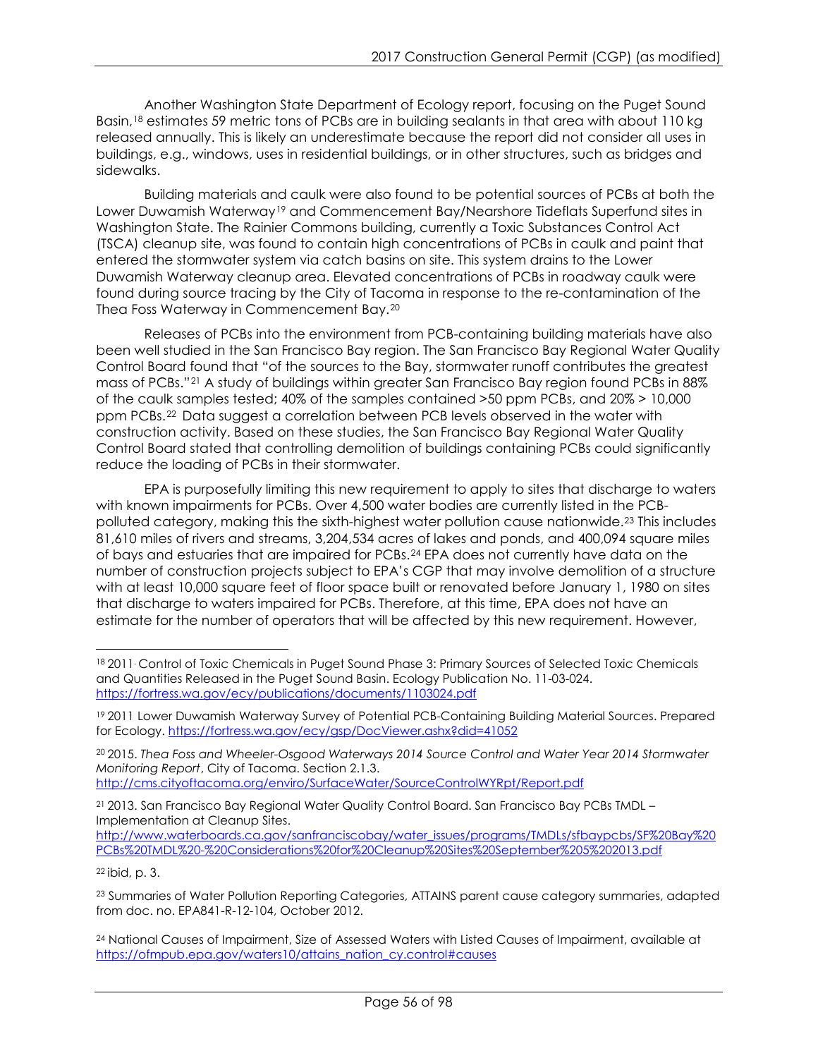Another Washington State Department of Ecology report, focusing on the Puget Sound Basin,[18] estimates 59 metric tons of PCBs are in building sealants in that area with about 110 kg released annually. This is likely an underestimate because the report did not consider all uses in buildings, e.g., windows, uses in residential buildings, or in other structures, such as bridges and sidewalks.

Building materials and caulk were also found to be potential sources of PCBs at both the Lower Duwamish Waterway[19] and Commencement Bay/Nearshore Tideflats Superfund sites in Washington State. The Rainier Commons building, currently a Toxic Substances Control Act (TSCA) cleanup site, was found to contain high concentrations of PCBs in caulk and paint that entered the stormwater system via catch basins on site. This system drains to the Lower Duwamish Waterway cleanup area. Elevated concentrations of PCBs in roadway caulk were found during source tracing by the City of Tacoma in response to the re-contamination of the Thea Foss Waterway in Commencement Bay.[20]

Releases of PCBs into the environment from PCB-containing building materials have also been well studied in the San Francisco Bay region. The San Francisco Bay Regional Water Quality Control Board found that "of the sources to the Bay, stormwater runoff contributes the greatest mass of PCBs."[21] A study of buildings within greater San Francisco Bay region found PCBs in 88% of the caulk samples tested; 40% of the samples contained >50 ppm PCBs, and 20% > 10,000 ppm PCBs.[22] Data suggest a correlation between PCB levels observed in the water with construction activity. Based on these studies, the San Francisco Bay Regional Water Quality Control Board stated that controlling demolition of buildings containing PCBs could significantly reduce the loading of PCBs in their stormwater.

EPA is purposefully limiting this new requirement to apply to sites that discharge to waters with known impairments for PCBs. Over 4,500 water bodies are currently listed in the PCB-polluted category, making this the sixth-highest water pollution cause nationwide.[23] This includes 81,610 miles of rivers and streams, 3,204,534 acres of lakes and ponds, and 400,094 square miles of bays and estuaries that are impaired for PCBs.[24] EPA does not currently have data on the number of construction projects subject to EPA's CGP that may involve demolition of a structure with at least 10,000 square feet of floor space built or renovated before January 1, 1980 on sites that discharge to waters impaired for PCBs. Therefore, at this time, EPA does not have an estimate for the number of operators that will be affected by this new requirement. However,

---

[18] 2011. Control of Toxic Chemicals in Puget Sound Phase 3: Primary Sources of Selected Toxic Chemicals and Quantities Released in the Puget Sound Basin. Ecology Publication No. 11-03-024. https://fortress.wa.gov/ecy/publications/documents/1103024.pdf

[19] 2011 Lower Duwamish Waterway Survey of Potential PCB-Containing Building Material Sources. Prepared for Ecology. https://fortress.wa.gov/ecy/gsp/DocViewer.ashx?did=41052

[20] 2015. *Thea Foss and Wheeler-Osgood Waterways 2014 Source Control and Water Year 2014 Stormwater Monitoring Report*, City of Tacoma. Section 2.1.3. http://cms.cityoftacoma.org/enviro/SurfaceWater/SourceControlWYRpt/Report.pdf

[21] 2013. San Francisco Bay Regional Water Quality Control Board. San Francisco Bay PCBs TMDL – Implementation at Cleanup Sites. http://www.waterboards.ca.gov/sanfranciscobay/water_issues/programs/TMDLs/sfbaypcbs/SF%20Bay%20PCBs%20TMDL%20-%20Considerations%20for%20Cleanup%20Sites%20September%205%202013.pdf

[22] ibid, p. 3.

[23] Summaries of Water Pollution Reporting Categories, ATTAINS parent cause category summaries, adapted from doc. no. EPA841-R-12-104, October 2012.

[24] National Causes of Impairment, Size of Assessed Waters with Listed Causes of Impairment, available at https://ofmpub.epa.gov/waters10/attains_nation_cy.control#causes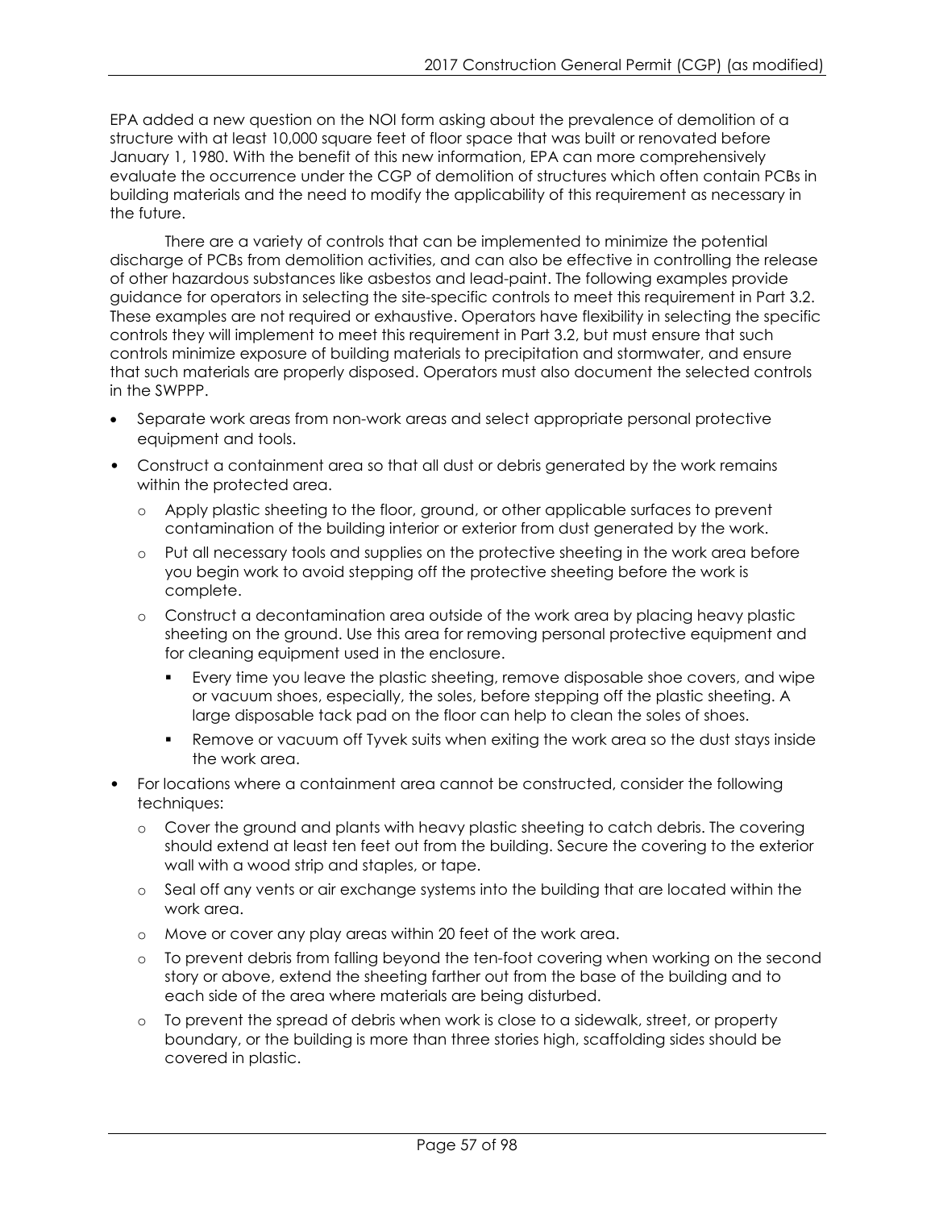EPA added a new question on the NOI form asking about the prevalence of demolition of a structure with at least 10,000 square feet of floor space that was built or renovated before January 1, 1980. With the benefit of this new information, EPA can more comprehensively evaluate the occurrence under the CGP of demolition of structures which often contain PCBs in building materials and the need to modify the applicability of this requirement as necessary in the future.

There are a variety of controls that can be implemented to minimize the potential discharge of PCBs from demolition activities, and can also be effective in controlling the release of other hazardous substances like asbestos and lead-paint. The following examples provide guidance for operators in selecting the site-specific controls to meet this requirement in Part 3.2. These examples are not required or exhaustive. Operators have flexibility in selecting the specific controls they will implement to meet this requirement in Part 3.2, but must ensure that such controls minimize exposure of building materials to precipitation and stormwater, and ensure that such materials are properly disposed. Operators must also document the selected controls in the SWPPP.

- Separate work areas from non-work areas and select appropriate personal protective equipment and tools.
- Construct a containment area so that all dust or debris generated by the work remains within the protected area.
  - Apply plastic sheeting to the floor, ground, or other applicable surfaces to prevent contamination of the building interior or exterior from dust generated by the work.
  - Put all necessary tools and supplies on the protective sheeting in the work area before you begin work to avoid stepping off the protective sheeting before the work is complete.
  - Construct a decontamination area outside of the work area by placing heavy plastic sheeting on the ground. Use this area for removing personal protective equipment and for cleaning equipment used in the enclosure.
    - Every time you leave the plastic sheeting, remove disposable shoe covers, and wipe or vacuum shoes, especially, the soles, before stepping off the plastic sheeting. A large disposable tack pad on the floor can help to clean the soles of shoes.
    - Remove or vacuum off Tyvek suits when exiting the work area so the dust stays inside the work area.
- For locations where a containment area cannot be constructed, consider the following techniques:
  - Cover the ground and plants with heavy plastic sheeting to catch debris. The covering should extend at least ten feet out from the building. Secure the covering to the exterior wall with a wood strip and staples, or tape.
  - Seal off any vents or air exchange systems into the building that are located within the work area.
  - Move or cover any play areas within 20 feet of the work area.
  - To prevent debris from falling beyond the ten-foot covering when working on the second story or above, extend the sheeting farther out from the base of the building and to each side of the area where materials are being disturbed.
  - To prevent the spread of debris when work is close to a sidewalk, street, or property boundary, or the building is more than three stories high, scaffolding sides should be covered in plastic.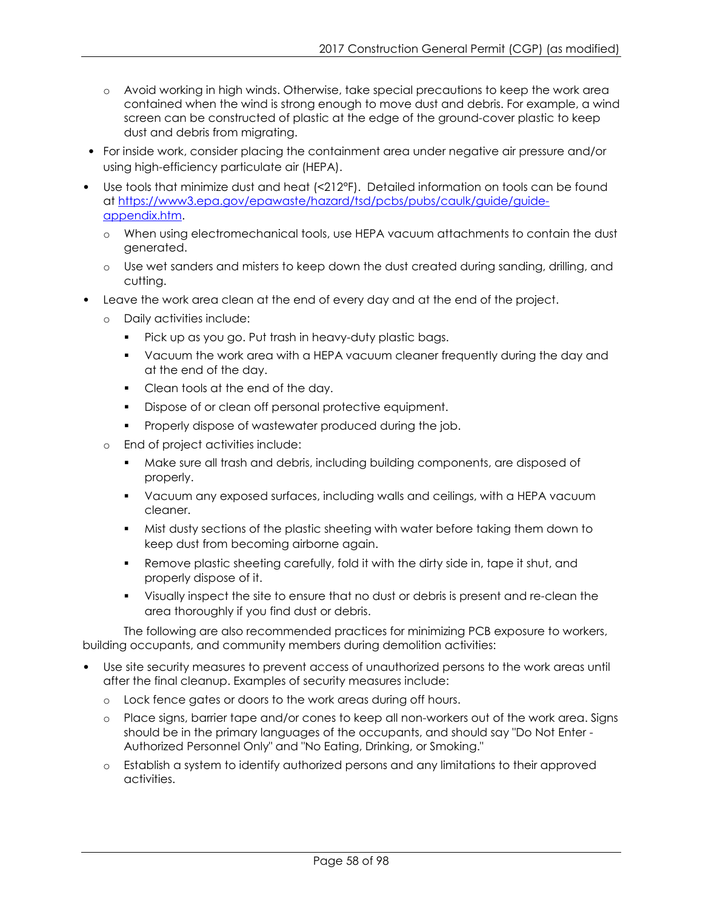- Avoid working in high winds. Otherwise, take special precautions to keep the work area contained when the wind is strong enough to move dust and debris. For example, a wind screen can be constructed of plastic at the edge of the ground-cover plastic to keep dust and debris from migrating.
- For inside work, consider placing the containment area under negative air pressure and/or using high-efficiency particulate air (HEPA).
- Use tools that minimize dust and heat (<212°F). Detailed information on tools can be found at [https://www3.epa.gov/epawaste/hazard/tsd/pcbs/pubs/caulk/guide/guide-appendix.htm](https://www3.epa.gov/epawaste/hazard/tsd/pcbs/pubs/caulk/guide/guide-appendix.htm).
  - When using electromechanical tools, use HEPA vacuum attachments to contain the dust generated.
  - Use wet sanders and misters to keep down the dust created during sanding, drilling, and cutting.
- Leave the work area clean at the end of every day and at the end of the project.
  - Daily activities include:
    - Pick up as you go. Put trash in heavy-duty plastic bags.
    - Vacuum the work area with a HEPA vacuum cleaner frequently during the day and at the end of the day.
    - Clean tools at the end of the day.
    - Dispose of or clean off personal protective equipment.
    - Properly dispose of wastewater produced during the job.
  - End of project activities include:
    - Make sure all trash and debris, including building components, are disposed of properly.
    - Vacuum any exposed surfaces, including walls and ceilings, with a HEPA vacuum cleaner.
    - Mist dusty sections of the plastic sheeting with water before taking them down to keep dust from becoming airborne again.
    - Remove plastic sheeting carefully, fold it with the dirty side in, tape it shut, and properly dispose of it.
    - Visually inspect the site to ensure that no dust or debris is present and re-clean the area thoroughly if you find dust or debris.

The following are also recommended practices for minimizing PCB exposure to workers, building occupants, and community members during demolition activities:

- Use site security measures to prevent access of unauthorized persons to the work areas until after the final cleanup. Examples of security measures include:
  - Lock fence gates or doors to the work areas during off hours.
  - Place signs, barrier tape and/or cones to keep all non-workers out of the work area. Signs should be in the primary languages of the occupants, and should say "Do Not Enter - Authorized Personnel Only" and "No Eating, Drinking, or Smoking."
  - Establish a system to identify authorized persons and any limitations to their approved activities.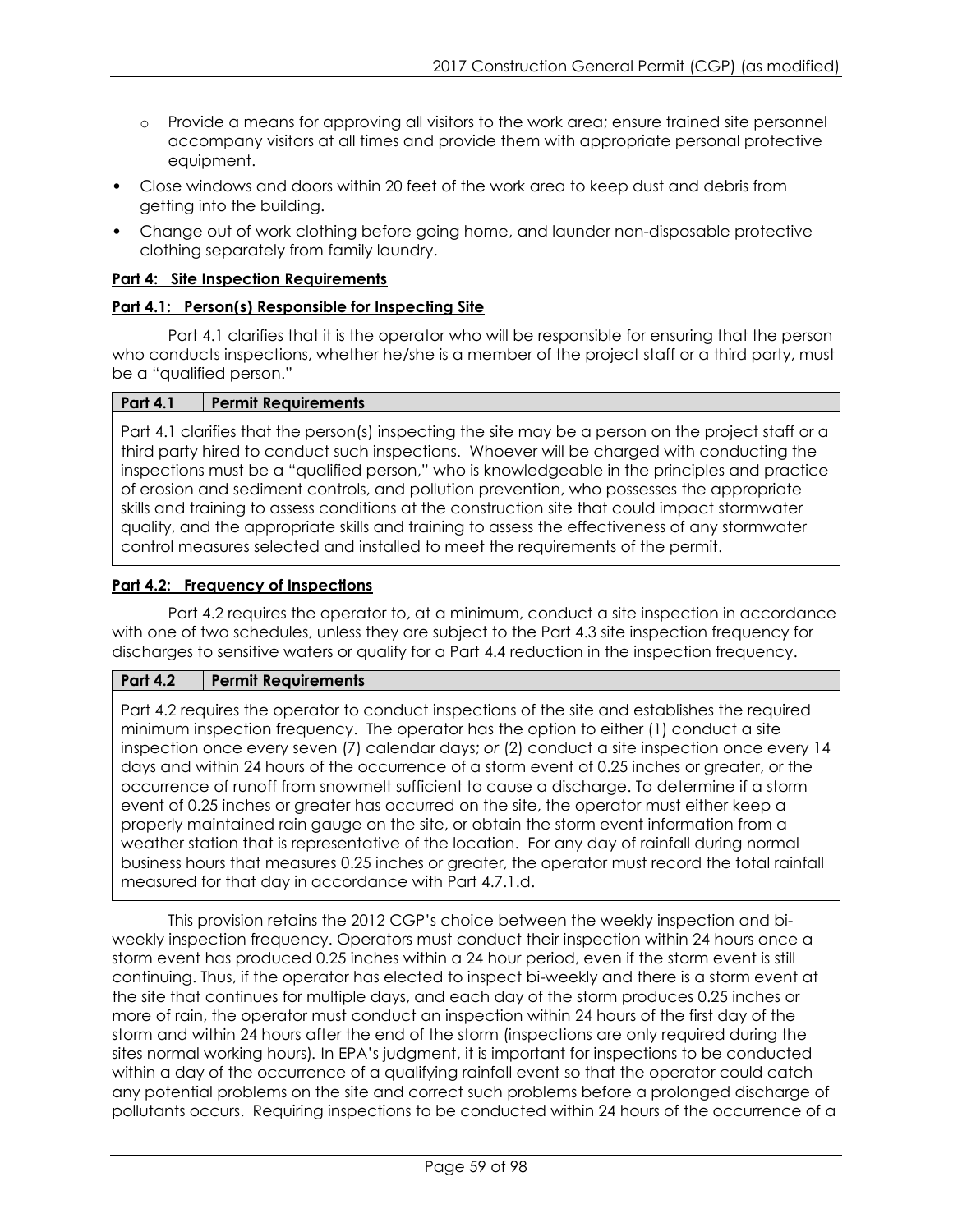- Provide a means for approving all visitors to the work area; ensure trained site personnel accompany visitors at all times and provide them with appropriate personal protective equipment.
- Close windows and doors within 20 feet of the work area to keep dust and debris from getting into the building.
- Change out of work clothing before going home, and launder non-disposable protective clothing separately from family laundry.

**Part 4: Site Inspection Requirements**

**Part 4.1: Person(s) Responsible for Inspecting Site**

Part 4.1 clarifies that it is the operator who will be responsible for ensuring that the person who conducts inspections, whether he/she is a member of the project staff or a third party, must be a "qualified person."

| Part 4.1 | Permit Requirements |
| --- | --- |
| Part 4.1 clarifies that the person(s) inspecting the site may be a person on the project staff or a third party hired to conduct such inspections. Whoever will be charged with conducting the inspections must be a "qualified person," who is knowledgeable in the principles and practice of erosion and sediment controls, and pollution prevention, who possesses the appropriate skills and training to assess conditions at the construction site that could impact stormwater quality, and the appropriate skills and training to assess the effectiveness of any stormwater control measures selected and installed to meet the requirements of the permit. | |

**Part 4.2: Frequency of Inspections**

Part 4.2 requires the operator to, at a minimum, conduct a site inspection in accordance with one of two schedules, unless they are subject to the Part 4.3 site inspection frequency for discharges to sensitive waters or qualify for a Part 4.4 reduction in the inspection frequency.

| Part 4.2 | Permit Requirements |
| --- | --- |
| Part 4.2 requires the operator to conduct inspections of the site and establishes the required minimum inspection frequency. The operator has the option to either (1) conduct a site inspection once every seven (7) calendar days; *or* (2) conduct a site inspection once every 14 days and within 24 hours of the occurrence of a storm event of 0.25 inches or greater, or the occurrence of runoff from snowmelt sufficient to cause a discharge. To determine if a storm event of 0.25 inches or greater has occurred on the site, the operator must either keep a properly maintained rain gauge on the site, or obtain the storm event information from a weather station that is representative of the location. For any day of rainfall during normal business hours that measures 0.25 inches or greater, the operator must record the total rainfall measured for that day in accordance with Part 4.7.1.d. | |

This provision retains the 2012 CGP's choice between the weekly inspection and bi-weekly inspection frequency. Operators must conduct their inspection within 24 hours once a storm event has produced 0.25 inches within a 24 hour period, even if the storm event is still continuing. Thus, if the operator has elected to inspect bi-weekly and there is a storm event at the site that continues for multiple days, and each day of the storm produces 0.25 inches or more of rain, the operator must conduct an inspection within 24 hours of the first day of the storm and within 24 hours after the end of the storm (inspections are only required during the sites normal working hours). In EPA's judgment, it is important for inspections to be conducted within a day of the occurrence of a qualifying rainfall event so that the operator could catch any potential problems on the site and correct such problems before a prolonged discharge of pollutants occurs. Requiring inspections to be conducted within 24 hours of the occurrence of a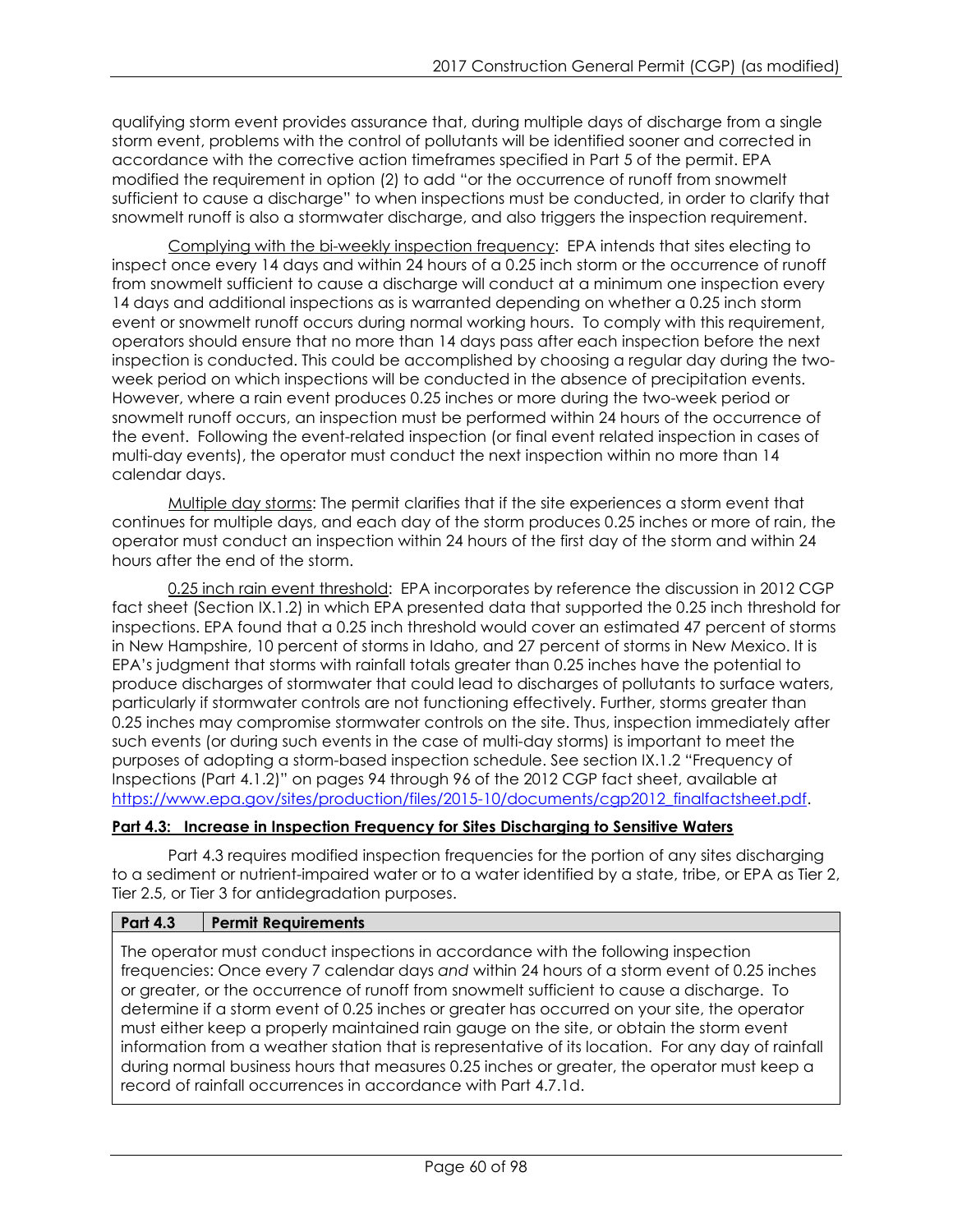qualifying storm event provides assurance that, during multiple days of discharge from a single storm event, problems with the control of pollutants will be identified sooner and corrected in accordance with the corrective action timeframes specified in Part 5 of the permit. EPA modified the requirement in option (2) to add "or the occurrence of runoff from snowmelt sufficient to cause a discharge" to when inspections must be conducted, in order to clarify that snowmelt runoff is also a stormwater discharge, and also triggers the inspection requirement.

<u>Complying with the bi-weekly inspection frequency</u>: EPA intends that sites electing to inspect once every 14 days and within 24 hours of a 0.25 inch storm or the occurrence of runoff from snowmelt sufficient to cause a discharge will conduct at a minimum one inspection every 14 days and additional inspections as is warranted depending on whether a 0.25 inch storm event or snowmelt runoff occurs during normal working hours. To comply with this requirement, operators should ensure that no more than 14 days pass after each inspection before the next inspection is conducted. This could be accomplished by choosing a regular day during the two-week period on which inspections will be conducted in the absence of precipitation events. However, where a rain event produces 0.25 inches or more during the two-week period or snowmelt runoff occurs, an inspection must be performed within 24 hours of the occurrence of the event. Following the event-related inspection (or final event related inspection in cases of multi-day events), the operator must conduct the next inspection within no more than 14 calendar days.

<u>Multiple day storms</u>: The permit clarifies that if the site experiences a storm event that continues for multiple days, and each day of the storm produces 0.25 inches or more of rain, the operator must conduct an inspection within 24 hours of the first day of the storm and within 24 hours after the end of the storm.

<u>0.25 inch rain event threshold</u>: EPA incorporates by reference the discussion in 2012 CGP fact sheet (Section IX.1.2) in which EPA presented data that supported the 0.25 inch threshold for inspections. EPA found that a 0.25 inch threshold would cover an estimated 47 percent of storms in New Hampshire, 10 percent of storms in Idaho, and 27 percent of storms in New Mexico. It is EPA's judgment that storms with rainfall totals greater than 0.25 inches have the potential to produce discharges of stormwater that could lead to discharges of pollutants to surface waters, particularly if stormwater controls are not functioning effectively. Further, storms greater than 0.25 inches may compromise stormwater controls on the site. Thus, inspection immediately after such events (or during such events in the case of multi-day storms) is important to meet the purposes of adopting a storm-based inspection schedule. See section IX.1.2 "Frequency of Inspections (Part 4.1.2)" on pages 94 through 96 of the 2012 CGP fact sheet, available at https://www.epa.gov/sites/production/files/2015-10/documents/cgp2012_finalfactsheet.pdf.

**<u>Part 4.3: Increase in Inspection Frequency for Sites Discharging to Sensitive Waters</u>**

Part 4.3 requires modified inspection frequencies for the portion of any sites discharging to a sediment or nutrient-impaired water or to a water identified by a state, tribe, or EPA as Tier 2, Tier 2.5, or Tier 3 for antidegradation purposes.

| Part 4.3 | Permit Requirements |
|---|---|
| The operator must conduct inspections in accordance with the following inspection frequencies: Once every 7 calendar days *and* within 24 hours of a storm event of 0.25 inches or greater, or the occurrence of runoff from snowmelt sufficient to cause a discharge. To determine if a storm event of 0.25 inches or greater has occurred on your site, the operator must either keep a properly maintained rain gauge on the site, or obtain the storm event information from a weather station that is representative of its location. For any day of rainfall during normal business hours that measures 0.25 inches or greater, the operator must keep a record of rainfall occurrences in accordance with Part 4.7.1d. | |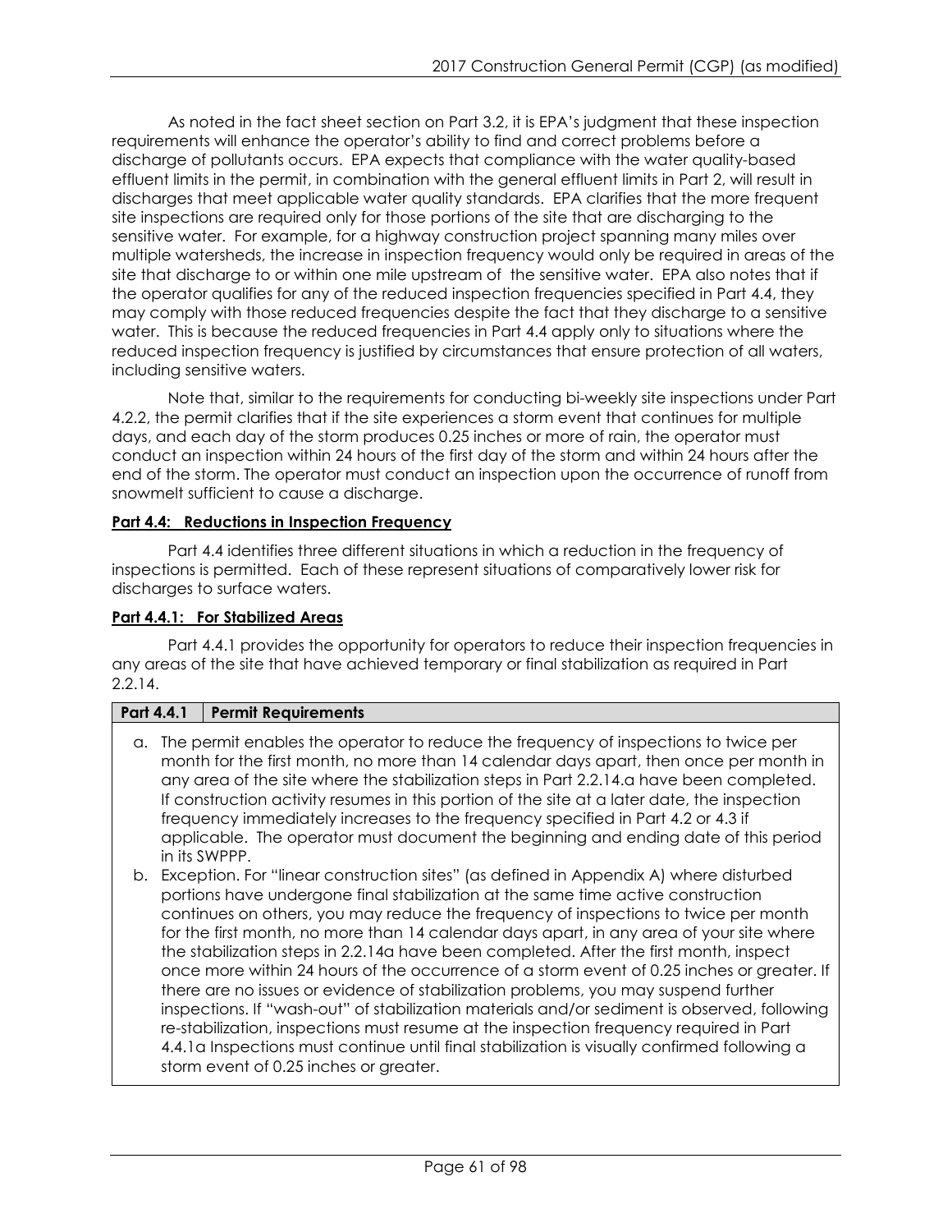As noted in the fact sheet section on Part 3.2, it is EPA's judgment that these inspection requirements will enhance the operator's ability to find and correct problems before a discharge of pollutants occurs. EPA expects that compliance with the water quality-based effluent limits in the permit, in combination with the general effluent limits in Part 2, will result in discharges that meet applicable water quality standards. EPA clarifies that the more frequent site inspections are required only for those portions of the site that are discharging to the sensitive water. For example, for a highway construction project spanning many miles over multiple watersheds, the increase in inspection frequency would only be required in areas of the site that discharge to or within one mile upstream of the sensitive water. EPA also notes that if the operator qualifies for any of the reduced inspection frequencies specified in Part 4.4, they may comply with those reduced frequencies despite the fact that they discharge to a sensitive water. This is because the reduced frequencies in Part 4.4 apply only to situations where the reduced inspection frequency is justified by circumstances that ensure protection of all waters, including sensitive waters.

Note that, similar to the requirements for conducting bi-weekly site inspections under Part 4.2.2, the permit clarifies that if the site experiences a storm event that continues for multiple days, and each day of the storm produces 0.25 inches or more of rain, the operator must conduct an inspection within 24 hours of the first day of the storm and within 24 hours after the end of the storm. The operator must conduct an inspection upon the occurrence of runoff from snowmelt sufficient to cause a discharge.

**Part 4.4: Reductions in Inspection Frequency**

Part 4.4 identifies three different situations in which a reduction in the frequency of inspections is permitted. Each of these represent situations of comparatively lower risk for discharges to surface waters.

**Part 4.4.1: For Stabilized Areas**

Part 4.4.1 provides the opportunity for operators to reduce their inspection frequencies in any areas of the site that have achieved temporary or final stabilization as required in Part 2.2.14.

| Part 4.4.1 | Permit Requirements |
|---|---|

a. The permit enables the operator to reduce the frequency of inspections to twice per month for the first month, no more than 14 calendar days apart, then once per month in any area of the site where the stabilization steps in Part 2.2.14.a have been completed. If construction activity resumes in this portion of the site at a later date, the inspection frequency immediately increases to the frequency specified in Part 4.2 or 4.3 if applicable. The operator must document the beginning and ending date of this period in its SWPPP.

b. Exception. For "linear construction sites" (as defined in Appendix A) where disturbed portions have undergone final stabilization at the same time active construction continues on others, you may reduce the frequency of inspections to twice per month for the first month, no more than 14 calendar days apart, in any area of your site where the stabilization steps in 2.2.14a have been completed. After the first month, inspect once more within 24 hours of the occurrence of a storm event of 0.25 inches or greater. If there are no issues or evidence of stabilization problems, you may suspend further inspections. If "wash-out" of stabilization materials and/or sediment is observed, following re-stabilization, inspections must resume at the inspection frequency required in Part 4.4.1a Inspections must continue until final stabilization is visually confirmed following a storm event of 0.25 inches or greater.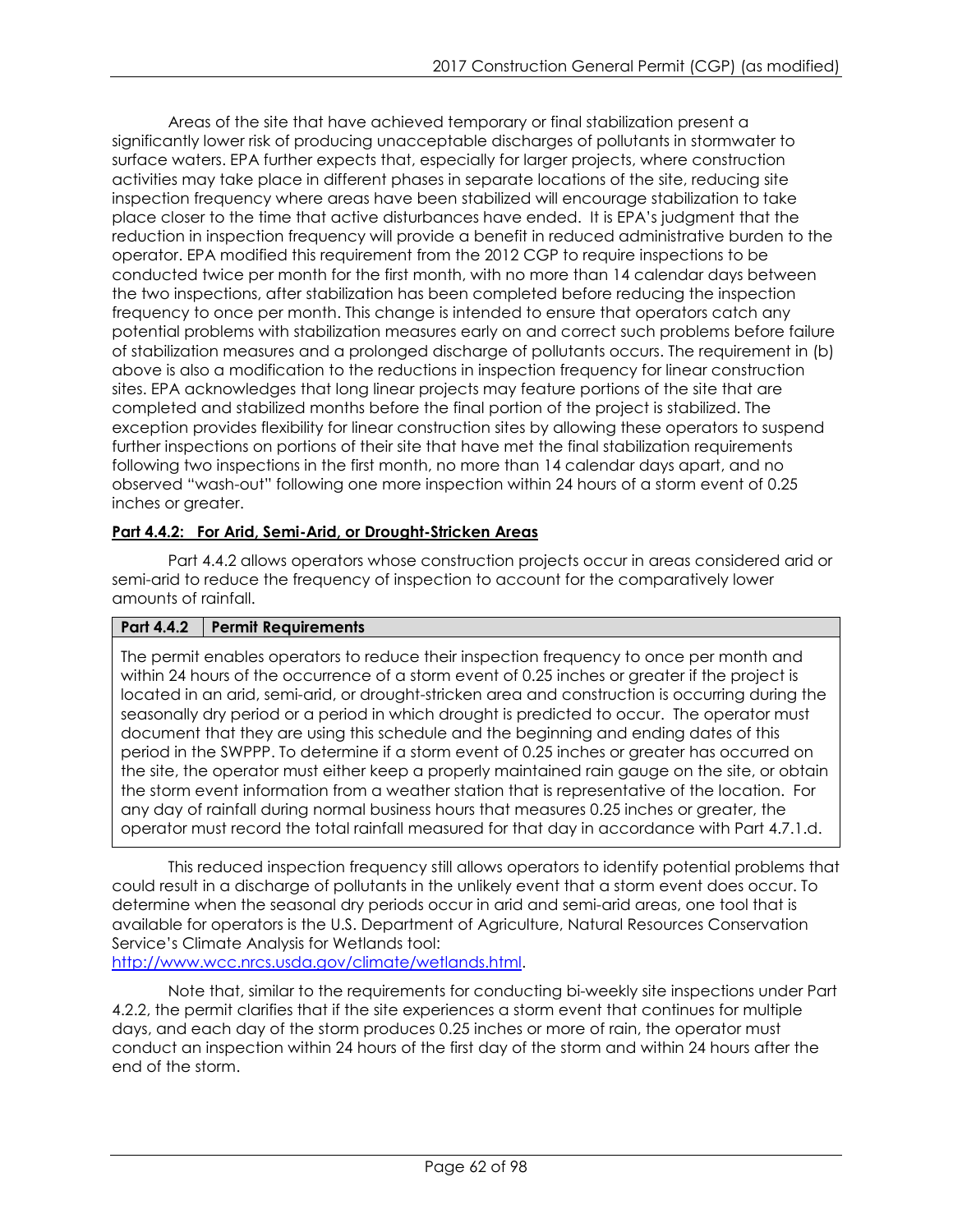Areas of the site that have achieved temporary or final stabilization present a significantly lower risk of producing unacceptable discharges of pollutants in stormwater to surface waters. EPA further expects that, especially for larger projects, where construction activities may take place in different phases in separate locations of the site, reducing site inspection frequency where areas have been stabilized will encourage stabilization to take place closer to the time that active disturbances have ended. It is EPA's judgment that the reduction in inspection frequency will provide a benefit in reduced administrative burden to the operator. EPA modified this requirement from the 2012 CGP to require inspections to be conducted twice per month for the first month, with no more than 14 calendar days between the two inspections, after stabilization has been completed before reducing the inspection frequency to once per month. This change is intended to ensure that operators catch any potential problems with stabilization measures early on and correct such problems before failure of stabilization measures and a prolonged discharge of pollutants occurs. The requirement in (b) above is also a modification to the reductions in inspection frequency for linear construction sites. EPA acknowledges that long linear projects may feature portions of the site that are completed and stabilized months before the final portion of the project is stabilized. The exception provides flexibility for linear construction sites by allowing these operators to suspend further inspections on portions of their site that have met the final stabilization requirements following two inspections in the first month, no more than 14 calendar days apart, and no observed "wash-out" following one more inspection within 24 hours of a storm event of 0.25 inches or greater.

**Part 4.4.2: For Arid, Semi-Arid, or Drought-Stricken Areas**

Part 4.4.2 allows operators whose construction projects occur in areas considered arid or semi-arid to reduce the frequency of inspection to account for the comparatively lower amounts of rainfall.

| **Part 4.4.2** | **Permit Requirements** |
|---|---|
| The permit enables operators to reduce their inspection frequency to once per month and within 24 hours of the occurrence of a storm event of 0.25 inches or greater if the project is located in an arid, semi-arid, or drought-stricken area and construction is occurring during the seasonally dry period or a period in which drought is predicted to occur. The operator must document that they are using this schedule and the beginning and ending dates of this period in the SWPPP. To determine if a storm event of 0.25 inches or greater has occurred on the site, the operator must either keep a properly maintained rain gauge on the site, or obtain the storm event information from a weather station that is representative of the location. For any day of rainfall during normal business hours that measures 0.25 inches or greater, the operator must record the total rainfall measured for that day in accordance with Part 4.7.1.d. | |

This reduced inspection frequency still allows operators to identify potential problems that could result in a discharge of pollutants in the unlikely event that a storm event does occur. To determine when the seasonal dry periods occur in arid and semi-arid areas, one tool that is available for operators is the U.S. Department of Agriculture, Natural Resources Conservation Service's Climate Analysis for Wetlands tool: http://www.wcc.nrcs.usda.gov/climate/wetlands.html.

Note that, similar to the requirements for conducting bi-weekly site inspections under Part 4.2.2, the permit clarifies that if the site experiences a storm event that continues for multiple days, and each day of the storm produces 0.25 inches or more of rain, the operator must conduct an inspection within 24 hours of the first day of the storm and within 24 hours after the end of the storm.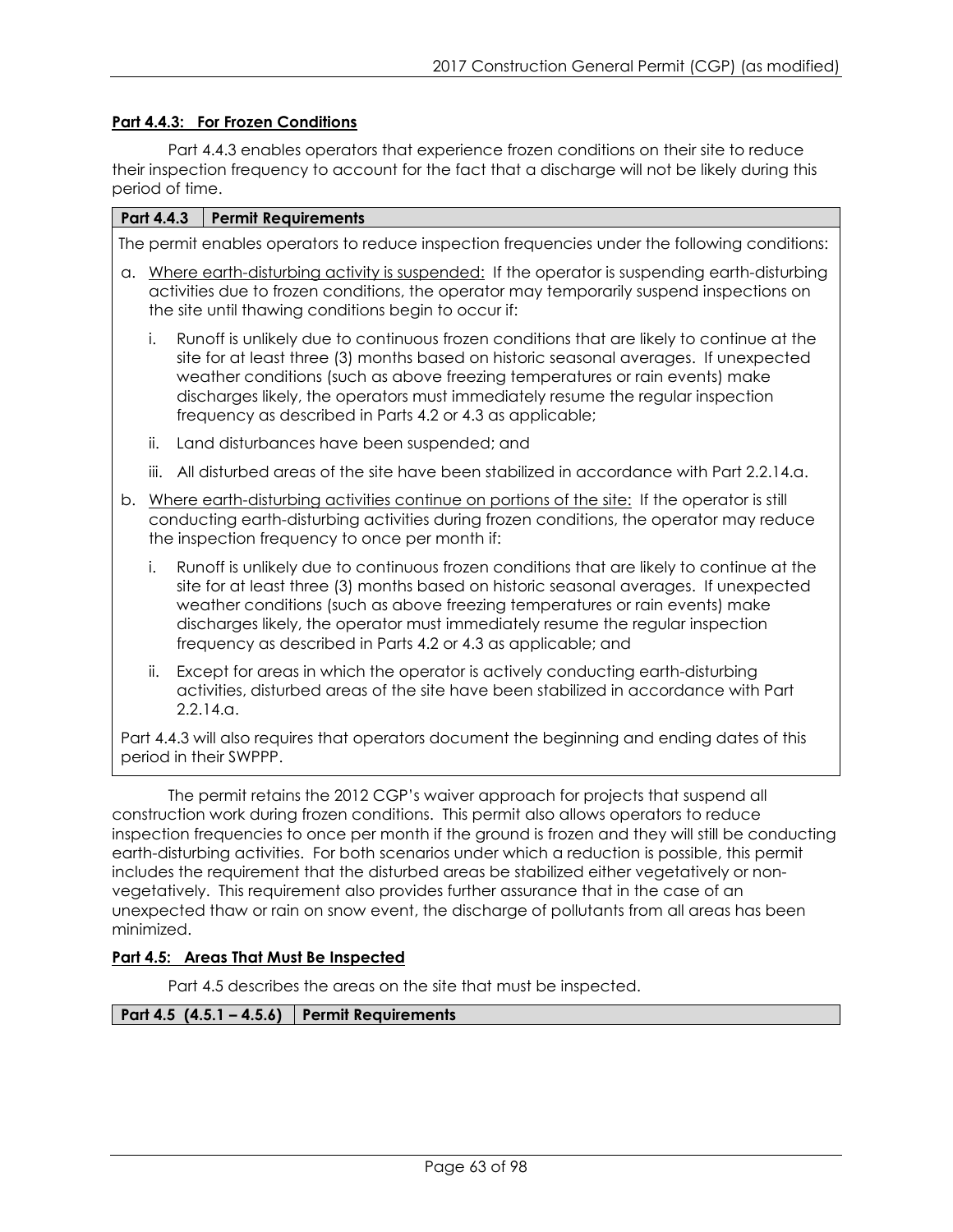**Part 4.4.3: For Frozen Conditions**

Part 4.4.3 enables operators that experience frozen conditions on their site to reduce their inspection frequency to account for the fact that a discharge will not be likely during this period of time.

| Part 4.4.3 | Permit Requirements |
|---|---|

The permit enables operators to reduce inspection frequencies under the following conditions:

a. Where earth-disturbing activity is suspended: If the operator is suspending earth-disturbing activities due to frozen conditions, the operator may temporarily suspend inspections on the site until thawing conditions begin to occur if:

   i. Runoff is unlikely due to continuous frozen conditions that are likely to continue at the site for at least three (3) months based on historic seasonal averages. If unexpected weather conditions (such as above freezing temperatures or rain events) make discharges likely, the operators must immediately resume the regular inspection frequency as described in Parts 4.2 or 4.3 as applicable;

   ii. Land disturbances have been suspended; and

   iii. All disturbed areas of the site have been stabilized in accordance with Part 2.2.14.a.

b. Where earth-disturbing activities continue on portions of the site: If the operator is still conducting earth-disturbing activities during frozen conditions, the operator may reduce the inspection frequency to once per month if:

   i. Runoff is unlikely due to continuous frozen conditions that are likely to continue at the site for at least three (3) months based on historic seasonal averages. If unexpected weather conditions (such as above freezing temperatures or rain events) make discharges likely, the operator must immediately resume the regular inspection frequency as described in Parts 4.2 or 4.3 as applicable; and

   ii. Except for areas in which the operator is actively conducting earth-disturbing activities, disturbed areas of the site have been stabilized in accordance with Part 2.2.14.a.

Part 4.4.3 will also requires that operators document the beginning and ending dates of this period in their SWPPP.

The permit retains the 2012 CGP's waiver approach for projects that suspend all construction work during frozen conditions. This permit also allows operators to reduce inspection frequencies to once per month if the ground is frozen and they will still be conducting earth-disturbing activities. For both scenarios under which a reduction is possible, this permit includes the requirement that the disturbed areas be stabilized either vegetatively or non-vegetatively. This requirement also provides further assurance that in the case of an unexpected thaw or rain on snow event, the discharge of pollutants from all areas has been minimized.

**Part 4.5: Areas That Must Be Inspected**

Part 4.5 describes the areas on the site that must be inspected.

| Part 4.5 (4.5.1 – 4.5.6) | Permit Requirements |
|---|---|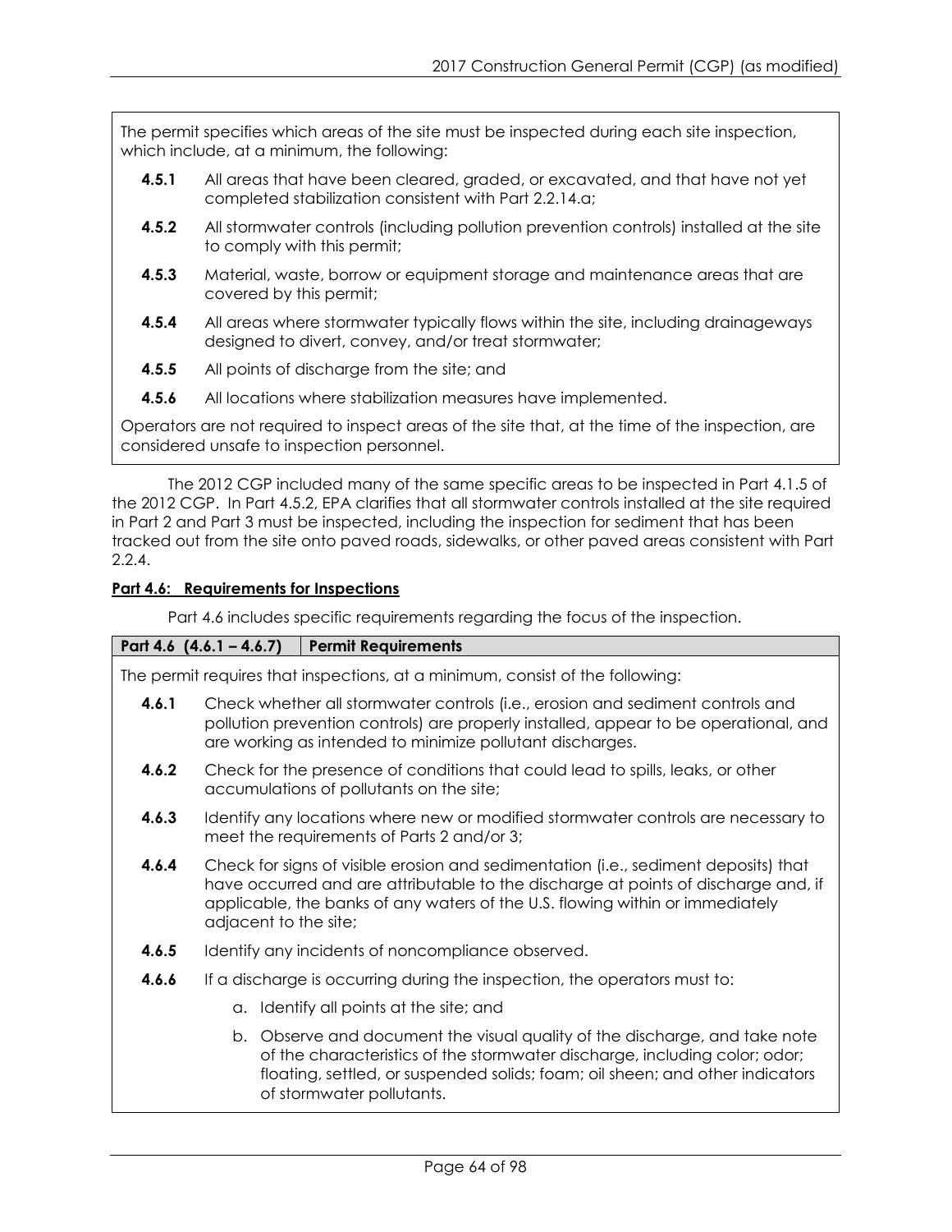The permit specifies which areas of the site must be inspected during each site inspection, which include, at a minimum, the following:

- **4.5.1** All areas that have been cleared, graded, or excavated, and that have not yet completed stabilization consistent with Part 2.2.14.a;
- **4.5.2** All stormwater controls (including pollution prevention controls) installed at the site to comply with this permit;
- **4.5.3** Material, waste, borrow or equipment storage and maintenance areas that are covered by this permit;
- **4.5.4** All areas where stormwater typically flows within the site, including drainageways designed to divert, convey, and/or treat stormwater;
- **4.5.5** All points of discharge from the site; and
- **4.5.6** All locations where stabilization measures have implemented.

Operators are not required to inspect areas of the site that, at the time of the inspection, are considered unsafe to inspection personnel.

The 2012 CGP included many of the same specific areas to be inspected in Part 4.1.5 of the 2012 CGP. In Part 4.5.2, EPA clarifies that all stormwater controls installed at the site required in Part 2 and Part 3 must be inspected, including the inspection for sediment that has been tracked out from the site onto paved roads, sidewalks, or other paved areas consistent with Part 2.2.4.

**Part 4.6: Requirements for Inspections**

Part 4.6 includes specific requirements regarding the focus of the inspection.

| Part 4.6 (4.6.1 – 4.6.7) | Permit Requirements |
|---|---|

The permit requires that inspections, at a minimum, consist of the following:

- **4.6.1** Check whether all stormwater controls (i.e., erosion and sediment controls and pollution prevention controls) are properly installed, appear to be operational, and are working as intended to minimize pollutant discharges.
- **4.6.2** Check for the presence of conditions that could lead to spills, leaks, or other accumulations of pollutants on the site;
- **4.6.3** Identify any locations where new or modified stormwater controls are necessary to meet the requirements of Parts 2 and/or 3;
- **4.6.4** Check for signs of visible erosion and sedimentation (i.e., sediment deposits) that have occurred and are attributable to the discharge at points of discharge and, if applicable, the banks of any waters of the U.S. flowing within or immediately adjacent to the site;
- **4.6.5** Identify any incidents of noncompliance observed.
- **4.6.6** If a discharge is occurring during the inspection, the operators must to:
  - a. Identify all points at the site; and
  - b. Observe and document the visual quality of the discharge, and take note of the characteristics of the stormwater discharge, including color; odor; floating, settled, or suspended solids; foam; oil sheen; and other indicators of stormwater pollutants.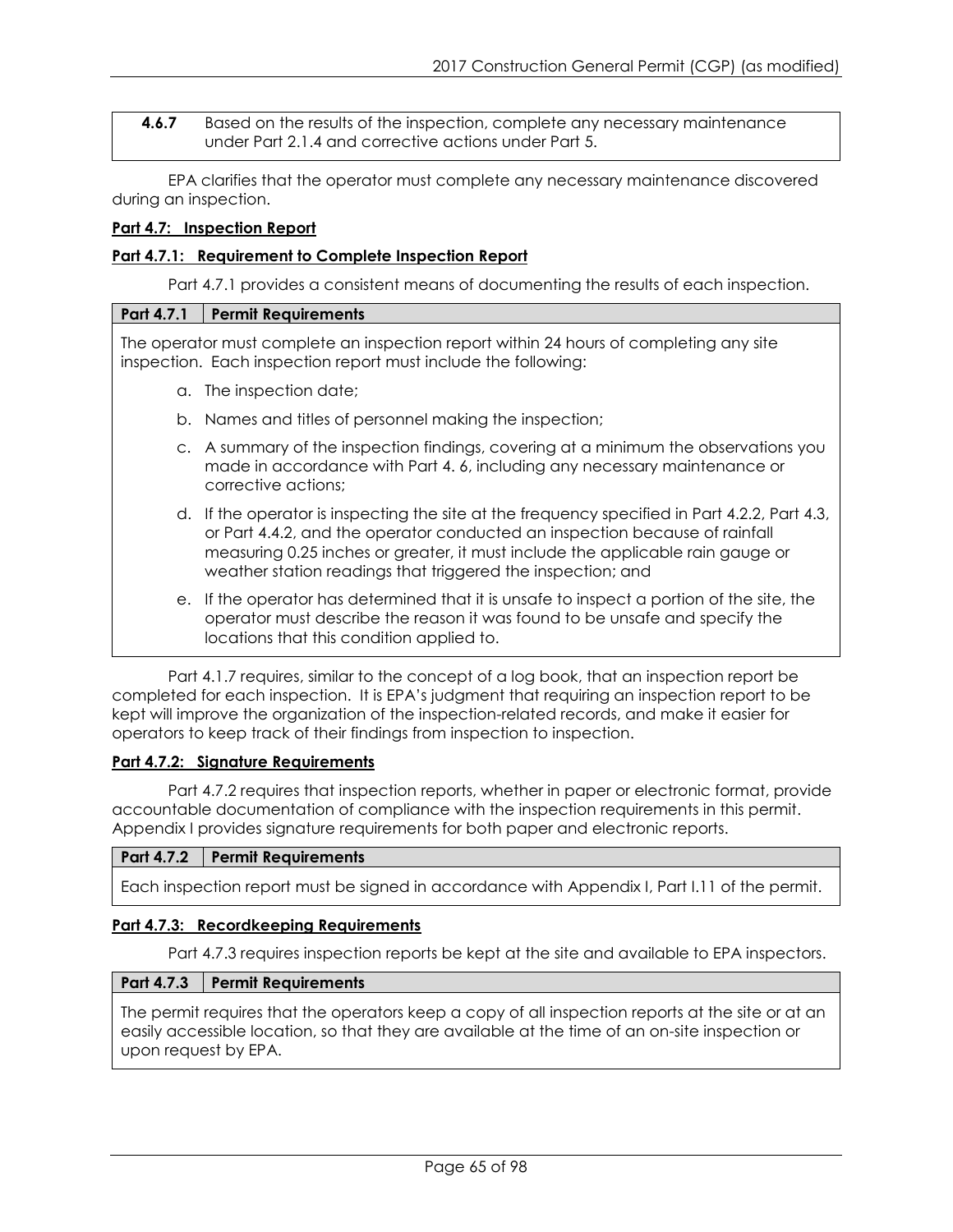| 4.6.7 | Based on the results of the inspection, complete any necessary maintenance under Part 2.1.4 and corrective actions under Part 5. |
|---|---|

EPA clarifies that the operator must complete any necessary maintenance discovered during an inspection.

**Part 4.7: Inspection Report**

**Part 4.7.1: Requirement to Complete Inspection Report**

Part 4.7.1 provides a consistent means of documenting the results of each inspection.

| Part 4.7.1 | Permit Requirements |
|---|---|

The operator must complete an inspection report within 24 hours of completing any site inspection. Each inspection report must include the following:

a. The inspection date;

b. Names and titles of personnel making the inspection;

c. A summary of the inspection findings, covering at a minimum the observations you made in accordance with Part 4. 6, including any necessary maintenance or corrective actions;

d. If the operator is inspecting the site at the frequency specified in Part 4.2.2, Part 4.3, or Part 4.4.2, and the operator conducted an inspection because of rainfall measuring 0.25 inches or greater, it must include the applicable rain gauge or weather station readings that triggered the inspection; and

e. If the operator has determined that it is unsafe to inspect a portion of the site, the operator must describe the reason it was found to be unsafe and specify the locations that this condition applied to.

Part 4.1.7 requires, similar to the concept of a log book, that an inspection report be completed for each inspection. It is EPA's judgment that requiring an inspection report to be kept will improve the organization of the inspection-related records, and make it easier for operators to keep track of their findings from inspection to inspection.

**Part 4.7.2: Signature Requirements**

Part 4.7.2 requires that inspection reports, whether in paper or electronic format, provide accountable documentation of compliance with the inspection requirements in this permit. Appendix I provides signature requirements for both paper and electronic reports.

| Part 4.7.2 | Permit Requirements |
|---|---|

Each inspection report must be signed in accordance with Appendix I, Part I.11 of the permit.

**Part 4.7.3: Recordkeeping Requirements**

Part 4.7.3 requires inspection reports be kept at the site and available to EPA inspectors.

| Part 4.7.3 | Permit Requirements |
|---|---|

The permit requires that the operators keep a copy of all inspection reports at the site or at an easily accessible location, so that they are available at the time of an on-site inspection or upon request by EPA.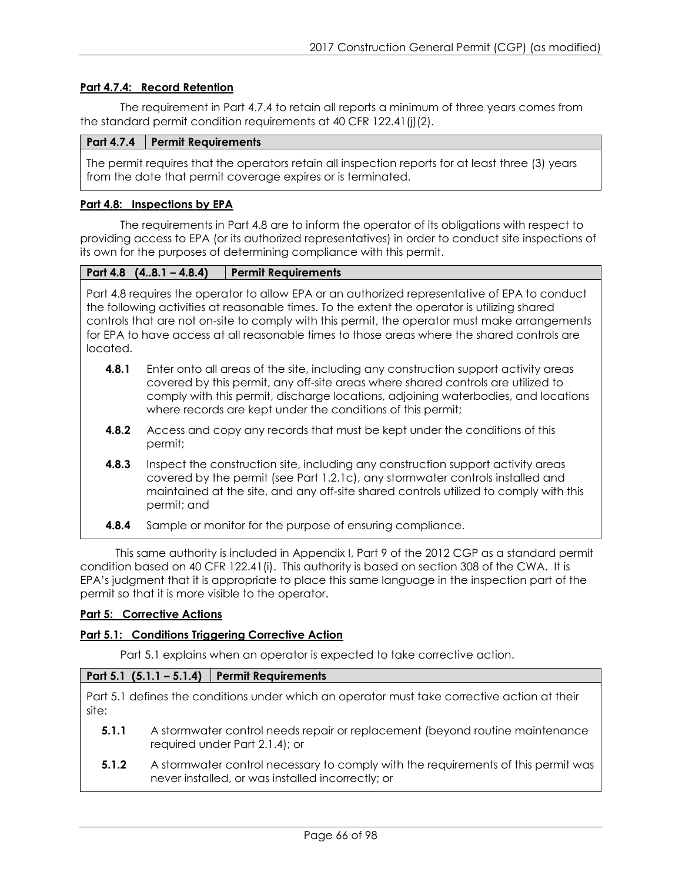### Part 4.7.4: Record Retention

The requirement in Part 4.7.4 to retain all reports a minimum of three years comes from the standard permit condition requirements at 40 CFR 122.41(j)(2).

| Part 4.7.4 | Permit Requirements |
|---|---|
| The permit requires that the operators retain all inspection reports for at least three (3) years from the date that permit coverage expires or is terminated. | |

### Part 4.8: Inspections by EPA

The requirements in Part 4.8 are to inform the operator of its obligations with respect to providing access to EPA (or its authorized representatives) in order to conduct site inspections of its own for the purposes of determining compliance with this permit.

| Part 4.8 (4..8.1 – 4.8.4) | Permit Requirements |
|---|---|

Part 4.8 requires the operator to allow EPA or an authorized representative of EPA to conduct the following activities at reasonable times. To the extent the operator is utilizing shared controls that are not on-site to comply with this permit, the operator must make arrangements for EPA to have access at all reasonable times to those areas where the shared controls are located.

- **4.8.1** Enter onto all areas of the site, including any construction support activity areas covered by this permit, any off-site areas where shared controls are utilized to comply with this permit, discharge locations, adjoining waterbodies, and locations where records are kept under the conditions of this permit;
- **4.8.2** Access and copy any records that must be kept under the conditions of this permit;
- **4.8.3** Inspect the construction site, including any construction support activity areas covered by the permit (see Part 1.2.1c), any stormwater controls installed and maintained at the site, and any off-site shared controls utilized to comply with this permit; and
- **4.8.4** Sample or monitor for the purpose of ensuring compliance.

This same authority is included in Appendix I, Part 9 of the 2012 CGP as a standard permit condition based on 40 CFR 122.41(i). This authority is based on section 308 of the CWA. It is EPA's judgment that it is appropriate to place this same language in the inspection part of the permit so that it is more visible to the operator.

### Part 5: Corrective Actions

### Part 5.1: Conditions Triggering Corrective Action

Part 5.1 explains when an operator is expected to take corrective action.

| Part 5.1 (5.1.1 – 5.1.4) | Permit Requirements |
|---|---|

Part 5.1 defines the conditions under which an operator must take corrective action at their site:

- **5.1.1** A stormwater control needs repair or replacement (beyond routine maintenance required under Part 2.1.4); or
- **5.1.2** A stormwater control necessary to comply with the requirements of this permit was never installed, or was installed incorrectly; or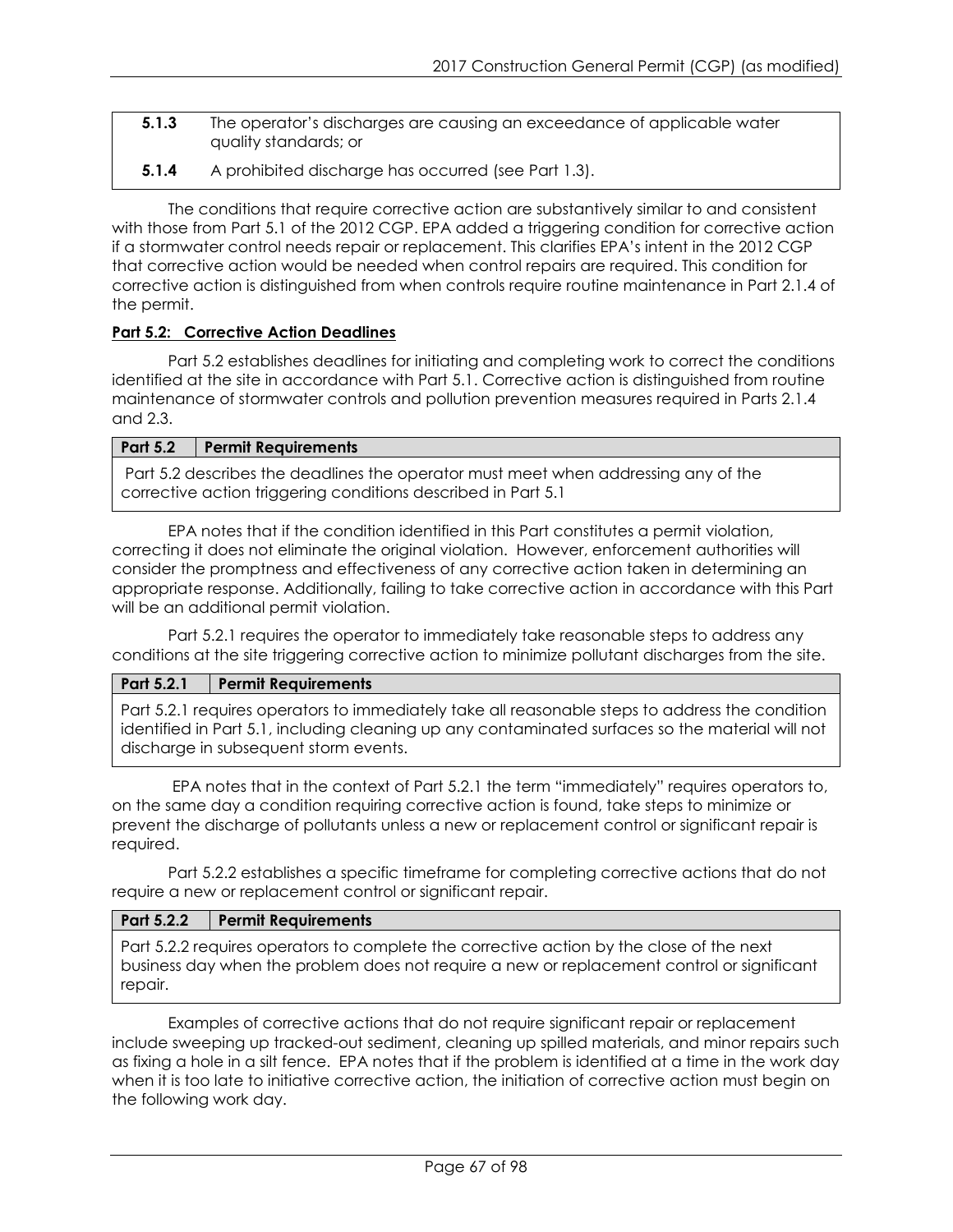| | |
|---|---|
| **5.1.3** | The operator's discharges are causing an exceedance of applicable water quality standards; or |
| **5.1.4** | A prohibited discharge has occurred (see Part 1.3). |

The conditions that require corrective action are substantively similar to and consistent with those from Part 5.1 of the 2012 CGP. EPA added a triggering condition for corrective action if a stormwater control needs repair or replacement. This clarifies EPA's intent in the 2012 CGP that corrective action would be needed when control repairs are required. This condition for corrective action is distinguished from when controls require routine maintenance in Part 2.1.4 of the permit.

**Part 5.2: Corrective Action Deadlines**

Part 5.2 establishes deadlines for initiating and completing work to correct the conditions identified at the site in accordance with Part 5.1. Corrective action is distinguished from routine maintenance of stormwater controls and pollution prevention measures required in Parts 2.1.4 and 2.3.

| Part 5.2 | Permit Requirements |
|---|---|
| Part 5.2 describes the deadlines the operator must meet when addressing any of the corrective action triggering conditions described in Part 5.1 | |

EPA notes that if the condition identified in this Part constitutes a permit violation, correcting it does not eliminate the original violation. However, enforcement authorities will consider the promptness and effectiveness of any corrective action taken in determining an appropriate response. Additionally, failing to take corrective action in accordance with this Part will be an additional permit violation.

Part 5.2.1 requires the operator to immediately take reasonable steps to address any conditions at the site triggering corrective action to minimize pollutant discharges from the site.

| Part 5.2.1 | Permit Requirements |
|---|---|
| Part 5.2.1 requires operators to immediately take all reasonable steps to address the condition identified in Part 5.1, including cleaning up any contaminated surfaces so the material will not discharge in subsequent storm events. | |

EPA notes that in the context of Part 5.2.1 the term "immediately" requires operators to, on the same day a condition requiring corrective action is found, take steps to minimize or prevent the discharge of pollutants unless a new or replacement control or significant repair is required.

Part 5.2.2 establishes a specific timeframe for completing corrective actions that do not require a new or replacement control or significant repair.

| Part 5.2.2 | Permit Requirements |
|---|---|
| Part 5.2.2 requires operators to complete the corrective action by the close of the next business day when the problem does not require a new or replacement control or significant repair. | |

Examples of corrective actions that do not require significant repair or replacement include sweeping up tracked-out sediment, cleaning up spilled materials, and minor repairs such as fixing a hole in a silt fence. EPA notes that if the problem is identified at a time in the work day when it is too late to initiative corrective action, the initiation of corrective action must begin on the following work day.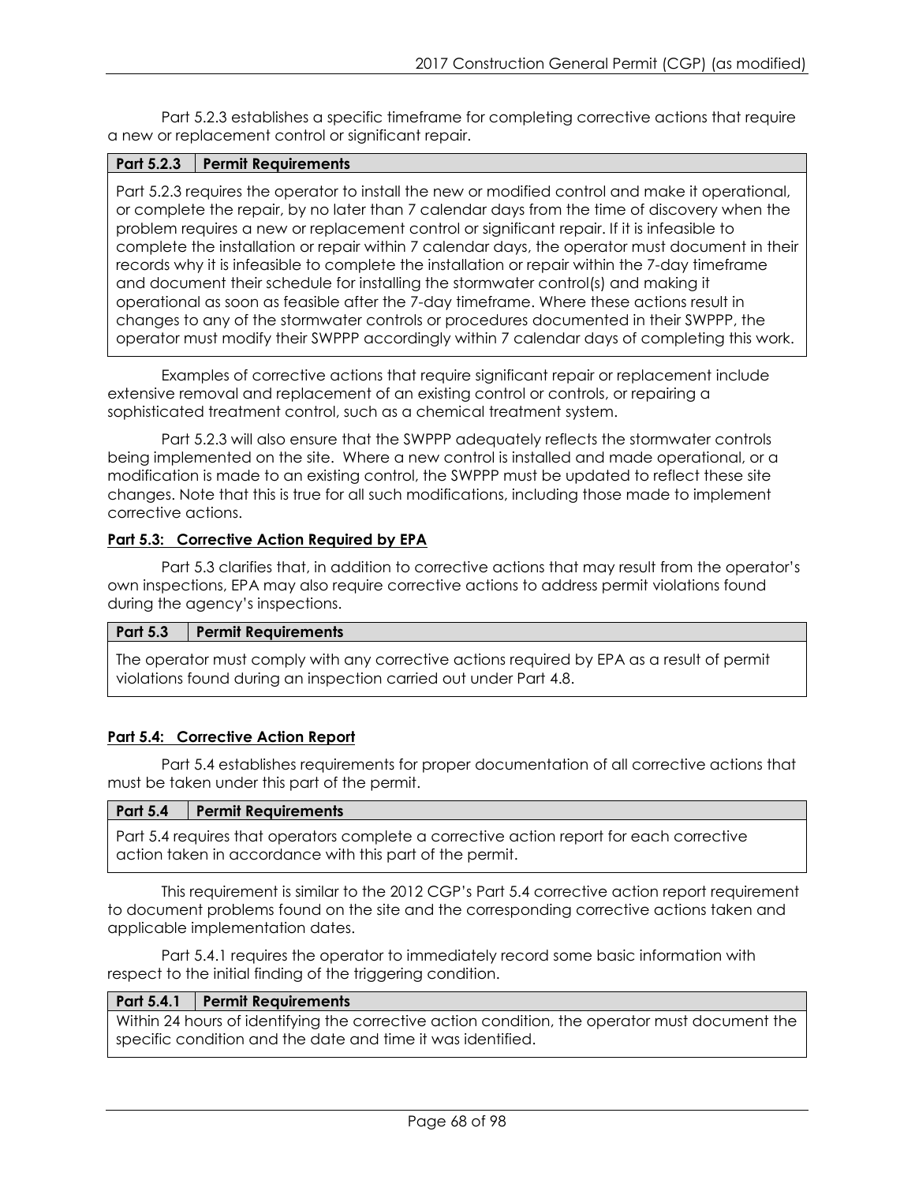Part 5.2.3 establishes a specific timeframe for completing corrective actions that require a new or replacement control or significant repair.

| Part 5.2.3 | Permit Requirements |
|---|---|
| Part 5.2.3 requires the operator to install the new or modified control and make it operational, or complete the repair, by no later than 7 calendar days from the time of discovery when the problem requires a new or replacement control or significant repair. If it is infeasible to complete the installation or repair within 7 calendar days, the operator must document in their records why it is infeasible to complete the installation or repair within the 7-day timeframe and document their schedule for installing the stormwater control(s) and making it operational as soon as feasible after the 7-day timeframe. Where these actions result in changes to any of the stormwater controls or procedures documented in their SWPPP, the operator must modify their SWPPP accordingly within 7 calendar days of completing this work. | |

Examples of corrective actions that require significant repair or replacement include extensive removal and replacement of an existing control or controls, or repairing a sophisticated treatment control, such as a chemical treatment system.

Part 5.2.3 will also ensure that the SWPPP adequately reflects the stormwater controls being implemented on the site. Where a new control is installed and made operational, or a modification is made to an existing control, the SWPPP must be updated to reflect these site changes. Note that this is true for all such modifications, including those made to implement corrective actions.

**Part 5.3: Corrective Action Required by EPA**

Part 5.3 clarifies that, in addition to corrective actions that may result from the operator's own inspections, EPA may also require corrective actions to address permit violations found during the agency's inspections.

| Part 5.3 | Permit Requirements |
|---|---|
| The operator must comply with any corrective actions required by EPA as a result of permit violations found during an inspection carried out under Part 4.8. | |

**Part 5.4: Corrective Action Report**

Part 5.4 establishes requirements for proper documentation of all corrective actions that must be taken under this part of the permit.

| Part 5.4 | Permit Requirements |
|---|---|
| Part 5.4 requires that operators complete a corrective action report for each corrective action taken in accordance with this part of the permit. | |

This requirement is similar to the 2012 CGP's Part 5.4 corrective action report requirement to document problems found on the site and the corresponding corrective actions taken and applicable implementation dates.

Part 5.4.1 requires the operator to immediately record some basic information with respect to the initial finding of the triggering condition.

| Part 5.4.1 | Permit Requirements |
|---|---|
| Within 24 hours of identifying the corrective action condition, the operator must document the specific condition and the date and time it was identified. | |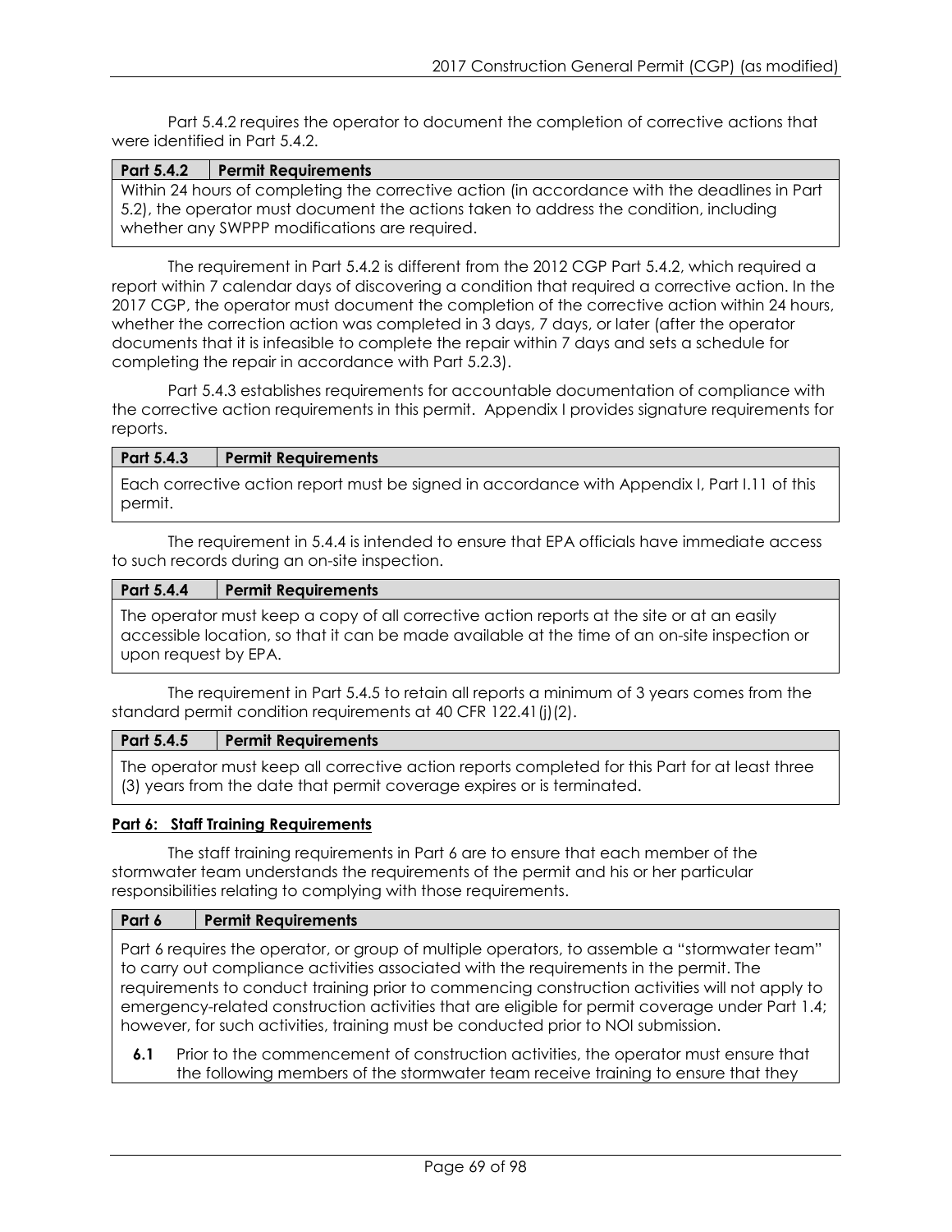Part 5.4.2 requires the operator to document the completion of corrective actions that were identified in Part 5.4.2.

| Part 5.4.2 | Permit Requirements |
|---|---|
| Within 24 hours of completing the corrective action (in accordance with the deadlines in Part 5.2), the operator must document the actions taken to address the condition, including whether any SWPPP modifications are required. | |

The requirement in Part 5.4.2 is different from the 2012 CGP Part 5.4.2, which required a report within 7 calendar days of discovering a condition that required a corrective action. In the 2017 CGP, the operator must document the completion of the corrective action within 24 hours, whether the correction action was completed in 3 days, 7 days, or later (after the operator documents that it is infeasible to complete the repair within 7 days and sets a schedule for completing the repair in accordance with Part 5.2.3).

Part 5.4.3 establishes requirements for accountable documentation of compliance with the corrective action requirements in this permit. Appendix I provides signature requirements for reports.

| Part 5.4.3 | Permit Requirements |
|---|---|
| Each corrective action report must be signed in accordance with Appendix I, Part I.11 of this permit. | |

The requirement in 5.4.4 is intended to ensure that EPA officials have immediate access to such records during an on-site inspection.

| Part 5.4.4 | Permit Requirements |
|---|---|
| The operator must keep a copy of all corrective action reports at the site or at an easily accessible location, so that it can be made available at the time of an on-site inspection or upon request by EPA. | |

The requirement in Part 5.4.5 to retain all reports a minimum of 3 years comes from the standard permit condition requirements at 40 CFR 122.41(j)(2).

| Part 5.4.5 | Permit Requirements |
|---|---|
| The operator must keep all corrective action reports completed for this Part for at least three (3) years from the date that permit coverage expires or is terminated. | |

## Part 6: Staff Training Requirements

The staff training requirements in Part 6 are to ensure that each member of the stormwater team understands the requirements of the permit and his or her particular responsibilities relating to complying with those requirements.

| Part 6 | Permit Requirements |
|---|---|
| Part 6 requires the operator, or group of multiple operators, to assemble a "stormwater team" to carry out compliance activities associated with the requirements in the permit. The requirements to conduct training prior to commencing construction activities will not apply to emergency-related construction activities that are eligible for permit coverage under Part 1.4; however, for such activities, training must be conducted prior to NOI submission. **6.1** Prior to the commencement of construction activities, the operator must ensure that the following members of the stormwater team receive training to ensure that they | |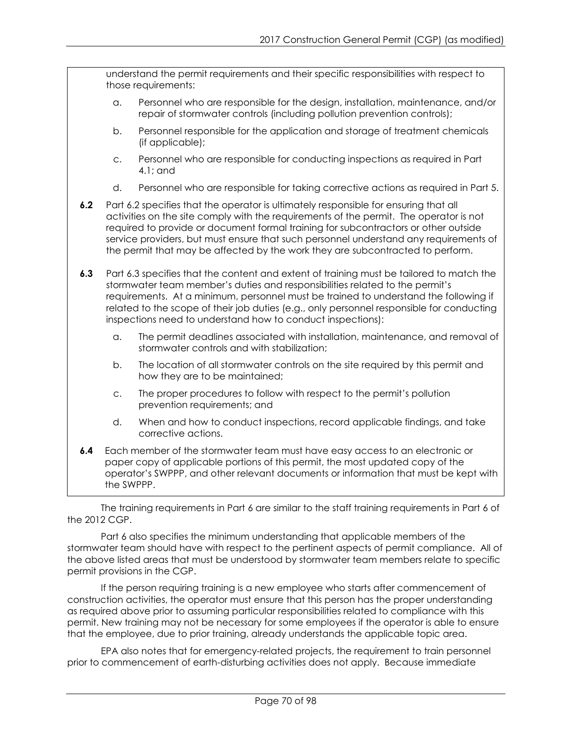understand the permit requirements and their specific responsibilities with respect to those requirements:

a. Personnel who are responsible for the design, installation, maintenance, and/or repair of stormwater controls (including pollution prevention controls);

b. Personnel responsible for the application and storage of treatment chemicals (if applicable);

c. Personnel who are responsible for conducting inspections as required in Part 4.1; and

d. Personnel who are responsible for taking corrective actions as required in Part 5.

**6.2** Part 6.2 specifies that the operator is ultimately responsible for ensuring that all activities on the site comply with the requirements of the permit. The operator is not required to provide or document formal training for subcontractors or other outside service providers, but must ensure that such personnel understand any requirements of the permit that may be affected by the work they are subcontracted to perform.

**6.3** Part 6.3 specifies that the content and extent of training must be tailored to match the stormwater team member's duties and responsibilities related to the permit's requirements. At a minimum, personnel must be trained to understand the following if related to the scope of their job duties (e.g., only personnel responsible for conducting inspections need to understand how to conduct inspections):

a. The permit deadlines associated with installation, maintenance, and removal of stormwater controls and with stabilization;

b. The location of all stormwater controls on the site required by this permit and how they are to be maintained;

c. The proper procedures to follow with respect to the permit's pollution prevention requirements; and

d. When and how to conduct inspections, record applicable findings, and take corrective actions.

**6.4** Each member of the stormwater team must have easy access to an electronic or paper copy of applicable portions of this permit, the most updated copy of the operator's SWPPP, and other relevant documents or information that must be kept with the SWPPP.

The training requirements in Part 6 are similar to the staff training requirements in Part 6 of the 2012 CGP.

Part 6 also specifies the minimum understanding that applicable members of the stormwater team should have with respect to the pertinent aspects of permit compliance. All of the above listed areas that must be understood by stormwater team members relate to specific permit provisions in the CGP.

If the person requiring training is a new employee who starts after commencement of construction activities, the operator must ensure that this person has the proper understanding as required above prior to assuming particular responsibilities related to compliance with this permit. New training may not be necessary for some employees if the operator is able to ensure that the employee, due to prior training, already understands the applicable topic area.

EPA also notes that for emergency-related projects, the requirement to train personnel prior to commencement of earth-disturbing activities does not apply. Because immediate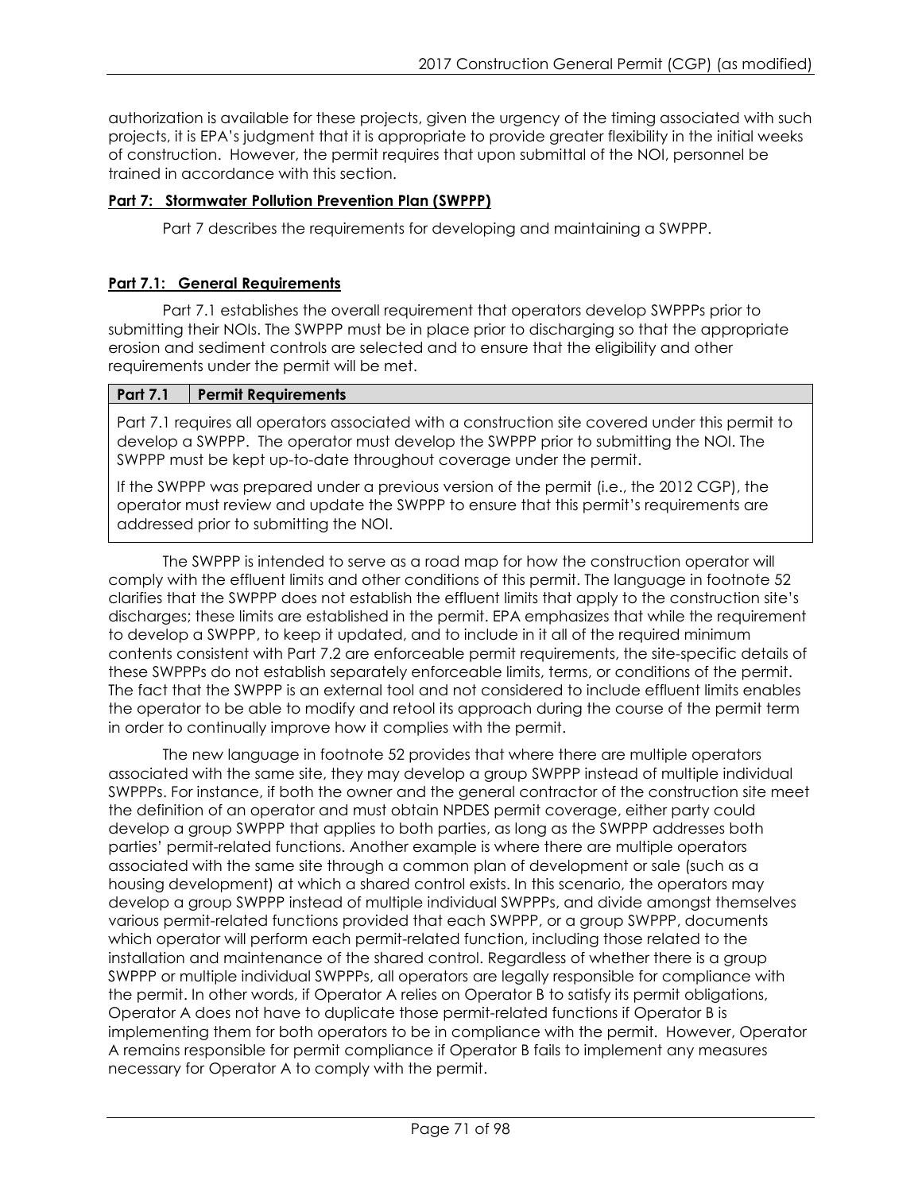authorization is available for these projects, given the urgency of the timing associated with such projects, it is EPA's judgment that it is appropriate to provide greater flexibility in the initial weeks of construction. However, the permit requires that upon submittal of the NOI, personnel be trained in accordance with this section.

## **Part 7: Stormwater Pollution Prevention Plan (SWPPP)**

Part 7 describes the requirements for developing and maintaining a SWPPP.

### **Part 7.1: General Requirements**

Part 7.1 establishes the overall requirement that operators develop SWPPPs prior to submitting their NOIs. The SWPPP must be in place prior to discharging so that the appropriate erosion and sediment controls are selected and to ensure that the eligibility and other requirements under the permit will be met.

| **Part 7.1** | **Permit Requirements** |
| --- | --- |
| Part 7.1 requires all operators associated with a construction site covered under this permit to develop a SWPPP. The operator must develop the SWPPP prior to submitting the NOI. The SWPPP must be kept up-to-date throughout coverage under the permit.<br><br>If the SWPPP was prepared under a previous version of the permit (i.e., the 2012 CGP), the operator must review and update the SWPPP to ensure that this permit's requirements are addressed prior to submitting the NOI. | |

The SWPPP is intended to serve as a road map for how the construction operator will comply with the effluent limits and other conditions of this permit. The language in footnote 52 clarifies that the SWPPP does not establish the effluent limits that apply to the construction site's discharges; these limits are established in the permit. EPA emphasizes that while the requirement to develop a SWPPP, to keep it updated, and to include in it all of the required minimum contents consistent with Part 7.2 are enforceable permit requirements, the site-specific details of these SWPPPs do not establish separately enforceable limits, terms, or conditions of the permit. The fact that the SWPPP is an external tool and not considered to include effluent limits enables the operator to be able to modify and retool its approach during the course of the permit term in order to continually improve how it complies with the permit.

The new language in footnote 52 provides that where there are multiple operators associated with the same site, they may develop a group SWPPP instead of multiple individual SWPPPs. For instance, if both the owner and the general contractor of the construction site meet the definition of an operator and must obtain NPDES permit coverage, either party could develop a group SWPPP that applies to both parties, as long as the SWPPP addresses both parties' permit-related functions. Another example is where there are multiple operators associated with the same site through a common plan of development or sale (such as a housing development) at which a shared control exists. In this scenario, the operators may develop a group SWPPP instead of multiple individual SWPPPs, and divide amongst themselves various permit-related functions provided that each SWPPP, or a group SWPPP, documents which operator will perform each permit-related function, including those related to the installation and maintenance of the shared control. Regardless of whether there is a group SWPPP or multiple individual SWPPPs, all operators are legally responsible for compliance with the permit. In other words, if Operator A relies on Operator B to satisfy its permit obligations, Operator A does not have to duplicate those permit-related functions if Operator B is implementing them for both operators to be in compliance with the permit. However, Operator A remains responsible for permit compliance if Operator B fails to implement any measures necessary for Operator A to comply with the permit.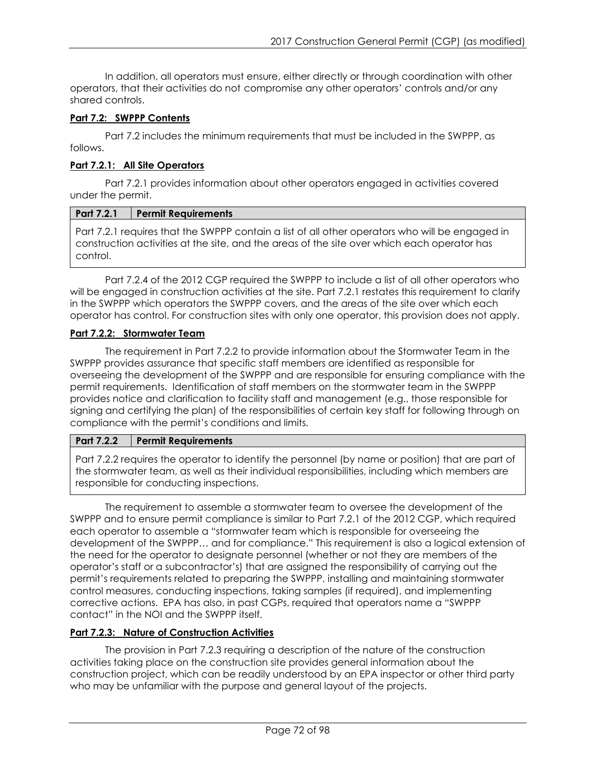In addition, all operators must ensure, either directly or through coordination with other operators, that their activities do not compromise any other operators' controls and/or any shared controls.

**Part 7.2: SWPPP Contents**

Part 7.2 includes the minimum requirements that must be included in the SWPPP, as follows.

**Part 7.2.1: All Site Operators**

Part 7.2.1 provides information about other operators engaged in activities covered under the permit.

| Part 7.2.1 | Permit Requirements |
|---|---|
| Part 7.2.1 requires that the SWPPP contain a list of all other operators who will be engaged in construction activities at the site, and the areas of the site over which each operator has control. | |

Part 7.2.4 of the 2012 CGP required the SWPPP to include a list of all other operators who will be engaged in construction activities at the site. Part 7.2.1 restates this requirement to clarify in the SWPPP which operators the SWPPP covers, and the areas of the site over which each operator has control. For construction sites with only one operator, this provision does not apply.

**Part 7.2.2: Stormwater Team**

The requirement in Part 7.2.2 to provide information about the Stormwater Team in the SWPPP provides assurance that specific staff members are identified as responsible for overseeing the development of the SWPPP and are responsible for ensuring compliance with the permit requirements. Identification of staff members on the stormwater team in the SWPPP provides notice and clarification to facility staff and management (e.g., those responsible for signing and certifying the plan) of the responsibilities of certain key staff for following through on compliance with the permit's conditions and limits.

| Part 7.2.2 | Permit Requirements |
|---|---|
| Part 7.2.2 requires the operator to identify the personnel (by name or position) that are part of the stormwater team, as well as their individual responsibilities, including which members are responsible for conducting inspections. | |

The requirement to assemble a stormwater team to oversee the development of the SWPPP and to ensure permit compliance is similar to Part 7.2.1 of the 2012 CGP, which required each operator to assemble a "stormwater team which is responsible for overseeing the development of the SWPPP… and for compliance." This requirement is also a logical extension of the need for the operator to designate personnel (whether or not they are members of the operator's staff or a subcontractor's) that are assigned the responsibility of carrying out the permit's requirements related to preparing the SWPPP, installing and maintaining stormwater control measures, conducting inspections, taking samples (if required), and implementing corrective actions. EPA has also, in past CGPs, required that operators name a "SWPPP contact" in the NOI and the SWPPP itself.

**Part 7.2.3: Nature of Construction Activities**

The provision in Part 7.2.3 requiring a description of the nature of the construction activities taking place on the construction site provides general information about the construction project, which can be readily understood by an EPA inspector or other third party who may be unfamiliar with the purpose and general layout of the projects.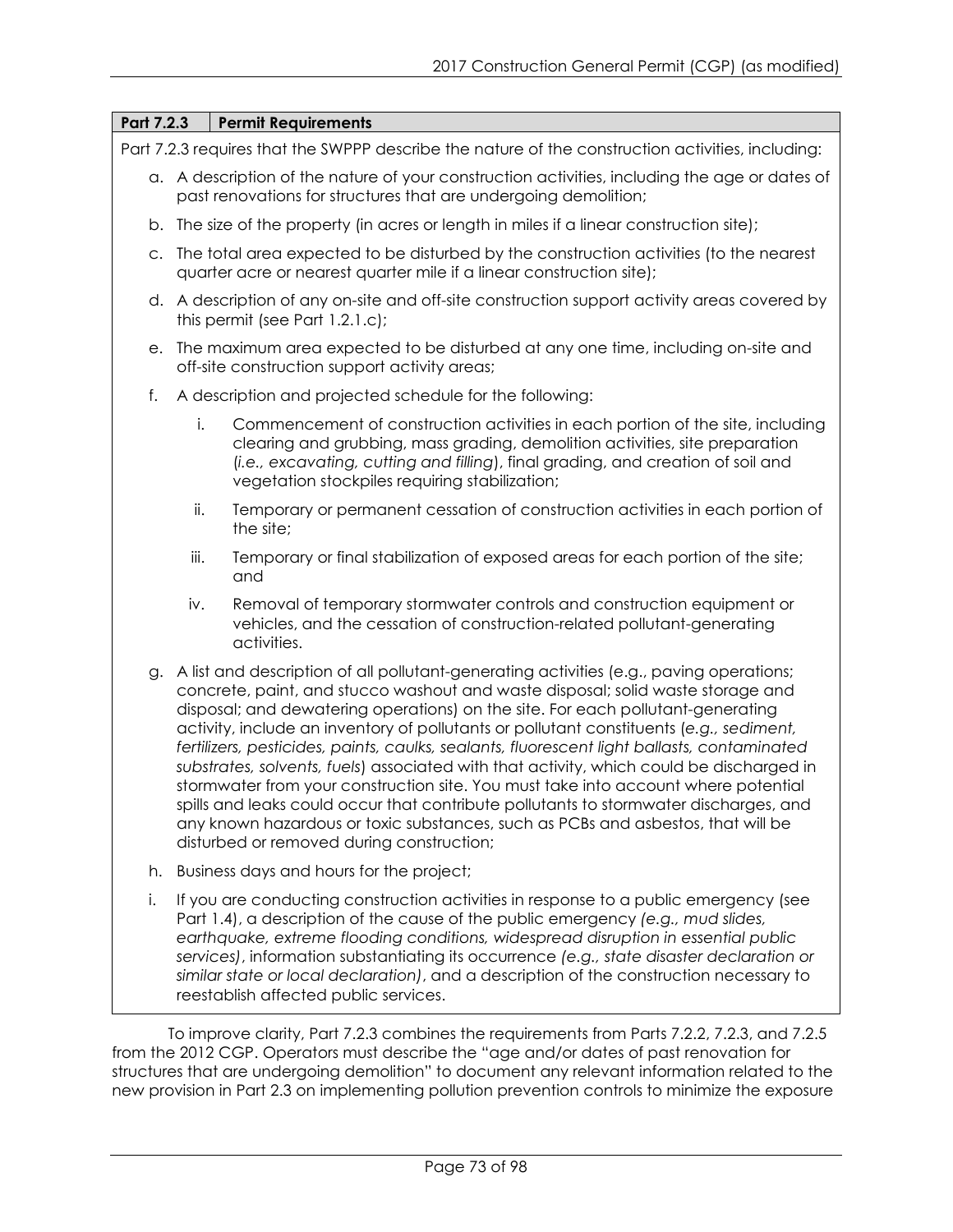| Part 7.2.3 | Permit Requirements |
| --- | --- |

Part 7.2.3 requires that the SWPPP describe the nature of the construction activities, including:

a. A description of the nature of your construction activities, including the age or dates of past renovations for structures that are undergoing demolition;

b. The size of the property (in acres or length in miles if a linear construction site);

c. The total area expected to be disturbed by the construction activities (to the nearest quarter acre or nearest quarter mile if a linear construction site);

d. A description of any on-site and off-site construction support activity areas covered by this permit (see Part 1.2.1.c);

e. The maximum area expected to be disturbed at any one time, including on-site and off-site construction support activity areas;

f. A description and projected schedule for the following:

   i. Commencement of construction activities in each portion of the site, including clearing and grubbing, mass grading, demolition activities, site preparation (*i.e., excavating, cutting and filling*), final grading, and creation of soil and vegetation stockpiles requiring stabilization;

   ii. Temporary or permanent cessation of construction activities in each portion of the site;

   iii. Temporary or final stabilization of exposed areas for each portion of the site; and

   iv. Removal of temporary stormwater controls and construction equipment or vehicles, and the cessation of construction-related pollutant-generating activities.

g. A list and description of all pollutant-generating activities (e.g., paving operations; concrete, paint, and stucco washout and waste disposal; solid waste storage and disposal; and dewatering operations) on the site. For each pollutant-generating activity, include an inventory of pollutants or pollutant constituents (*e.g., sediment, fertilizers, pesticides, paints, caulks, sealants, fluorescent light ballasts, contaminated substrates, solvents, fuels*) associated with that activity, which could be discharged in stormwater from your construction site. You must take into account where potential spills and leaks could occur that contribute pollutants to stormwater discharges, and any known hazardous or toxic substances, such as PCBs and asbestos, that will be disturbed or removed during construction;

h. Business days and hours for the project;

i. If you are conducting construction activities in response to a public emergency (see Part 1.4), a description of the cause of the public emergency *(e.g., mud slides, earthquake, extreme flooding conditions, widespread disruption in essential public services)*, information substantiating its occurrence *(e.g., state disaster declaration or similar state or local declaration)*, and a description of the construction necessary to reestablish affected public services.

To improve clarity, Part 7.2.3 combines the requirements from Parts 7.2.2, 7.2.3, and 7.2.5 from the 2012 CGP. Operators must describe the "age and/or dates of past renovation for structures that are undergoing demolition" to document any relevant information related to the new provision in Part 2.3 on implementing pollution prevention controls to minimize the exposure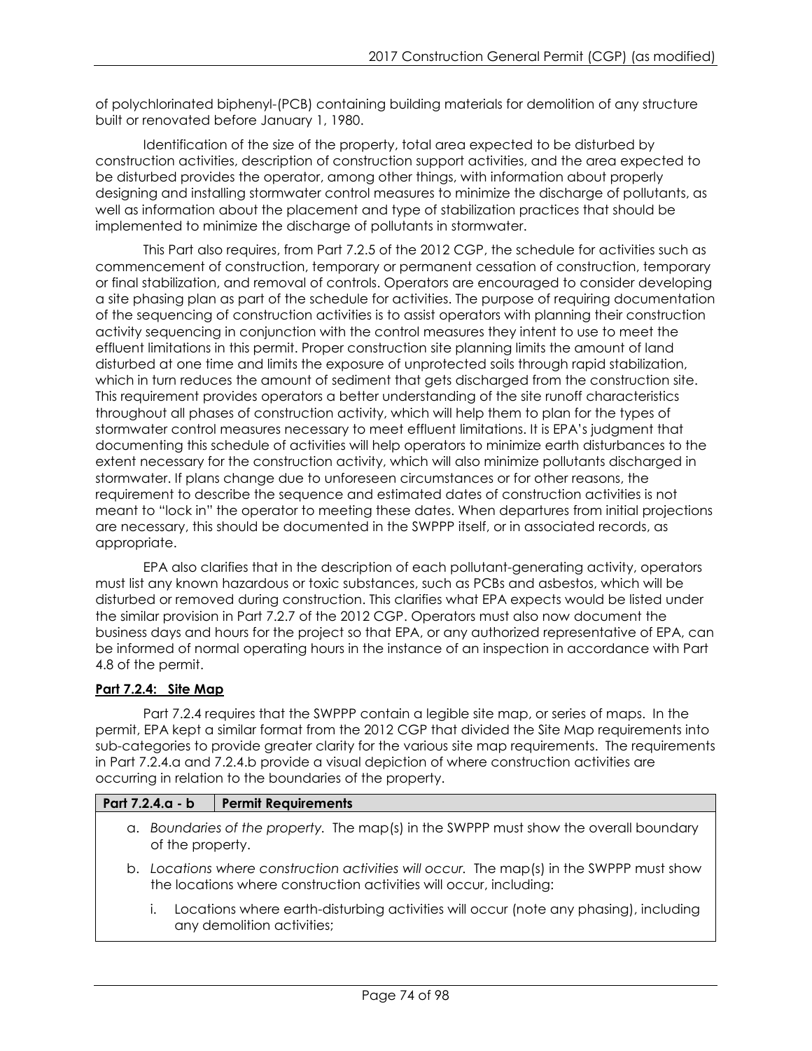of polychlorinated biphenyl-(PCB) containing building materials for demolition of any structure built or renovated before January 1, 1980.

Identification of the size of the property, total area expected to be disturbed by construction activities, description of construction support activities, and the area expected to be disturbed provides the operator, among other things, with information about properly designing and installing stormwater control measures to minimize the discharge of pollutants, as well as information about the placement and type of stabilization practices that should be implemented to minimize the discharge of pollutants in stormwater.

This Part also requires, from Part 7.2.5 of the 2012 CGP, the schedule for activities such as commencement of construction, temporary or permanent cessation of construction, temporary or final stabilization, and removal of controls. Operators are encouraged to consider developing a site phasing plan as part of the schedule for activities. The purpose of requiring documentation of the sequencing of construction activities is to assist operators with planning their construction activity sequencing in conjunction with the control measures they intent to use to meet the effluent limitations in this permit. Proper construction site planning limits the amount of land disturbed at one time and limits the exposure of unprotected soils through rapid stabilization, which in turn reduces the amount of sediment that gets discharged from the construction site. This requirement provides operators a better understanding of the site runoff characteristics throughout all phases of construction activity, which will help them to plan for the types of stormwater control measures necessary to meet effluent limitations. It is EPA's judgment that documenting this schedule of activities will help operators to minimize earth disturbances to the extent necessary for the construction activity, which will also minimize pollutants discharged in stormwater. If plans change due to unforeseen circumstances or for other reasons, the requirement to describe the sequence and estimated dates of construction activities is not meant to "lock in" the operator to meeting these dates. When departures from initial projections are necessary, this should be documented in the SWPPP itself, or in associated records, as appropriate.

EPA also clarifies that in the description of each pollutant-generating activity, operators must list any known hazardous or toxic substances, such as PCBs and asbestos, which will be disturbed or removed during construction. This clarifies what EPA expects would be listed under the similar provision in Part 7.2.7 of the 2012 CGP. Operators must also now document the business days and hours for the project so that EPA, or any authorized representative of EPA, can be informed of normal operating hours in the instance of an inspection in accordance with Part 4.8 of the permit.

**Part 7.2.4: Site Map**

Part 7.2.4 requires that the SWPPP contain a legible site map, or series of maps. In the permit, EPA kept a similar format from the 2012 CGP that divided the Site Map requirements into sub-categories to provide greater clarity for the various site map requirements. The requirements in Part 7.2.4.a and 7.2.4.b provide a visual depiction of where construction activities are occurring in relation to the boundaries of the property.

| Part 7.2.4.a - b | Permit Requirements |
|---|---|

a. *Boundaries of the property.* The map(s) in the SWPPP must show the overall boundary of the property.

b. *Locations where construction activities will occur.* The map(s) in the SWPPP must show the locations where construction activities will occur, including:

   i. Locations where earth-disturbing activities will occur (note any phasing), including any demolition activities;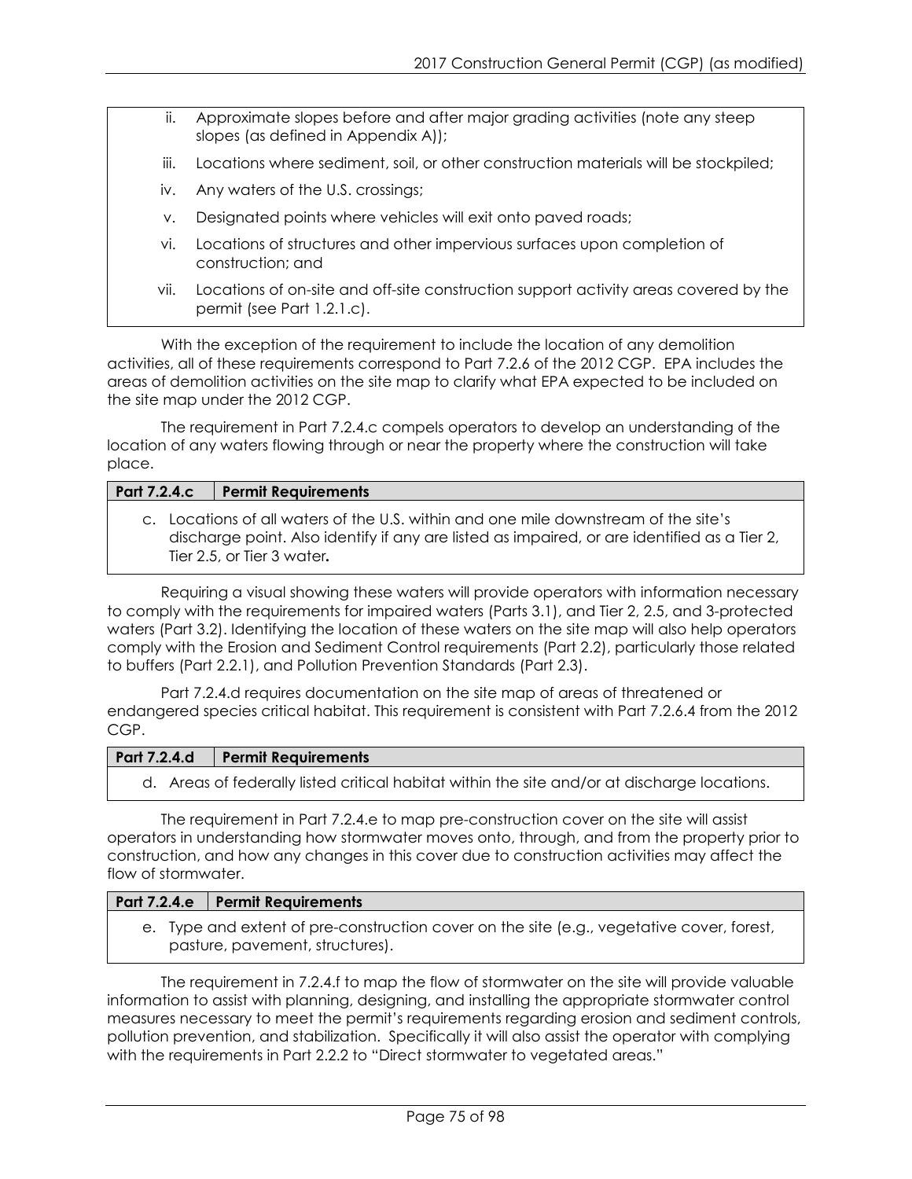ii. Approximate slopes before and after major grading activities (note any steep slopes (as defined in Appendix A));

iii. Locations where sediment, soil, or other construction materials will be stockpiled;

iv. Any waters of the U.S. crossings;

v. Designated points where vehicles will exit onto paved roads;

vi. Locations of structures and other impervious surfaces upon completion of construction; and

vii. Locations of on-site and off-site construction support activity areas covered by the permit (see Part 1.2.1.c).

With the exception of the requirement to include the location of any demolition activities, all of these requirements correspond to Part 7.2.6 of the 2012 CGP. EPA includes the areas of demolition activities on the site map to clarify what EPA expected to be included on the site map under the 2012 CGP.

The requirement in Part 7.2.4.c compels operators to develop an understanding of the location of any waters flowing through or near the property where the construction will take place.

| Part 7.2.4.c | Permit Requirements |
|---|---|
| c. Locations of all waters of the U.S. within and one mile downstream of the site's discharge point. Also identify if any are listed as impaired, or are identified as a Tier 2, Tier 2.5, or Tier 3 water**.** | |

Requiring a visual showing these waters will provide operators with information necessary to comply with the requirements for impaired waters (Parts 3.1), and Tier 2, 2.5, and 3-protected waters (Part 3.2). Identifying the location of these waters on the site map will also help operators comply with the Erosion and Sediment Control requirements (Part 2.2), particularly those related to buffers (Part 2.2.1), and Pollution Prevention Standards (Part 2.3).

Part 7.2.4.d requires documentation on the site map of areas of threatened or endangered species critical habitat. This requirement is consistent with Part 7.2.6.4 from the 2012 CGP.

| Part 7.2.4.d | Permit Requirements |
|---|---|
| d. Areas of federally listed critical habitat within the site and/or at discharge locations. | |

The requirement in Part 7.2.4.e to map pre-construction cover on the site will assist operators in understanding how stormwater moves onto, through, and from the property prior to construction, and how any changes in this cover due to construction activities may affect the flow of stormwater.

| Part 7.2.4.e | Permit Requirements |
|---|---|
| e. Type and extent of pre-construction cover on the site (e.g., vegetative cover, forest, pasture, pavement, structures). | |

The requirement in 7.2.4.f to map the flow of stormwater on the site will provide valuable information to assist with planning, designing, and installing the appropriate stormwater control measures necessary to meet the permit's requirements regarding erosion and sediment controls, pollution prevention, and stabilization. Specifically it will also assist the operator with complying with the requirements in Part 2.2.2 to "Direct stormwater to vegetated areas."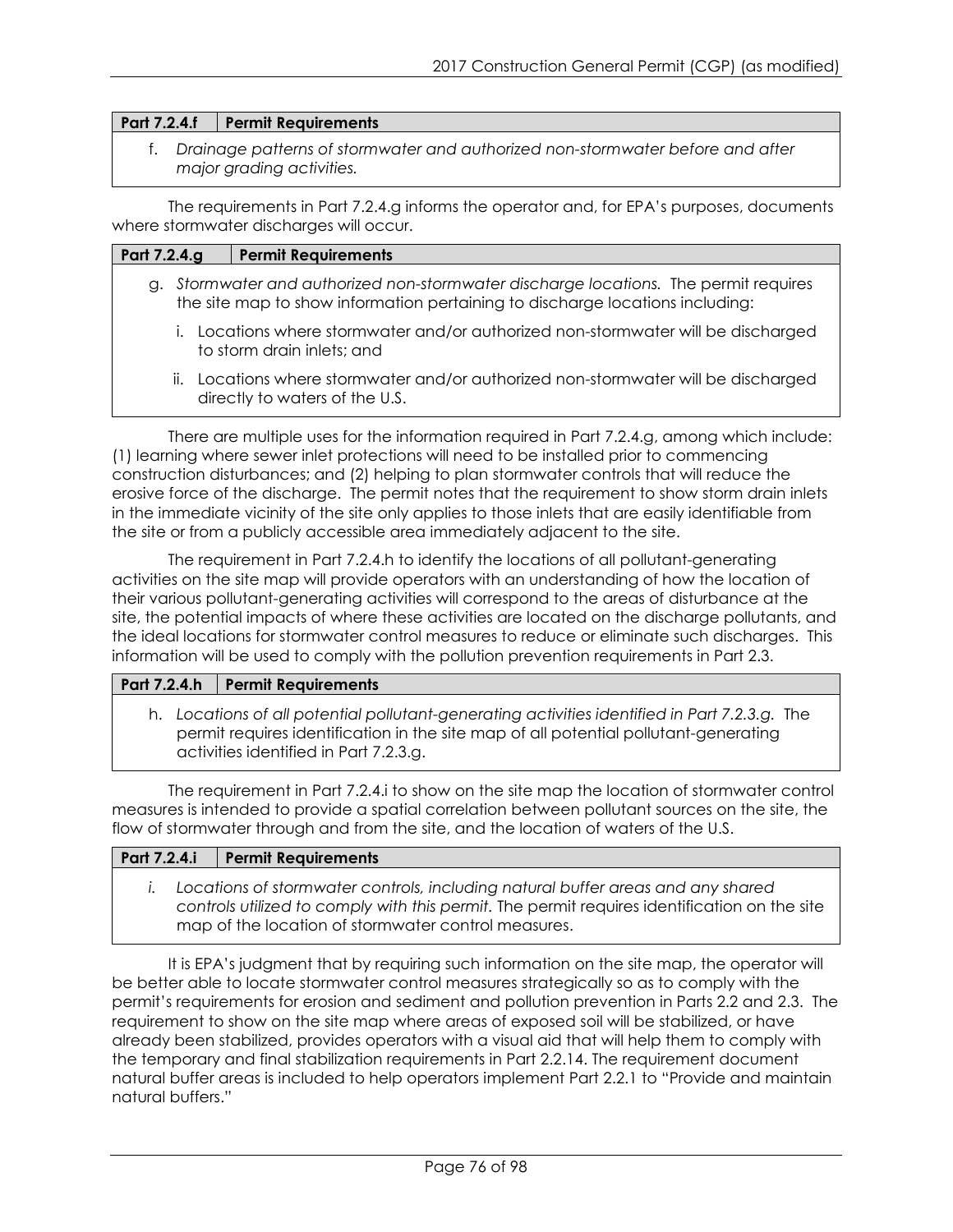| Part 7.2.4.f | Permit Requirements |
|---|---|

f. *Drainage patterns of stormwater and authorized non-stormwater before and after major grading activities.*

The requirements in Part 7.2.4.g informs the operator and, for EPA's purposes, documents where stormwater discharges will occur.

| Part 7.2.4.g | Permit Requirements |
|---|---|

g. *Stormwater and authorized non-stormwater discharge locations.* The permit requires the site map to show information pertaining to discharge locations including:

   i. Locations where stormwater and/or authorized non-stormwater will be discharged to storm drain inlets; and

   ii. Locations where stormwater and/or authorized non-stormwater will be discharged directly to waters of the U.S.

There are multiple uses for the information required in Part 7.2.4.g, among which include: (1) learning where sewer inlet protections will need to be installed prior to commencing construction disturbances; and (2) helping to plan stormwater controls that will reduce the erosive force of the discharge. The permit notes that the requirement to show storm drain inlets in the immediate vicinity of the site only applies to those inlets that are easily identifiable from the site or from a publicly accessible area immediately adjacent to the site.

The requirement in Part 7.2.4.h to identify the locations of all pollutant-generating activities on the site map will provide operators with an understanding of how the location of their various pollutant-generating activities will correspond to the areas of disturbance at the site, the potential impacts of where these activities are located on the discharge pollutants, and the ideal locations for stormwater control measures to reduce or eliminate such discharges. This information will be used to comply with the pollution prevention requirements in Part 2.3.

| Part 7.2.4.h | Permit Requirements |
|---|---|

h. *Locations of all potential pollutant-generating activities identified in Part 7.2.3.g.* The permit requires identification in the site map of all potential pollutant-generating activities identified in Part 7.2.3.g.

The requirement in Part 7.2.4.i to show on the site map the location of stormwater control measures is intended to provide a spatial correlation between pollutant sources on the site, the flow of stormwater through and from the site, and the location of waters of the U.S.

| Part 7.2.4.i | Permit Requirements |
|---|---|

i. *Locations of stormwater controls, including natural buffer areas and any shared controls utilized to comply with this permit.* The permit requires identification on the site map of the location of stormwater control measures.

It is EPA's judgment that by requiring such information on the site map, the operator will be better able to locate stormwater control measures strategically so as to comply with the permit's requirements for erosion and sediment and pollution prevention in Parts 2.2 and 2.3. The requirement to show on the site map where areas of exposed soil will be stabilized, or have already been stabilized, provides operators with a visual aid that will help them to comply with the temporary and final stabilization requirements in Part 2.2.14. The requirement document natural buffer areas is included to help operators implement Part 2.2.1 to "Provide and maintain natural buffers."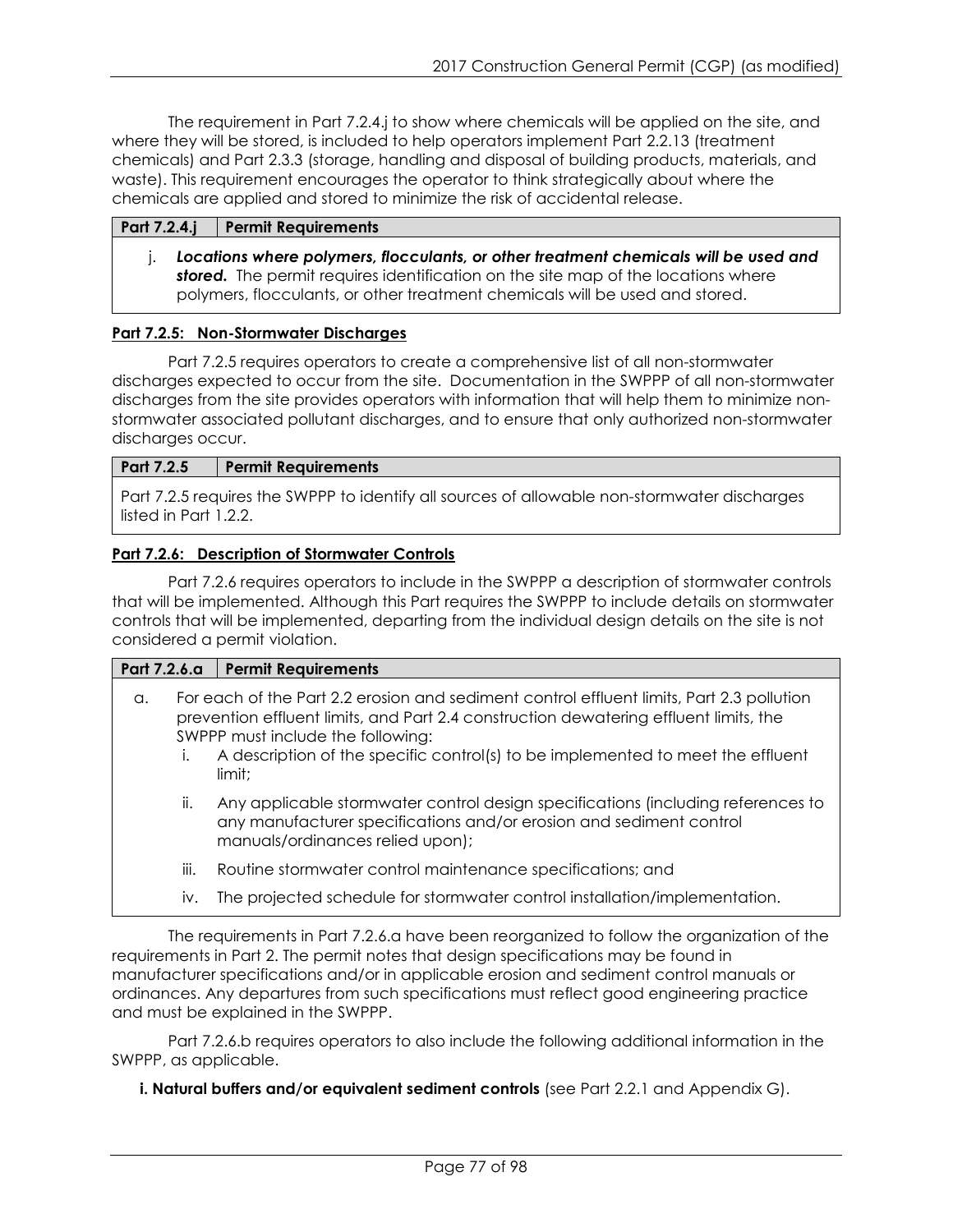The requirement in Part 7.2.4.j to show where chemicals will be applied on the site, and where they will be stored, is included to help operators implement Part 2.2.13 (treatment chemicals) and Part 2.3.3 (storage, handling and disposal of building products, materials, and waste). This requirement encourages the operator to think strategically about where the chemicals are applied and stored to minimize the risk of accidental release.

| Part 7.2.4.j | Permit Requirements |
|---|---|
| j. ***Locations where polymers, flocculants, or other treatment chemicals will be used and stored.*** The permit requires identification on the site map of the locations where polymers, flocculants, or other treatment chemicals will be used and stored. | |

**Part 7.2.5: Non-Stormwater Discharges**

Part 7.2.5 requires operators to create a comprehensive list of all non-stormwater discharges expected to occur from the site. Documentation in the SWPPP of all non-stormwater discharges from the site provides operators with information that will help them to minimize non-stormwater associated pollutant discharges, and to ensure that only authorized non-stormwater discharges occur.

| Part 7.2.5 | Permit Requirements |
|---|---|
| Part 7.2.5 requires the SWPPP to identify all sources of allowable non-stormwater discharges listed in Part 1.2.2. | |

**Part 7.2.6: Description of Stormwater Controls**

Part 7.2.6 requires operators to include in the SWPPP a description of stormwater controls that will be implemented. Although this Part requires the SWPPP to include details on stormwater controls that will be implemented, departing from the individual design details on the site is not considered a permit violation.

| Part 7.2.6.a | Permit Requirements |
|---|---|
| a. For each of the Part 2.2 erosion and sediment control effluent limits, Part 2.3 pollution prevention effluent limits, and Part 2.4 construction dewatering effluent limits, the SWPPP must include the following:<br>i. A description of the specific control(s) to be implemented to meet the effluent limit;<br>ii. Any applicable stormwater control design specifications (including references to any manufacturer specifications and/or erosion and sediment control manuals/ordinances relied upon);<br>iii. Routine stormwater control maintenance specifications; and<br>iv. The projected schedule for stormwater control installation/implementation. | |

The requirements in Part 7.2.6.a have been reorganized to follow the organization of the requirements in Part 2. The permit notes that design specifications may be found in manufacturer specifications and/or in applicable erosion and sediment control manuals or ordinances. Any departures from such specifications must reflect good engineering practice and must be explained in the SWPPP.

Part 7.2.6.b requires operators to also include the following additional information in the SWPPP, as applicable.

**i. Natural buffers and/or equivalent sediment controls** (see Part 2.2.1 and Appendix G).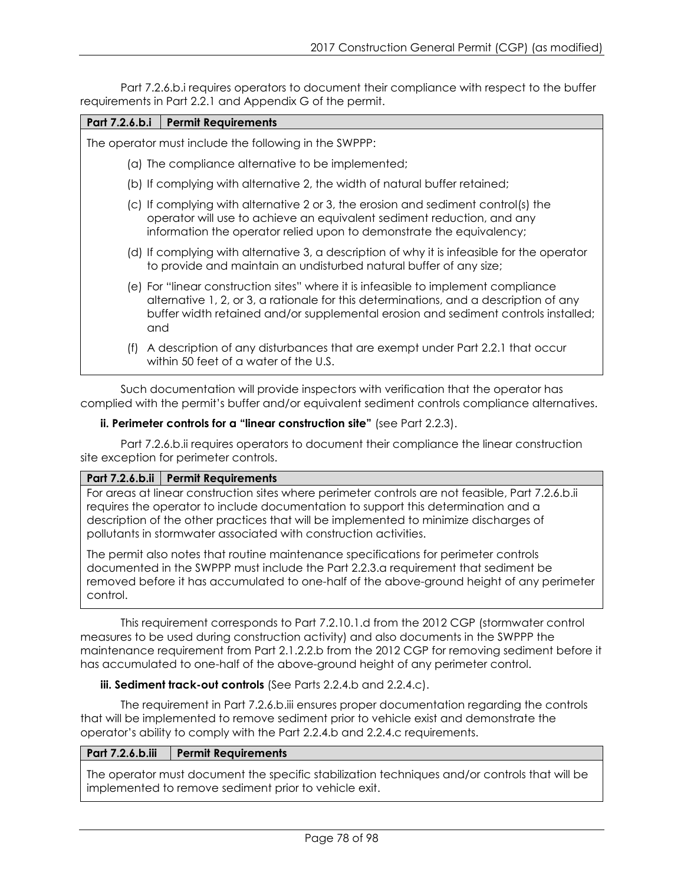Part 7.2.6.b.i requires operators to document their compliance with respect to the buffer requirements in Part 2.2.1 and Appendix G of the permit.

| Part 7.2.6.b.i | Permit Requirements |
|---|---|
| The operator must include the following in the SWPPP: (a) The compliance alternative to be implemented; (b) If complying with alternative 2, the width of natural buffer retained; (c) If complying with alternative 2 or 3, the erosion and sediment control(s) the operator will use to achieve an equivalent sediment reduction, and any information the operator relied upon to demonstrate the equivalency; (d) If complying with alternative 3, a description of why it is infeasible for the operator to provide and maintain an undisturbed natural buffer of any size; (e) For "linear construction sites" where it is infeasible to implement compliance alternative 1, 2, or 3, a rationale for this determinations, and a description of any buffer width retained and/or supplemental erosion and sediment controls installed; and (f) A description of any disturbances that are exempt under Part 2.2.1 that occur within 50 feet of a water of the U.S. | |

Such documentation will provide inspectors with verification that the operator has complied with the permit's buffer and/or equivalent sediment controls compliance alternatives.

**ii. Perimeter controls for a "linear construction site"** (see Part 2.2.3).

Part 7.2.6.b.ii requires operators to document their compliance the linear construction site exception for perimeter controls.

| Part 7.2.6.b.ii | Permit Requirements |
|---|---|
| For areas at linear construction sites where perimeter controls are not feasible, Part 7.2.6.b.ii requires the operator to include documentation to support this determination and a description of the other practices that will be implemented to minimize discharges of pollutants in stormwater associated with construction activities. The permit also notes that routine maintenance specifications for perimeter controls documented in the SWPPP must include the Part 2.2.3.a requirement that sediment be removed before it has accumulated to one-half of the above-ground height of any perimeter control. | |

This requirement corresponds to Part 7.2.10.1.d from the 2012 CGP (stormwater control measures to be used during construction activity) and also documents in the SWPPP the maintenance requirement from Part 2.1.2.2.b from the 2012 CGP for removing sediment before it has accumulated to one-half of the above-ground height of any perimeter control.

**iii. Sediment track-out controls** (See Parts 2.2.4.b and 2.2.4.c).

The requirement in Part 7.2.6.b.iii ensures proper documentation regarding the controls that will be implemented to remove sediment prior to vehicle exist and demonstrate the operator's ability to comply with the Part 2.2.4.b and 2.2.4.c requirements.

| Part 7.2.6.b.iii | Permit Requirements |
|---|---|
| The operator must document the specific stabilization techniques and/or controls that will be implemented to remove sediment prior to vehicle exit. | |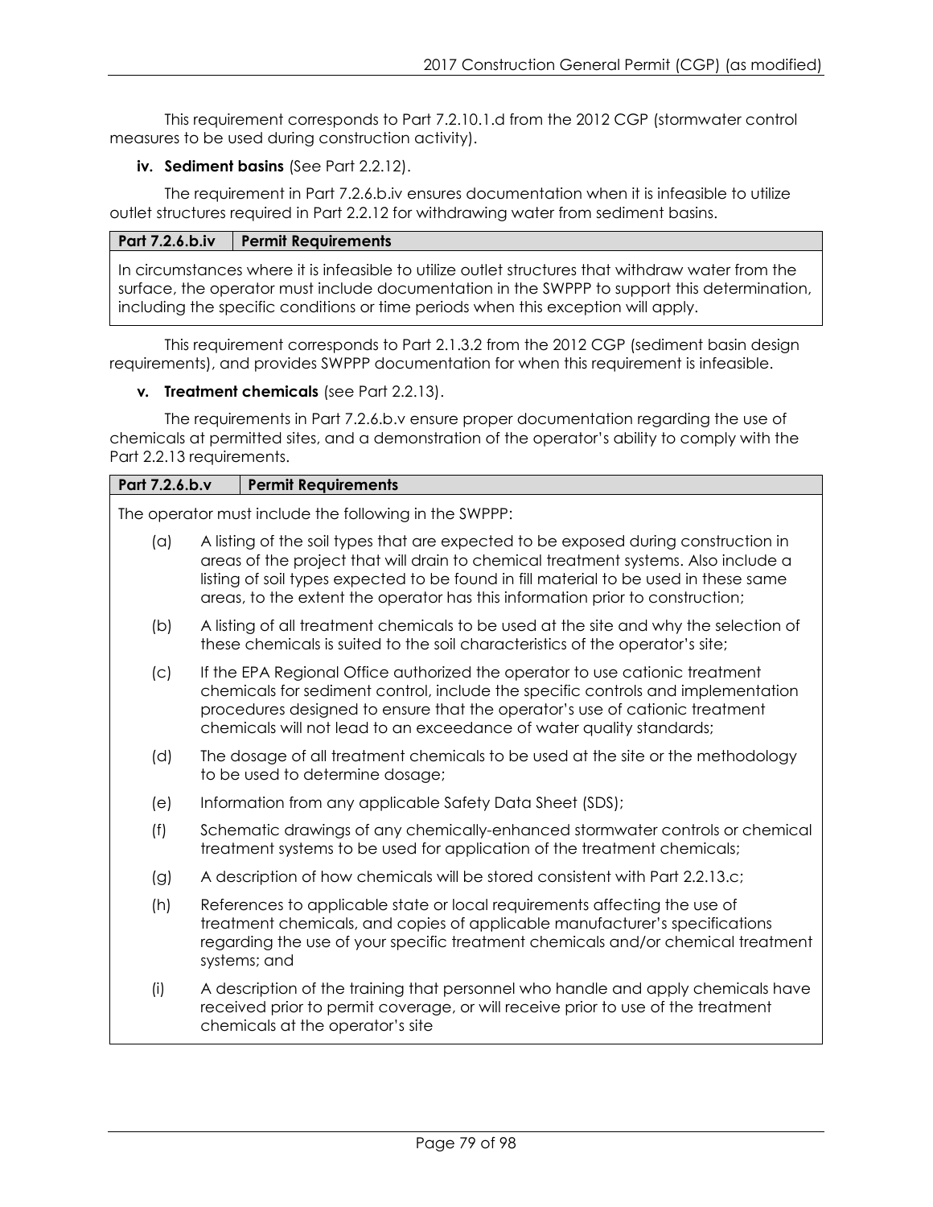This requirement corresponds to Part 7.2.10.1.d from the 2012 CGP (stormwater control measures to be used during construction activity).

**iv. Sediment basins** (See Part 2.2.12).

The requirement in Part 7.2.6.b.iv ensures documentation when it is infeasible to utilize outlet structures required in Part 2.2.12 for withdrawing water from sediment basins.

| Part 7.2.6.b.iv | Permit Requirements |
| --- | --- |
| In circumstances where it is infeasible to utilize outlet structures that withdraw water from the surface, the operator must include documentation in the SWPPP to support this determination, including the specific conditions or time periods when this exception will apply. | |

This requirement corresponds to Part 2.1.3.2 from the 2012 CGP (sediment basin design requirements), and provides SWPPP documentation for when this requirement is infeasible.

**v. Treatment chemicals** (see Part 2.2.13).

The requirements in Part 7.2.6.b.v ensure proper documentation regarding the use of chemicals at permitted sites, and a demonstration of the operator's ability to comply with the Part 2.2.13 requirements.

**Part 7.2.6.b.v — Permit Requirements**

The operator must include the following in the SWPPP:

(a) A listing of the soil types that are expected to be exposed during construction in areas of the project that will drain to chemical treatment systems. Also include a listing of soil types expected to be found in fill material to be used in these same areas, to the extent the operator has this information prior to construction;

(b) A listing of all treatment chemicals to be used at the site and why the selection of these chemicals is suited to the soil characteristics of the operator's site;

(c) If the EPA Regional Office authorized the operator to use cationic treatment chemicals for sediment control, include the specific controls and implementation procedures designed to ensure that the operator's use of cationic treatment chemicals will not lead to an exceedance of water quality standards;

(d) The dosage of all treatment chemicals to be used at the site or the methodology to be used to determine dosage;

(e) Information from any applicable Safety Data Sheet (SDS);

(f) Schematic drawings of any chemically-enhanced stormwater controls or chemical treatment systems to be used for application of the treatment chemicals;

(g) A description of how chemicals will be stored consistent with Part 2.2.13.c;

(h) References to applicable state or local requirements affecting the use of treatment chemicals, and copies of applicable manufacturer's specifications regarding the use of your specific treatment chemicals and/or chemical treatment systems; and

(i) A description of the training that personnel who handle and apply chemicals have received prior to permit coverage, or will receive prior to use of the treatment chemicals at the operator's site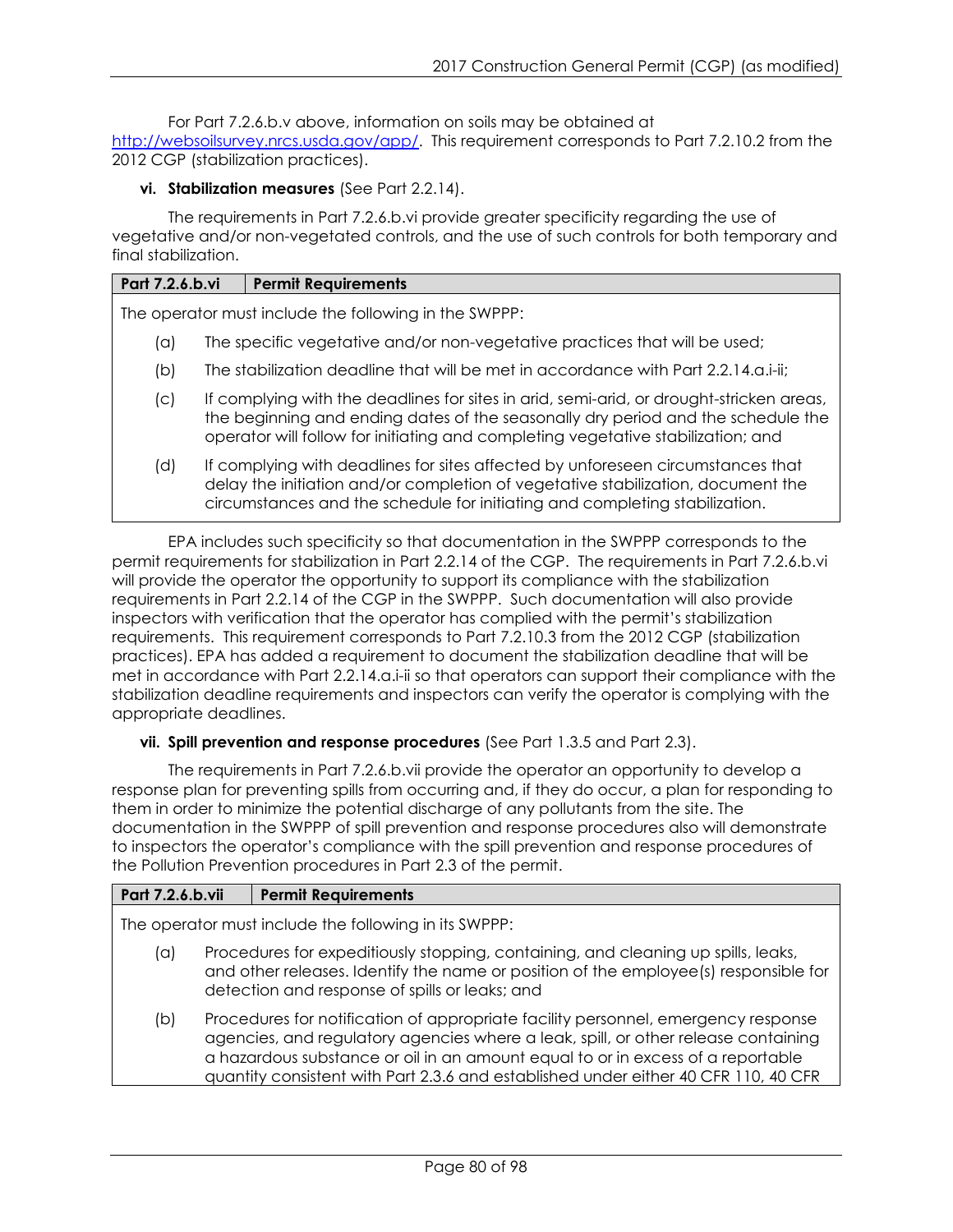For Part 7.2.6.b.v above, information on soils may be obtained at http://websoilsurvey.nrcs.usda.gov/app/. This requirement corresponds to Part 7.2.10.2 from the 2012 CGP (stabilization practices).

**vi. Stabilization measures** (See Part 2.2.14).

The requirements in Part 7.2.6.b.vi provide greater specificity regarding the use of vegetative and/or non-vegetated controls, and the use of such controls for both temporary and final stabilization.

| Part 7.2.6.b.vi | Permit Requirements |
|---|---|
| The operator must include the following in the SWPPP:<br>(a) The specific vegetative and/or non-vegetative practices that will be used;<br>(b) The stabilization deadline that will be met in accordance with Part 2.2.14.a.i-ii;<br>(c) If complying with the deadlines for sites in arid, semi-arid, or drought-stricken areas, the beginning and ending dates of the seasonally dry period and the schedule the operator will follow for initiating and completing vegetative stabilization; and<br>(d) If complying with deadlines for sites affected by unforeseen circumstances that delay the initiation and/or completion of vegetative stabilization, document the circumstances and the schedule for initiating and completing stabilization. | |

EPA includes such specificity so that documentation in the SWPPP corresponds to the permit requirements for stabilization in Part 2.2.14 of the CGP. The requirements in Part 7.2.6.b.vi will provide the operator the opportunity to support its compliance with the stabilization requirements in Part 2.2.14 of the CGP in the SWPPP. Such documentation will also provide inspectors with verification that the operator has complied with the permit's stabilization requirements. This requirement corresponds to Part 7.2.10.3 from the 2012 CGP (stabilization practices). EPA has added a requirement to document the stabilization deadline that will be met in accordance with Part 2.2.14.a.i-ii so that operators can support their compliance with the stabilization deadline requirements and inspectors can verify the operator is complying with the appropriate deadlines.

**vii. Spill prevention and response procedures** (See Part 1.3.5 and Part 2.3).

The requirements in Part 7.2.6.b.vii provide the operator an opportunity to develop a response plan for preventing spills from occurring and, if they do occur, a plan for responding to them in order to minimize the potential discharge of any pollutants from the site. The documentation in the SWPPP of spill prevention and response procedures also will demonstrate to inspectors the operator's compliance with the spill prevention and response procedures of the Pollution Prevention procedures in Part 2.3 of the permit.

| Part 7.2.6.b.vii | Permit Requirements |
|---|---|
| The operator must include the following in its SWPPP:<br>(a) Procedures for expeditiously stopping, containing, and cleaning up spills, leaks, and other releases. Identify the name or position of the employee(s) responsible for detection and response of spills or leaks; and<br>(b) Procedures for notification of appropriate facility personnel, emergency response agencies, and regulatory agencies where a leak, spill, or other release containing a hazardous substance or oil in an amount equal to or in excess of a reportable quantity consistent with Part 2.3.6 and established under either 40 CFR 110, 40 CFR | |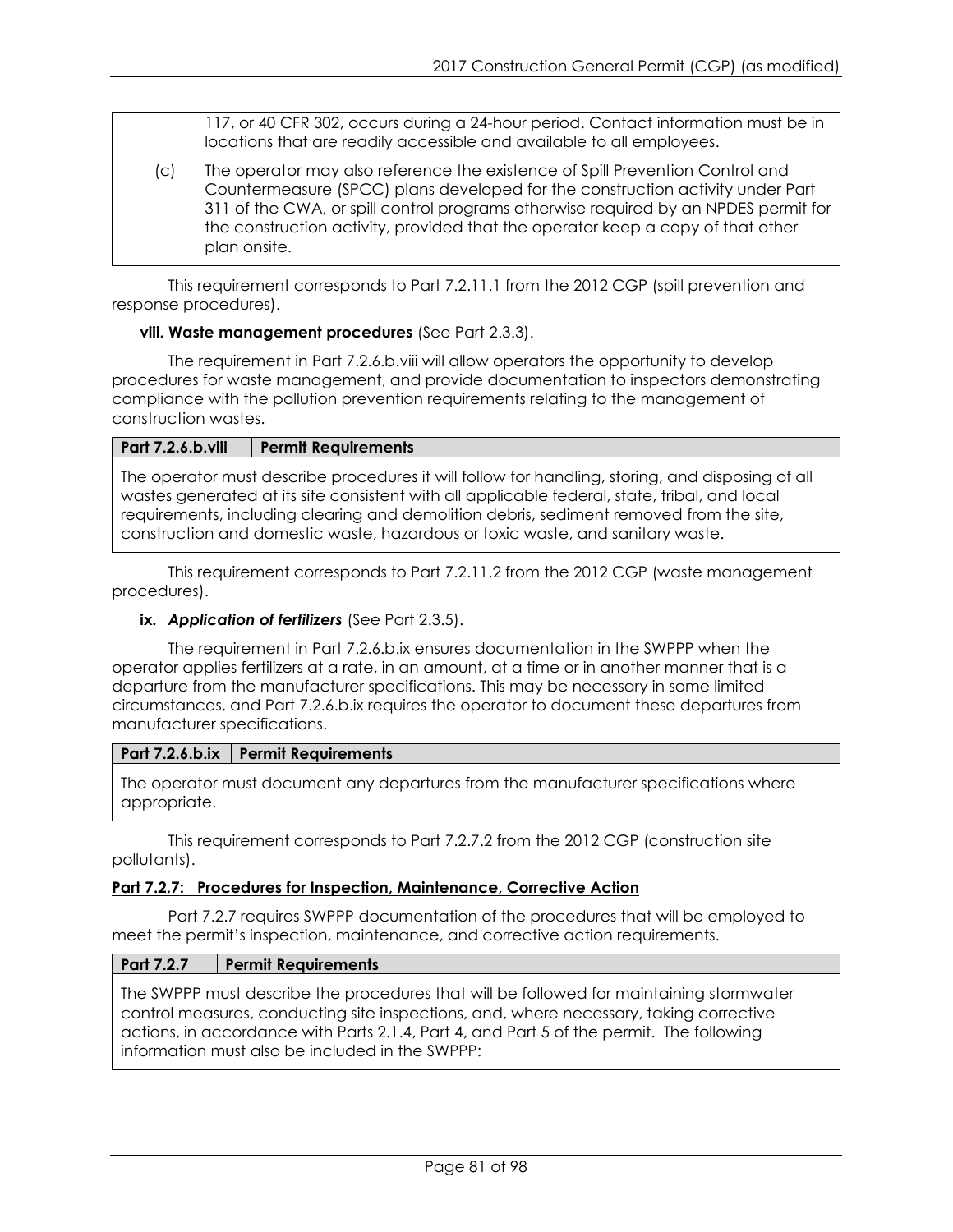117, or 40 CFR 302, occurs during a 24-hour period. Contact information must be in locations that are readily accessible and available to all employees.

(c) The operator may also reference the existence of Spill Prevention Control and Countermeasure (SPCC) plans developed for the construction activity under Part 311 of the CWA, or spill control programs otherwise required by an NPDES permit for the construction activity, provided that the operator keep a copy of that other plan onsite.

This requirement corresponds to Part 7.2.11.1 from the 2012 CGP (spill prevention and response procedures).

**viii. Waste management procedures** (See Part 2.3.3).

The requirement in Part 7.2.6.b.viii will allow operators the opportunity to develop procedures for waste management, and provide documentation to inspectors demonstrating compliance with the pollution prevention requirements relating to the management of construction wastes.

| Part 7.2.6.b.viii | Permit Requirements |
|---|---|
| The operator must describe procedures it will follow for handling, storing, and disposing of all wastes generated at its site consistent with all applicable federal, state, tribal, and local requirements, including clearing and demolition debris, sediment removed from the site, construction and domestic waste, hazardous or toxic waste, and sanitary waste. | |

This requirement corresponds to Part 7.2.11.2 from the 2012 CGP (waste management procedures).

**ix. *Application of fertilizers*** (See Part 2.3.5).

The requirement in Part 7.2.6.b.ix ensures documentation in the SWPPP when the operator applies fertilizers at a rate, in an amount, at a time or in another manner that is a departure from the manufacturer specifications. This may be necessary in some limited circumstances, and Part 7.2.6.b.ix requires the operator to document these departures from manufacturer specifications.

| Part 7.2.6.b.ix | Permit Requirements |
|---|---|
| The operator must document any departures from the manufacturer specifications where appropriate. | |

This requirement corresponds to Part 7.2.7.2 from the 2012 CGP (construction site pollutants).

**Part 7.2.7: Procedures for Inspection, Maintenance, Corrective Action**

Part 7.2.7 requires SWPPP documentation of the procedures that will be employed to meet the permit's inspection, maintenance, and corrective action requirements.

| Part 7.2.7 | Permit Requirements |
|---|---|
| The SWPPP must describe the procedures that will be followed for maintaining stormwater control measures, conducting site inspections, and, where necessary, taking corrective actions, in accordance with Parts 2.1.4, Part 4, and Part 5 of the permit. The following information must also be included in the SWPPP: | |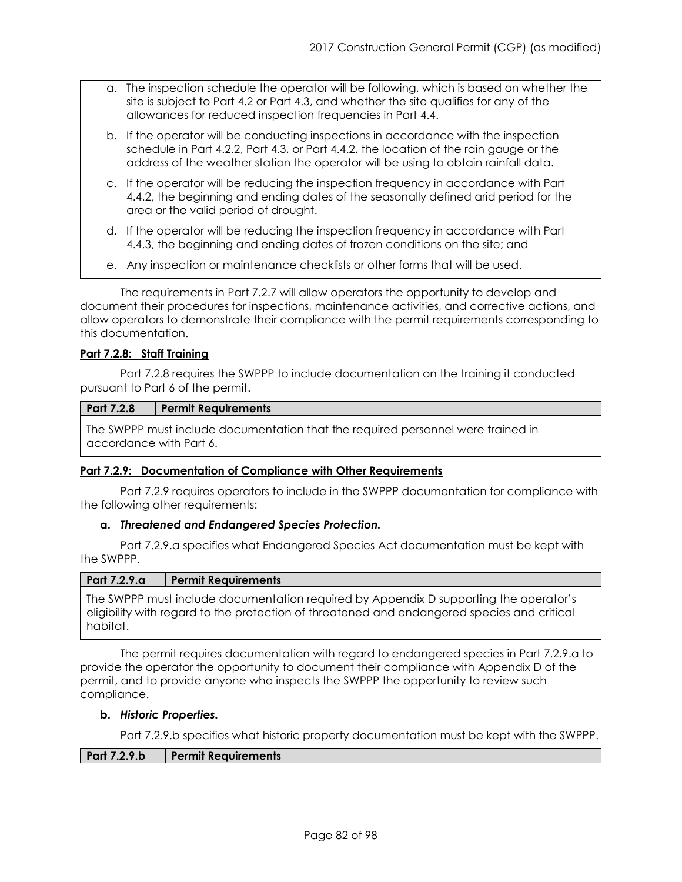a. The inspection schedule the operator will be following, which is based on whether the site is subject to Part 4.2 or Part 4.3, and whether the site qualifies for any of the allowances for reduced inspection frequencies in Part 4.4.

b. If the operator will be conducting inspections in accordance with the inspection schedule in Part 4.2.2, Part 4.3, or Part 4.4.2, the location of the rain gauge or the address of the weather station the operator will be using to obtain rainfall data.

c. If the operator will be reducing the inspection frequency in accordance with Part 4.4.2, the beginning and ending dates of the seasonally defined arid period for the area or the valid period of drought.

d. If the operator will be reducing the inspection frequency in accordance with Part 4.4.3, the beginning and ending dates of frozen conditions on the site; and

e. Any inspection or maintenance checklists or other forms that will be used.

The requirements in Part 7.2.7 will allow operators the opportunity to develop and document their procedures for inspections, maintenance activities, and corrective actions, and allow operators to demonstrate their compliance with the permit requirements corresponding to this documentation.

**Part 7.2.8: Staff Training**

Part 7.2.8 requires the SWPPP to include documentation on the training it conducted pursuant to Part 6 of the permit.

| Part 7.2.8 | Permit Requirements |
|---|---|
| The SWPPP must include documentation that the required personnel were trained in accordance with Part 6. | |

**Part 7.2.9: Documentation of Compliance with Other Requirements**

Part 7.2.9 requires operators to include in the SWPPP documentation for compliance with the following other requirements:

**a. *Threatened and Endangered Species Protection.***

Part 7.2.9.a specifies what Endangered Species Act documentation must be kept with the SWPPP.

| Part 7.2.9.a | Permit Requirements |
|---|---|
| The SWPPP must include documentation required by Appendix D supporting the operator's eligibility with regard to the protection of threatened and endangered species and critical habitat. | |

The permit requires documentation with regard to endangered species in Part 7.2.9.a to provide the operator the opportunity to document their compliance with Appendix D of the permit, and to provide anyone who inspects the SWPPP the opportunity to review such compliance.

**b. *Historic Properties.***

Part 7.2.9.b specifies what historic property documentation must be kept with the SWPPP.

| Part 7.2.9.b | Permit Requirements |
|---|---|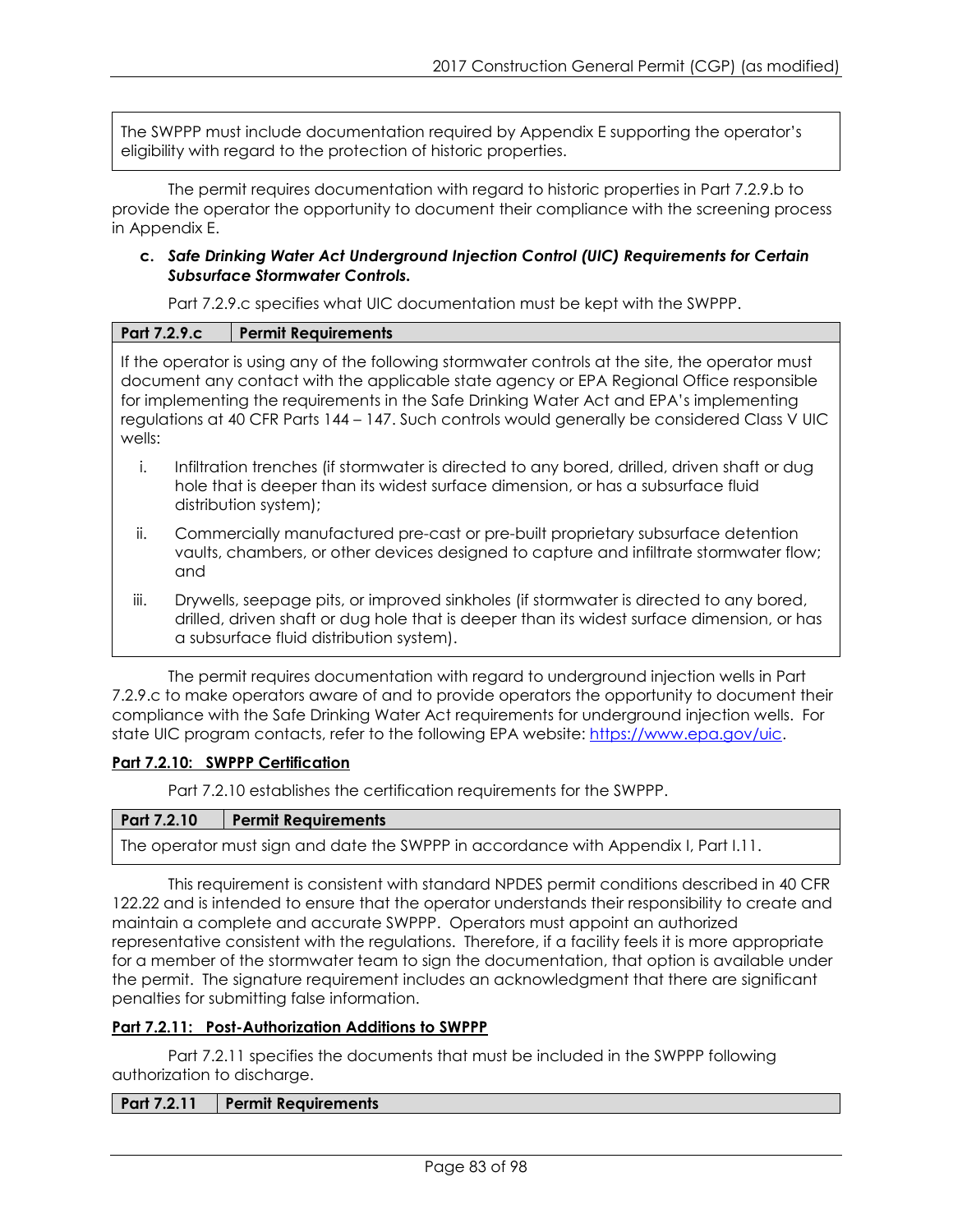| The SWPPP must include documentation required by Appendix E supporting the operator's eligibility with regard to the protection of historic properties. |
|---|

The permit requires documentation with regard to historic properties in Part 7.2.9.b to provide the operator the opportunity to document their compliance with the screening process in Appendix E.

**c. *Safe Drinking Water Act Underground Injection Control (UIC) Requirements for Certain Subsurface Stormwater Controls.***

Part 7.2.9.c specifies what UIC documentation must be kept with the SWPPP.

| Part 7.2.9.c | Permit Requirements |
|---|---|

If the operator is using any of the following stormwater controls at the site, the operator must document any contact with the applicable state agency or EPA Regional Office responsible for implementing the requirements in the Safe Drinking Water Act and EPA's implementing regulations at 40 CFR Parts 144 – 147. Such controls would generally be considered Class V UIC wells:

i. Infiltration trenches (if stormwater is directed to any bored, drilled, driven shaft or dug hole that is deeper than its widest surface dimension, or has a subsurface fluid distribution system);

ii. Commercially manufactured pre-cast or pre-built proprietary subsurface detention vaults, chambers, or other devices designed to capture and infiltrate stormwater flow; and

iii. Drywells, seepage pits, or improved sinkholes (if stormwater is directed to any bored, drilled, driven shaft or dug hole that is deeper than its widest surface dimension, or has a subsurface fluid distribution system).

The permit requires documentation with regard to underground injection wells in Part 7.2.9.c to make operators aware of and to provide operators the opportunity to document their compliance with the Safe Drinking Water Act requirements for underground injection wells. For state UIC program contacts, refer to the following EPA website: https://www.epa.gov/uic.

**Part 7.2.10: SWPPP Certification**

Part 7.2.10 establishes the certification requirements for the SWPPP.

| Part 7.2.10 | Permit Requirements |
|---|---|
| The operator must sign and date the SWPPP in accordance with Appendix I, Part I.11. | |

This requirement is consistent with standard NPDES permit conditions described in 40 CFR 122.22 and is intended to ensure that the operator understands their responsibility to create and maintain a complete and accurate SWPPP. Operators must appoint an authorized representative consistent with the regulations. Therefore, if a facility feels it is more appropriate for a member of the stormwater team to sign the documentation, that option is available under the permit. The signature requirement includes an acknowledgment that there are significant penalties for submitting false information.

**Part 7.2.11: Post-Authorization Additions to SWPPP**

Part 7.2.11 specifies the documents that must be included in the SWPPP following authorization to discharge.

| Part 7.2.11 | Permit Requirements |
|---|---|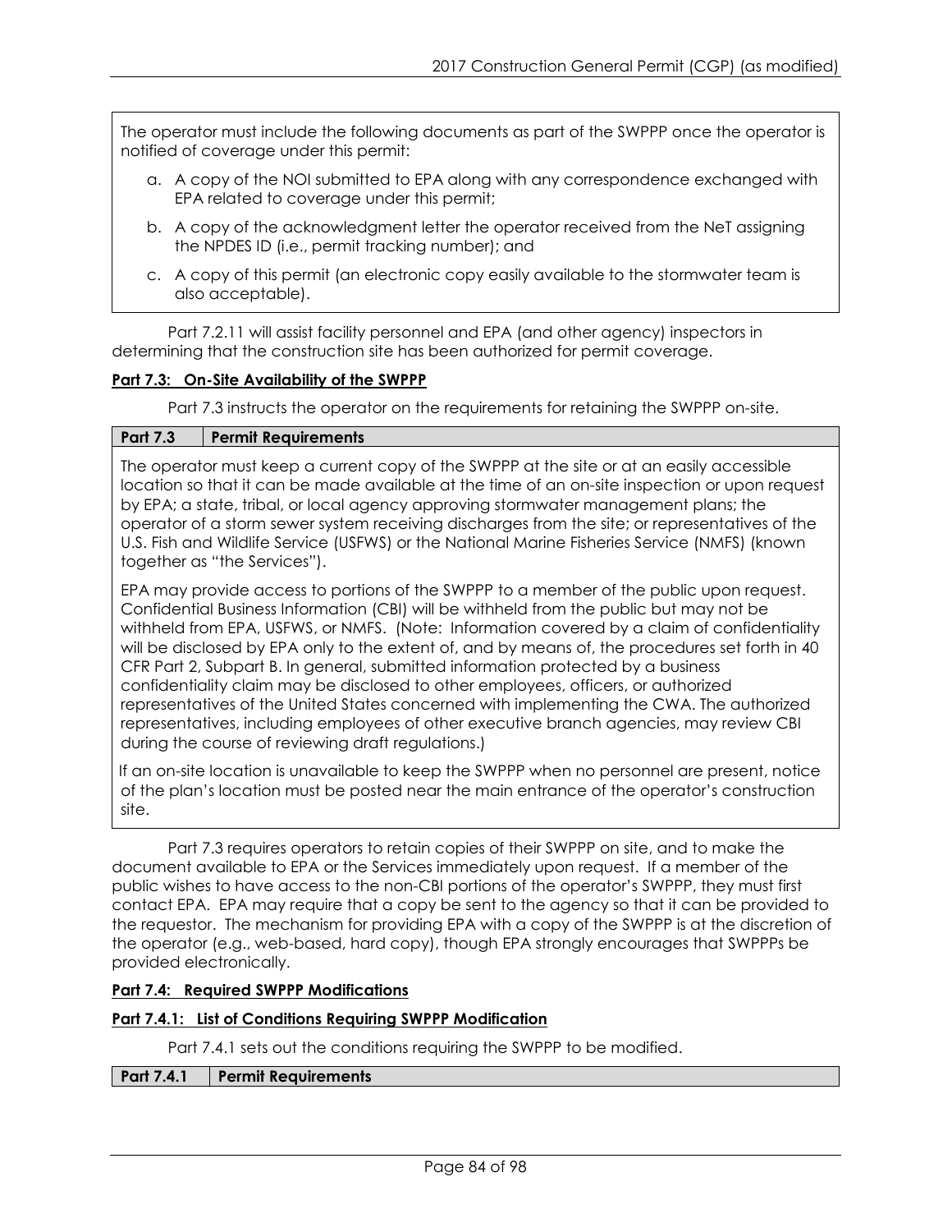The operator must include the following documents as part of the SWPPP once the operator is notified of coverage under this permit:

a. A copy of the NOI submitted to EPA along with any correspondence exchanged with EPA related to coverage under this permit;

b. A copy of the acknowledgment letter the operator received from the NeT assigning the NPDES ID (i.e., permit tracking number); and

c. A copy of this permit (an electronic copy easily available to the stormwater team is also acceptable).

Part 7.2.11 will assist facility personnel and EPA (and other agency) inspectors in determining that the construction site has been authorized for permit coverage.

**Part 7.3: On-Site Availability of the SWPPP**

Part 7.3 instructs the operator on the requirements for retaining the SWPPP on-site.

| Part 7.3 | Permit Requirements |
|---|---|

The operator must keep a current copy of the SWPPP at the site or at an easily accessible location so that it can be made available at the time of an on-site inspection or upon request by EPA; a state, tribal, or local agency approving stormwater management plans; the operator of a storm sewer system receiving discharges from the site; or representatives of the U.S. Fish and Wildlife Service (USFWS) or the National Marine Fisheries Service (NMFS) (known together as "the Services").

EPA may provide access to portions of the SWPPP to a member of the public upon request. Confidential Business Information (CBI) will be withheld from the public but may not be withheld from EPA, USFWS, or NMFS. (Note: Information covered by a claim of confidentiality will be disclosed by EPA only to the extent of, and by means of, the procedures set forth in 40 CFR Part 2, Subpart B. In general, submitted information protected by a business confidentiality claim may be disclosed to other employees, officers, or authorized representatives of the United States concerned with implementing the CWA. The authorized representatives, including employees of other executive branch agencies, may review CBI during the course of reviewing draft regulations.)

If an on-site location is unavailable to keep the SWPPP when no personnel are present, notice of the plan's location must be posted near the main entrance of the operator's construction site.

Part 7.3 requires operators to retain copies of their SWPPP on site, and to make the document available to EPA or the Services immediately upon request. If a member of the public wishes to have access to the non-CBI portions of the operator's SWPPP, they must first contact EPA. EPA may require that a copy be sent to the agency so that it can be provided to the requestor. The mechanism for providing EPA with a copy of the SWPPP is at the discretion of the operator (e.g., web-based, hard copy), though EPA strongly encourages that SWPPPs be provided electronically.

**Part 7.4: Required SWPPP Modifications**

**Part 7.4.1: List of Conditions Requiring SWPPP Modification**

Part 7.4.1 sets out the conditions requiring the SWPPP to be modified.

| Part 7.4.1 | Permit Requirements |
|---|---|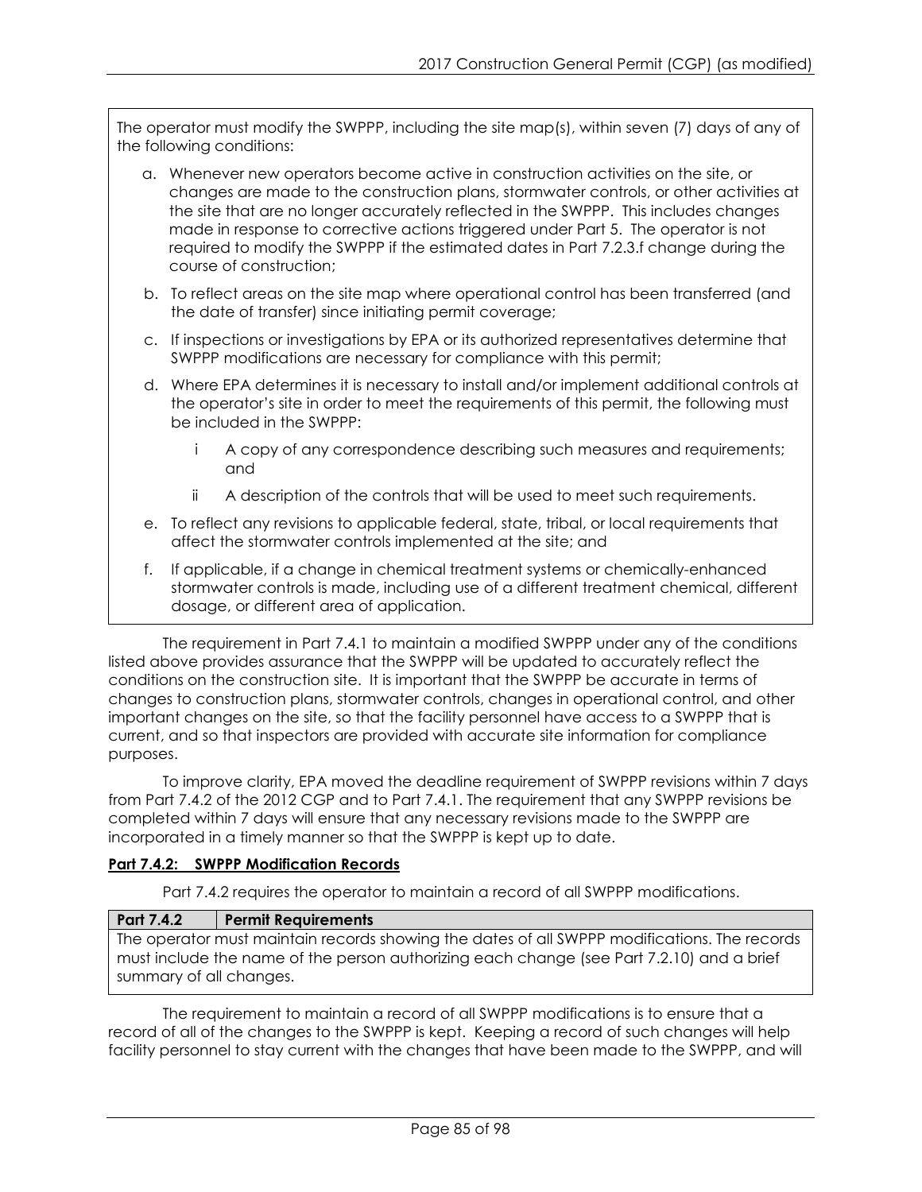The operator must modify the SWPPP, including the site map(s), within seven (7) days of any of the following conditions:

a. Whenever new operators become active in construction activities on the site, or changes are made to the construction plans, stormwater controls, or other activities at the site that are no longer accurately reflected in the SWPPP. This includes changes made in response to corrective actions triggered under Part 5. The operator is not required to modify the SWPPP if the estimated dates in Part 7.2.3.f change during the course of construction;

b. To reflect areas on the site map where operational control has been transferred (and the date of transfer) since initiating permit coverage;

c. If inspections or investigations by EPA or its authorized representatives determine that SWPPP modifications are necessary for compliance with this permit;

d. Where EPA determines it is necessary to install and/or implement additional controls at the operator's site in order to meet the requirements of this permit, the following must be included in the SWPPP:

   i. A copy of any correspondence describing such measures and requirements; and

   ii. A description of the controls that will be used to meet such requirements.

e. To reflect any revisions to applicable federal, state, tribal, or local requirements that affect the stormwater controls implemented at the site; and

f. If applicable, if a change in chemical treatment systems or chemically-enhanced stormwater controls is made, including use of a different treatment chemical, different dosage, or different area of application.

The requirement in Part 7.4.1 to maintain a modified SWPPP under any of the conditions listed above provides assurance that the SWPPP will be updated to accurately reflect the conditions on the construction site. It is important that the SWPPP be accurate in terms of changes to construction plans, stormwater controls, changes in operational control, and other important changes on the site, so that the facility personnel have access to a SWPPP that is current, and so that inspectors are provided with accurate site information for compliance purposes.

To improve clarity, EPA moved the deadline requirement of SWPPP revisions within 7 days from Part 7.4.2 of the 2012 CGP and to Part 7.4.1. The requirement that any SWPPP revisions be completed within 7 days will ensure that any necessary revisions made to the SWPPP are incorporated in a timely manner so that the SWPPP is kept up to date.

**Part 7.4.2: SWPPP Modification Records**

Part 7.4.2 requires the operator to maintain a record of all SWPPP modifications.

| **Part 7.4.2** | **Permit Requirements** |
|---|---|
| The operator must maintain records showing the dates of all SWPPP modifications. The records must include the name of the person authorizing each change (see Part 7.2.10) and a brief summary of all changes. | |

The requirement to maintain a record of all SWPPP modifications is to ensure that a record of all of the changes to the SWPPP is kept. Keeping a record of such changes will help facility personnel to stay current with the changes that have been made to the SWPPP, and will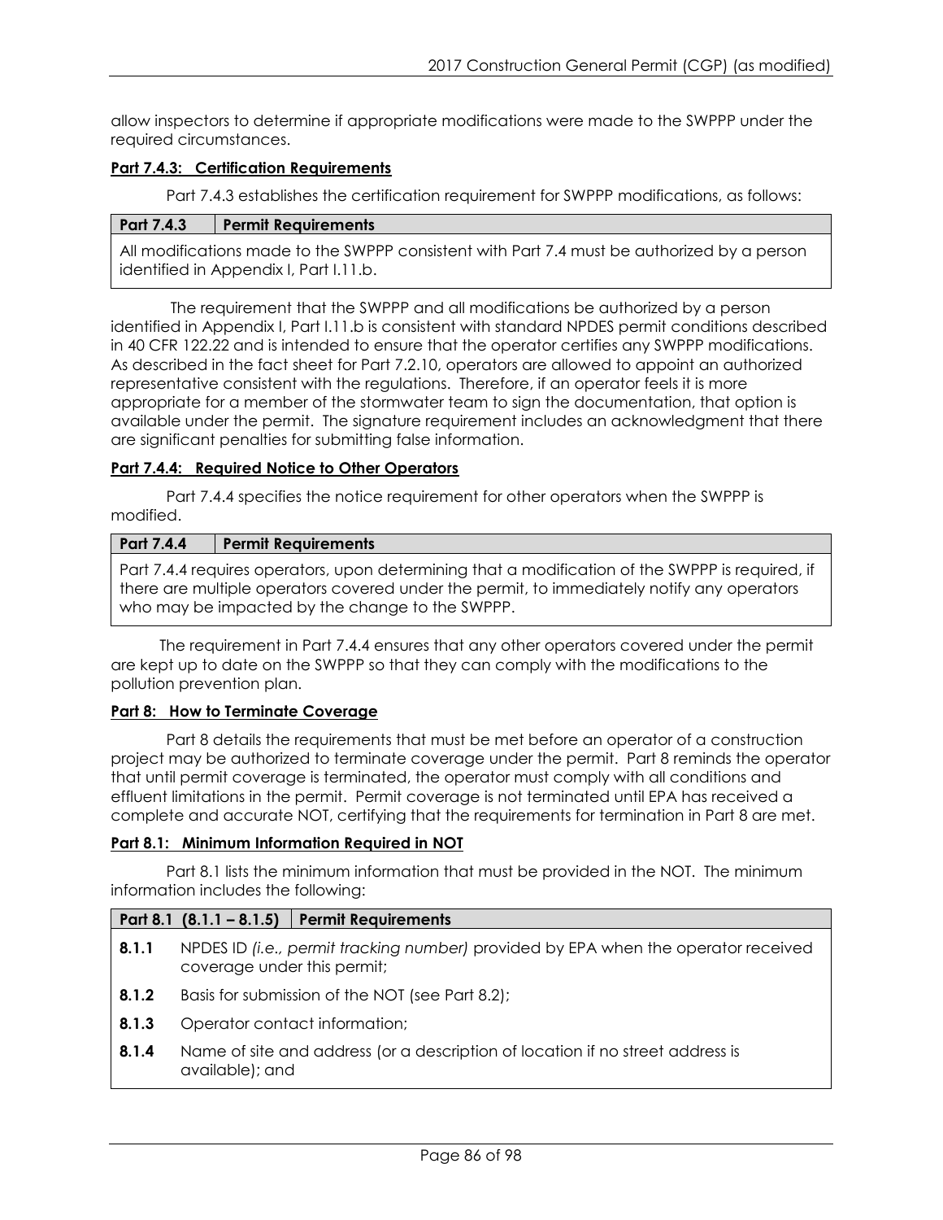allow inspectors to determine if appropriate modifications were made to the SWPPP under the required circumstances.

**Part 7.4.3: Certification Requirements**

Part 7.4.3 establishes the certification requirement for SWPPP modifications, as follows:

| Part 7.4.3 | Permit Requirements |
|---|---|
| All modifications made to the SWPPP consistent with Part 7.4 must be authorized by a person identified in Appendix I, Part I.11.b. | |

The requirement that the SWPPP and all modifications be authorized by a person identified in Appendix I, Part I.11.b is consistent with standard NPDES permit conditions described in 40 CFR 122.22 and is intended to ensure that the operator certifies any SWPPP modifications. As described in the fact sheet for Part 7.2.10, operators are allowed to appoint an authorized representative consistent with the regulations. Therefore, if an operator feels it is more appropriate for a member of the stormwater team to sign the documentation, that option is available under the permit. The signature requirement includes an acknowledgment that there are significant penalties for submitting false information.

**Part 7.4.4: Required Notice to Other Operators**

Part 7.4.4 specifies the notice requirement for other operators when the SWPPP is modified.

| Part 7.4.4 | Permit Requirements |
|---|---|
| Part 7.4.4 requires operators, upon determining that a modification of the SWPPP is required, if there are multiple operators covered under the permit, to immediately notify any operators who may be impacted by the change to the SWPPP. | |

The requirement in Part 7.4.4 ensures that any other operators covered under the permit are kept up to date on the SWPPP so that they can comply with the modifications to the pollution prevention plan.

**Part 8: How to Terminate Coverage**

Part 8 details the requirements that must be met before an operator of a construction project may be authorized to terminate coverage under the permit. Part 8 reminds the operator that until permit coverage is terminated, the operator must comply with all conditions and effluent limitations in the permit. Permit coverage is not terminated until EPA has received a complete and accurate NOT, certifying that the requirements for termination in Part 8 are met.

**Part 8.1: Minimum Information Required in NOT**

Part 8.1 lists the minimum information that must be provided in the NOT. The minimum information includes the following:

| Part 8.1 (8.1.1 – 8.1.5) | Permit Requirements |
|---|---|
| **8.1.1** | NPDES ID *(i.e., permit tracking number)* provided by EPA when the operator received coverage under this permit; |
| **8.1.2** | Basis for submission of the NOT (see Part 8.2); |
| **8.1.3** | Operator contact information; |
| **8.1.4** | Name of site and address (or a description of location if no street address is available); and |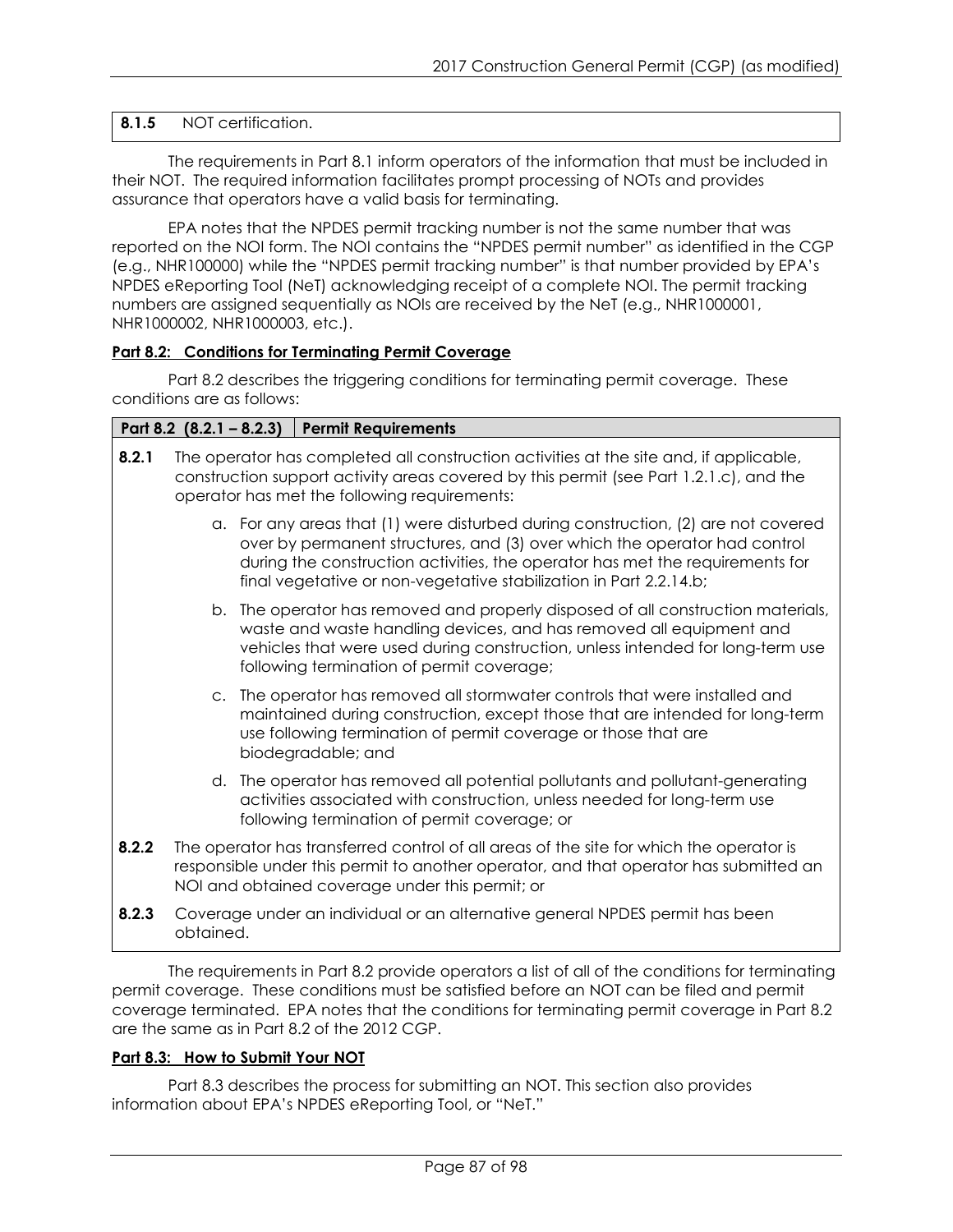| **8.1.5** | NOT certification. |
|---|---|

The requirements in Part 8.1 inform operators of the information that must be included in their NOT. The required information facilitates prompt processing of NOTs and provides assurance that operators have a valid basis for terminating.

EPA notes that the NPDES permit tracking number is not the same number that was reported on the NOI form. The NOI contains the "NPDES permit number" as identified in the CGP (e.g., NHR100000) while the "NPDES permit tracking number" is that number provided by EPA's NPDES eReporting Tool (NeT) acknowledging receipt of a complete NOI. The permit tracking numbers are assigned sequentially as NOIs are received by the NeT (e.g., NHR1000001, NHR1000002, NHR1000003, etc.).

**Part 8.2: Conditions for Terminating Permit Coverage**

Part 8.2 describes the triggering conditions for terminating permit coverage. These conditions are as follows:

| **Part 8.2 (8.2.1 – 8.2.3)** | **Permit Requirements** |
|---|---|

**8.2.1** The operator has completed all construction activities at the site and, if applicable, construction support activity areas covered by this permit (see Part 1.2.1.c), and the operator has met the following requirements:

a. For any areas that (1) were disturbed during construction, (2) are not covered over by permanent structures, and (3) over which the operator had control during the construction activities, the operator has met the requirements for final vegetative or non-vegetative stabilization in Part 2.2.14.b;

b. The operator has removed and properly disposed of all construction materials, waste and waste handling devices, and has removed all equipment and vehicles that were used during construction, unless intended for long-term use following termination of permit coverage;

c. The operator has removed all stormwater controls that were installed and maintained during construction, except those that are intended for long-term use following termination of permit coverage or those that are biodegradable; and

d. The operator has removed all potential pollutants and pollutant-generating activities associated with construction, unless needed for long-term use following termination of permit coverage; or

**8.2.2** The operator has transferred control of all areas of the site for which the operator is responsible under this permit to another operator, and that operator has submitted an NOI and obtained coverage under this permit; or

**8.2.3** Coverage under an individual or an alternative general NPDES permit has been obtained.

The requirements in Part 8.2 provide operators a list of all of the conditions for terminating permit coverage. These conditions must be satisfied before an NOT can be filed and permit coverage terminated. EPA notes that the conditions for terminating permit coverage in Part 8.2 are the same as in Part 8.2 of the 2012 CGP.

**Part 8.3: How to Submit Your NOT**

Part 8.3 describes the process for submitting an NOT. This section also provides information about EPA's NPDES eReporting Tool, or "NeT."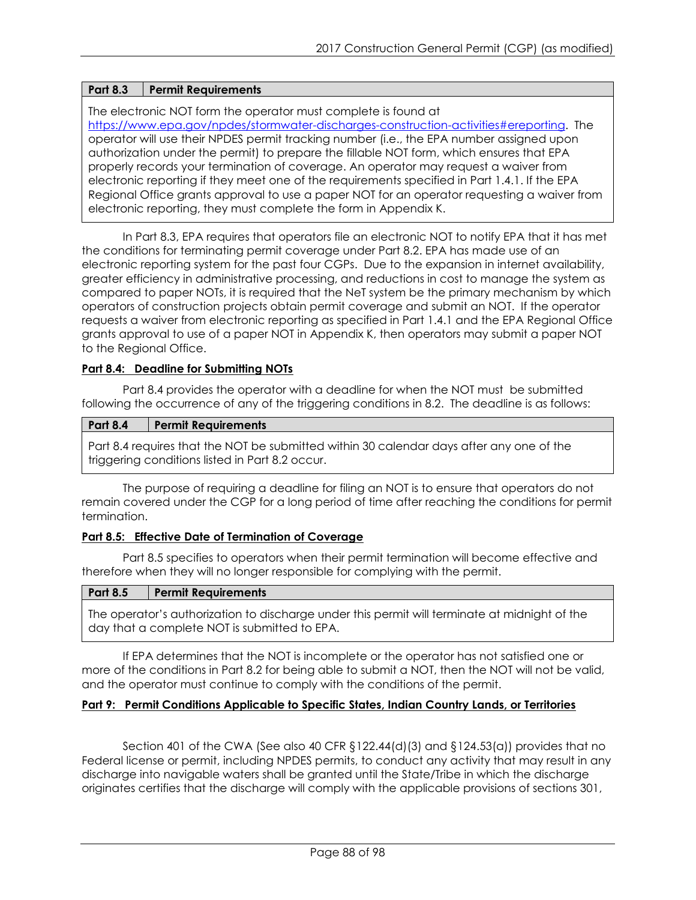| Part 8.3 | Permit Requirements |
| --- | --- |
| The electronic NOT form the operator must complete is found at https://www.epa.gov/npdes/stormwater-discharges-construction-activities#ereporting. The operator will use their NPDES permit tracking number (i.e., the EPA number assigned upon authorization under the permit) to prepare the fillable NOT form, which ensures that EPA properly records your termination of coverage. An operator may request a waiver from electronic reporting if they meet one of the requirements specified in Part 1.4.1. If the EPA Regional Office grants approval to use a paper NOT for an operator requesting a waiver from electronic reporting, they must complete the form in Appendix K. | |

In Part 8.3, EPA requires that operators file an electronic NOT to notify EPA that it has met the conditions for terminating permit coverage under Part 8.2. EPA has made use of an electronic reporting system for the past four CGPs. Due to the expansion in internet availability, greater efficiency in administrative processing, and reductions in cost to manage the system as compared to paper NOTs, it is required that the NeT system be the primary mechanism by which operators of construction projects obtain permit coverage and submit an NOT. If the operator requests a waiver from electronic reporting as specified in Part 1.4.1 and the EPA Regional Office grants approval to use of a paper NOT in Appendix K, then operators may submit a paper NOT to the Regional Office.

**Part 8.4: Deadline for Submitting NOTs**

Part 8.4 provides the operator with a deadline for when the NOT must be submitted following the occurrence of any of the triggering conditions in 8.2. The deadline is as follows:

| Part 8.4 | Permit Requirements |
| --- | --- |
| Part 8.4 requires that the NOT be submitted within 30 calendar days after any one of the triggering conditions listed in Part 8.2 occur. | |

The purpose of requiring a deadline for filing an NOT is to ensure that operators do not remain covered under the CGP for a long period of time after reaching the conditions for permit termination.

**Part 8.5: Effective Date of Termination of Coverage**

Part 8.5 specifies to operators when their permit termination will become effective and therefore when they will no longer responsible for complying with the permit.

| Part 8.5 | Permit Requirements |
| --- | --- |
| The operator's authorization to discharge under this permit will terminate at midnight of the day that a complete NOT is submitted to EPA. | |

If EPA determines that the NOT is incomplete or the operator has not satisfied one or more of the conditions in Part 8.2 for being able to submit a NOT, then the NOT will not be valid, and the operator must continue to comply with the conditions of the permit.

**Part 9: Permit Conditions Applicable to Specific States, Indian Country Lands, or Territories**

Section 401 of the CWA (See also 40 CFR §122.44(d)(3) and §124.53(a)) provides that no Federal license or permit, including NPDES permits, to conduct any activity that may result in any discharge into navigable waters shall be granted until the State/Tribe in which the discharge originates certifies that the discharge will comply with the applicable provisions of sections 301,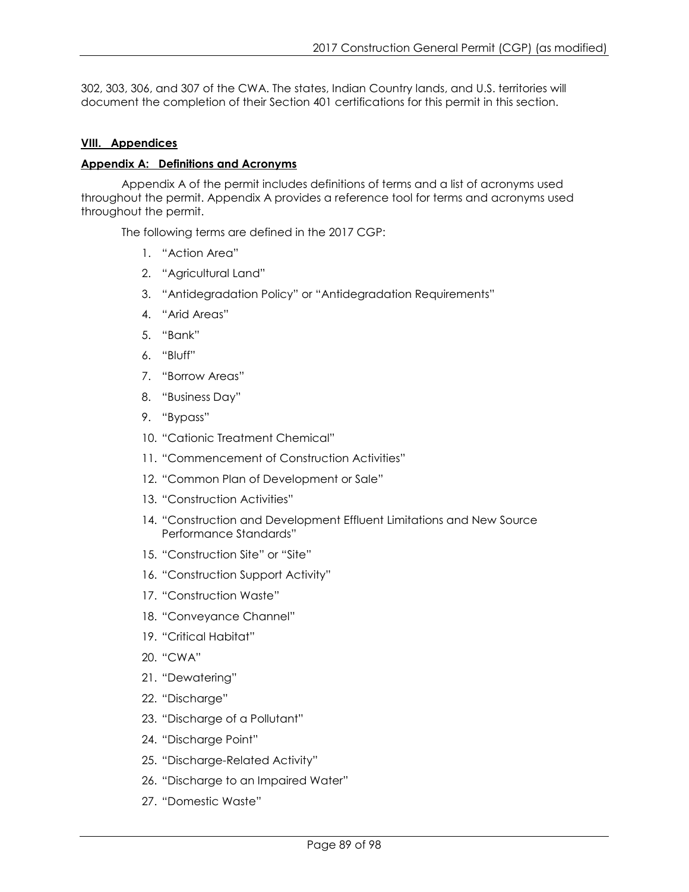302, 303, 306, and 307 of the CWA. The states, Indian Country lands, and U.S. territories will document the completion of their Section 401 certifications for this permit in this section.

## VIII. Appendices

### Appendix A: Definitions and Acronyms

Appendix A of the permit includes definitions of terms and a list of acronyms used throughout the permit. Appendix A provides a reference tool for terms and acronyms used throughout the permit.

The following terms are defined in the 2017 CGP:

1. "Action Area"
2. "Agricultural Land"
3. "Antidegradation Policy" or "Antidegradation Requirements"
4. "Arid Areas"
5. "Bank"
6. "Bluff"
7. "Borrow Areas"
8. "Business Day"
9. "Bypass"
10. "Cationic Treatment Chemical"
11. "Commencement of Construction Activities"
12. "Common Plan of Development or Sale"
13. "Construction Activities"
14. "Construction and Development Effluent Limitations and New Source Performance Standards"
15. "Construction Site" or "Site"
16. "Construction Support Activity"
17. "Construction Waste"
18. "Conveyance Channel"
19. "Critical Habitat"
20. "CWA"
21. "Dewatering"
22. "Discharge"
23. "Discharge of a Pollutant"
24. "Discharge Point"
25. "Discharge-Related Activity"
26. "Discharge to an Impaired Water"
27. "Domestic Waste"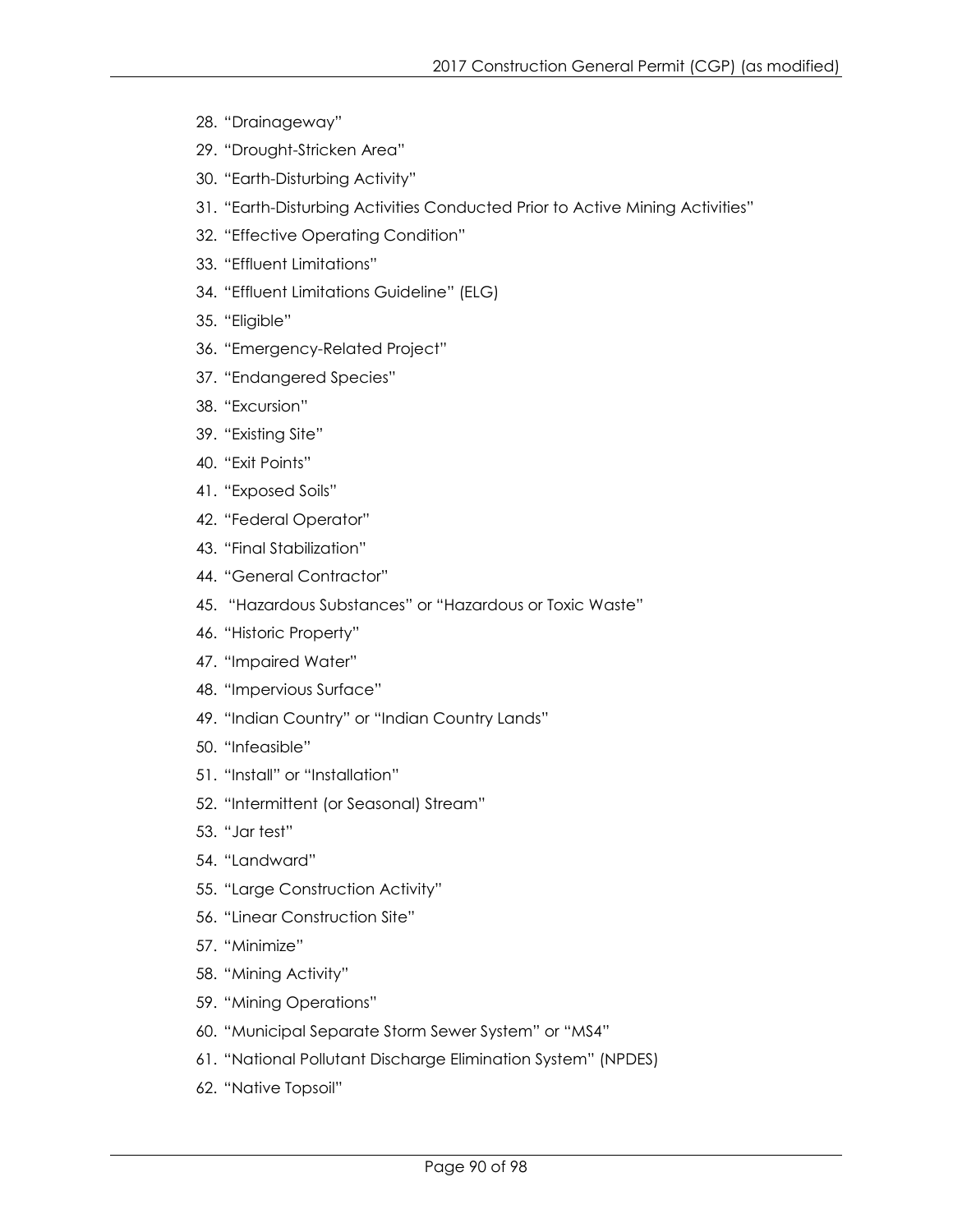28. "Drainageway"
29. "Drought-Stricken Area"
30. "Earth-Disturbing Activity"
31. "Earth-Disturbing Activities Conducted Prior to Active Mining Activities"
32. "Effective Operating Condition"
33. "Effluent Limitations"
34. "Effluent Limitations Guideline" (ELG)
35. "Eligible"
36. "Emergency-Related Project"
37. "Endangered Species"
38. "Excursion"
39. "Existing Site"
40. "Exit Points"
41. "Exposed Soils"
42. "Federal Operator"
43. "Final Stabilization"
44. "General Contractor"
45. "Hazardous Substances" or "Hazardous or Toxic Waste"
46. "Historic Property"
47. "Impaired Water"
48. "Impervious Surface"
49. "Indian Country" or "Indian Country Lands"
50. "Infeasible"
51. "Install" or "Installation"
52. "Intermittent (or Seasonal) Stream"
53. "Jar test"
54. "Landward"
55. "Large Construction Activity"
56. "Linear Construction Site"
57. "Minimize"
58. "Mining Activity"
59. "Mining Operations"
60. "Municipal Separate Storm Sewer System" or "MS4"
61. "National Pollutant Discharge Elimination System" (NPDES)
62. "Native Topsoil"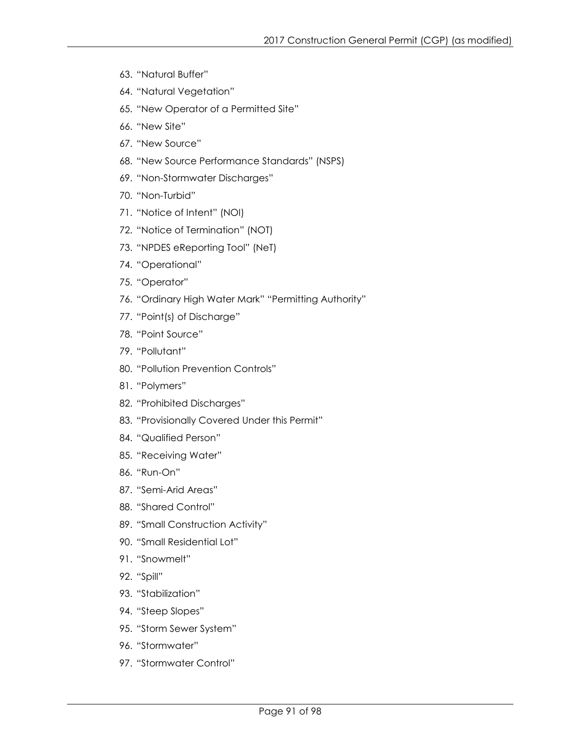63. "Natural Buffer"
64. "Natural Vegetation"
65. "New Operator of a Permitted Site"
66. "New Site"
67. "New Source"
68. "New Source Performance Standards" (NSPS)
69. "Non-Stormwater Discharges"
70. "Non-Turbid"
71. "Notice of Intent" (NOI)
72. "Notice of Termination" (NOT)
73. "NPDES eReporting Tool" (NeT)
74. "Operational"
75. "Operator"
76. "Ordinary High Water Mark" "Permitting Authority"
77. "Point(s) of Discharge"
78. "Point Source"
79. "Pollutant"
80. "Pollution Prevention Controls"
81. "Polymers"
82. "Prohibited Discharges"
83. "Provisionally Covered Under this Permit"
84. "Qualified Person"
85. "Receiving Water"
86. "Run-On"
87. "Semi-Arid Areas"
88. "Shared Control"
89. "Small Construction Activity"
90. "Small Residential Lot"
91. "Snowmelt"
92. "Spill"
93. "Stabilization"
94. "Steep Slopes"
95. "Storm Sewer System"
96. "Stormwater"
97. "Stormwater Control"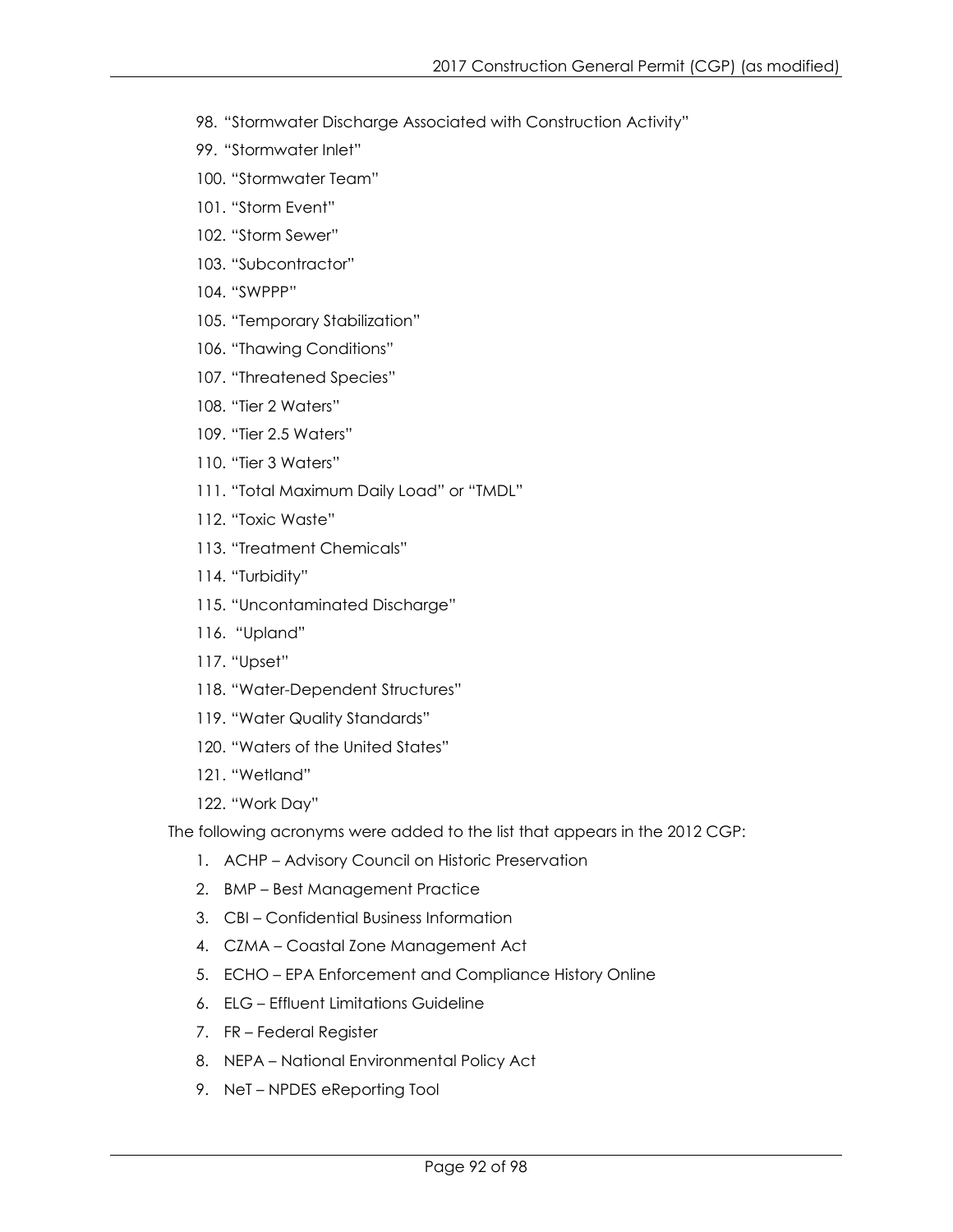98. "Stormwater Discharge Associated with Construction Activity"
99. "Stormwater Inlet"
100. "Stormwater Team"
101. "Storm Event"
102. "Storm Sewer"
103. "Subcontractor"
104. "SWPPP"
105. "Temporary Stabilization"
106. "Thawing Conditions"
107. "Threatened Species"
108. "Tier 2 Waters"
109. "Tier 2.5 Waters"
110. "Tier 3 Waters"
111. "Total Maximum Daily Load" or "TMDL"
112. "Toxic Waste"
113. "Treatment Chemicals"
114. "Turbidity"
115. "Uncontaminated Discharge"
116. "Upland"
117. "Upset"
118. "Water-Dependent Structures"
119. "Water Quality Standards"
120. "Waters of the United States"
121. "Wetland"
122. "Work Day"

The following acronyms were added to the list that appears in the 2012 CGP:

1. ACHP – Advisory Council on Historic Preservation
2. BMP – Best Management Practice
3. CBI – Confidential Business Information
4. CZMA – Coastal Zone Management Act
5. ECHO – EPA Enforcement and Compliance History Online
6. ELG – Effluent Limitations Guideline
7. FR – Federal Register
8. NEPA – National Environmental Policy Act
9. NeT – NPDES eReporting Tool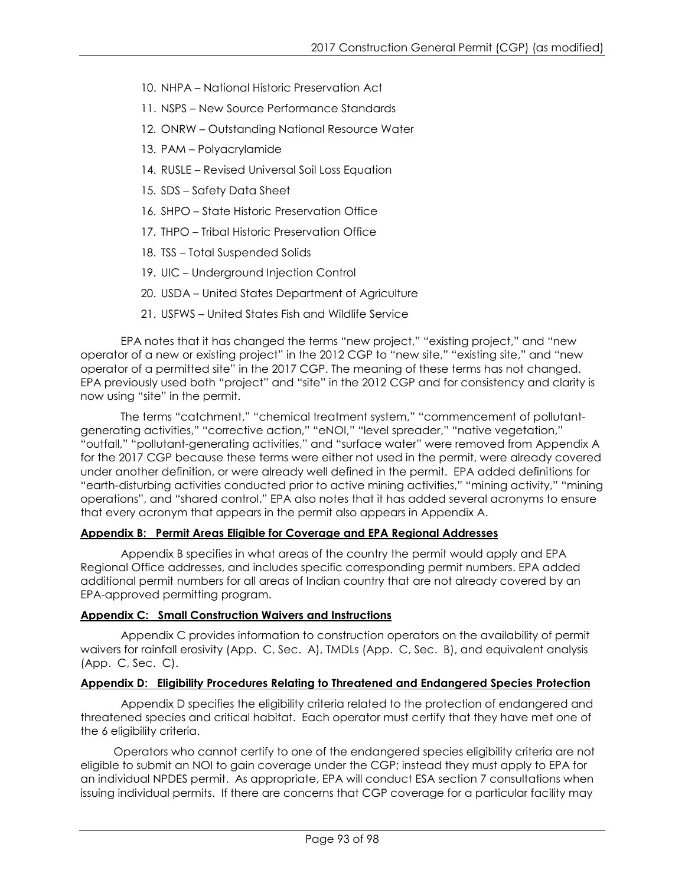10. NHPA – National Historic Preservation Act
11. NSPS – New Source Performance Standards
12. ONRW – Outstanding National Resource Water
13. PAM – Polyacrylamide
14. RUSLE – Revised Universal Soil Loss Equation
15. SDS – Safety Data Sheet
16. SHPO – State Historic Preservation Office
17. THPO – Tribal Historic Preservation Office
18. TSS – Total Suspended Solids
19. UIC – Underground Injection Control
20. USDA – United States Department of Agriculture
21. USFWS – United States Fish and Wildlife Service

EPA notes that it has changed the terms "new project," "existing project," and "new operator of a new or existing project" in the 2012 CGP to "new site," "existing site," and "new operator of a permitted site" in the 2017 CGP. The meaning of these terms has not changed. EPA previously used both "project" and "site" in the 2012 CGP and for consistency and clarity is now using "site" in the permit.

The terms "catchment," "chemical treatment system," "commencement of pollutant-generating activities," "corrective action," "eNOI," "level spreader," "native vegetation," "outfall," "pollutant-generating activities," and "surface water" were removed from Appendix A for the 2017 CGP because these terms were either not used in the permit, were already covered under another definition, or were already well defined in the permit. EPA added definitions for "earth-disturbing activities conducted prior to active mining activities," "mining activity," "mining operations", and "shared control." EPA also notes that it has added several acronyms to ensure that every acronym that appears in the permit also appears in Appendix A.

**Appendix B: Permit Areas Eligible for Coverage and EPA Regional Addresses**

Appendix B specifies in what areas of the country the permit would apply and EPA Regional Office addresses, and includes specific corresponding permit numbers. EPA added additional permit numbers for all areas of Indian country that are not already covered by an EPA-approved permitting program.

**Appendix C: Small Construction Waivers and Instructions**

Appendix C provides information to construction operators on the availability of permit waivers for rainfall erosivity (App. C, Sec. A), TMDLs (App. C, Sec. B), and equivalent analysis (App. C, Sec. C).

**Appendix D: Eligibility Procedures Relating to Threatened and Endangered Species Protection**

Appendix D specifies the eligibility criteria related to the protection of endangered and threatened species and critical habitat. Each operator must certify that they have met one of the 6 eligibility criteria.

Operators who cannot certify to one of the endangered species eligibility criteria are not eligible to submit an NOI to gain coverage under the CGP; instead they must apply to EPA for an individual NPDES permit. As appropriate, EPA will conduct ESA section 7 consultations when issuing individual permits. If there are concerns that CGP coverage for a particular facility may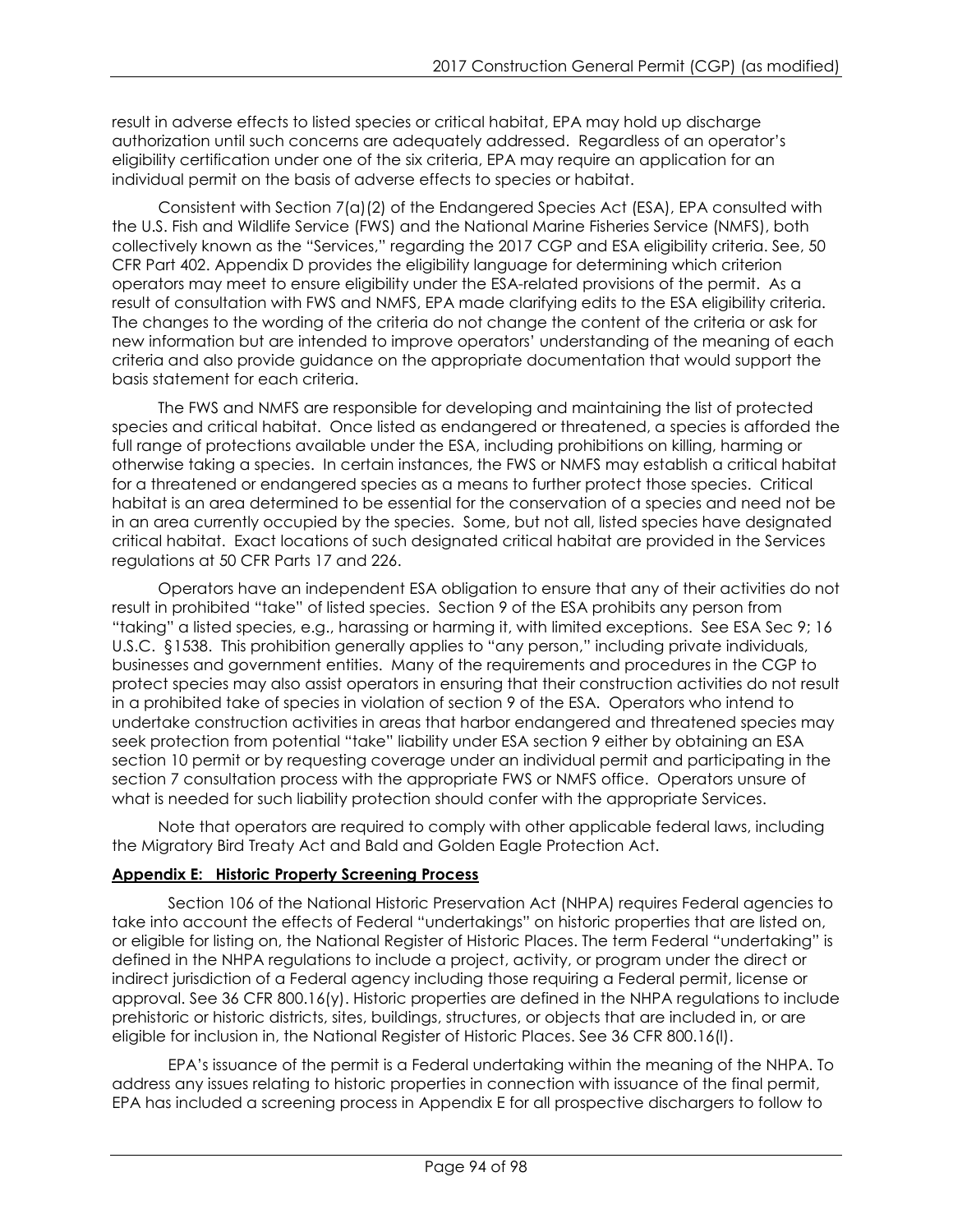result in adverse effects to listed species or critical habitat, EPA may hold up discharge authorization until such concerns are adequately addressed. Regardless of an operator's eligibility certification under one of the six criteria, EPA may require an application for an individual permit on the basis of adverse effects to species or habitat.

Consistent with Section 7(a)(2) of the Endangered Species Act (ESA), EPA consulted with the U.S. Fish and Wildlife Service (FWS) and the National Marine Fisheries Service (NMFS), both collectively known as the "Services," regarding the 2017 CGP and ESA eligibility criteria. See, 50 CFR Part 402. Appendix D provides the eligibility language for determining which criterion operators may meet to ensure eligibility under the ESA-related provisions of the permit. As a result of consultation with FWS and NMFS, EPA made clarifying edits to the ESA eligibility criteria. The changes to the wording of the criteria do not change the content of the criteria or ask for new information but are intended to improve operators' understanding of the meaning of each criteria and also provide guidance on the appropriate documentation that would support the basis statement for each criteria.

The FWS and NMFS are responsible for developing and maintaining the list of protected species and critical habitat. Once listed as endangered or threatened, a species is afforded the full range of protections available under the ESA, including prohibitions on killing, harming or otherwise taking a species. In certain instances, the FWS or NMFS may establish a critical habitat for a threatened or endangered species as a means to further protect those species. Critical habitat is an area determined to be essential for the conservation of a species and need not be in an area currently occupied by the species. Some, but not all, listed species have designated critical habitat. Exact locations of such designated critical habitat are provided in the Services regulations at 50 CFR Parts 17 and 226.

Operators have an independent ESA obligation to ensure that any of their activities do not result in prohibited "take" of listed species. Section 9 of the ESA prohibits any person from "taking" a listed species, e.g., harassing or harming it, with limited exceptions. See ESA Sec 9; 16 U.S.C. §1538. This prohibition generally applies to "any person," including private individuals, businesses and government entities. Many of the requirements and procedures in the CGP to protect species may also assist operators in ensuring that their construction activities do not result in a prohibited take of species in violation of section 9 of the ESA. Operators who intend to undertake construction activities in areas that harbor endangered and threatened species may seek protection from potential "take" liability under ESA section 9 either by obtaining an ESA section 10 permit or by requesting coverage under an individual permit and participating in the section 7 consultation process with the appropriate FWS or NMFS office. Operators unsure of what is needed for such liability protection should confer with the appropriate Services.

Note that operators are required to comply with other applicable federal laws, including the Migratory Bird Treaty Act and Bald and Golden Eagle Protection Act.

**Appendix E: Historic Property Screening Process**

Section 106 of the National Historic Preservation Act (NHPA) requires Federal agencies to take into account the effects of Federal "undertakings" on historic properties that are listed on, or eligible for listing on, the National Register of Historic Places. The term Federal "undertaking" is defined in the NHPA regulations to include a project, activity, or program under the direct or indirect jurisdiction of a Federal agency including those requiring a Federal permit, license or approval. See 36 CFR 800.16(y). Historic properties are defined in the NHPA regulations to include prehistoric or historic districts, sites, buildings, structures, or objects that are included in, or are eligible for inclusion in, the National Register of Historic Places. See 36 CFR 800.16(l).

EPA's issuance of the permit is a Federal undertaking within the meaning of the NHPA. To address any issues relating to historic properties in connection with issuance of the final permit, EPA has included a screening process in Appendix E for all prospective dischargers to follow to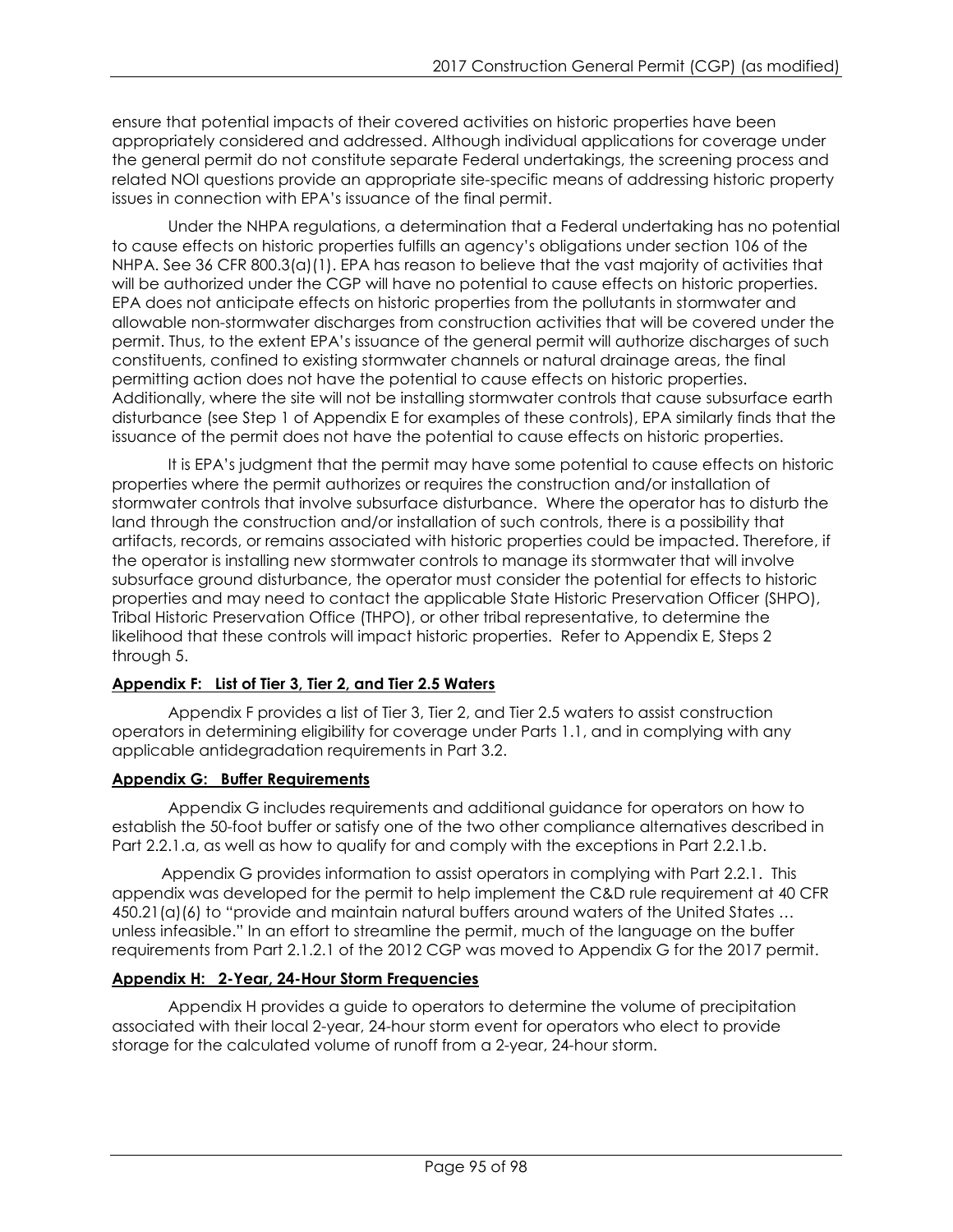ensure that potential impacts of their covered activities on historic properties have been appropriately considered and addressed. Although individual applications for coverage under the general permit do not constitute separate Federal undertakings, the screening process and related NOI questions provide an appropriate site-specific means of addressing historic property issues in connection with EPA's issuance of the final permit.

Under the NHPA regulations, a determination that a Federal undertaking has no potential to cause effects on historic properties fulfills an agency's obligations under section 106 of the NHPA. See 36 CFR 800.3(a)(1). EPA has reason to believe that the vast majority of activities that will be authorized under the CGP will have no potential to cause effects on historic properties. EPA does not anticipate effects on historic properties from the pollutants in stormwater and allowable non-stormwater discharges from construction activities that will be covered under the permit. Thus, to the extent EPA's issuance of the general permit will authorize discharges of such constituents, confined to existing stormwater channels or natural drainage areas, the final permitting action does not have the potential to cause effects on historic properties. Additionally, where the site will not be installing stormwater controls that cause subsurface earth disturbance (see Step 1 of Appendix E for examples of these controls), EPA similarly finds that the issuance of the permit does not have the potential to cause effects on historic properties.

It is EPA's judgment that the permit may have some potential to cause effects on historic properties where the permit authorizes or requires the construction and/or installation of stormwater controls that involve subsurface disturbance. Where the operator has to disturb the land through the construction and/or installation of such controls, there is a possibility that artifacts, records, or remains associated with historic properties could be impacted. Therefore, if the operator is installing new stormwater controls to manage its stormwater that will involve subsurface ground disturbance, the operator must consider the potential for effects to historic properties and may need to contact the applicable State Historic Preservation Officer (SHPO), Tribal Historic Preservation Office (THPO), or other tribal representative, to determine the likelihood that these controls will impact historic properties. Refer to Appendix E, Steps 2 through 5.

**Appendix F: List of Tier 3, Tier 2, and Tier 2.5 Waters**

Appendix F provides a list of Tier 3, Tier 2, and Tier 2.5 waters to assist construction operators in determining eligibility for coverage under Parts 1.1, and in complying with any applicable antidegradation requirements in Part 3.2.

**Appendix G: Buffer Requirements**

Appendix G includes requirements and additional guidance for operators on how to establish the 50-foot buffer or satisfy one of the two other compliance alternatives described in Part 2.2.1.a, as well as how to qualify for and comply with the exceptions in Part 2.2.1.b.

Appendix G provides information to assist operators in complying with Part 2.2.1. This appendix was developed for the permit to help implement the C&D rule requirement at 40 CFR 450.21(a)(6) to "provide and maintain natural buffers around waters of the United States … unless infeasible." In an effort to streamline the permit, much of the language on the buffer requirements from Part 2.1.2.1 of the 2012 CGP was moved to Appendix G for the 2017 permit.

**Appendix H: 2-Year, 24-Hour Storm Frequencies**

Appendix H provides a guide to operators to determine the volume of precipitation associated with their local 2-year, 24-hour storm event for operators who elect to provide storage for the calculated volume of runoff from a 2-year, 24-hour storm.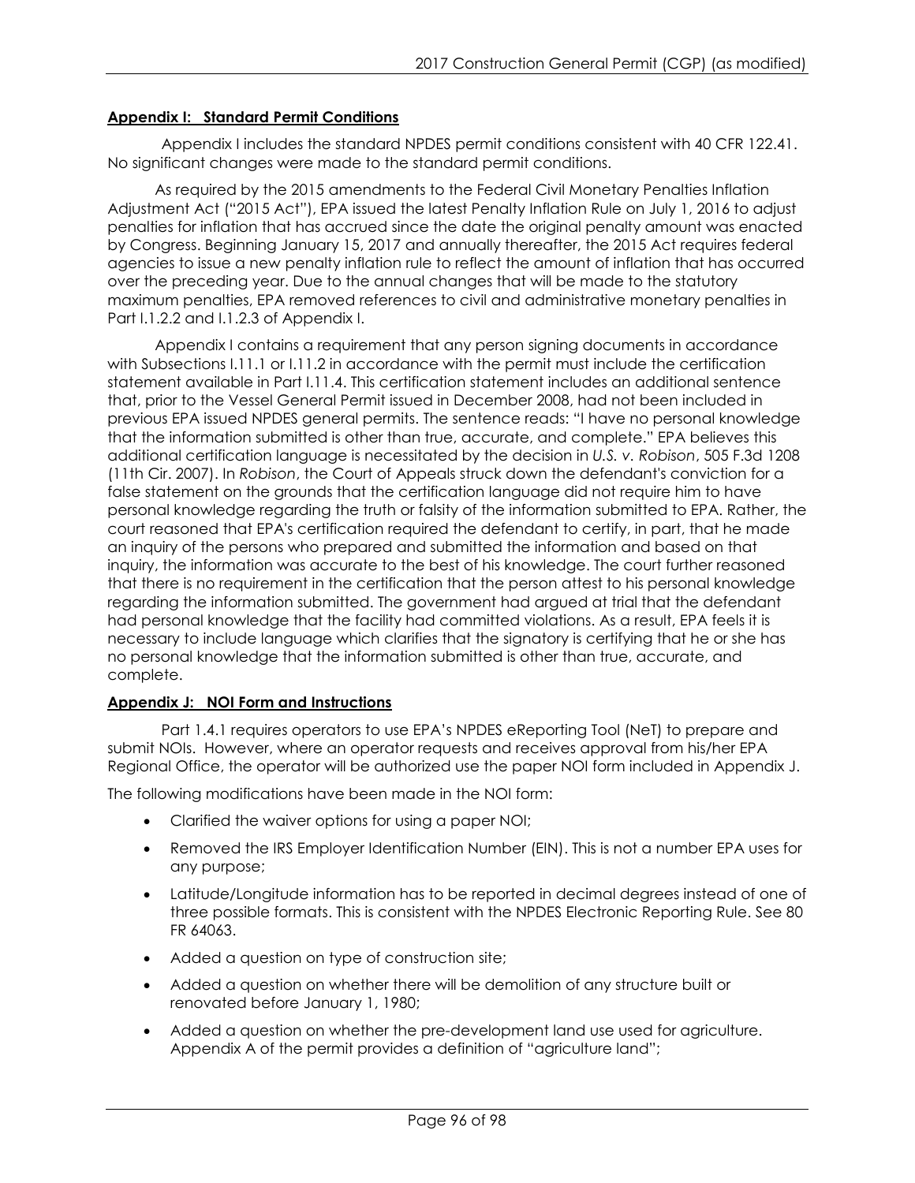## Appendix I: Standard Permit Conditions

Appendix I includes the standard NPDES permit conditions consistent with 40 CFR 122.41. No significant changes were made to the standard permit conditions.

As required by the 2015 amendments to the Federal Civil Monetary Penalties Inflation Adjustment Act ("2015 Act"), EPA issued the latest Penalty Inflation Rule on July 1, 2016 to adjust penalties for inflation that has accrued since the date the original penalty amount was enacted by Congress. Beginning January 15, 2017 and annually thereafter, the 2015 Act requires federal agencies to issue a new penalty inflation rule to reflect the amount of inflation that has occurred over the preceding year. Due to the annual changes that will be made to the statutory maximum penalties, EPA removed references to civil and administrative monetary penalties in Part I.1.2.2 and I.1.2.3 of Appendix I.

Appendix I contains a requirement that any person signing documents in accordance with Subsections I.11.1 or I.11.2 in accordance with the permit must include the certification statement available in Part I.11.4. This certification statement includes an additional sentence that, prior to the Vessel General Permit issued in December 2008, had not been included in previous EPA issued NPDES general permits. The sentence reads: "I have no personal knowledge that the information submitted is other than true, accurate, and complete." EPA believes this additional certification language is necessitated by the decision in *U.S. v. Robison*, 505 F.3d 1208 (11th Cir. 2007). In *Robison*, the Court of Appeals struck down the defendant's conviction for a false statement on the grounds that the certification language did not require him to have personal knowledge regarding the truth or falsity of the information submitted to EPA. Rather, the court reasoned that EPA's certification required the defendant to certify, in part, that he made an inquiry of the persons who prepared and submitted the information and based on that inquiry, the information was accurate to the best of his knowledge. The court further reasoned that there is no requirement in the certification that the person attest to his personal knowledge regarding the information submitted. The government had argued at trial that the defendant had personal knowledge that the facility had committed violations. As a result, EPA feels it is necessary to include language which clarifies that the signatory is certifying that he or she has no personal knowledge that the information submitted is other than true, accurate, and complete.

## Appendix J: NOI Form and Instructions

Part 1.4.1 requires operators to use EPA's NPDES eReporting Tool (NeT) to prepare and submit NOIs. However, where an operator requests and receives approval from his/her EPA Regional Office, the operator will be authorized use the paper NOI form included in Appendix J.

The following modifications have been made in the NOI form:

- Clarified the waiver options for using a paper NOI;
- Removed the IRS Employer Identification Number (EIN). This is not a number EPA uses for any purpose;
- Latitude/Longitude information has to be reported in decimal degrees instead of one of three possible formats. This is consistent with the NPDES Electronic Reporting Rule. See 80 FR 64063.
- Added a question on type of construction site;
- Added a question on whether there will be demolition of any structure built or renovated before January 1, 1980;
- Added a question on whether the pre-development land use used for agriculture. Appendix A of the permit provides a definition of "agriculture land";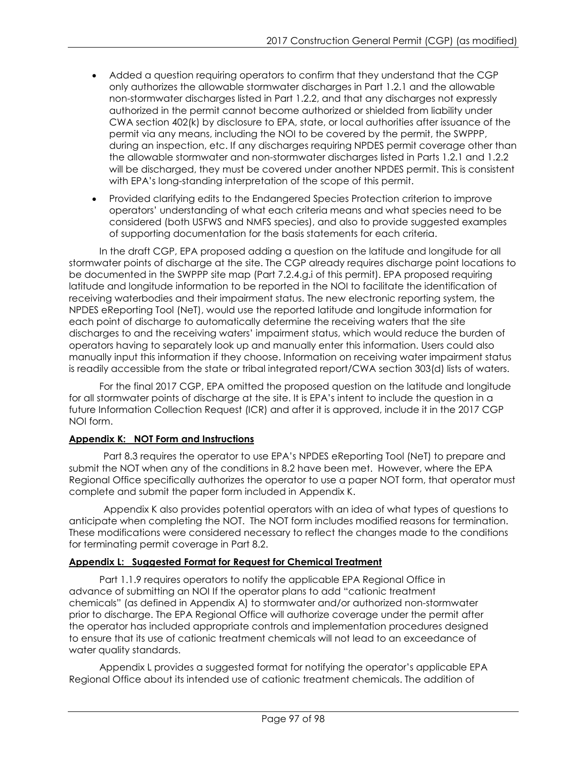- Added a question requiring operators to confirm that they understand that the CGP only authorizes the allowable stormwater discharges in Part 1.2.1 and the allowable non-stormwater discharges listed in Part 1.2.2, and that any discharges not expressly authorized in the permit cannot become authorized or shielded from liability under CWA section 402(k) by disclosure to EPA, state, or local authorities after issuance of the permit via any means, including the NOI to be covered by the permit, the SWPPP, during an inspection, etc. If any discharges requiring NPDES permit coverage other than the allowable stormwater and non-stormwater discharges listed in Parts 1.2.1 and 1.2.2 will be discharged, they must be covered under another NPDES permit. This is consistent with EPA's long-standing interpretation of the scope of this permit.
- Provided clarifying edits to the Endangered Species Protection criterion to improve operators' understanding of what each criteria means and what species need to be considered (both USFWS and NMFS species), and also to provide suggested examples of supporting documentation for the basis statements for each criteria.

In the draft CGP, EPA proposed adding a question on the latitude and longitude for all stormwater points of discharge at the site. The CGP already requires discharge point locations to be documented in the SWPPP site map (Part 7.2.4.g.i of this permit). EPA proposed requiring latitude and longitude information to be reported in the NOI to facilitate the identification of receiving waterbodies and their impairment status. The new electronic reporting system, the NPDES eReporting Tool (NeT), would use the reported latitude and longitude information for each point of discharge to automatically determine the receiving waters that the site discharges to and the receiving waters' impairment status, which would reduce the burden of operators having to separately look up and manually enter this information. Users could also manually input this information if they choose. Information on receiving water impairment status is readily accessible from the state or tribal integrated report/CWA section 303(d) lists of waters.

For the final 2017 CGP, EPA omitted the proposed question on the latitude and longitude for all stormwater points of discharge at the site. It is EPA's intent to include the question in a future Information Collection Request (ICR) and after it is approved, include it in the 2017 CGP NOI form.

**Appendix K: NOT Form and Instructions**

Part 8.3 requires the operator to use EPA's NPDES eReporting Tool (NeT) to prepare and submit the NOT when any of the conditions in 8.2 have been met. However, where the EPA Regional Office specifically authorizes the operator to use a paper NOT form, that operator must complete and submit the paper form included in Appendix K.

Appendix K also provides potential operators with an idea of what types of questions to anticipate when completing the NOT. The NOT form includes modified reasons for termination. These modifications were considered necessary to reflect the changes made to the conditions for terminating permit coverage in Part 8.2.

**Appendix L: Suggested Format for Request for Chemical Treatment**

Part 1.1.9 requires operators to notify the applicable EPA Regional Office in advance of submitting an NOI If the operator plans to add "cationic treatment chemicals" (as defined in Appendix A) to stormwater and/or authorized non-stormwater prior to discharge. The EPA Regional Office will authorize coverage under the permit after the operator has included appropriate controls and implementation procedures designed to ensure that its use of cationic treatment chemicals will not lead to an exceedance of water quality standards.

Appendix L provides a suggested format for notifying the operator's applicable EPA Regional Office about its intended use of cationic treatment chemicals. The addition of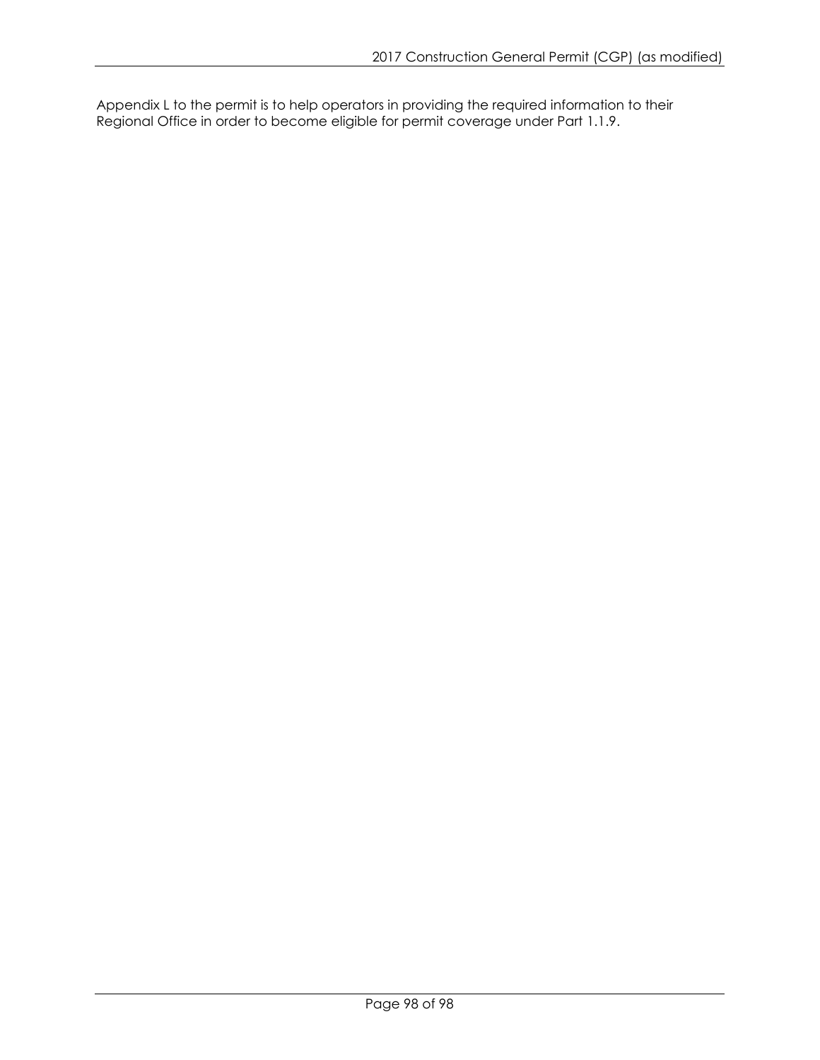Appendix L to the permit is to help operators in providing the required information to their Regional Office in order to become eligible for permit coverage under Part 1.1.9.